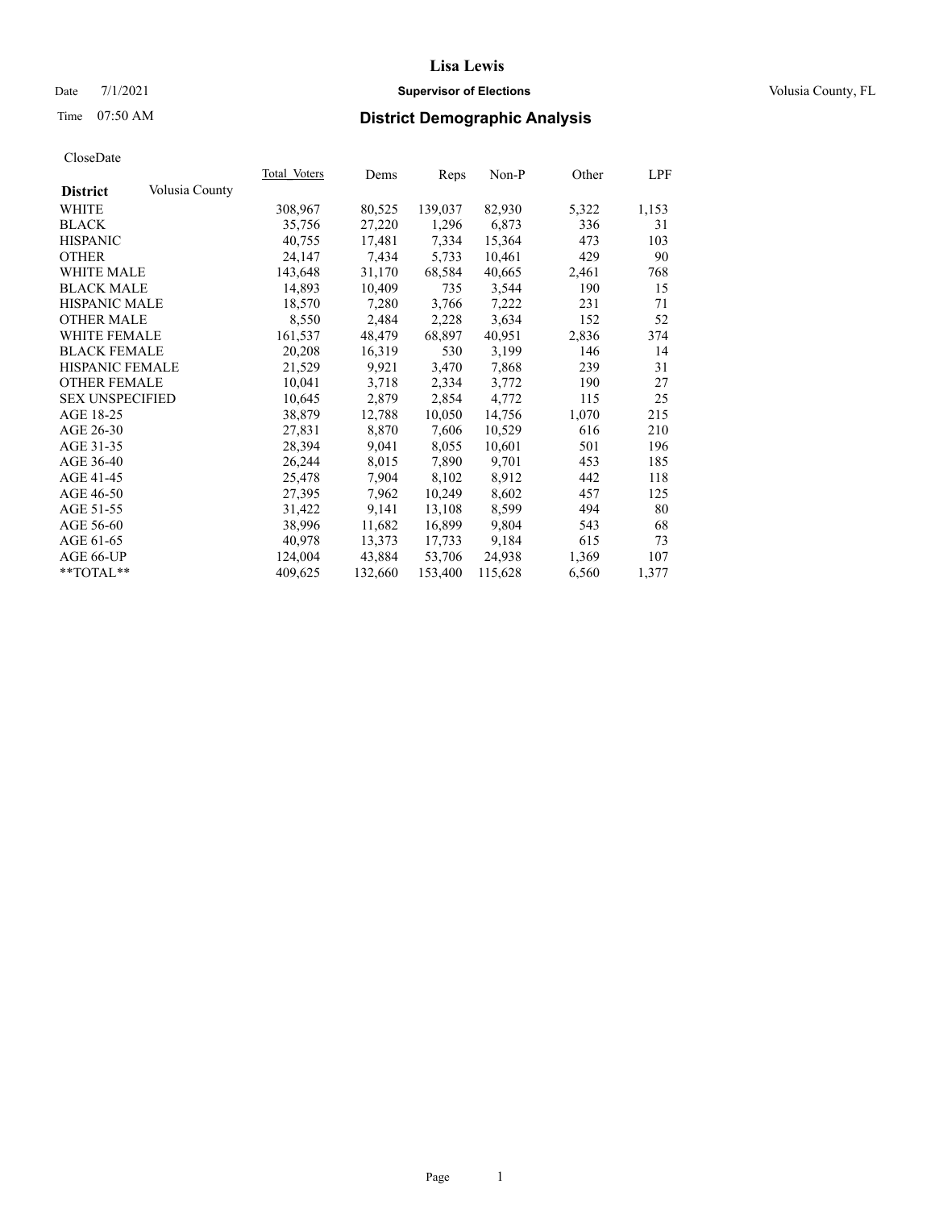# Lisa Lewis

Date 7/1/2021 **Supervisor of Elections** Volusia County, FL

Time 07:50 AM **District Demographic Analysis**

CloseDate

| District: Volusia County | Total Voters | Dems | Reps | Non-P | Other | LPF |
|---|---|---|---|---|---|---|
| WHITE | 308,967 | 80,525 | 139,037 | 82,930 | 5,322 | 1,153 |
| BLACK | 35,756 | 27,220 | 1,296 | 6,873 | 336 | 31 |
| HISPANIC | 40,755 | 17,481 | 7,334 | 15,364 | 473 | 103 |
| OTHER | 24,147 | 7,434 | 5,733 | 10,461 | 429 | 90 |
| WHITE MALE | 143,648 | 31,170 | 68,584 | 40,665 | 2,461 | 768 |
| BLACK MALE | 14,893 | 10,409 | 735 | 3,544 | 190 | 15 |
| HISPANIC MALE | 18,570 | 7,280 | 3,766 | 7,222 | 231 | 71 |
| OTHER MALE | 8,550 | 2,484 | 2,228 | 3,634 | 152 | 52 |
| WHITE FEMALE | 161,537 | 48,479 | 68,897 | 40,951 | 2,836 | 374 |
| BLACK FEMALE | 20,208 | 16,319 | 530 | 3,199 | 146 | 14 |
| HISPANIC FEMALE | 21,529 | 9,921 | 3,470 | 7,868 | 239 | 31 |
| OTHER FEMALE | 10,041 | 3,718 | 2,334 | 3,772 | 190 | 27 |
| SEX UNSPECIFIED | 10,645 | 2,879 | 2,854 | 4,772 | 115 | 25 |
| AGE 18-25 | 38,879 | 12,788 | 10,050 | 14,756 | 1,070 | 215 |
| AGE 26-30 | 27,831 | 8,870 | 7,606 | 10,529 | 616 | 210 |
| AGE 31-35 | 28,394 | 9,041 | 8,055 | 10,601 | 501 | 196 |
| AGE 36-40 | 26,244 | 8,015 | 7,890 | 9,701 | 453 | 185 |
| AGE 41-45 | 25,478 | 7,904 | 8,102 | 8,912 | 442 | 118 |
| AGE 46-50 | 27,395 | 7,962 | 10,249 | 8,602 | 457 | 125 |
| AGE 51-55 | 31,422 | 9,141 | 13,108 | 8,599 | 494 | 80 |
| AGE 56-60 | 38,996 | 11,682 | 16,899 | 9,804 | 543 | 68 |
| AGE 61-65 | 40,978 | 13,373 | 17,733 | 9,184 | 615 | 73 |
| AGE 66-UP | 124,004 | 43,884 | 53,706 | 24,938 | 1,369 | 107 |
| **TOTAL** | 409,625 | 132,660 | 153,400 | 115,628 | 6,560 | 1,377 |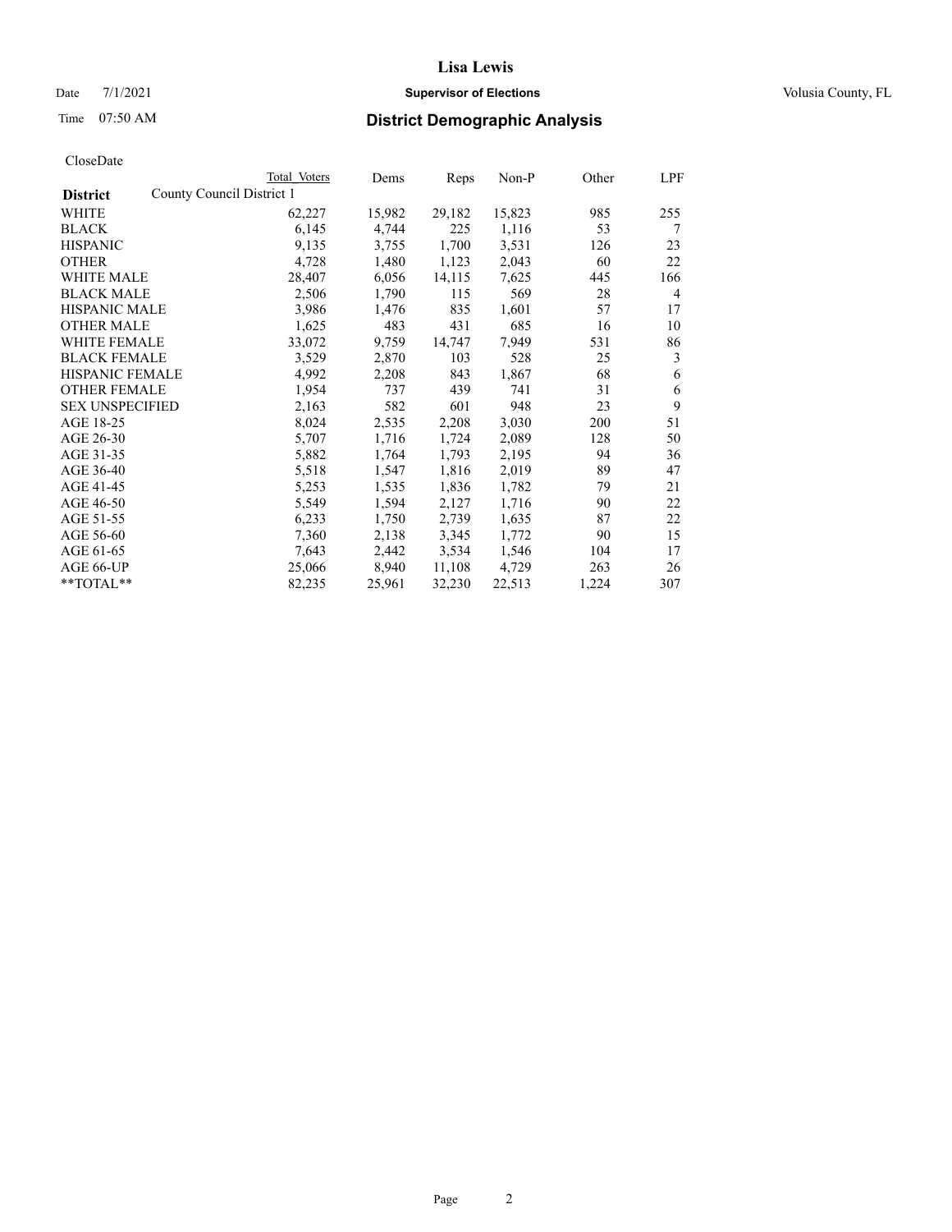# Lisa Lewis

Date 7/1/2021 **Supervisor of Elections** Volusia County, FL

Time 07:50 AM **District Demographic Analysis**

CloseDate

| District | Total Voters | Dems | Reps | Non-P | Other | LPF |
|---|---|---|---|---|---|---|
| County Council District 1 | | | | | | |
| WHITE | 62,227 | 15,982 | 29,182 | 15,823 | 985 | 255 |
| BLACK | 6,145 | 4,744 | 225 | 1,116 | 53 | 7 |
| HISPANIC | 9,135 | 3,755 | 1,700 | 3,531 | 126 | 23 |
| OTHER | 4,728 | 1,480 | 1,123 | 2,043 | 60 | 22 |
| WHITE MALE | 28,407 | 6,056 | 14,115 | 7,625 | 445 | 166 |
| BLACK MALE | 2,506 | 1,790 | 115 | 569 | 28 | 4 |
| HISPANIC MALE | 3,986 | 1,476 | 835 | 1,601 | 57 | 17 |
| OTHER MALE | 1,625 | 483 | 431 | 685 | 16 | 10 |
| WHITE FEMALE | 33,072 | 9,759 | 14,747 | 7,949 | 531 | 86 |
| BLACK FEMALE | 3,529 | 2,870 | 103 | 528 | 25 | 3 |
| HISPANIC FEMALE | 4,992 | 2,208 | 843 | 1,867 | 68 | 6 |
| OTHER FEMALE | 1,954 | 737 | 439 | 741 | 31 | 6 |
| SEX UNSPECIFIED | 2,163 | 582 | 601 | 948 | 23 | 9 |
| AGE 18-25 | 8,024 | 2,535 | 2,208 | 3,030 | 200 | 51 |
| AGE 26-30 | 5,707 | 1,716 | 1,724 | 2,089 | 128 | 50 |
| AGE 31-35 | 5,882 | 1,764 | 1,793 | 2,195 | 94 | 36 |
| AGE 36-40 | 5,518 | 1,547 | 1,816 | 2,019 | 89 | 47 |
| AGE 41-45 | 5,253 | 1,535 | 1,836 | 1,782 | 79 | 21 |
| AGE 46-50 | 5,549 | 1,594 | 2,127 | 1,716 | 90 | 22 |
| AGE 51-55 | 6,233 | 1,750 | 2,739 | 1,635 | 87 | 22 |
| AGE 56-60 | 7,360 | 2,138 | 3,345 | 1,772 | 90 | 15 |
| AGE 61-65 | 7,643 | 2,442 | 3,534 | 1,546 | 104 | 17 |
| AGE 66-UP | 25,066 | 8,940 | 11,108 | 4,729 | 263 | 26 |
| **TOTAL** | 82,235 | 25,961 | 32,230 | 22,513 | 1,224 | 307 |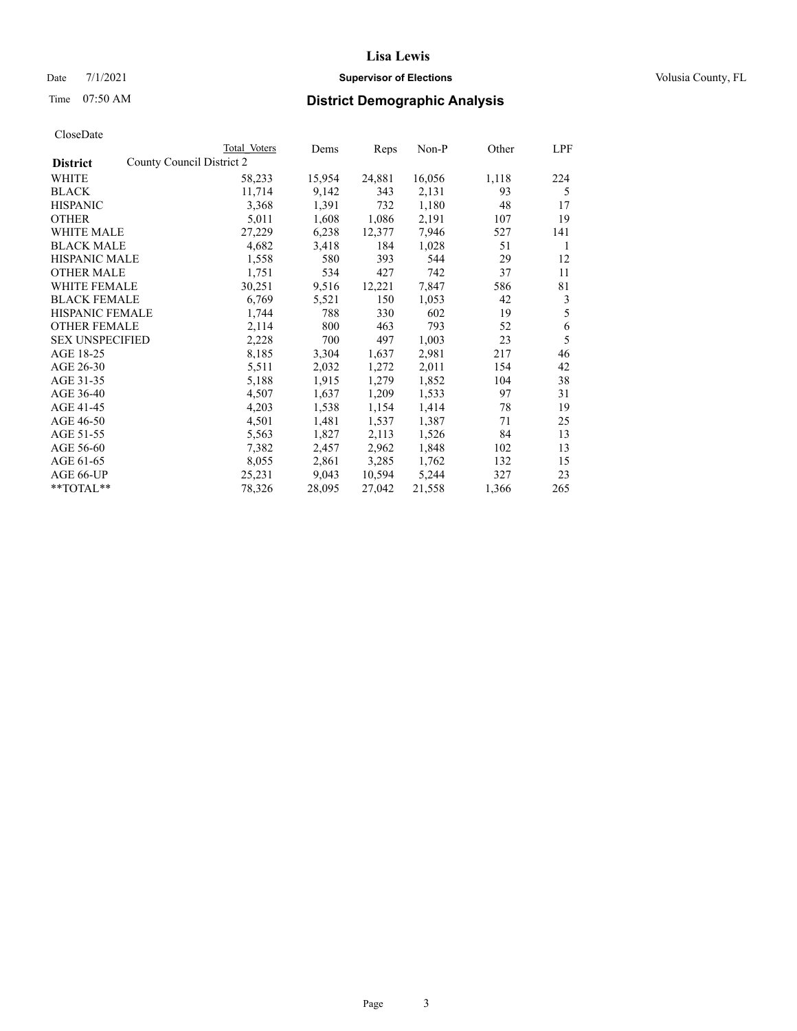**Lisa Lewis**

Date 7/1/2021 **Supervisor of Elections** Volusia County, FL

Time 07:50 AM **District Demographic Analysis**

CloseDate

| District | County Council District 2 Total Voters | Dems | Reps | Non-P | Other | LPF |
|---|---|---|---|---|---|---|
| WHITE | 58,233 | 15,954 | 24,881 | 16,056 | 1,118 | 224 |
| BLACK | 11,714 | 9,142 | 343 | 2,131 | 93 | 5 |
| HISPANIC | 3,368 | 1,391 | 732 | 1,180 | 48 | 17 |
| OTHER | 5,011 | 1,608 | 1,086 | 2,191 | 107 | 19 |
| WHITE MALE | 27,229 | 6,238 | 12,377 | 7,946 | 527 | 141 |
| BLACK MALE | 4,682 | 3,418 | 184 | 1,028 | 51 | 1 |
| HISPANIC MALE | 1,558 | 580 | 393 | 544 | 29 | 12 |
| OTHER MALE | 1,751 | 534 | 427 | 742 | 37 | 11 |
| WHITE FEMALE | 30,251 | 9,516 | 12,221 | 7,847 | 586 | 81 |
| BLACK FEMALE | 6,769 | 5,521 | 150 | 1,053 | 42 | 3 |
| HISPANIC FEMALE | 1,744 | 788 | 330 | 602 | 19 | 5 |
| OTHER FEMALE | 2,114 | 800 | 463 | 793 | 52 | 6 |
| SEX UNSPECIFIED | 2,228 | 700 | 497 | 1,003 | 23 | 5 |
| AGE 18-25 | 8,185 | 3,304 | 1,637 | 2,981 | 217 | 46 |
| AGE 26-30 | 5,511 | 2,032 | 1,272 | 2,011 | 154 | 42 |
| AGE 31-35 | 5,188 | 1,915 | 1,279 | 1,852 | 104 | 38 |
| AGE 36-40 | 4,507 | 1,637 | 1,209 | 1,533 | 97 | 31 |
| AGE 41-45 | 4,203 | 1,538 | 1,154 | 1,414 | 78 | 19 |
| AGE 46-50 | 4,501 | 1,481 | 1,537 | 1,387 | 71 | 25 |
| AGE 51-55 | 5,563 | 1,827 | 2,113 | 1,526 | 84 | 13 |
| AGE 56-60 | 7,382 | 2,457 | 2,962 | 1,848 | 102 | 13 |
| AGE 61-65 | 8,055 | 2,861 | 3,285 | 1,762 | 132 | 15 |
| AGE 66-UP | 25,231 | 9,043 | 10,594 | 5,244 | 327 | 23 |
| **TOTAL** | 78,326 | 28,095 | 27,042 | 21,558 | 1,366 | 265 |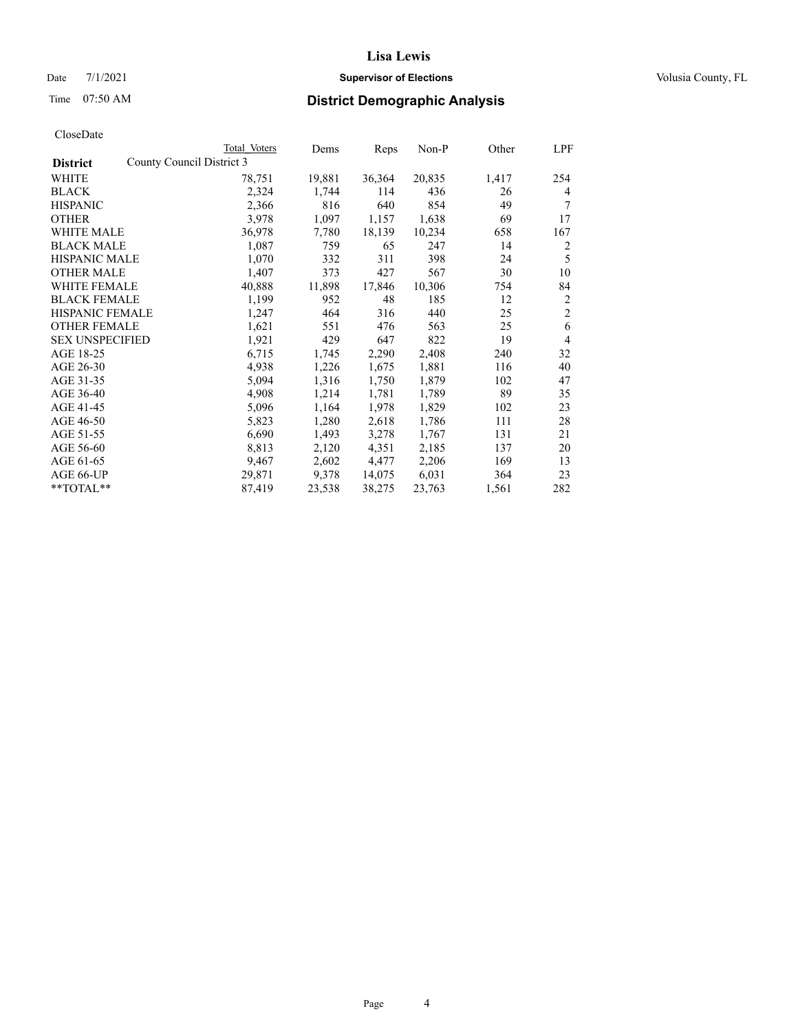# Lisa Lewis

Date 7/1/2021 **Supervisor of Elections** Volusia County, FL

Time 07:50 AM

## District Demographic Analysis

CloseDate

| District | Total Voters | Dems | Reps | Non-P | Other | LPF |
|---|---|---|---|---|---|---|
| **County Council District 3** | | | | | | |
| WHITE | 78,751 | 19,881 | 36,364 | 20,835 | 1,417 | 254 |
| BLACK | 2,324 | 1,744 | 114 | 436 | 26 | 4 |
| HISPANIC | 2,366 | 816 | 640 | 854 | 49 | 7 |
| OTHER | 3,978 | 1,097 | 1,157 | 1,638 | 69 | 17 |
| WHITE MALE | 36,978 | 7,780 | 18,139 | 10,234 | 658 | 167 |
| BLACK MALE | 1,087 | 759 | 65 | 247 | 14 | 2 |
| HISPANIC MALE | 1,070 | 332 | 311 | 398 | 24 | 5 |
| OTHER MALE | 1,407 | 373 | 427 | 567 | 30 | 10 |
| WHITE FEMALE | 40,888 | 11,898 | 17,846 | 10,306 | 754 | 84 |
| BLACK FEMALE | 1,199 | 952 | 48 | 185 | 12 | 2 |
| HISPANIC FEMALE | 1,247 | 464 | 316 | 440 | 25 | 2 |
| OTHER FEMALE | 1,621 | 551 | 476 | 563 | 25 | 6 |
| SEX UNSPECIFIED | 1,921 | 429 | 647 | 822 | 19 | 4 |
| AGE 18-25 | 6,715 | 1,745 | 2,290 | 2,408 | 240 | 32 |
| AGE 26-30 | 4,938 | 1,226 | 1,675 | 1,881 | 116 | 40 |
| AGE 31-35 | 5,094 | 1,316 | 1,750 | 1,879 | 102 | 47 |
| AGE 36-40 | 4,908 | 1,214 | 1,781 | 1,789 | 89 | 35 |
| AGE 41-45 | 5,096 | 1,164 | 1,978 | 1,829 | 102 | 23 |
| AGE 46-50 | 5,823 | 1,280 | 2,618 | 1,786 | 111 | 28 |
| AGE 51-55 | 6,690 | 1,493 | 3,278 | 1,767 | 131 | 21 |
| AGE 56-60 | 8,813 | 2,120 | 4,351 | 2,185 | 137 | 20 |
| AGE 61-65 | 9,467 | 2,602 | 4,477 | 2,206 | 169 | 13 |
| AGE 66-UP | 29,871 | 9,378 | 14,075 | 6,031 | 364 | 23 |
| **TOTAL** | 87,419 | 23,538 | 38,275 | 23,763 | 1,561 | 282 |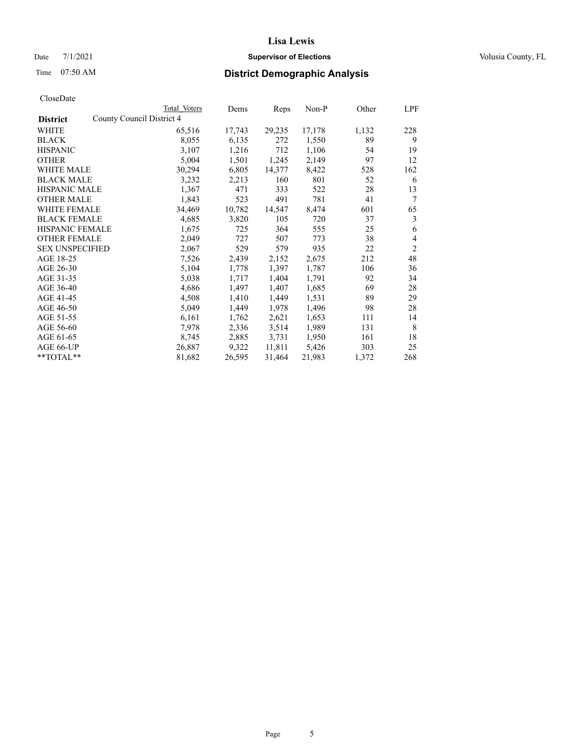**Lisa Lewis**

Date 7/1/2021 **Supervisor of Elections** Volusia County, FL

Time 07:50 AM **District Demographic Analysis**

CloseDate

| District | Total Voters | Dems | Reps | Non-P | Other | LPF |
|---|---|---|---|---|---|---|
| County Council District 4 | | | | | | |
| WHITE | 65,516 | 17,743 | 29,235 | 17,178 | 1,132 | 228 |
| BLACK | 8,055 | 6,135 | 272 | 1,550 | 89 | 9 |
| HISPANIC | 3,107 | 1,216 | 712 | 1,106 | 54 | 19 |
| OTHER | 5,004 | 1,501 | 1,245 | 2,149 | 97 | 12 |
| WHITE MALE | 30,294 | 6,805 | 14,377 | 8,422 | 528 | 162 |
| BLACK MALE | 3,232 | 2,213 | 160 | 801 | 52 | 6 |
| HISPANIC MALE | 1,367 | 471 | 333 | 522 | 28 | 13 |
| OTHER MALE | 1,843 | 523 | 491 | 781 | 41 | 7 |
| WHITE FEMALE | 34,469 | 10,782 | 14,547 | 8,474 | 601 | 65 |
| BLACK FEMALE | 4,685 | 3,820 | 105 | 720 | 37 | 3 |
| HISPANIC FEMALE | 1,675 | 725 | 364 | 555 | 25 | 6 |
| OTHER FEMALE | 2,049 | 727 | 507 | 773 | 38 | 4 |
| SEX UNSPECIFIED | 2,067 | 529 | 579 | 935 | 22 | 2 |
| AGE 18-25 | 7,526 | 2,439 | 2,152 | 2,675 | 212 | 48 |
| AGE 26-30 | 5,104 | 1,778 | 1,397 | 1,787 | 106 | 36 |
| AGE 31-35 | 5,038 | 1,717 | 1,404 | 1,791 | 92 | 34 |
| AGE 36-40 | 4,686 | 1,497 | 1,407 | 1,685 | 69 | 28 |
| AGE 41-45 | 4,508 | 1,410 | 1,449 | 1,531 | 89 | 29 |
| AGE 46-50 | 5,049 | 1,449 | 1,978 | 1,496 | 98 | 28 |
| AGE 51-55 | 6,161 | 1,762 | 2,621 | 1,653 | 111 | 14 |
| AGE 56-60 | 7,978 | 2,336 | 3,514 | 1,989 | 131 | 8 |
| AGE 61-65 | 8,745 | 2,885 | 3,731 | 1,950 | 161 | 18 |
| AGE 66-UP | 26,887 | 9,322 | 11,811 | 5,426 | 303 | 25 |
| **TOTAL** | 81,682 | 26,595 | 31,464 | 21,983 | 1,372 | 268 |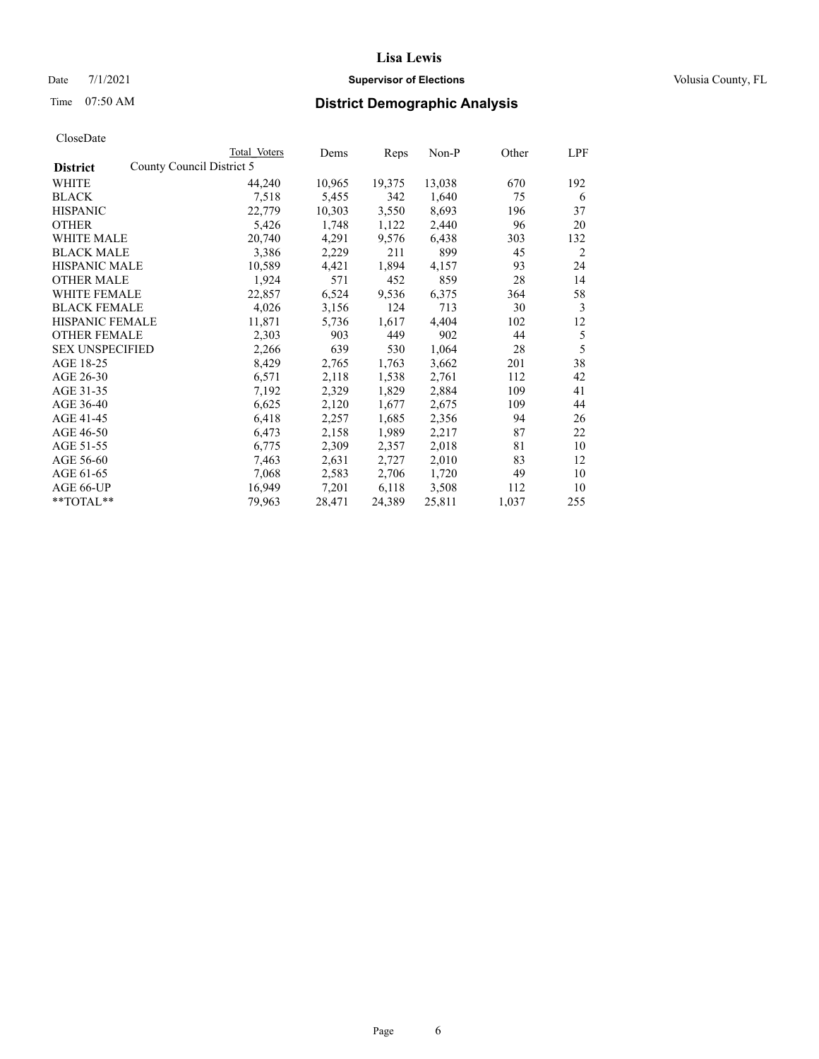# Lisa Lewis

Date 7/1/2021 **Supervisor of Elections** Volusia County, FL

Time 07:50 AM **District Demographic Analysis**

CloseDate

| **District** | County Council District 5 | Total Voters | Dems | Reps | Non-P | Other | LPF |
|---|---|---|---|---|---|---|---|
| WHITE | | 44,240 | 10,965 | 19,375 | 13,038 | 670 | 192 |
| BLACK | | 7,518 | 5,455 | 342 | 1,640 | 75 | 6 |
| HISPANIC | | 22,779 | 10,303 | 3,550 | 8,693 | 196 | 37 |
| OTHER | | 5,426 | 1,748 | 1,122 | 2,440 | 96 | 20 |
| WHITE MALE | | 20,740 | 4,291 | 9,576 | 6,438 | 303 | 132 |
| BLACK MALE | | 3,386 | 2,229 | 211 | 899 | 45 | 2 |
| HISPANIC MALE | | 10,589 | 4,421 | 1,894 | 4,157 | 93 | 24 |
| OTHER MALE | | 1,924 | 571 | 452 | 859 | 28 | 14 |
| WHITE FEMALE | | 22,857 | 6,524 | 9,536 | 6,375 | 364 | 58 |
| BLACK FEMALE | | 4,026 | 3,156 | 124 | 713 | 30 | 3 |
| HISPANIC FEMALE | | 11,871 | 5,736 | 1,617 | 4,404 | 102 | 12 |
| OTHER FEMALE | | 2,303 | 903 | 449 | 902 | 44 | 5 |
| SEX UNSPECIFIED | | 2,266 | 639 | 530 | 1,064 | 28 | 5 |
| AGE 18-25 | | 8,429 | 2,765 | 1,763 | 3,662 | 201 | 38 |
| AGE 26-30 | | 6,571 | 2,118 | 1,538 | 2,761 | 112 | 42 |
| AGE 31-35 | | 7,192 | 2,329 | 1,829 | 2,884 | 109 | 41 |
| AGE 36-40 | | 6,625 | 2,120 | 1,677 | 2,675 | 109 | 44 |
| AGE 41-45 | | 6,418 | 2,257 | 1,685 | 2,356 | 94 | 26 |
| AGE 46-50 | | 6,473 | 2,158 | 1,989 | 2,217 | 87 | 22 |
| AGE 51-55 | | 6,775 | 2,309 | 2,357 | 2,018 | 81 | 10 |
| AGE 56-60 | | 7,463 | 2,631 | 2,727 | 2,010 | 83 | 12 |
| AGE 61-65 | | 7,068 | 2,583 | 2,706 | 1,720 | 49 | 10 |
| AGE 66-UP | | 16,949 | 7,201 | 6,118 | 3,508 | 112 | 10 |
| **TOTAL** | | 79,963 | 28,471 | 24,389 | 25,811 | 1,037 | 255 |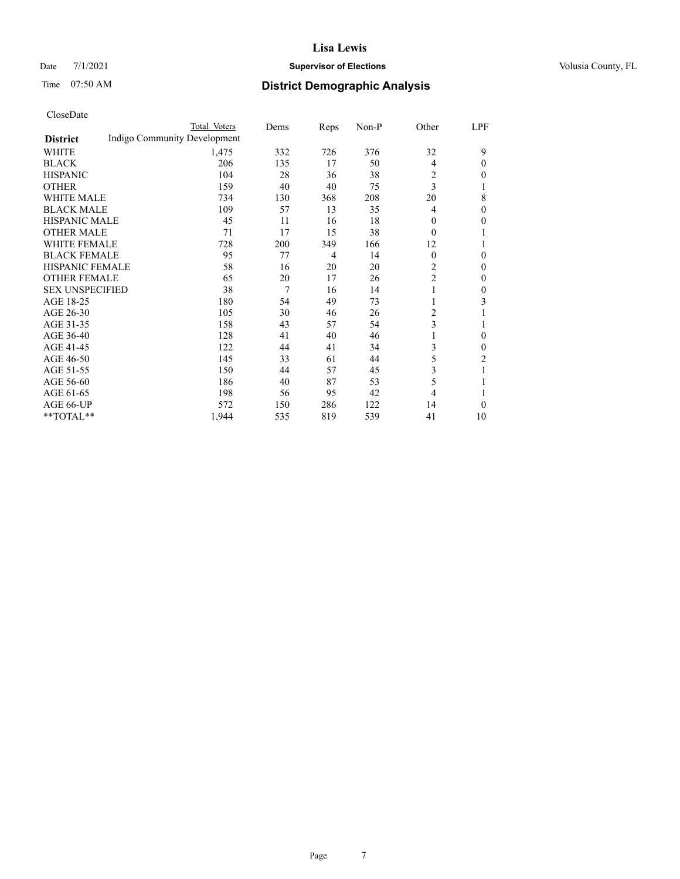# Lisa Lewis

Date 7/1/2021 **Supervisor of Elections** Volusia County, FL

Time 07:50 AM **District Demographic Analysis**

CloseDate

| District | Total Voters | Dems | Reps | Non-P | Other | LPF |
|---|---|---|---|---|---|---|
| Indigo Community Development | | | | | | |
| WHITE | 1,475 | 332 | 726 | 376 | 32 | 9 |
| BLACK | 206 | 135 | 17 | 50 | 4 | 0 |
| HISPANIC | 104 | 28 | 36 | 38 | 2 | 0 |
| OTHER | 159 | 40 | 40 | 75 | 3 | 1 |
| WHITE MALE | 734 | 130 | 368 | 208 | 20 | 8 |
| BLACK MALE | 109 | 57 | 13 | 35 | 4 | 0 |
| HISPANIC MALE | 45 | 11 | 16 | 18 | 0 | 0 |
| OTHER MALE | 71 | 17 | 15 | 38 | 0 | 1 |
| WHITE FEMALE | 728 | 200 | 349 | 166 | 12 | 1 |
| BLACK FEMALE | 95 | 77 | 4 | 14 | 0 | 0 |
| HISPANIC FEMALE | 58 | 16 | 20 | 20 | 2 | 0 |
| OTHER FEMALE | 65 | 20 | 17 | 26 | 2 | 0 |
| SEX UNSPECIFIED | 38 | 7 | 16 | 14 | 1 | 0 |
| AGE 18-25 | 180 | 54 | 49 | 73 | 1 | 3 |
| AGE 26-30 | 105 | 30 | 46 | 26 | 2 | 1 |
| AGE 31-35 | 158 | 43 | 57 | 54 | 3 | 1 |
| AGE 36-40 | 128 | 41 | 40 | 46 | 1 | 0 |
| AGE 41-45 | 122 | 44 | 41 | 34 | 3 | 0 |
| AGE 46-50 | 145 | 33 | 61 | 44 | 5 | 2 |
| AGE 51-55 | 150 | 44 | 57 | 45 | 3 | 1 |
| AGE 56-60 | 186 | 40 | 87 | 53 | 5 | 1 |
| AGE 61-65 | 198 | 56 | 95 | 42 | 4 | 1 |
| AGE 66-UP | 572 | 150 | 286 | 122 | 14 | 0 |
| **TOTAL** | 1,944 | 535 | 819 | 539 | 41 | 10 |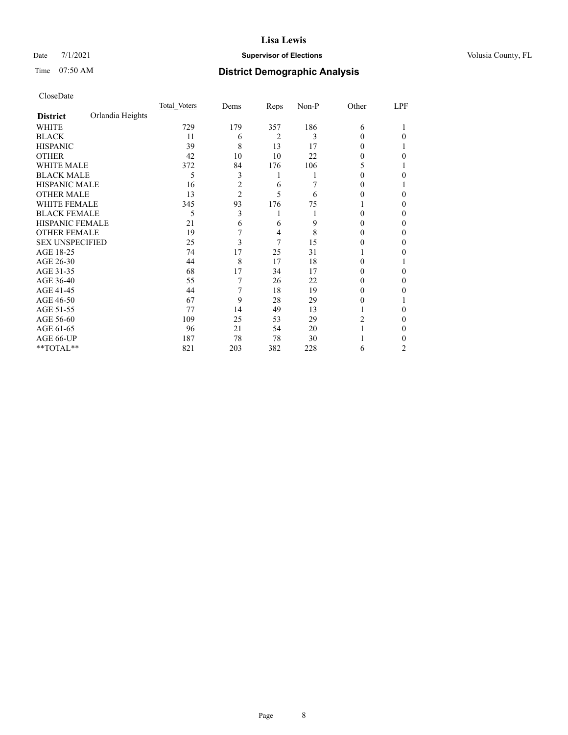# Lisa Lewis

Date 7/1/2021 **Supervisor of Elections** Volusia County, FL

Time 07:50 AM **District Demographic Analysis**

CloseDate

| District: Orlandia Heights | Total Voters | Dems | Reps | Non-P | Other | LPF |
|---|---|---|---|---|---|---|
| WHITE | 729 | 179 | 357 | 186 | 6 | 1 |
| BLACK | 11 | 6 | 2 | 3 | 0 | 0 |
| HISPANIC | 39 | 8 | 13 | 17 | 0 | 1 |
| OTHER | 42 | 10 | 10 | 22 | 0 | 0 |
| WHITE MALE | 372 | 84 | 176 | 106 | 5 | 1 |
| BLACK MALE | 5 | 3 | 1 | 1 | 0 | 0 |
| HISPANIC MALE | 16 | 2 | 6 | 7 | 0 | 1 |
| OTHER MALE | 13 | 2 | 5 | 6 | 0 | 0 |
| WHITE FEMALE | 345 | 93 | 176 | 75 | 1 | 0 |
| BLACK FEMALE | 5 | 3 | 1 | 1 | 0 | 0 |
| HISPANIC FEMALE | 21 | 6 | 6 | 9 | 0 | 0 |
| OTHER FEMALE | 19 | 7 | 4 | 8 | 0 | 0 |
| SEX UNSPECIFIED | 25 | 3 | 7 | 15 | 0 | 0 |
| AGE 18-25 | 74 | 17 | 25 | 31 | 1 | 0 |
| AGE 26-30 | 44 | 8 | 17 | 18 | 0 | 1 |
| AGE 31-35 | 68 | 17 | 34 | 17 | 0 | 0 |
| AGE 36-40 | 55 | 7 | 26 | 22 | 0 | 0 |
| AGE 41-45 | 44 | 7 | 18 | 19 | 0 | 0 |
| AGE 46-50 | 67 | 9 | 28 | 29 | 0 | 1 |
| AGE 51-55 | 77 | 14 | 49 | 13 | 1 | 0 |
| AGE 56-60 | 109 | 25 | 53 | 29 | 2 | 0 |
| AGE 61-65 | 96 | 21 | 54 | 20 | 1 | 0 |
| AGE 66-UP | 187 | 78 | 78 | 30 | 1 | 0 |
| **TOTAL** | 821 | 203 | 382 | 228 | 6 | 2 |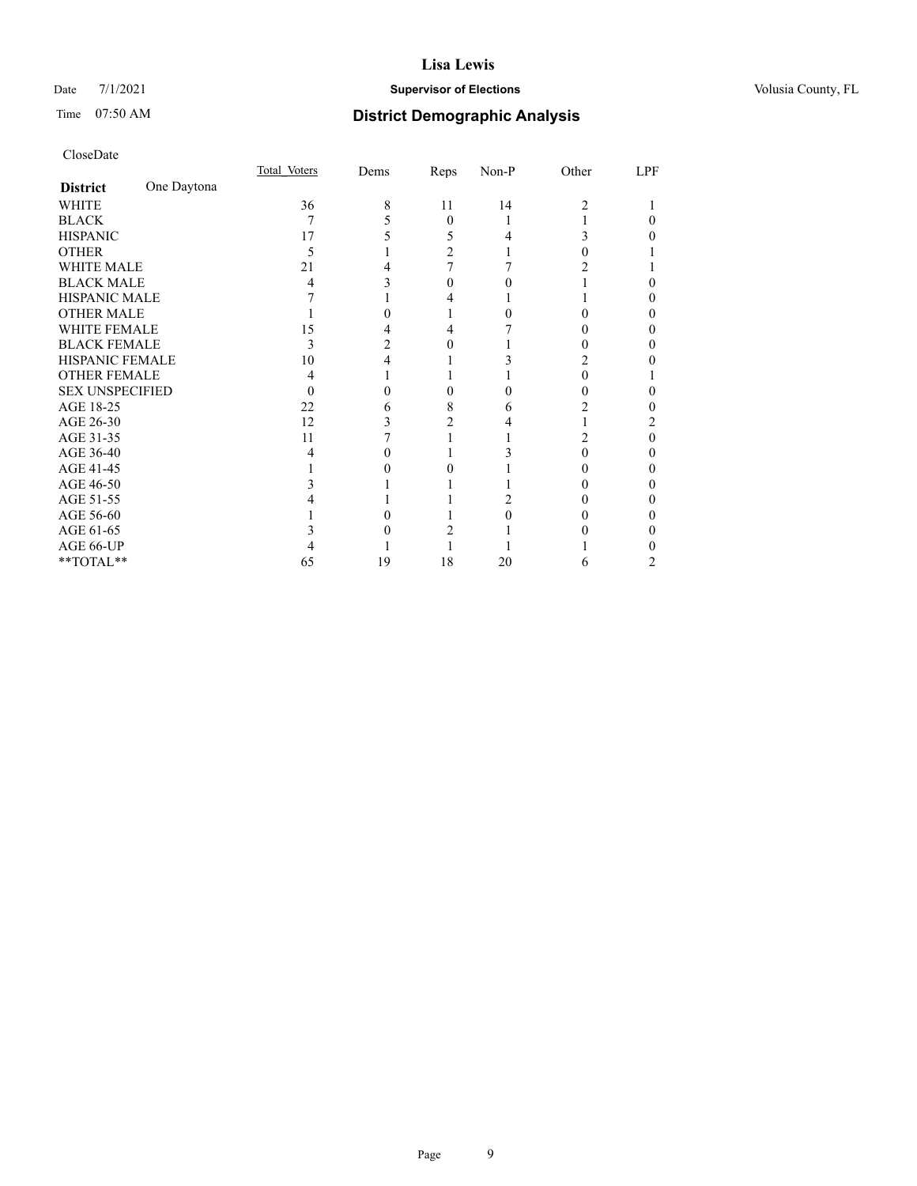# Lisa Lewis

Date 7/1/2021 **Supervisor of Elections** Volusia County, FL

Time 07:50 AM **District Demographic Analysis**

CloseDate

| **District** One Daytona | Total Voters | Dems | Reps | Non-P | Other | LPF |
|---|---|---|---|---|---|---|
| WHITE | 36 | 8 | 11 | 14 | 2 | 1 |
| BLACK | 7 | 5 | 0 | 1 | 1 | 0 |
| HISPANIC | 17 | 5 | 5 | 4 | 3 | 0 |
| OTHER | 5 | 1 | 2 | 1 | 0 | 1 |
| WHITE MALE | 21 | 4 | 7 | 7 | 2 | 1 |
| BLACK MALE | 4 | 3 | 0 | 0 | 1 | 0 |
| HISPANIC MALE | 7 | 1 | 4 | 1 | 1 | 0 |
| OTHER MALE | 1 | 0 | 1 | 0 | 0 | 0 |
| WHITE FEMALE | 15 | 4 | 4 | 7 | 0 | 0 |
| BLACK FEMALE | 3 | 2 | 0 | 1 | 0 | 0 |
| HISPANIC FEMALE | 10 | 4 | 1 | 3 | 2 | 0 |
| OTHER FEMALE | 4 | 1 | 1 | 1 | 0 | 1 |
| SEX UNSPECIFIED | 0 | 0 | 0 | 0 | 0 | 0 |
| AGE 18-25 | 22 | 6 | 8 | 6 | 2 | 0 |
| AGE 26-30 | 12 | 3 | 2 | 4 | 1 | 2 |
| AGE 31-35 | 11 | 7 | 1 | 1 | 2 | 0 |
| AGE 36-40 | 4 | 0 | 1 | 3 | 0 | 0 |
| AGE 41-45 | 1 | 0 | 0 | 1 | 0 | 0 |
| AGE 46-50 | 3 | 1 | 1 | 1 | 0 | 0 |
| AGE 51-55 | 4 | 1 | 1 | 2 | 0 | 0 |
| AGE 56-60 | 1 | 0 | 1 | 0 | 0 | 0 |
| AGE 61-65 | 3 | 0 | 2 | 1 | 0 | 0 |
| AGE 66-UP | 4 | 1 | 1 | 1 | 1 | 0 |
| **TOTAL** | 65 | 19 | 18 | 20 | 6 | 2 |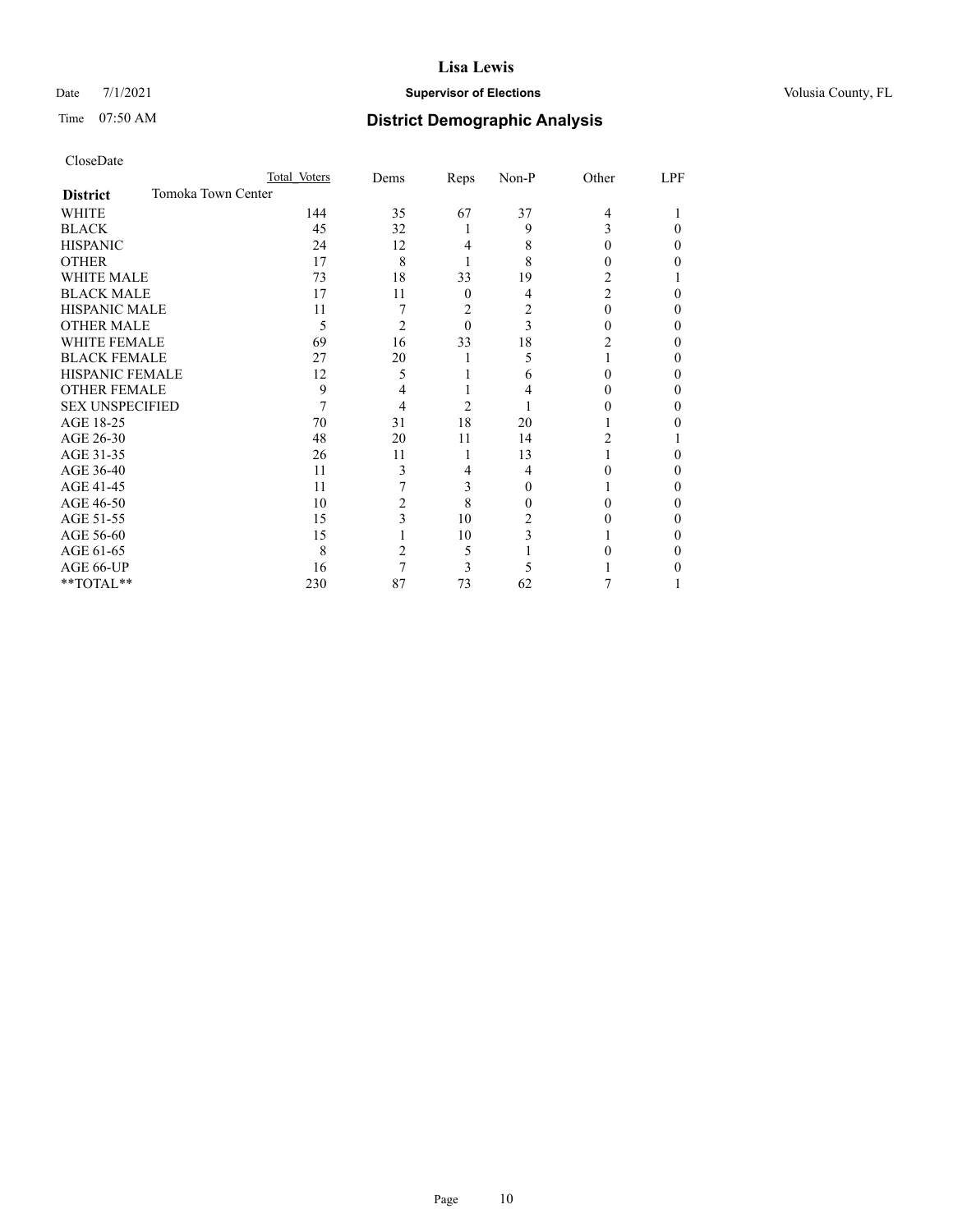# Lisa Lewis

Date 7/1/2021 **Supervisor of Elections** Volusia County, FL

Time 07:50 AM **District Demographic Analysis**

CloseDate

| | Total Voters | Dems | Reps | Non-P | Other | LPF |
|---|---|---|---|---|---|---|
| **District** Tomoka Town Center | | | | | | |
| WHITE | 144 | 35 | 67 | 37 | 4 | 1 |
| BLACK | 45 | 32 | 1 | 9 | 3 | 0 |
| HISPANIC | 24 | 12 | 4 | 8 | 0 | 0 |
| OTHER | 17 | 8 | 1 | 8 | 0 | 0 |
| WHITE MALE | 73 | 18 | 33 | 19 | 2 | 1 |
| BLACK MALE | 17 | 11 | 0 | 4 | 2 | 0 |
| HISPANIC MALE | 11 | 7 | 2 | 2 | 0 | 0 |
| OTHER MALE | 5 | 2 | 0 | 3 | 0 | 0 |
| WHITE FEMALE | 69 | 16 | 33 | 18 | 2 | 0 |
| BLACK FEMALE | 27 | 20 | 1 | 5 | 1 | 0 |
| HISPANIC FEMALE | 12 | 5 | 1 | 6 | 0 | 0 |
| OTHER FEMALE | 9 | 4 | 1 | 4 | 0 | 0 |
| SEX UNSPECIFIED | 7 | 4 | 2 | 1 | 0 | 0 |
| AGE 18-25 | 70 | 31 | 18 | 20 | 1 | 0 |
| AGE 26-30 | 48 | 20 | 11 | 14 | 2 | 1 |
| AGE 31-35 | 26 | 11 | 1 | 13 | 1 | 0 |
| AGE 36-40 | 11 | 3 | 4 | 4 | 0 | 0 |
| AGE 41-45 | 11 | 7 | 3 | 0 | 1 | 0 |
| AGE 46-50 | 10 | 2 | 8 | 0 | 0 | 0 |
| AGE 51-55 | 15 | 3 | 10 | 2 | 0 | 0 |
| AGE 56-60 | 15 | 1 | 10 | 3 | 1 | 0 |
| AGE 61-65 | 8 | 2 | 5 | 1 | 0 | 0 |
| AGE 66-UP | 16 | 7 | 3 | 5 | 1 | 0 |
| **TOTAL** | 230 | 87 | 73 | 62 | 7 | 1 |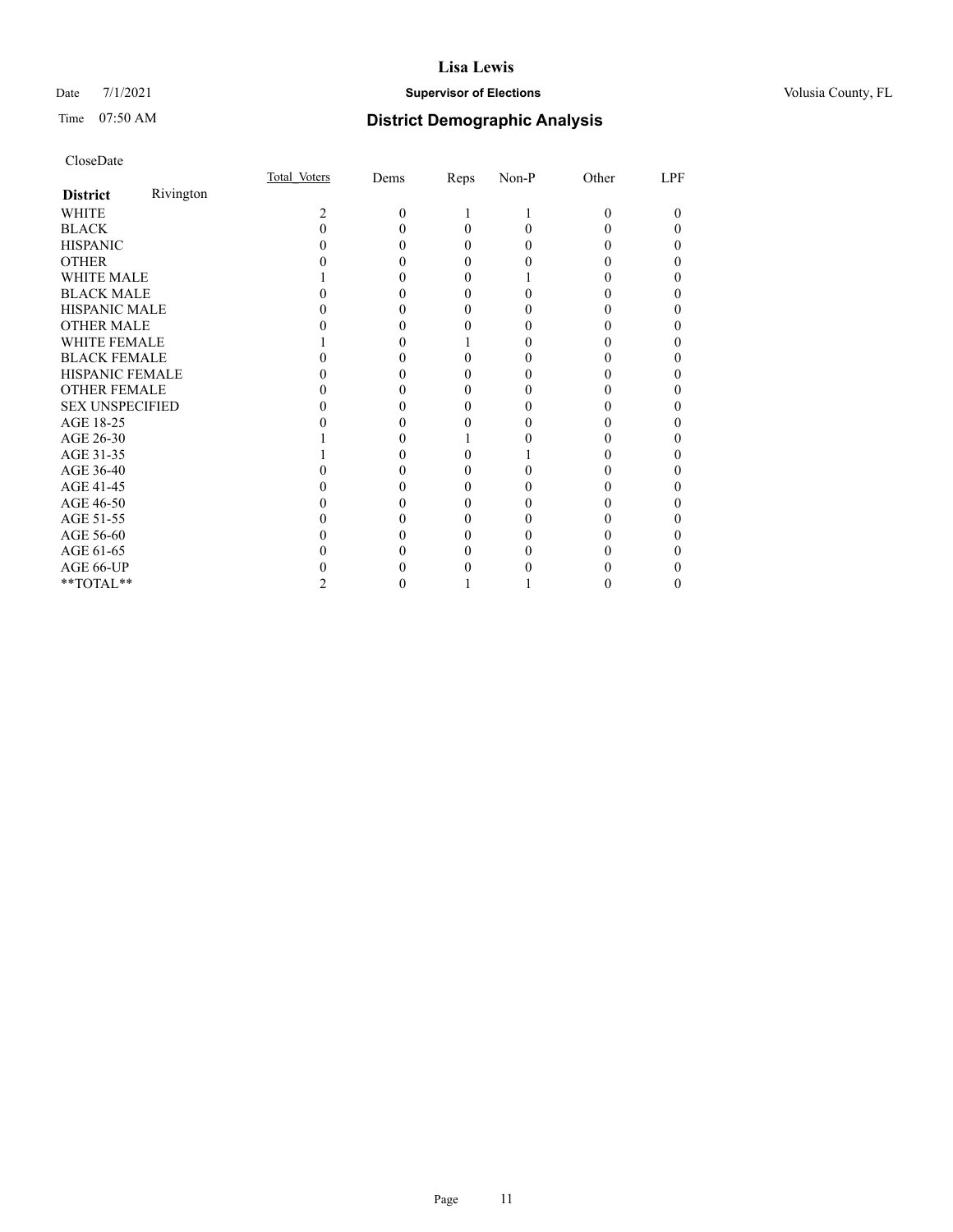**Lisa Lewis**

Date 7/1/2021 **Supervisor of Elections** Volusia County, FL

Time 07:50 AM **District Demographic Analysis**

CloseDate

| **District** Rivington | Total Voters | Dems | Reps | Non-P | Other | LPF |
|---|---|---|---|---|---|---|
| WHITE | 2 | 0 | 1 | 1 | 0 | 0 |
| BLACK | 0 | 0 | 0 | 0 | 0 | 0 |
| HISPANIC | 0 | 0 | 0 | 0 | 0 | 0 |
| OTHER | 0 | 0 | 0 | 0 | 0 | 0 |
| WHITE MALE | 1 | 0 | 0 | 1 | 0 | 0 |
| BLACK MALE | 0 | 0 | 0 | 0 | 0 | 0 |
| HISPANIC MALE | 0 | 0 | 0 | 0 | 0 | 0 |
| OTHER MALE | 0 | 0 | 0 | 0 | 0 | 0 |
| WHITE FEMALE | 1 | 0 | 1 | 0 | 0 | 0 |
| BLACK FEMALE | 0 | 0 | 0 | 0 | 0 | 0 |
| HISPANIC FEMALE | 0 | 0 | 0 | 0 | 0 | 0 |
| OTHER FEMALE | 0 | 0 | 0 | 0 | 0 | 0 |
| SEX UNSPECIFIED | 0 | 0 | 0 | 0 | 0 | 0 |
| AGE 18-25 | 0 | 0 | 0 | 0 | 0 | 0 |
| AGE 26-30 | 1 | 0 | 1 | 0 | 0 | 0 |
| AGE 31-35 | 1 | 0 | 0 | 1 | 0 | 0 |
| AGE 36-40 | 0 | 0 | 0 | 0 | 0 | 0 |
| AGE 41-45 | 0 | 0 | 0 | 0 | 0 | 0 |
| AGE 46-50 | 0 | 0 | 0 | 0 | 0 | 0 |
| AGE 51-55 | 0 | 0 | 0 | 0 | 0 | 0 |
| AGE 56-60 | 0 | 0 | 0 | 0 | 0 | 0 |
| AGE 61-65 | 0 | 0 | 0 | 0 | 0 | 0 |
| AGE 66-UP | 0 | 0 | 0 | 0 | 0 | 0 |
| **TOTAL** | 2 | 0 | 1 | 1 | 0 | 0 |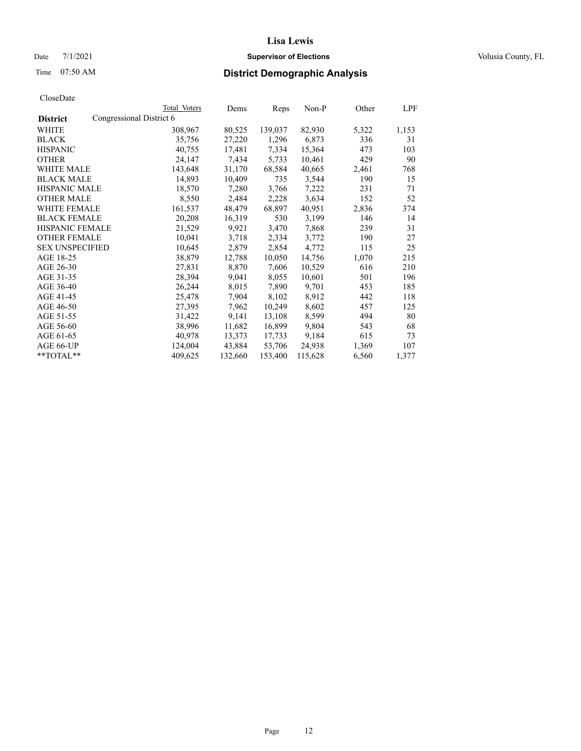**Lisa Lewis**

Date 7/1/2021 **Supervisor of Elections** Volusia County, FL

Time 07:50 AM **District Demographic Analysis**

CloseDate

| District | Total Voters | Dems | Reps | Non-P | Other | LPF |
|---|---|---|---|---|---|---|
| Congressional District 6 | | | | | | |
| WHITE | 308,967 | 80,525 | 139,037 | 82,930 | 5,322 | 1,153 |
| BLACK | 35,756 | 27,220 | 1,296 | 6,873 | 336 | 31 |
| HISPANIC | 40,755 | 17,481 | 7,334 | 15,364 | 473 | 103 |
| OTHER | 24,147 | 7,434 | 5,733 | 10,461 | 429 | 90 |
| WHITE MALE | 143,648 | 31,170 | 68,584 | 40,665 | 2,461 | 768 |
| BLACK MALE | 14,893 | 10,409 | 735 | 3,544 | 190 | 15 |
| HISPANIC MALE | 18,570 | 7,280 | 3,766 | 7,222 | 231 | 71 |
| OTHER MALE | 8,550 | 2,484 | 2,228 | 3,634 | 152 | 52 |
| WHITE FEMALE | 161,537 | 48,479 | 68,897 | 40,951 | 2,836 | 374 |
| BLACK FEMALE | 20,208 | 16,319 | 530 | 3,199 | 146 | 14 |
| HISPANIC FEMALE | 21,529 | 9,921 | 3,470 | 7,868 | 239 | 31 |
| OTHER FEMALE | 10,041 | 3,718 | 2,334 | 3,772 | 190 | 27 |
| SEX UNSPECIFIED | 10,645 | 2,879 | 2,854 | 4,772 | 115 | 25 |
| AGE 18-25 | 38,879 | 12,788 | 10,050 | 14,756 | 1,070 | 215 |
| AGE 26-30 | 27,831 | 8,870 | 7,606 | 10,529 | 616 | 210 |
| AGE 31-35 | 28,394 | 9,041 | 8,055 | 10,601 | 501 | 196 |
| AGE 36-40 | 26,244 | 8,015 | 7,890 | 9,701 | 453 | 185 |
| AGE 41-45 | 25,478 | 7,904 | 8,102 | 8,912 | 442 | 118 |
| AGE 46-50 | 27,395 | 7,962 | 10,249 | 8,602 | 457 | 125 |
| AGE 51-55 | 31,422 | 9,141 | 13,108 | 8,599 | 494 | 80 |
| AGE 56-60 | 38,996 | 11,682 | 16,899 | 9,804 | 543 | 68 |
| AGE 61-65 | 40,978 | 13,373 | 17,733 | 9,184 | 615 | 73 |
| AGE 66-UP | 124,004 | 43,884 | 53,706 | 24,938 | 1,369 | 107 |
| **TOTAL** | 409,625 | 132,660 | 153,400 | 115,628 | 6,560 | 1,377 |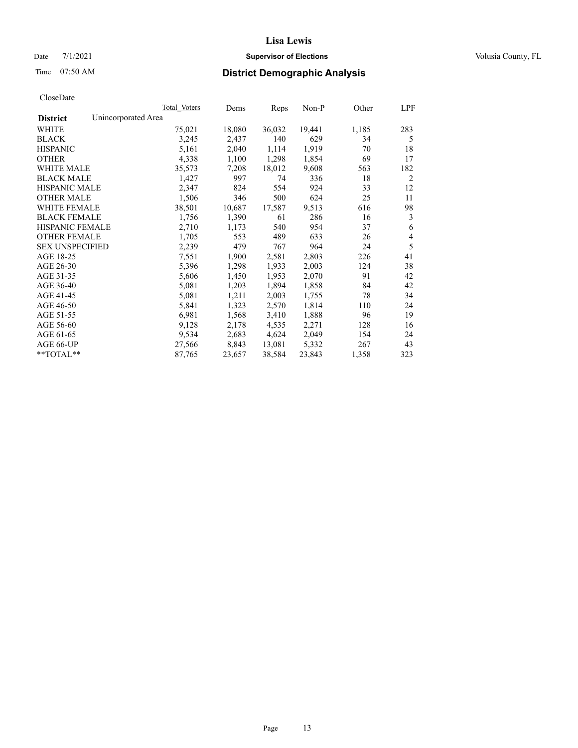# Lisa Lewis

Date 7/1/2021 **Supervisor of Elections** Volusia County, FL

Time 07:50 AM **District Demographic Analysis**

CloseDate

| | Total Voters | Dems | Reps | Non-P | Other | LPF |
|---|---|---|---|---|---|---|
| **District** Unincorporated Area | | | | | | |
| WHITE | 75,021 | 18,080 | 36,032 | 19,441 | 1,185 | 283 |
| BLACK | 3,245 | 2,437 | 140 | 629 | 34 | 5 |
| HISPANIC | 5,161 | 2,040 | 1,114 | 1,919 | 70 | 18 |
| OTHER | 4,338 | 1,100 | 1,298 | 1,854 | 69 | 17 |
| WHITE MALE | 35,573 | 7,208 | 18,012 | 9,608 | 563 | 182 |
| BLACK MALE | 1,427 | 997 | 74 | 336 | 18 | 2 |
| HISPANIC MALE | 2,347 | 824 | 554 | 924 | 33 | 12 |
| OTHER MALE | 1,506 | 346 | 500 | 624 | 25 | 11 |
| WHITE FEMALE | 38,501 | 10,687 | 17,587 | 9,513 | 616 | 98 |
| BLACK FEMALE | 1,756 | 1,390 | 61 | 286 | 16 | 3 |
| HISPANIC FEMALE | 2,710 | 1,173 | 540 | 954 | 37 | 6 |
| OTHER FEMALE | 1,705 | 553 | 489 | 633 | 26 | 4 |
| SEX UNSPECIFIED | 2,239 | 479 | 767 | 964 | 24 | 5 |
| AGE 18-25 | 7,551 | 1,900 | 2,581 | 2,803 | 226 | 41 |
| AGE 26-30 | 5,396 | 1,298 | 1,933 | 2,003 | 124 | 38 |
| AGE 31-35 | 5,606 | 1,450 | 1,953 | 2,070 | 91 | 42 |
| AGE 36-40 | 5,081 | 1,203 | 1,894 | 1,858 | 84 | 42 |
| AGE 41-45 | 5,081 | 1,211 | 2,003 | 1,755 | 78 | 34 |
| AGE 46-50 | 5,841 | 1,323 | 2,570 | 1,814 | 110 | 24 |
| AGE 51-55 | 6,981 | 1,568 | 3,410 | 1,888 | 96 | 19 |
| AGE 56-60 | 9,128 | 2,178 | 4,535 | 2,271 | 128 | 16 |
| AGE 61-65 | 9,534 | 2,683 | 4,624 | 2,049 | 154 | 24 |
| AGE 66-UP | 27,566 | 8,843 | 13,081 | 5,332 | 267 | 43 |
| **TOTAL** | 87,765 | 23,657 | 38,584 | 23,843 | 1,358 | 323 |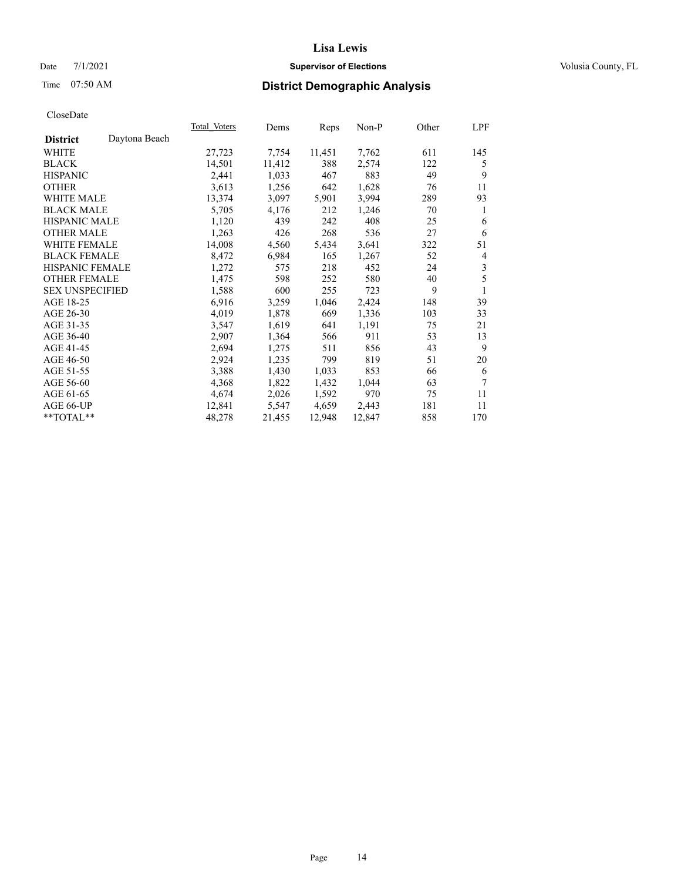# Lisa Lewis

Date 7/1/2021 **Supervisor of Elections** Volusia County, FL

Time 07:50 AM **District Demographic Analysis**

CloseDate

| **District** Daytona Beach | Total Voters | Dems | Reps | Non-P | Other | LPF |
|---|---|---|---|---|---|---|
| WHITE | 27,723 | 7,754 | 11,451 | 7,762 | 611 | 145 |
| BLACK | 14,501 | 11,412 | 388 | 2,574 | 122 | 5 |
| HISPANIC | 2,441 | 1,033 | 467 | 883 | 49 | 9 |
| OTHER | 3,613 | 1,256 | 642 | 1,628 | 76 | 11 |
| WHITE MALE | 13,374 | 3,097 | 5,901 | 3,994 | 289 | 93 |
| BLACK MALE | 5,705 | 4,176 | 212 | 1,246 | 70 | 1 |
| HISPANIC MALE | 1,120 | 439 | 242 | 408 | 25 | 6 |
| OTHER MALE | 1,263 | 426 | 268 | 536 | 27 | 6 |
| WHITE FEMALE | 14,008 | 4,560 | 5,434 | 3,641 | 322 | 51 |
| BLACK FEMALE | 8,472 | 6,984 | 165 | 1,267 | 52 | 4 |
| HISPANIC FEMALE | 1,272 | 575 | 218 | 452 | 24 | 3 |
| OTHER FEMALE | 1,475 | 598 | 252 | 580 | 40 | 5 |
| SEX UNSPECIFIED | 1,588 | 600 | 255 | 723 | 9 | 1 |
| AGE 18-25 | 6,916 | 3,259 | 1,046 | 2,424 | 148 | 39 |
| AGE 26-30 | 4,019 | 1,878 | 669 | 1,336 | 103 | 33 |
| AGE 31-35 | 3,547 | 1,619 | 641 | 1,191 | 75 | 21 |
| AGE 36-40 | 2,907 | 1,364 | 566 | 911 | 53 | 13 |
| AGE 41-45 | 2,694 | 1,275 | 511 | 856 | 43 | 9 |
| AGE 46-50 | 2,924 | 1,235 | 799 | 819 | 51 | 20 |
| AGE 51-55 | 3,388 | 1,430 | 1,033 | 853 | 66 | 6 |
| AGE 56-60 | 4,368 | 1,822 | 1,432 | 1,044 | 63 | 7 |
| AGE 61-65 | 4,674 | 2,026 | 1,592 | 970 | 75 | 11 |
| AGE 66-UP | 12,841 | 5,547 | 4,659 | 2,443 | 181 | 11 |
| **TOTAL** | 48,278 | 21,455 | 12,948 | 12,847 | 858 | 170 |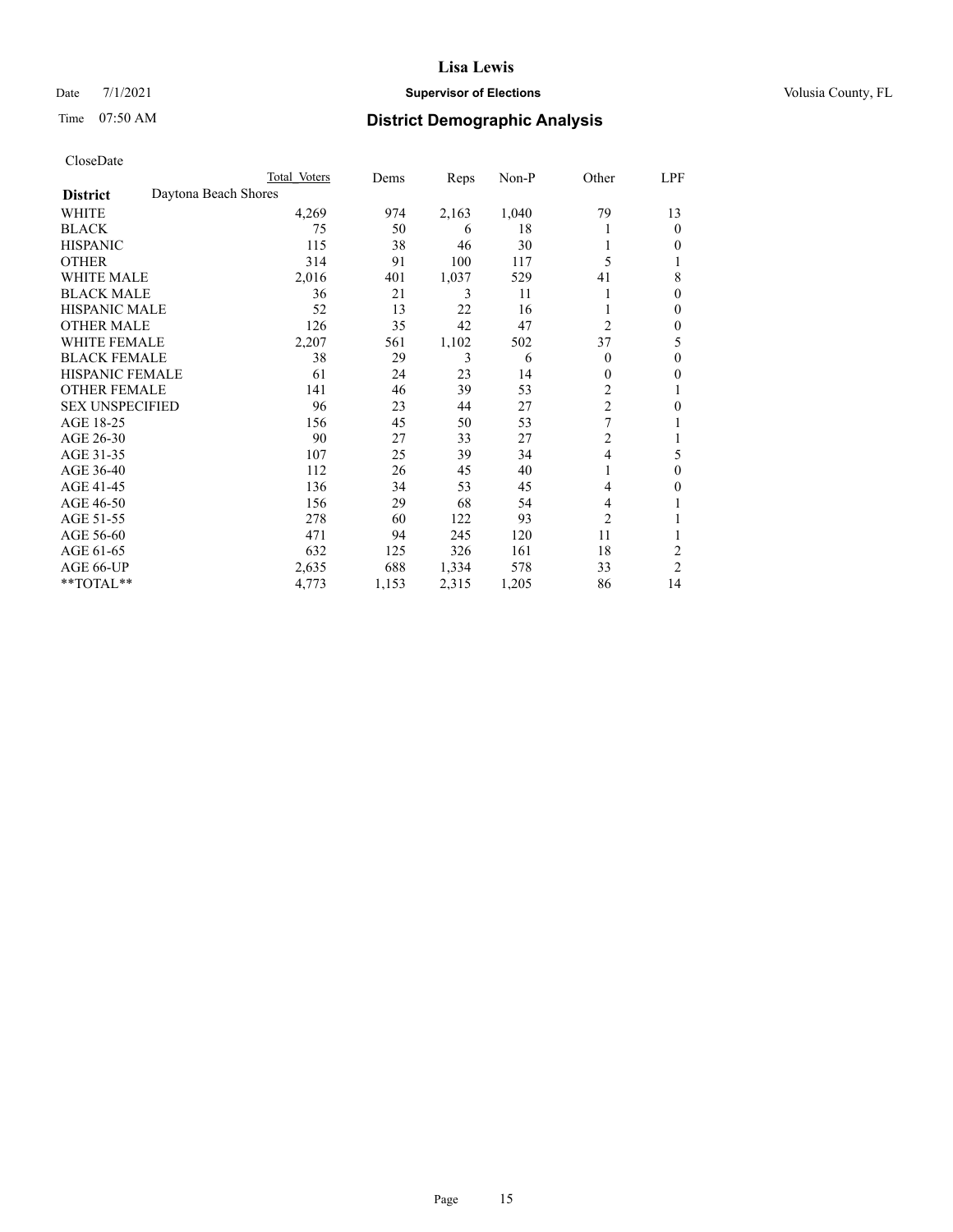# Lisa Lewis

Date 7/1/2021 **Supervisor of Elections** Volusia County, FL

Time 07:50 AM **District Demographic Analysis**

CloseDate

| | Total Voters | Dems | Reps | Non-P | Other | LPF |
|---|---|---|---|---|---|---|
| **District** Daytona Beach Shores | | | | | | |
| WHITE | 4,269 | 974 | 2,163 | 1,040 | 79 | 13 |
| BLACK | 75 | 50 | 6 | 18 | 1 | 0 |
| HISPANIC | 115 | 38 | 46 | 30 | 1 | 0 |
| OTHER | 314 | 91 | 100 | 117 | 5 | 1 |
| WHITE MALE | 2,016 | 401 | 1,037 | 529 | 41 | 8 |
| BLACK MALE | 36 | 21 | 3 | 11 | 1 | 0 |
| HISPANIC MALE | 52 | 13 | 22 | 16 | 1 | 0 |
| OTHER MALE | 126 | 35 | 42 | 47 | 2 | 0 |
| WHITE FEMALE | 2,207 | 561 | 1,102 | 502 | 37 | 5 |
| BLACK FEMALE | 38 | 29 | 3 | 6 | 0 | 0 |
| HISPANIC FEMALE | 61 | 24 | 23 | 14 | 0 | 0 |
| OTHER FEMALE | 141 | 46 | 39 | 53 | 2 | 1 |
| SEX UNSPECIFIED | 96 | 23 | 44 | 27 | 2 | 0 |
| AGE 18-25 | 156 | 45 | 50 | 53 | 7 | 1 |
| AGE 26-30 | 90 | 27 | 33 | 27 | 2 | 1 |
| AGE 31-35 | 107 | 25 | 39 | 34 | 4 | 5 |
| AGE 36-40 | 112 | 26 | 45 | 40 | 1 | 0 |
| AGE 41-45 | 136 | 34 | 53 | 45 | 4 | 0 |
| AGE 46-50 | 156 | 29 | 68 | 54 | 4 | 1 |
| AGE 51-55 | 278 | 60 | 122 | 93 | 2 | 1 |
| AGE 56-60 | 471 | 94 | 245 | 120 | 11 | 1 |
| AGE 61-65 | 632 | 125 | 326 | 161 | 18 | 2 |
| AGE 66-UP | 2,635 | 688 | 1,334 | 578 | 33 | 2 |
| **TOTAL** | 4,773 | 1,153 | 2,315 | 1,205 | 86 | 14 |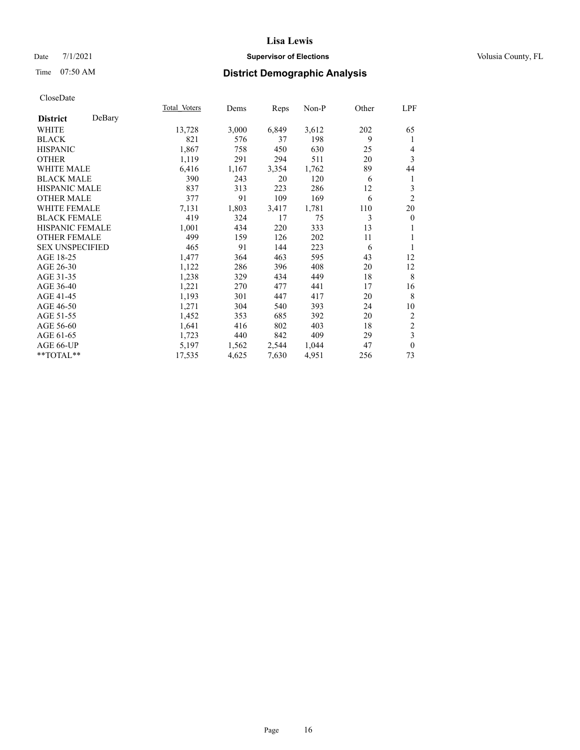# Lisa Lewis

Date 7/1/2021 **Supervisor of Elections** Volusia County, FL

Time 07:50 AM **District Demographic Analysis**

CloseDate

| **District** DeBary | Total Voters | Dems | Reps | Non-P | Other | LPF |
|---|---|---|---|---|---|---|
| WHITE | 13,728 | 3,000 | 6,849 | 3,612 | 202 | 65 |
| BLACK | 821 | 576 | 37 | 198 | 9 | 1 |
| HISPANIC | 1,867 | 758 | 450 | 630 | 25 | 4 |
| OTHER | 1,119 | 291 | 294 | 511 | 20 | 3 |
| WHITE MALE | 6,416 | 1,167 | 3,354 | 1,762 | 89 | 44 |
| BLACK MALE | 390 | 243 | 20 | 120 | 6 | 1 |
| HISPANIC MALE | 837 | 313 | 223 | 286 | 12 | 3 |
| OTHER MALE | 377 | 91 | 109 | 169 | 6 | 2 |
| WHITE FEMALE | 7,131 | 1,803 | 3,417 | 1,781 | 110 | 20 |
| BLACK FEMALE | 419 | 324 | 17 | 75 | 3 | 0 |
| HISPANIC FEMALE | 1,001 | 434 | 220 | 333 | 13 | 1 |
| OTHER FEMALE | 499 | 159 | 126 | 202 | 11 | 1 |
| SEX UNSPECIFIED | 465 | 91 | 144 | 223 | 6 | 1 |
| AGE 18-25 | 1,477 | 364 | 463 | 595 | 43 | 12 |
| AGE 26-30 | 1,122 | 286 | 396 | 408 | 20 | 12 |
| AGE 31-35 | 1,238 | 329 | 434 | 449 | 18 | 8 |
| AGE 36-40 | 1,221 | 270 | 477 | 441 | 17 | 16 |
| AGE 41-45 | 1,193 | 301 | 447 | 417 | 20 | 8 |
| AGE 46-50 | 1,271 | 304 | 540 | 393 | 24 | 10 |
| AGE 51-55 | 1,452 | 353 | 685 | 392 | 20 | 2 |
| AGE 56-60 | 1,641 | 416 | 802 | 403 | 18 | 2 |
| AGE 61-65 | 1,723 | 440 | 842 | 409 | 29 | 3 |
| AGE 66-UP | 5,197 | 1,562 | 2,544 | 1,044 | 47 | 0 |
| **TOTAL** | 17,535 | 4,625 | 7,630 | 4,951 | 256 | 73 |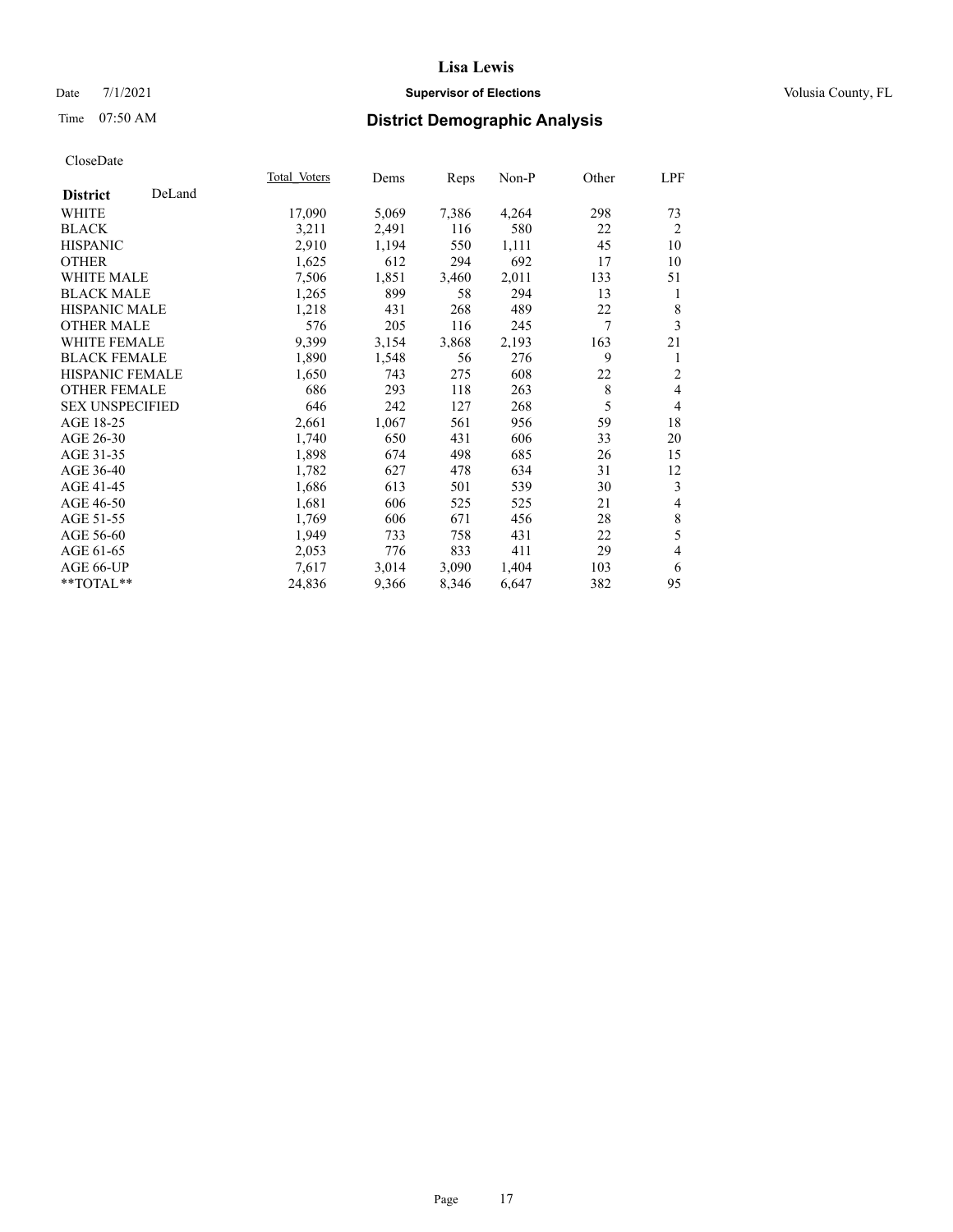**Lisa Lewis**

Date 7/1/2021 **Supervisor of Elections** Volusia County, FL

Time 07:50 AM **District Demographic Analysis**

CloseDate

| **District** DeLand | Total Voters | Dems | Reps | Non-P | Other | LPF |
|---|---|---|---|---|---|---|
| WHITE | 17,090 | 5,069 | 7,386 | 4,264 | 298 | 73 |
| BLACK | 3,211 | 2,491 | 116 | 580 | 22 | 2 |
| HISPANIC | 2,910 | 1,194 | 550 | 1,111 | 45 | 10 |
| OTHER | 1,625 | 612 | 294 | 692 | 17 | 10 |
| WHITE MALE | 7,506 | 1,851 | 3,460 | 2,011 | 133 | 51 |
| BLACK MALE | 1,265 | 899 | 58 | 294 | 13 | 1 |
| HISPANIC MALE | 1,218 | 431 | 268 | 489 | 22 | 8 |
| OTHER MALE | 576 | 205 | 116 | 245 | 7 | 3 |
| WHITE FEMALE | 9,399 | 3,154 | 3,868 | 2,193 | 163 | 21 |
| BLACK FEMALE | 1,890 | 1,548 | 56 | 276 | 9 | 1 |
| HISPANIC FEMALE | 1,650 | 743 | 275 | 608 | 22 | 2 |
| OTHER FEMALE | 686 | 293 | 118 | 263 | 8 | 4 |
| SEX UNSPECIFIED | 646 | 242 | 127 | 268 | 5 | 4 |
| AGE 18-25 | 2,661 | 1,067 | 561 | 956 | 59 | 18 |
| AGE 26-30 | 1,740 | 650 | 431 | 606 | 33 | 20 |
| AGE 31-35 | 1,898 | 674 | 498 | 685 | 26 | 15 |
| AGE 36-40 | 1,782 | 627 | 478 | 634 | 31 | 12 |
| AGE 41-45 | 1,686 | 613 | 501 | 539 | 30 | 3 |
| AGE 46-50 | 1,681 | 606 | 525 | 525 | 21 | 4 |
| AGE 51-55 | 1,769 | 606 | 671 | 456 | 28 | 8 |
| AGE 56-60 | 1,949 | 733 | 758 | 431 | 22 | 5 |
| AGE 61-65 | 2,053 | 776 | 833 | 411 | 29 | 4 |
| AGE 66-UP | 7,617 | 3,014 | 3,090 | 1,404 | 103 | 6 |
| **TOTAL** | 24,836 | 9,366 | 8,346 | 6,647 | 382 | 95 |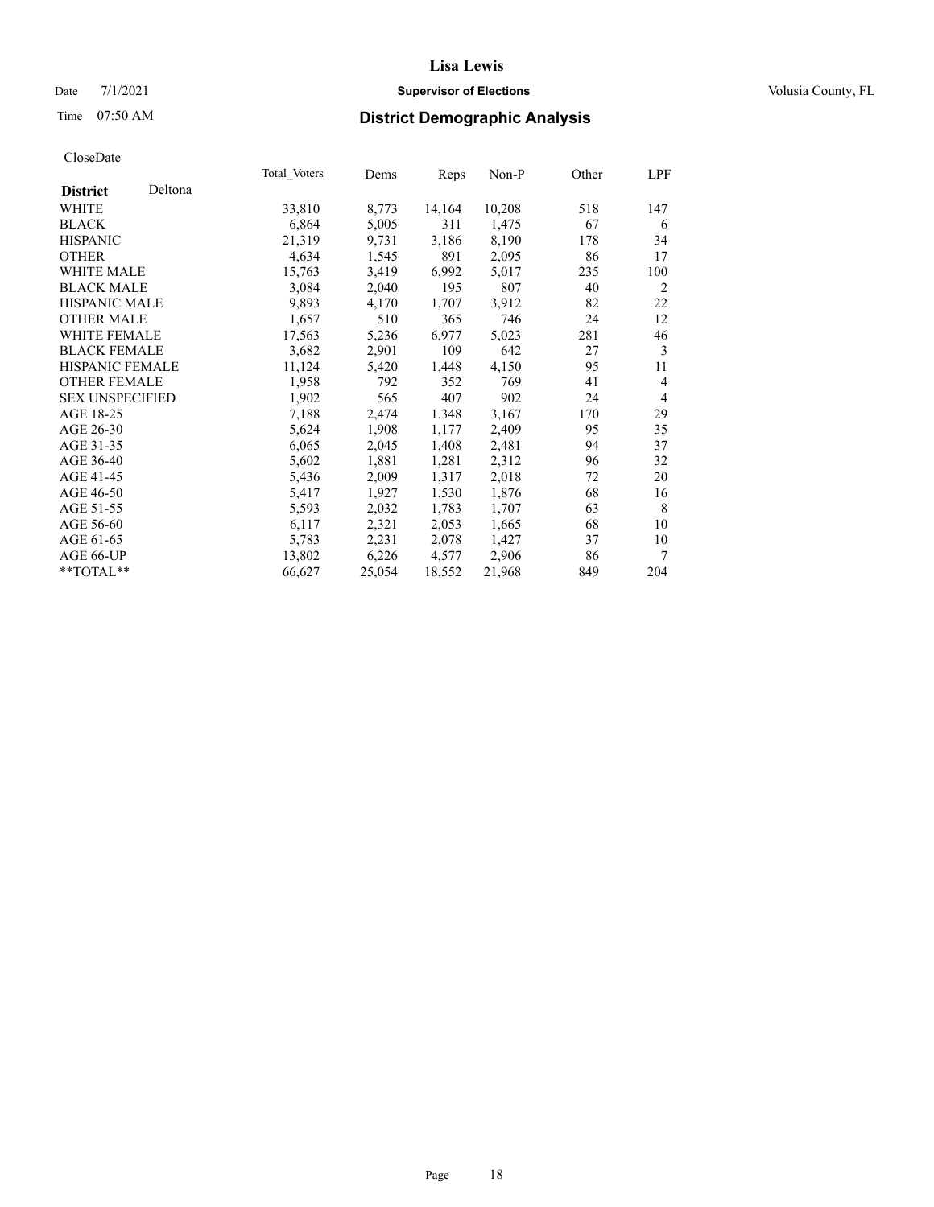# Lisa Lewis

Date 7/1/2021 **Supervisor of Elections** Volusia County, FL

Time 07:50 AM **District Demographic Analysis**

CloseDate

| **District** Deltona | Total Voters | Dems | Reps | Non-P | Other | LPF |
|---|---|---|---|---|---|---|
| WHITE | 33,810 | 8,773 | 14,164 | 10,208 | 518 | 147 |
| BLACK | 6,864 | 5,005 | 311 | 1,475 | 67 | 6 |
| HISPANIC | 21,319 | 9,731 | 3,186 | 8,190 | 178 | 34 |
| OTHER | 4,634 | 1,545 | 891 | 2,095 | 86 | 17 |
| WHITE MALE | 15,763 | 3,419 | 6,992 | 5,017 | 235 | 100 |
| BLACK MALE | 3,084 | 2,040 | 195 | 807 | 40 | 2 |
| HISPANIC MALE | 9,893 | 4,170 | 1,707 | 3,912 | 82 | 22 |
| OTHER MALE | 1,657 | 510 | 365 | 746 | 24 | 12 |
| WHITE FEMALE | 17,563 | 5,236 | 6,977 | 5,023 | 281 | 46 |
| BLACK FEMALE | 3,682 | 2,901 | 109 | 642 | 27 | 3 |
| HISPANIC FEMALE | 11,124 | 5,420 | 1,448 | 4,150 | 95 | 11 |
| OTHER FEMALE | 1,958 | 792 | 352 | 769 | 41 | 4 |
| SEX UNSPECIFIED | 1,902 | 565 | 407 | 902 | 24 | 4 |
| AGE 18-25 | 7,188 | 2,474 | 1,348 | 3,167 | 170 | 29 |
| AGE 26-30 | 5,624 | 1,908 | 1,177 | 2,409 | 95 | 35 |
| AGE 31-35 | 6,065 | 2,045 | 1,408 | 2,481 | 94 | 37 |
| AGE 36-40 | 5,602 | 1,881 | 1,281 | 2,312 | 96 | 32 |
| AGE 41-45 | 5,436 | 2,009 | 1,317 | 2,018 | 72 | 20 |
| AGE 46-50 | 5,417 | 1,927 | 1,530 | 1,876 | 68 | 16 |
| AGE 51-55 | 5,593 | 2,032 | 1,783 | 1,707 | 63 | 8 |
| AGE 56-60 | 6,117 | 2,321 | 2,053 | 1,665 | 68 | 10 |
| AGE 61-65 | 5,783 | 2,231 | 2,078 | 1,427 | 37 | 10 |
| AGE 66-UP | 13,802 | 6,226 | 4,577 | 2,906 | 86 | 7 |
| **TOTAL** | 66,627 | 25,054 | 18,552 | 21,968 | 849 | 204 |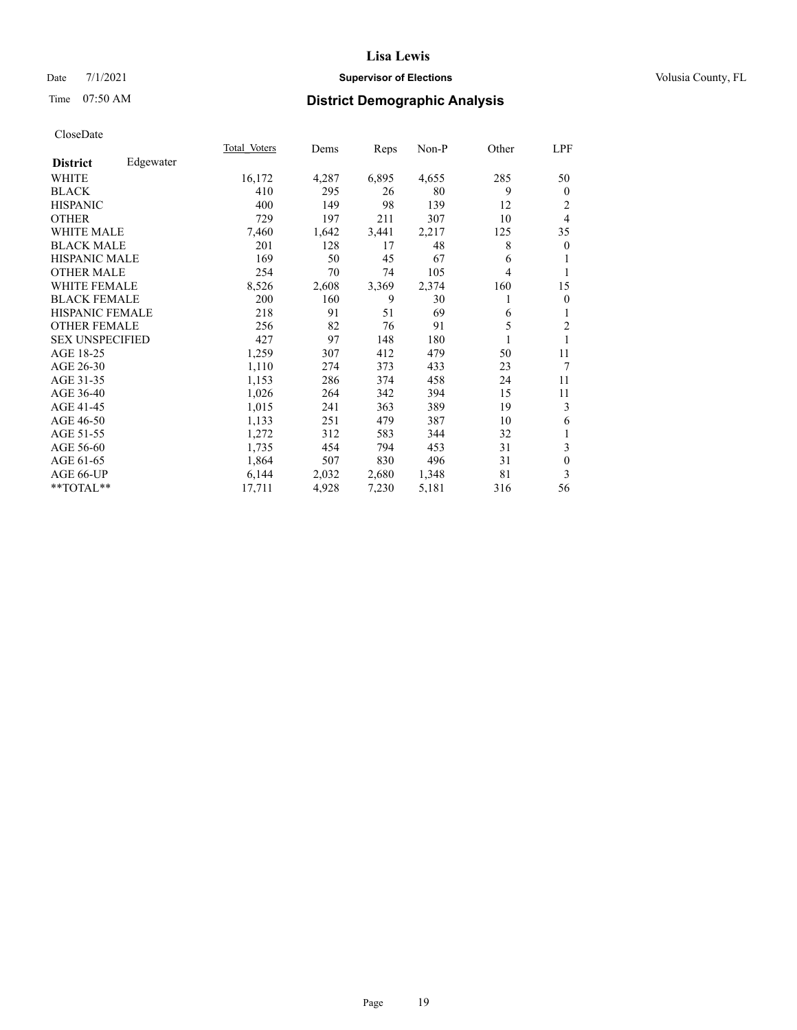# Lisa Lewis

Date 7/1/2021 **Supervisor of Elections** Volusia County, FL

Time 07:50 AM **District Demographic Analysis**

CloseDate

| **District** Edgewater | Total Voters | Dems | Reps | Non-P | Other | LPF |
|---|---|---|---|---|---|---|
| WHITE | 16,172 | 4,287 | 6,895 | 4,655 | 285 | 50 |
| BLACK | 410 | 295 | 26 | 80 | 9 | 0 |
| HISPANIC | 400 | 149 | 98 | 139 | 12 | 2 |
| OTHER | 729 | 197 | 211 | 307 | 10 | 4 |
| WHITE MALE | 7,460 | 1,642 | 3,441 | 2,217 | 125 | 35 |
| BLACK MALE | 201 | 128 | 17 | 48 | 8 | 0 |
| HISPANIC MALE | 169 | 50 | 45 | 67 | 6 | 1 |
| OTHER MALE | 254 | 70 | 74 | 105 | 4 | 1 |
| WHITE FEMALE | 8,526 | 2,608 | 3,369 | 2,374 | 160 | 15 |
| BLACK FEMALE | 200 | 160 | 9 | 30 | 1 | 0 |
| HISPANIC FEMALE | 218 | 91 | 51 | 69 | 6 | 1 |
| OTHER FEMALE | 256 | 82 | 76 | 91 | 5 | 2 |
| SEX UNSPECIFIED | 427 | 97 | 148 | 180 | 1 | 1 |
| AGE 18-25 | 1,259 | 307 | 412 | 479 | 50 | 11 |
| AGE 26-30 | 1,110 | 274 | 373 | 433 | 23 | 7 |
| AGE 31-35 | 1,153 | 286 | 374 | 458 | 24 | 11 |
| AGE 36-40 | 1,026 | 264 | 342 | 394 | 15 | 11 |
| AGE 41-45 | 1,015 | 241 | 363 | 389 | 19 | 3 |
| AGE 46-50 | 1,133 | 251 | 479 | 387 | 10 | 6 |
| AGE 51-55 | 1,272 | 312 | 583 | 344 | 32 | 1 |
| AGE 56-60 | 1,735 | 454 | 794 | 453 | 31 | 3 |
| AGE 61-65 | 1,864 | 507 | 830 | 496 | 31 | 0 |
| AGE 66-UP | 6,144 | 2,032 | 2,680 | 1,348 | 81 | 3 |
| **TOTAL** | 17,711 | 4,928 | 7,230 | 5,181 | 316 | 56 |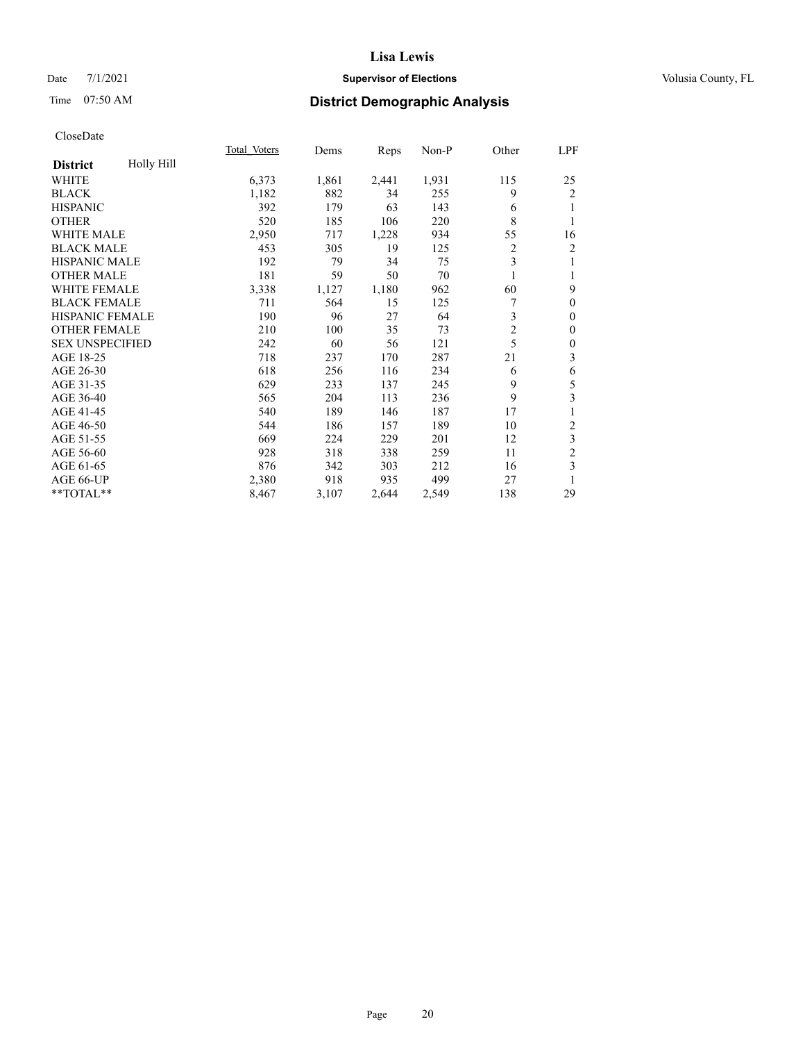# Lisa Lewis

Date 7/1/2021 **Supervisor of Elections** Volusia County, FL

Time 07:50 AM **District Demographic Analysis**

CloseDate

| District: Holly Hill | Total_Voters | Dems | Reps | Non-P | Other | LPF |
|---|---|---|---|---|---|---|
| WHITE | 6,373 | 1,861 | 2,441 | 1,931 | 115 | 25 |
| BLACK | 1,182 | 882 | 34 | 255 | 9 | 2 |
| HISPANIC | 392 | 179 | 63 | 143 | 6 | 1 |
| OTHER | 520 | 185 | 106 | 220 | 8 | 1 |
| WHITE MALE | 2,950 | 717 | 1,228 | 934 | 55 | 16 |
| BLACK MALE | 453 | 305 | 19 | 125 | 2 | 2 |
| HISPANIC MALE | 192 | 79 | 34 | 75 | 3 | 1 |
| OTHER MALE | 181 | 59 | 50 | 70 | 1 | 1 |
| WHITE FEMALE | 3,338 | 1,127 | 1,180 | 962 | 60 | 9 |
| BLACK FEMALE | 711 | 564 | 15 | 125 | 7 | 0 |
| HISPANIC FEMALE | 190 | 96 | 27 | 64 | 3 | 0 |
| OTHER FEMALE | 210 | 100 | 35 | 73 | 2 | 0 |
| SEX UNSPECIFIED | 242 | 60 | 56 | 121 | 5 | 0 |
| AGE 18-25 | 718 | 237 | 170 | 287 | 21 | 3 |
| AGE 26-30 | 618 | 256 | 116 | 234 | 6 | 6 |
| AGE 31-35 | 629 | 233 | 137 | 245 | 9 | 5 |
| AGE 36-40 | 565 | 204 | 113 | 236 | 9 | 3 |
| AGE 41-45 | 540 | 189 | 146 | 187 | 17 | 1 |
| AGE 46-50 | 544 | 186 | 157 | 189 | 10 | 2 |
| AGE 51-55 | 669 | 224 | 229 | 201 | 12 | 3 |
| AGE 56-60 | 928 | 318 | 338 | 259 | 11 | 2 |
| AGE 61-65 | 876 | 342 | 303 | 212 | 16 | 3 |
| AGE 66-UP | 2,380 | 918 | 935 | 499 | 27 | 1 |
| **TOTAL** | 8,467 | 3,107 | 2,644 | 2,549 | 138 | 29 |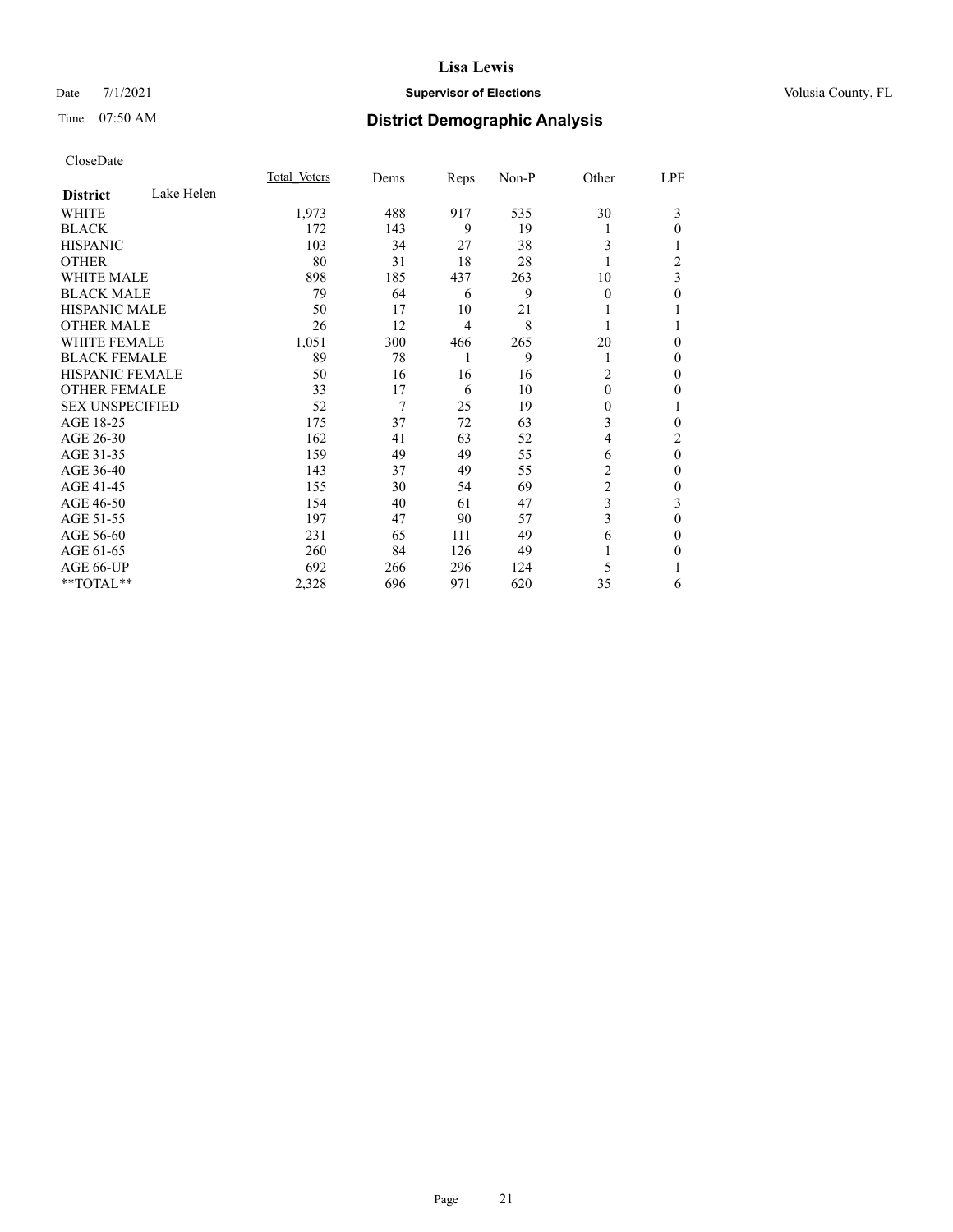# Lisa Lewis

Date 7/1/2021 **Supervisor of Elections** Volusia County, FL

Time 07:50 AM **District Demographic Analysis**

CloseDate

| District | Lake Helen | Total_Voters | Dems | Reps | Non-P | Other | LPF |
|---|---|---|---|---|---|---|---|
| WHITE | | 1,973 | 488 | 917 | 535 | 30 | 3 |
| BLACK | | 172 | 143 | 9 | 19 | 1 | 0 |
| HISPANIC | | 103 | 34 | 27 | 38 | 3 | 1 |
| OTHER | | 80 | 31 | 18 | 28 | 1 | 2 |
| WHITE MALE | | 898 | 185 | 437 | 263 | 10 | 3 |
| BLACK MALE | | 79 | 64 | 6 | 9 | 0 | 0 |
| HISPANIC MALE | | 50 | 17 | 10 | 21 | 1 | 1 |
| OTHER MALE | | 26 | 12 | 4 | 8 | 1 | 1 |
| WHITE FEMALE | | 1,051 | 300 | 466 | 265 | 20 | 0 |
| BLACK FEMALE | | 89 | 78 | 1 | 9 | 1 | 0 |
| HISPANIC FEMALE | | 50 | 16 | 16 | 16 | 2 | 0 |
| OTHER FEMALE | | 33 | 17 | 6 | 10 | 0 | 0 |
| SEX UNSPECIFIED | | 52 | 7 | 25 | 19 | 0 | 1 |
| AGE 18-25 | | 175 | 37 | 72 | 63 | 3 | 0 |
| AGE 26-30 | | 162 | 41 | 63 | 52 | 4 | 2 |
| AGE 31-35 | | 159 | 49 | 49 | 55 | 6 | 0 |
| AGE 36-40 | | 143 | 37 | 49 | 55 | 2 | 0 |
| AGE 41-45 | | 155 | 30 | 54 | 69 | 2 | 0 |
| AGE 46-50 | | 154 | 40 | 61 | 47 | 3 | 3 |
| AGE 51-55 | | 197 | 47 | 90 | 57 | 3 | 0 |
| AGE 56-60 | | 231 | 65 | 111 | 49 | 6 | 0 |
| AGE 61-65 | | 260 | 84 | 126 | 49 | 1 | 0 |
| AGE 66-UP | | 692 | 266 | 296 | 124 | 5 | 1 |
| **TOTAL** | | 2,328 | 696 | 971 | 620 | 35 | 6 |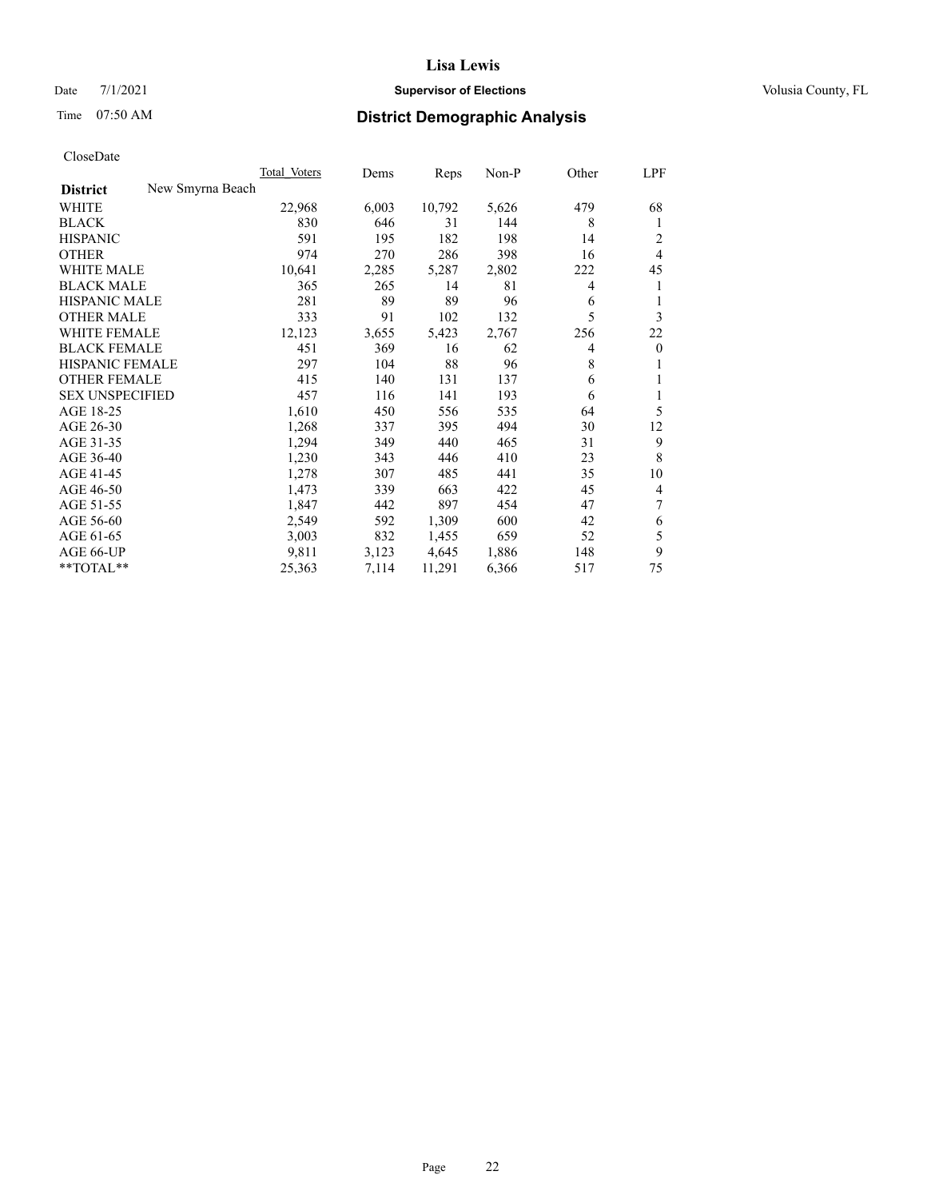**Lisa Lewis**

Date 7/1/2021 **Supervisor of Elections** Volusia County, FL

Time 07:50 AM **District Demographic Analysis**

CloseDate

| | Total Voters | Dems | Reps | Non-P | Other | LPF |
|---|---|---|---|---|---|---|
| **District** New Smyrna Beach | | | | | | |
| WHITE | 22,968 | 6,003 | 10,792 | 5,626 | 479 | 68 |
| BLACK | 830 | 646 | 31 | 144 | 8 | 1 |
| HISPANIC | 591 | 195 | 182 | 198 | 14 | 2 |
| OTHER | 974 | 270 | 286 | 398 | 16 | 4 |
| WHITE MALE | 10,641 | 2,285 | 5,287 | 2,802 | 222 | 45 |
| BLACK MALE | 365 | 265 | 14 | 81 | 4 | 1 |
| HISPANIC MALE | 281 | 89 | 89 | 96 | 6 | 1 |
| OTHER MALE | 333 | 91 | 102 | 132 | 5 | 3 |
| WHITE FEMALE | 12,123 | 3,655 | 5,423 | 2,767 | 256 | 22 |
| BLACK FEMALE | 451 | 369 | 16 | 62 | 4 | 0 |
| HISPANIC FEMALE | 297 | 104 | 88 | 96 | 8 | 1 |
| OTHER FEMALE | 415 | 140 | 131 | 137 | 6 | 1 |
| SEX UNSPECIFIED | 457 | 116 | 141 | 193 | 6 | 1 |
| AGE 18-25 | 1,610 | 450 | 556 | 535 | 64 | 5 |
| AGE 26-30 | 1,268 | 337 | 395 | 494 | 30 | 12 |
| AGE 31-35 | 1,294 | 349 | 440 | 465 | 31 | 9 |
| AGE 36-40 | 1,230 | 343 | 446 | 410 | 23 | 8 |
| AGE 41-45 | 1,278 | 307 | 485 | 441 | 35 | 10 |
| AGE 46-50 | 1,473 | 339 | 663 | 422 | 45 | 4 |
| AGE 51-55 | 1,847 | 442 | 897 | 454 | 47 | 7 |
| AGE 56-60 | 2,549 | 592 | 1,309 | 600 | 42 | 6 |
| AGE 61-65 | 3,003 | 832 | 1,455 | 659 | 52 | 5 |
| AGE 66-UP | 9,811 | 3,123 | 4,645 | 1,886 | 148 | 9 |
| **TOTAL** | 25,363 | 7,114 | 11,291 | 6,366 | 517 | 75 |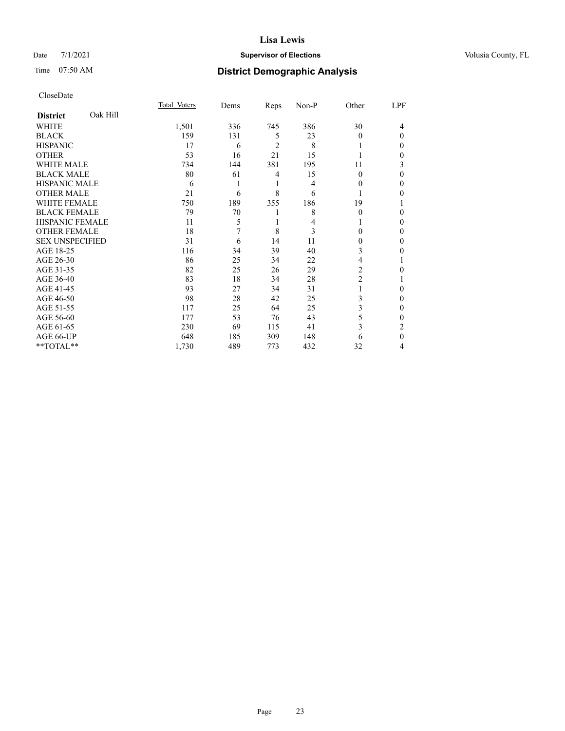**Lisa Lewis**

Date 7/1/2021 **Supervisor of Elections** Volusia County, FL

Time 07:50 AM **District Demographic Analysis**

CloseDate

| **District** Oak Hill | Total Voters | Dems | Reps | Non-P | Other | LPF |
|---|---|---|---|---|---|---|
| WHITE | 1,501 | 336 | 745 | 386 | 30 | 4 |
| BLACK | 159 | 131 | 5 | 23 | 0 | 0 |
| HISPANIC | 17 | 6 | 2 | 8 | 1 | 0 |
| OTHER | 53 | 16 | 21 | 15 | 1 | 0 |
| WHITE MALE | 734 | 144 | 381 | 195 | 11 | 3 |
| BLACK MALE | 80 | 61 | 4 | 15 | 0 | 0 |
| HISPANIC MALE | 6 | 1 | 1 | 4 | 0 | 0 |
| OTHER MALE | 21 | 6 | 8 | 6 | 1 | 0 |
| WHITE FEMALE | 750 | 189 | 355 | 186 | 19 | 1 |
| BLACK FEMALE | 79 | 70 | 1 | 8 | 0 | 0 |
| HISPANIC FEMALE | 11 | 5 | 1 | 4 | 1 | 0 |
| OTHER FEMALE | 18 | 7 | 8 | 3 | 0 | 0 |
| SEX UNSPECIFIED | 31 | 6 | 14 | 11 | 0 | 0 |
| AGE 18-25 | 116 | 34 | 39 | 40 | 3 | 0 |
| AGE 26-30 | 86 | 25 | 34 | 22 | 4 | 1 |
| AGE 31-35 | 82 | 25 | 26 | 29 | 2 | 0 |
| AGE 36-40 | 83 | 18 | 34 | 28 | 2 | 1 |
| AGE 41-45 | 93 | 27 | 34 | 31 | 1 | 0 |
| AGE 46-50 | 98 | 28 | 42 | 25 | 3 | 0 |
| AGE 51-55 | 117 | 25 | 64 | 25 | 3 | 0 |
| AGE 56-60 | 177 | 53 | 76 | 43 | 5 | 0 |
| AGE 61-65 | 230 | 69 | 115 | 41 | 3 | 2 |
| AGE 66-UP | 648 | 185 | 309 | 148 | 6 | 0 |
| **TOTAL** | 1,730 | 489 | 773 | 432 | 32 | 4 |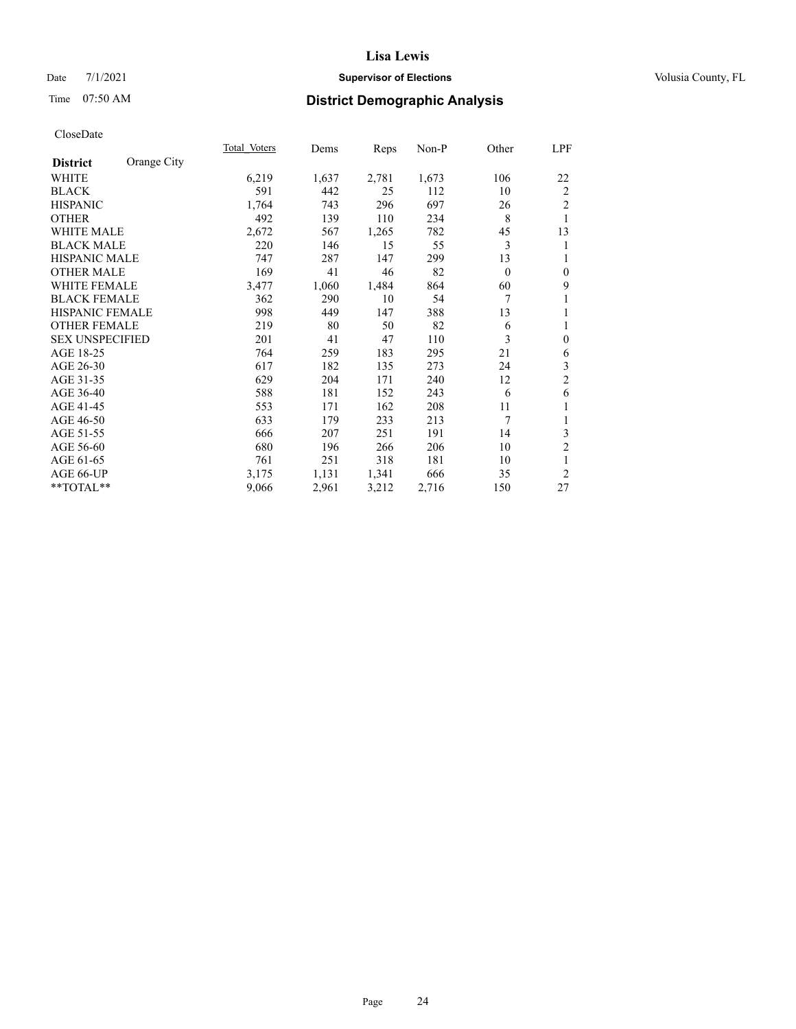# Lisa Lewis

Date 7/1/2021 **Supervisor of Elections** Volusia County, FL

Time 07:50 AM **District Demographic Analysis**

CloseDate

| **District** Orange City | Total Voters | Dems | Reps | Non-P | Other | LPF |
|---|---|---|---|---|---|---|
| WHITE | 6,219 | 1,637 | 2,781 | 1,673 | 106 | 22 |
| BLACK | 591 | 442 | 25 | 112 | 10 | 2 |
| HISPANIC | 1,764 | 743 | 296 | 697 | 26 | 2 |
| OTHER | 492 | 139 | 110 | 234 | 8 | 1 |
| WHITE MALE | 2,672 | 567 | 1,265 | 782 | 45 | 13 |
| BLACK MALE | 220 | 146 | 15 | 55 | 3 | 1 |
| HISPANIC MALE | 747 | 287 | 147 | 299 | 13 | 1 |
| OTHER MALE | 169 | 41 | 46 | 82 | 0 | 0 |
| WHITE FEMALE | 3,477 | 1,060 | 1,484 | 864 | 60 | 9 |
| BLACK FEMALE | 362 | 290 | 10 | 54 | 7 | 1 |
| HISPANIC FEMALE | 998 | 449 | 147 | 388 | 13 | 1 |
| OTHER FEMALE | 219 | 80 | 50 | 82 | 6 | 1 |
| SEX UNSPECIFIED | 201 | 41 | 47 | 110 | 3 | 0 |
| AGE 18-25 | 764 | 259 | 183 | 295 | 21 | 6 |
| AGE 26-30 | 617 | 182 | 135 | 273 | 24 | 3 |
| AGE 31-35 | 629 | 204 | 171 | 240 | 12 | 2 |
| AGE 36-40 | 588 | 181 | 152 | 243 | 6 | 6 |
| AGE 41-45 | 553 | 171 | 162 | 208 | 11 | 1 |
| AGE 46-50 | 633 | 179 | 233 | 213 | 7 | 1 |
| AGE 51-55 | 666 | 207 | 251 | 191 | 14 | 3 |
| AGE 56-60 | 680 | 196 | 266 | 206 | 10 | 2 |
| AGE 61-65 | 761 | 251 | 318 | 181 | 10 | 1 |
| AGE 66-UP | 3,175 | 1,131 | 1,341 | 666 | 35 | 2 |
| **TOTAL** | 9,066 | 2,961 | 3,212 | 2,716 | 150 | 27 |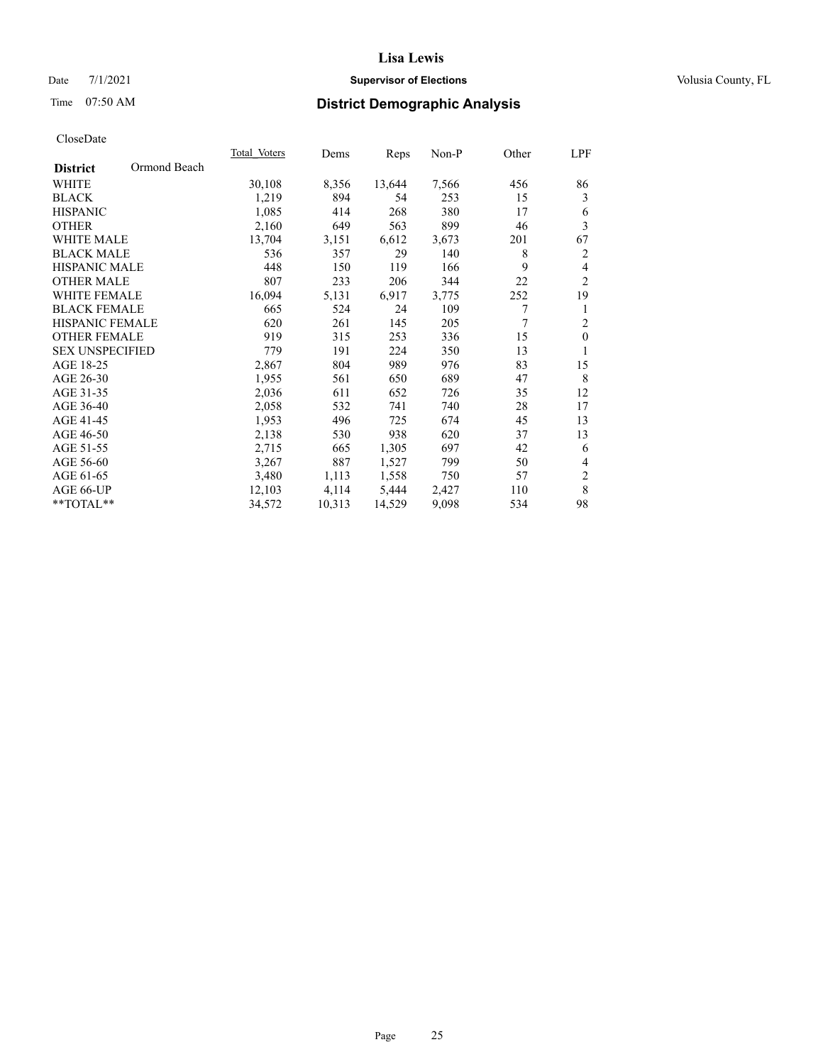# Lisa Lewis

Date 7/1/2021 **Supervisor of Elections** Volusia County, FL

Time 07:50 AM **District Demographic Analysis**

CloseDate

| **District** Ormond Beach | Total Voters | Dems | Reps | Non-P | Other | LPF |
|---|---|---|---|---|---|---|
| WHITE | 30,108 | 8,356 | 13,644 | 7,566 | 456 | 86 |
| BLACK | 1,219 | 894 | 54 | 253 | 15 | 3 |
| HISPANIC | 1,085 | 414 | 268 | 380 | 17 | 6 |
| OTHER | 2,160 | 649 | 563 | 899 | 46 | 3 |
| WHITE MALE | 13,704 | 3,151 | 6,612 | 3,673 | 201 | 67 |
| BLACK MALE | 536 | 357 | 29 | 140 | 8 | 2 |
| HISPANIC MALE | 448 | 150 | 119 | 166 | 9 | 4 |
| OTHER MALE | 807 | 233 | 206 | 344 | 22 | 2 |
| WHITE FEMALE | 16,094 | 5,131 | 6,917 | 3,775 | 252 | 19 |
| BLACK FEMALE | 665 | 524 | 24 | 109 | 7 | 1 |
| HISPANIC FEMALE | 620 | 261 | 145 | 205 | 7 | 2 |
| OTHER FEMALE | 919 | 315 | 253 | 336 | 15 | 0 |
| SEX UNSPECIFIED | 779 | 191 | 224 | 350 | 13 | 1 |
| AGE 18-25 | 2,867 | 804 | 989 | 976 | 83 | 15 |
| AGE 26-30 | 1,955 | 561 | 650 | 689 | 47 | 8 |
| AGE 31-35 | 2,036 | 611 | 652 | 726 | 35 | 12 |
| AGE 36-40 | 2,058 | 532 | 741 | 740 | 28 | 17 |
| AGE 41-45 | 1,953 | 496 | 725 | 674 | 45 | 13 |
| AGE 46-50 | 2,138 | 530 | 938 | 620 | 37 | 13 |
| AGE 51-55 | 2,715 | 665 | 1,305 | 697 | 42 | 6 |
| AGE 56-60 | 3,267 | 887 | 1,527 | 799 | 50 | 4 |
| AGE 61-65 | 3,480 | 1,113 | 1,558 | 750 | 57 | 2 |
| AGE 66-UP | 12,103 | 4,114 | 5,444 | 2,427 | 110 | 8 |
| **TOTAL** | 34,572 | 10,313 | 14,529 | 9,098 | 534 | 98 |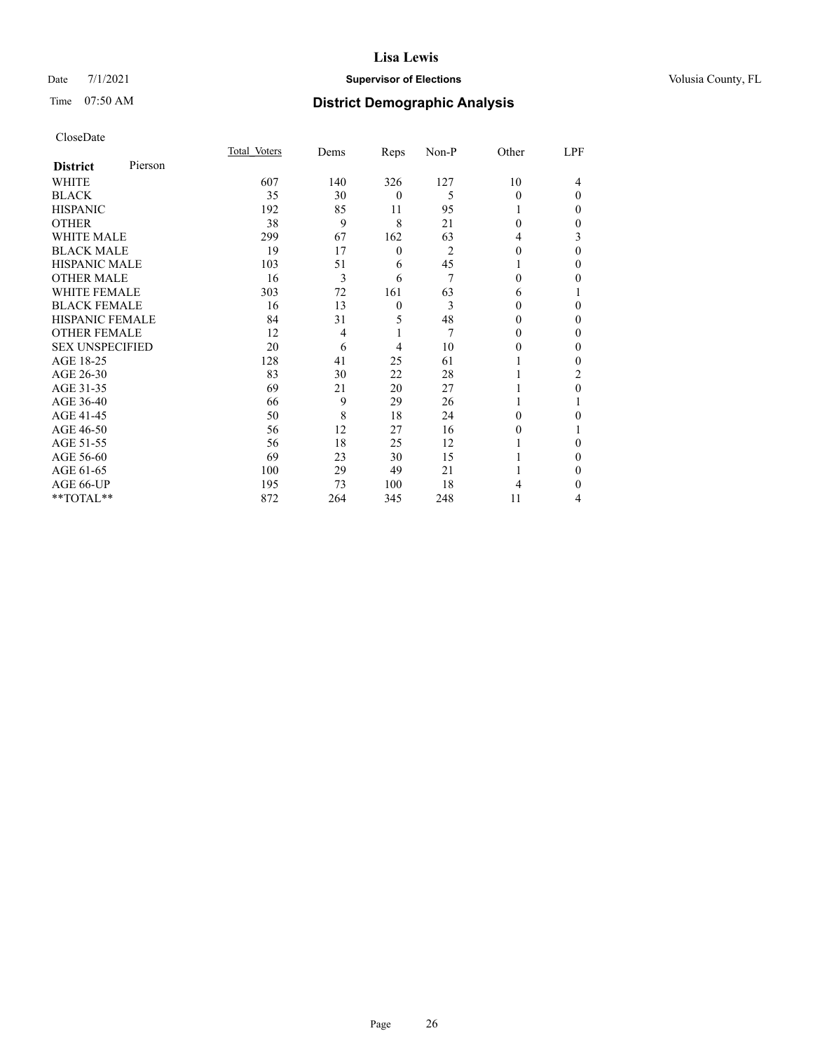**Lisa Lewis**

Date 7/1/2021 **Supervisor of Elections** Volusia County, FL

Time 07:50 AM **District Demographic Analysis**

CloseDate

| **District** Pierson | Total Voters | Dems | Reps | Non-P | Other | LPF |
|---|---|---|---|---|---|---|
| WHITE | 607 | 140 | 326 | 127 | 10 | 4 |
| BLACK | 35 | 30 | 0 | 5 | 0 | 0 |
| HISPANIC | 192 | 85 | 11 | 95 | 1 | 0 |
| OTHER | 38 | 9 | 8 | 21 | 0 | 0 |
| WHITE MALE | 299 | 67 | 162 | 63 | 4 | 3 |
| BLACK MALE | 19 | 17 | 0 | 2 | 0 | 0 |
| HISPANIC MALE | 103 | 51 | 6 | 45 | 1 | 0 |
| OTHER MALE | 16 | 3 | 6 | 7 | 0 | 0 |
| WHITE FEMALE | 303 | 72 | 161 | 63 | 6 | 1 |
| BLACK FEMALE | 16 | 13 | 0 | 3 | 0 | 0 |
| HISPANIC FEMALE | 84 | 31 | 5 | 48 | 0 | 0 |
| OTHER FEMALE | 12 | 4 | 1 | 7 | 0 | 0 |
| SEX UNSPECIFIED | 20 | 6 | 4 | 10 | 0 | 0 |
| AGE 18-25 | 128 | 41 | 25 | 61 | 1 | 0 |
| AGE 26-30 | 83 | 30 | 22 | 28 | 1 | 2 |
| AGE 31-35 | 69 | 21 | 20 | 27 | 1 | 0 |
| AGE 36-40 | 66 | 9 | 29 | 26 | 1 | 1 |
| AGE 41-45 | 50 | 8 | 18 | 24 | 0 | 0 |
| AGE 46-50 | 56 | 12 | 27 | 16 | 0 | 1 |
| AGE 51-55 | 56 | 18 | 25 | 12 | 1 | 0 |
| AGE 56-60 | 69 | 23 | 30 | 15 | 1 | 0 |
| AGE 61-65 | 100 | 29 | 49 | 21 | 1 | 0 |
| AGE 66-UP | 195 | 73 | 100 | 18 | 4 | 0 |
| **TOTAL** | 872 | 264 | 345 | 248 | 11 | 4 |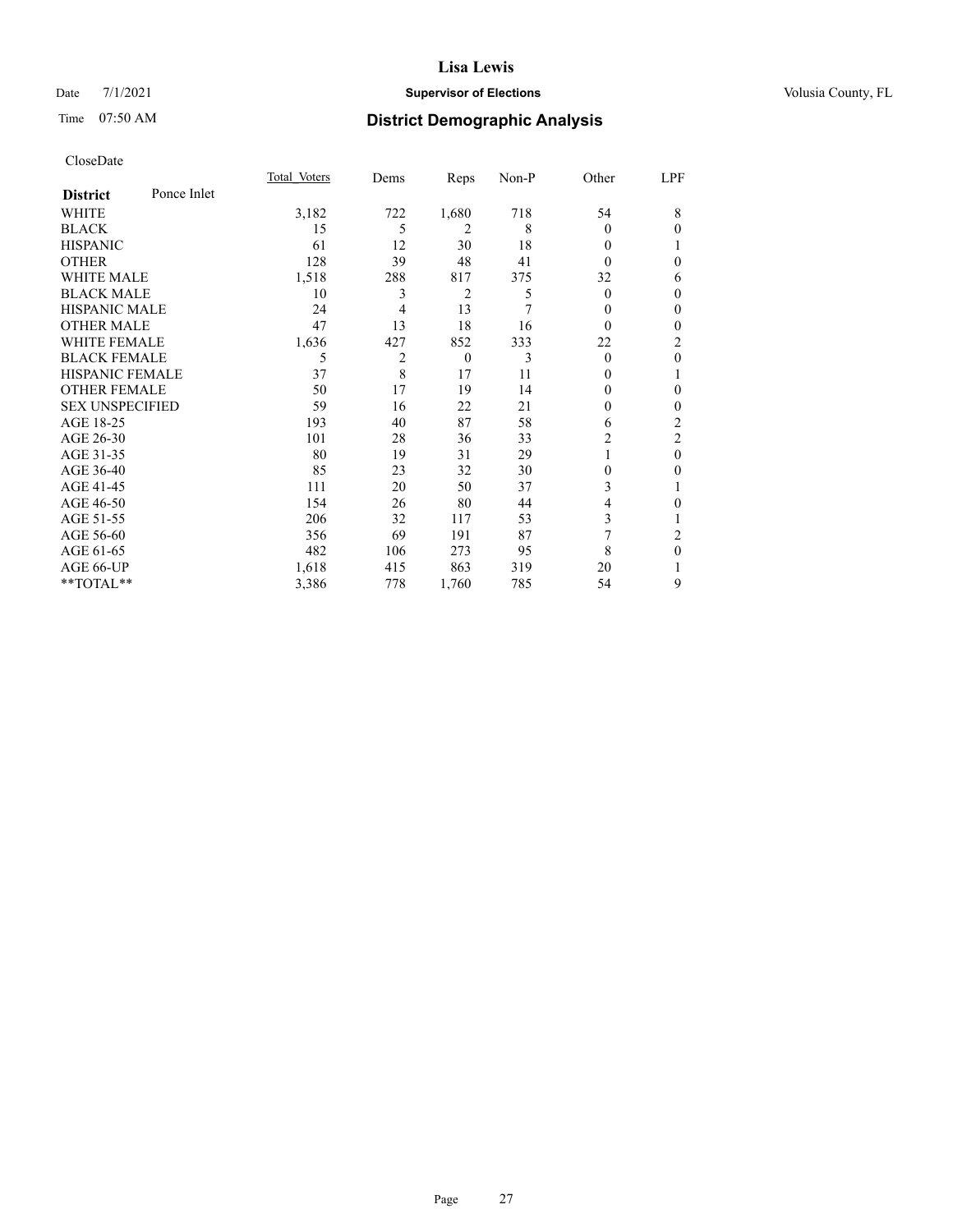# Lisa Lewis

Date 7/1/2021 **Supervisor of Elections** Volusia County, FL

Time 07:50 AM **District Demographic Analysis**

CloseDate

| **District** Ponce Inlet | Total_Voters | Dems | Reps | Non-P | Other | LPF |
|---|---|---|---|---|---|---|
| WHITE | 3,182 | 722 | 1,680 | 718 | 54 | 8 |
| BLACK | 15 | 5 | 2 | 8 | 0 | 0 |
| HISPANIC | 61 | 12 | 30 | 18 | 0 | 1 |
| OTHER | 128 | 39 | 48 | 41 | 0 | 0 |
| WHITE MALE | 1,518 | 288 | 817 | 375 | 32 | 6 |
| BLACK MALE | 10 | 3 | 2 | 5 | 0 | 0 |
| HISPANIC MALE | 24 | 4 | 13 | 7 | 0 | 0 |
| OTHER MALE | 47 | 13 | 18 | 16 | 0 | 0 |
| WHITE FEMALE | 1,636 | 427 | 852 | 333 | 22 | 2 |
| BLACK FEMALE | 5 | 2 | 0 | 3 | 0 | 0 |
| HISPANIC FEMALE | 37 | 8 | 17 | 11 | 0 | 1 |
| OTHER FEMALE | 50 | 17 | 19 | 14 | 0 | 0 |
| SEX UNSPECIFIED | 59 | 16 | 22 | 21 | 0 | 0 |
| AGE 18-25 | 193 | 40 | 87 | 58 | 6 | 2 |
| AGE 26-30 | 101 | 28 | 36 | 33 | 2 | 2 |
| AGE 31-35 | 80 | 19 | 31 | 29 | 1 | 0 |
| AGE 36-40 | 85 | 23 | 32 | 30 | 0 | 0 |
| AGE 41-45 | 111 | 20 | 50 | 37 | 3 | 1 |
| AGE 46-50 | 154 | 26 | 80 | 44 | 4 | 0 |
| AGE 51-55 | 206 | 32 | 117 | 53 | 3 | 1 |
| AGE 56-60 | 356 | 69 | 191 | 87 | 7 | 2 |
| AGE 61-65 | 482 | 106 | 273 | 95 | 8 | 0 |
| AGE 66-UP | 1,618 | 415 | 863 | 319 | 20 | 1 |
| **TOTAL** | 3,386 | 778 | 1,760 | 785 | 54 | 9 |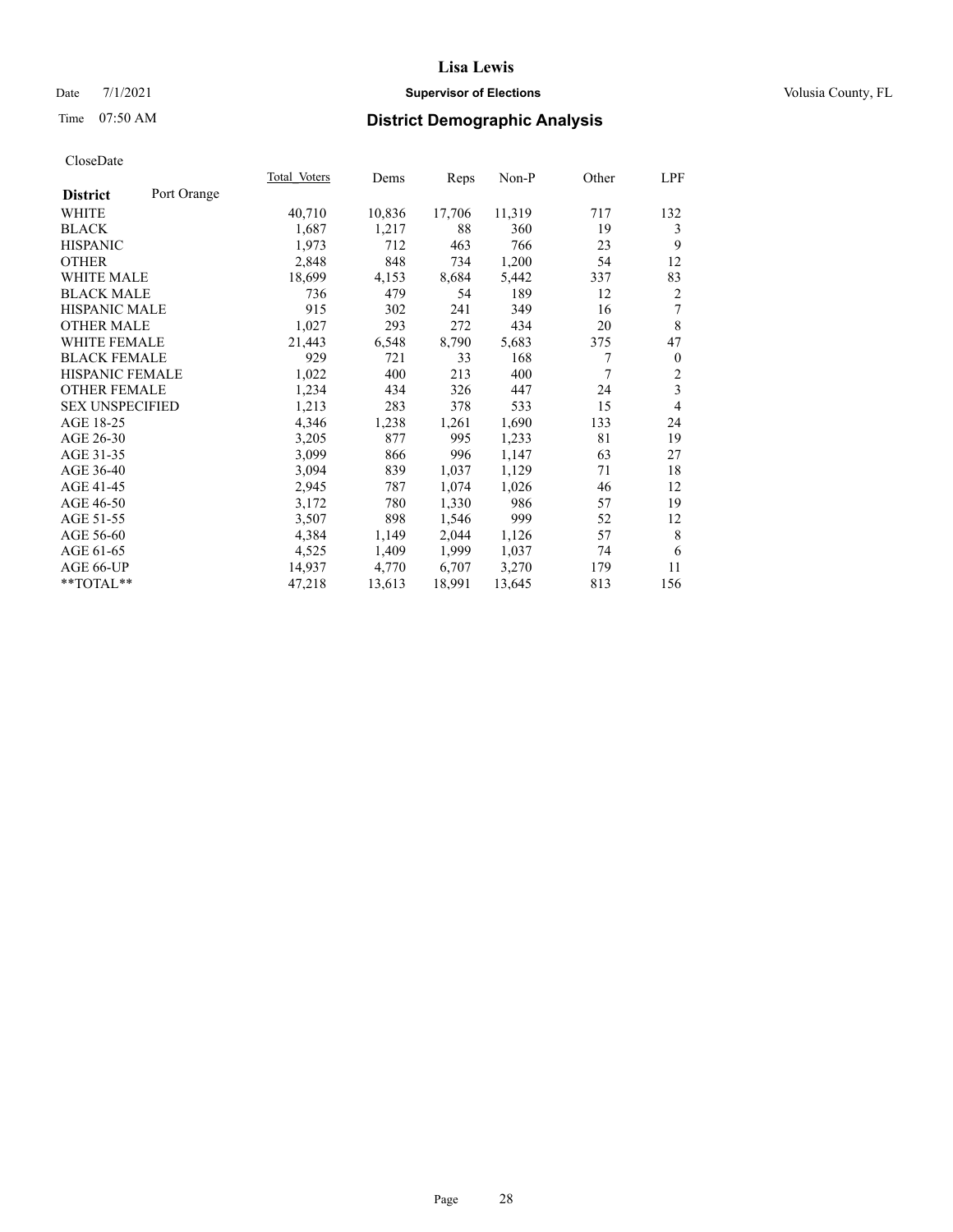Lisa Lewis

Date 7/1/2021 **Supervisor of Elections** Volusia County, FL

Time 07:50 AM **District Demographic Analysis**

CloseDate

| **District** Port Orange | Total Voters | Dems | Reps | Non-P | Other | LPF |
|---|---|---|---|---|---|---|
| WHITE | 40,710 | 10,836 | 17,706 | 11,319 | 717 | 132 |
| BLACK | 1,687 | 1,217 | 88 | 360 | 19 | 3 |
| HISPANIC | 1,973 | 712 | 463 | 766 | 23 | 9 |
| OTHER | 2,848 | 848 | 734 | 1,200 | 54 | 12 |
| WHITE MALE | 18,699 | 4,153 | 8,684 | 5,442 | 337 | 83 |
| BLACK MALE | 736 | 479 | 54 | 189 | 12 | 2 |
| HISPANIC MALE | 915 | 302 | 241 | 349 | 16 | 7 |
| OTHER MALE | 1,027 | 293 | 272 | 434 | 20 | 8 |
| WHITE FEMALE | 21,443 | 6,548 | 8,790 | 5,683 | 375 | 47 |
| BLACK FEMALE | 929 | 721 | 33 | 168 | 7 | 0 |
| HISPANIC FEMALE | 1,022 | 400 | 213 | 400 | 7 | 2 |
| OTHER FEMALE | 1,234 | 434 | 326 | 447 | 24 | 3 |
| SEX UNSPECIFIED | 1,213 | 283 | 378 | 533 | 15 | 4 |
| AGE 18-25 | 4,346 | 1,238 | 1,261 | 1,690 | 133 | 24 |
| AGE 26-30 | 3,205 | 877 | 995 | 1,233 | 81 | 19 |
| AGE 31-35 | 3,099 | 866 | 996 | 1,147 | 63 | 27 |
| AGE 36-40 | 3,094 | 839 | 1,037 | 1,129 | 71 | 18 |
| AGE 41-45 | 2,945 | 787 | 1,074 | 1,026 | 46 | 12 |
| AGE 46-50 | 3,172 | 780 | 1,330 | 986 | 57 | 19 |
| AGE 51-55 | 3,507 | 898 | 1,546 | 999 | 52 | 12 |
| AGE 56-60 | 4,384 | 1,149 | 2,044 | 1,126 | 57 | 8 |
| AGE 61-65 | 4,525 | 1,409 | 1,999 | 1,037 | 74 | 6 |
| AGE 66-UP | 14,937 | 4,770 | 6,707 | 3,270 | 179 | 11 |
| **TOTAL** | 47,218 | 13,613 | 18,991 | 13,645 | 813 | 156 |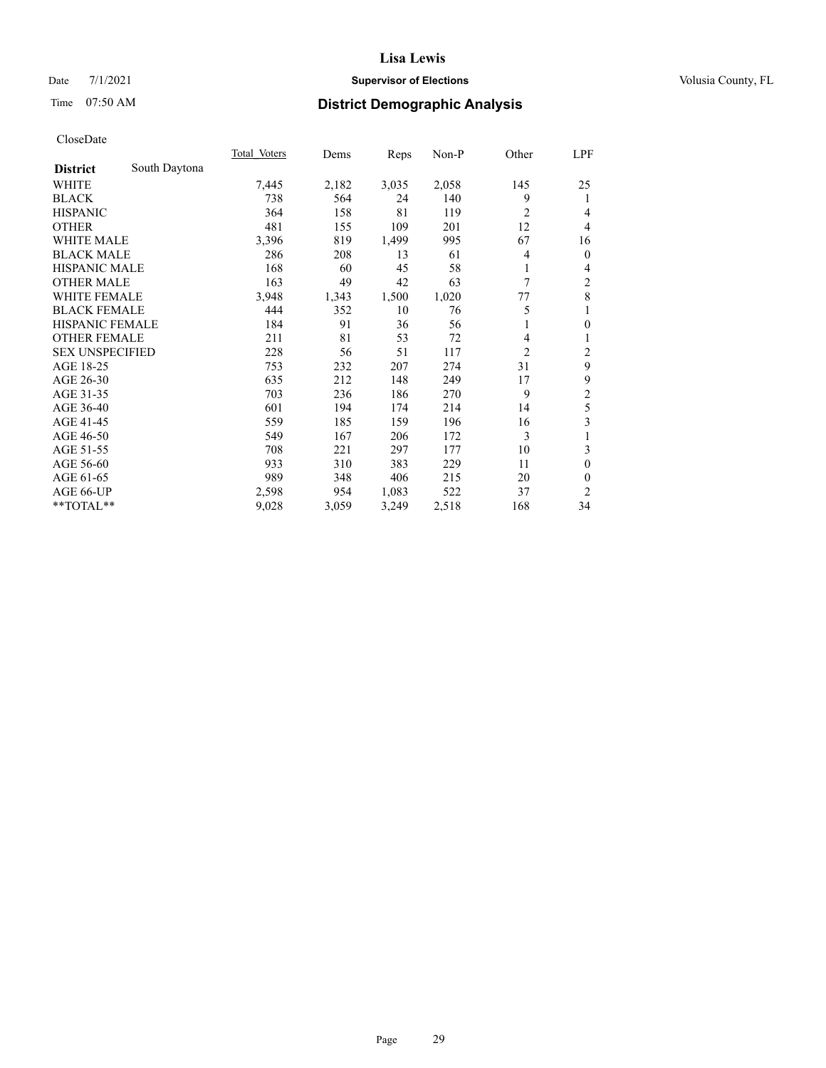# Lisa Lewis

Date 7/1/2021 **Supervisor of Elections** Volusia County, FL

Time 07:50 AM **District Demographic Analysis**

CloseDate

| District | South Daytona | Total Voters | Dems | Reps | Non-P | Other | LPF |
|---|---|---|---|---|---|---|---|
| WHITE | | 7,445 | 2,182 | 3,035 | 2,058 | 145 | 25 |
| BLACK | | 738 | 564 | 24 | 140 | 9 | 1 |
| HISPANIC | | 364 | 158 | 81 | 119 | 2 | 4 |
| OTHER | | 481 | 155 | 109 | 201 | 12 | 4 |
| WHITE MALE | | 3,396 | 819 | 1,499 | 995 | 67 | 16 |
| BLACK MALE | | 286 | 208 | 13 | 61 | 4 | 0 |
| HISPANIC MALE | | 168 | 60 | 45 | 58 | 1 | 4 |
| OTHER MALE | | 163 | 49 | 42 | 63 | 7 | 2 |
| WHITE FEMALE | | 3,948 | 1,343 | 1,500 | 1,020 | 77 | 8 |
| BLACK FEMALE | | 444 | 352 | 10 | 76 | 5 | 1 |
| HISPANIC FEMALE | | 184 | 91 | 36 | 56 | 1 | 0 |
| OTHER FEMALE | | 211 | 81 | 53 | 72 | 4 | 1 |
| SEX UNSPECIFIED | | 228 | 56 | 51 | 117 | 2 | 2 |
| AGE 18-25 | | 753 | 232 | 207 | 274 | 31 | 9 |
| AGE 26-30 | | 635 | 212 | 148 | 249 | 17 | 9 |
| AGE 31-35 | | 703 | 236 | 186 | 270 | 9 | 2 |
| AGE 36-40 | | 601 | 194 | 174 | 214 | 14 | 5 |
| AGE 41-45 | | 559 | 185 | 159 | 196 | 16 | 3 |
| AGE 46-50 | | 549 | 167 | 206 | 172 | 3 | 1 |
| AGE 51-55 | | 708 | 221 | 297 | 177 | 10 | 3 |
| AGE 56-60 | | 933 | 310 | 383 | 229 | 11 | 0 |
| AGE 61-65 | | 989 | 348 | 406 | 215 | 20 | 0 |
| AGE 66-UP | | 2,598 | 954 | 1,083 | 522 | 37 | 2 |
| **TOTAL** | | 9,028 | 3,059 | 3,249 | 2,518 | 168 | 34 |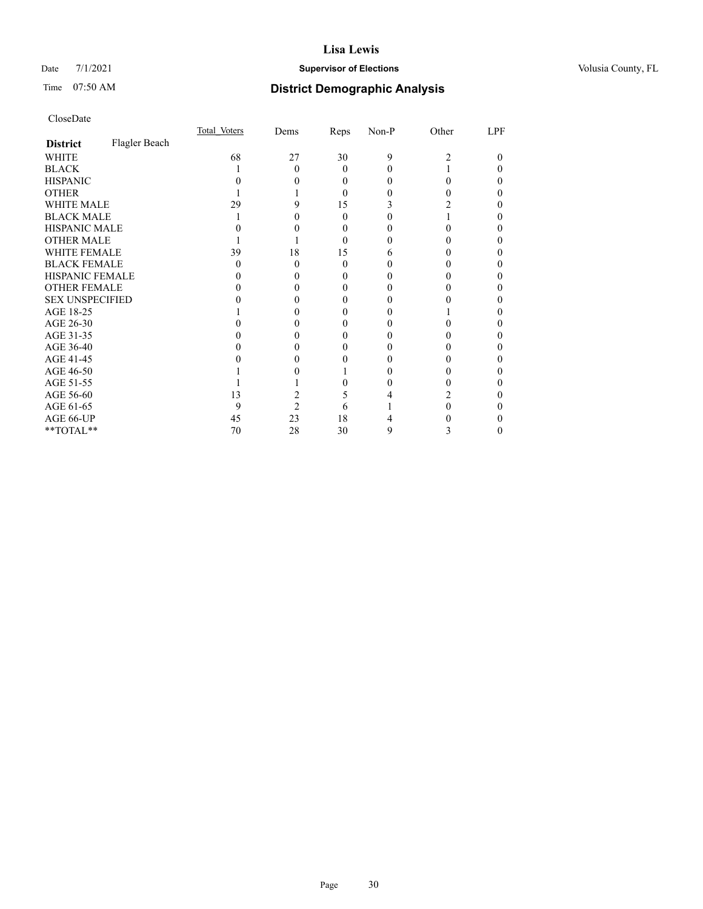# Lisa Lewis

Date 7/1/2021 **Supervisor of Elections** Volusia County, FL

Time 07:50 AM **District Demographic Analysis**

CloseDate

| **District** Flagler Beach | Total Voters | Dems | Reps | Non-P | Other | LPF |
|---|---|---|---|---|---|---|
| WHITE | 68 | 27 | 30 | 9 | 2 | 0 |
| BLACK | 1 | 0 | 0 | 0 | 1 | 0 |
| HISPANIC | 0 | 0 | 0 | 0 | 0 | 0 |
| OTHER | 1 | 1 | 0 | 0 | 0 | 0 |
| WHITE MALE | 29 | 9 | 15 | 3 | 2 | 0 |
| BLACK MALE | 1 | 0 | 0 | 0 | 1 | 0 |
| HISPANIC MALE | 0 | 0 | 0 | 0 | 0 | 0 |
| OTHER MALE | 1 | 1 | 0 | 0 | 0 | 0 |
| WHITE FEMALE | 39 | 18 | 15 | 6 | 0 | 0 |
| BLACK FEMALE | 0 | 0 | 0 | 0 | 0 | 0 |
| HISPANIC FEMALE | 0 | 0 | 0 | 0 | 0 | 0 |
| OTHER FEMALE | 0 | 0 | 0 | 0 | 0 | 0 |
| SEX UNSPECIFIED | 0 | 0 | 0 | 0 | 0 | 0 |
| AGE 18-25 | 1 | 0 | 0 | 0 | 1 | 0 |
| AGE 26-30 | 0 | 0 | 0 | 0 | 0 | 0 |
| AGE 31-35 | 0 | 0 | 0 | 0 | 0 | 0 |
| AGE 36-40 | 0 | 0 | 0 | 0 | 0 | 0 |
| AGE 41-45 | 0 | 0 | 0 | 0 | 0 | 0 |
| AGE 46-50 | 1 | 0 | 1 | 0 | 0 | 0 |
| AGE 51-55 | 1 | 1 | 0 | 0 | 0 | 0 |
| AGE 56-60 | 13 | 2 | 5 | 4 | 2 | 0 |
| AGE 61-65 | 9 | 2 | 6 | 1 | 0 | 0 |
| AGE 66-UP | 45 | 23 | 18 | 4 | 0 | 0 |
| **TOTAL** | 70 | 28 | 30 | 9 | 3 | 0 |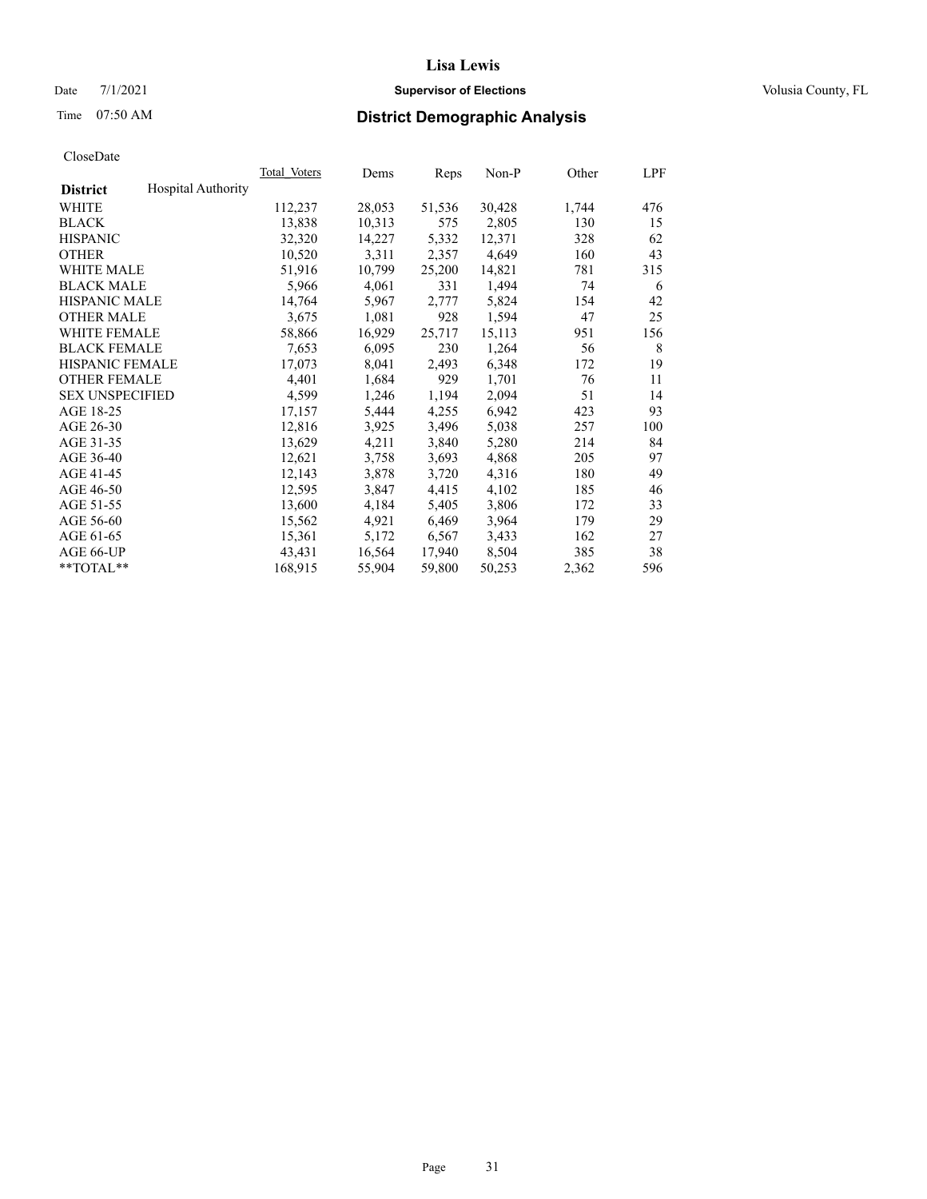# Lisa Lewis

Date 7/1/2021 **Supervisor of Elections** Volusia County, FL

Time 07:50 AM **District Demographic Analysis**

CloseDate

| **District** Hospital Authority | Total Voters | Dems | Reps | Non-P | Other | LPF |
|---|---|---|---|---|---|---|
| WHITE | 112,237 | 28,053 | 51,536 | 30,428 | 1,744 | 476 |
| BLACK | 13,838 | 10,313 | 575 | 2,805 | 130 | 15 |
| HISPANIC | 32,320 | 14,227 | 5,332 | 12,371 | 328 | 62 |
| OTHER | 10,520 | 3,311 | 2,357 | 4,649 | 160 | 43 |
| WHITE MALE | 51,916 | 10,799 | 25,200 | 14,821 | 781 | 315 |
| BLACK MALE | 5,966 | 4,061 | 331 | 1,494 | 74 | 6 |
| HISPANIC MALE | 14,764 | 5,967 | 2,777 | 5,824 | 154 | 42 |
| OTHER MALE | 3,675 | 1,081 | 928 | 1,594 | 47 | 25 |
| WHITE FEMALE | 58,866 | 16,929 | 25,717 | 15,113 | 951 | 156 |
| BLACK FEMALE | 7,653 | 6,095 | 230 | 1,264 | 56 | 8 |
| HISPANIC FEMALE | 17,073 | 8,041 | 2,493 | 6,348 | 172 | 19 |
| OTHER FEMALE | 4,401 | 1,684 | 929 | 1,701 | 76 | 11 |
| SEX UNSPECIFIED | 4,599 | 1,246 | 1,194 | 2,094 | 51 | 14 |
| AGE 18-25 | 17,157 | 5,444 | 4,255 | 6,942 | 423 | 93 |
| AGE 26-30 | 12,816 | 3,925 | 3,496 | 5,038 | 257 | 100 |
| AGE 31-35 | 13,629 | 4,211 | 3,840 | 5,280 | 214 | 84 |
| AGE 36-40 | 12,621 | 3,758 | 3,693 | 4,868 | 205 | 97 |
| AGE 41-45 | 12,143 | 3,878 | 3,720 | 4,316 | 180 | 49 |
| AGE 46-50 | 12,595 | 3,847 | 4,415 | 4,102 | 185 | 46 |
| AGE 51-55 | 13,600 | 4,184 | 5,405 | 3,806 | 172 | 33 |
| AGE 56-60 | 15,562 | 4,921 | 6,469 | 3,964 | 179 | 29 |
| AGE 61-65 | 15,361 | 5,172 | 6,567 | 3,433 | 162 | 27 |
| AGE 66-UP | 43,431 | 16,564 | 17,940 | 8,504 | 385 | 38 |
| **TOTAL** | 168,915 | 55,904 | 59,800 | 50,253 | 2,362 | 596 |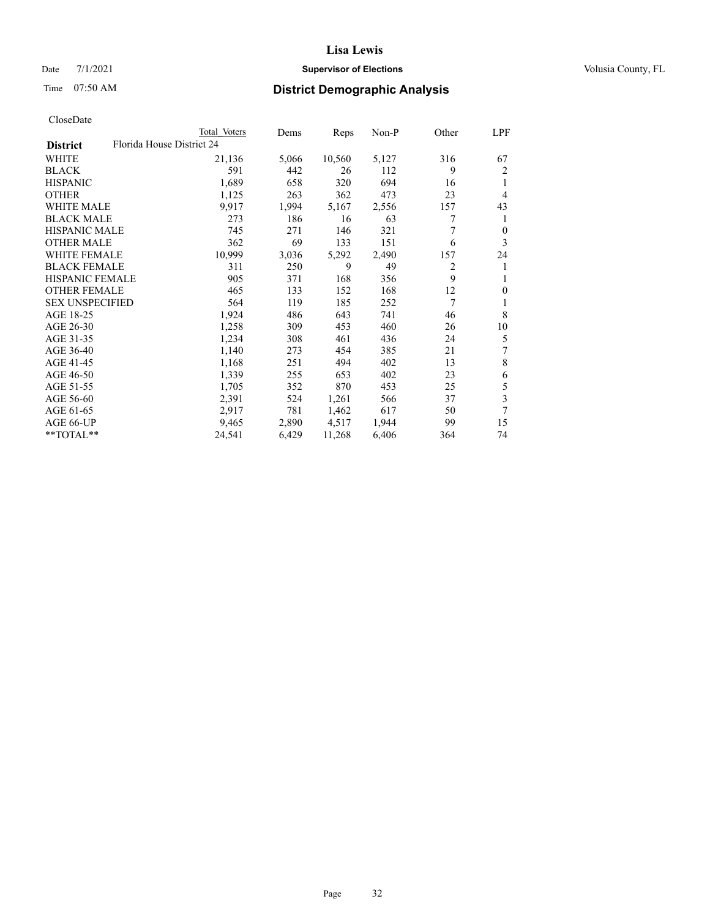# Lisa Lewis

Date 7/1/2021 **Supervisor of Elections** Volusia County, FL

Time 07:50 AM **District Demographic Analysis**

CloseDate

| District | Total Voters | Dems | Reps | Non-P | Other | LPF |
|---|---|---|---|---|---|---|
| Florida House District 24 | | | | | | |
| WHITE | 21,136 | 5,066 | 10,560 | 5,127 | 316 | 67 |
| BLACK | 591 | 442 | 26 | 112 | 9 | 2 |
| HISPANIC | 1,689 | 658 | 320 | 694 | 16 | 1 |
| OTHER | 1,125 | 263 | 362 | 473 | 23 | 4 |
| WHITE MALE | 9,917 | 1,994 | 5,167 | 2,556 | 157 | 43 |
| BLACK MALE | 273 | 186 | 16 | 63 | 7 | 1 |
| HISPANIC MALE | 745 | 271 | 146 | 321 | 7 | 0 |
| OTHER MALE | 362 | 69 | 133 | 151 | 6 | 3 |
| WHITE FEMALE | 10,999 | 3,036 | 5,292 | 2,490 | 157 | 24 |
| BLACK FEMALE | 311 | 250 | 9 | 49 | 2 | 1 |
| HISPANIC FEMALE | 905 | 371 | 168 | 356 | 9 | 1 |
| OTHER FEMALE | 465 | 133 | 152 | 168 | 12 | 0 |
| SEX UNSPECIFIED | 564 | 119 | 185 | 252 | 7 | 1 |
| AGE 18-25 | 1,924 | 486 | 643 | 741 | 46 | 8 |
| AGE 26-30 | 1,258 | 309 | 453 | 460 | 26 | 10 |
| AGE 31-35 | 1,234 | 308 | 461 | 436 | 24 | 5 |
| AGE 36-40 | 1,140 | 273 | 454 | 385 | 21 | 7 |
| AGE 41-45 | 1,168 | 251 | 494 | 402 | 13 | 8 |
| AGE 46-50 | 1,339 | 255 | 653 | 402 | 23 | 6 |
| AGE 51-55 | 1,705 | 352 | 870 | 453 | 25 | 5 |
| AGE 56-60 | 2,391 | 524 | 1,261 | 566 | 37 | 3 |
| AGE 61-65 | 2,917 | 781 | 1,462 | 617 | 50 | 7 |
| AGE 66-UP | 9,465 | 2,890 | 4,517 | 1,944 | 99 | 15 |
| **TOTAL** | 24,541 | 6,429 | 11,268 | 6,406 | 364 | 74 |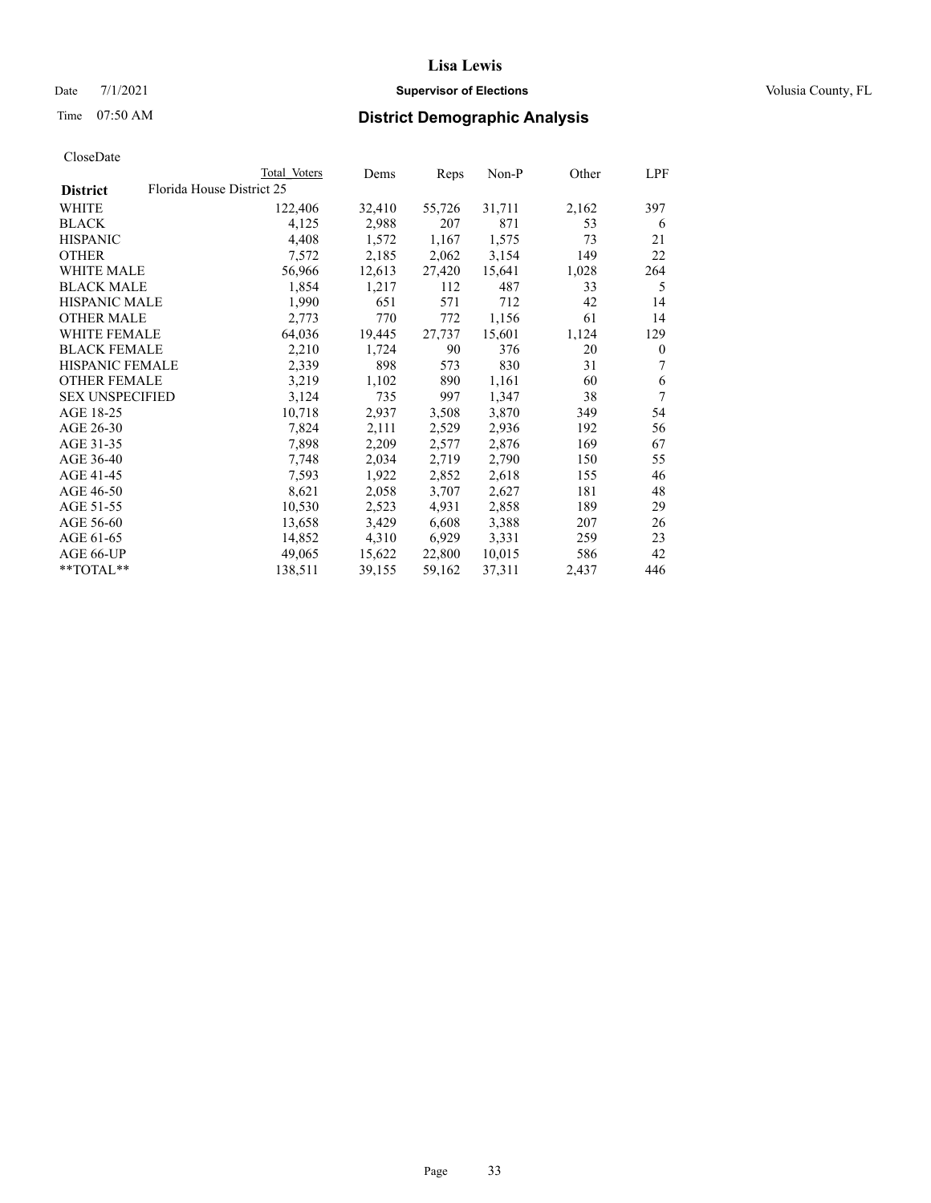# Lisa Lewis

Date 7/1/2021 **Supervisor of Elections** Volusia County, FL

Time 07:50 AM **District Demographic Analysis**

CloseDate

| District | Total Voters | Dems | Reps | Non-P | Other | LPF |
|---|---|---|---|---|---|---|
| Florida House District 25 | | | | | | |
| WHITE | 122,406 | 32,410 | 55,726 | 31,711 | 2,162 | 397 |
| BLACK | 4,125 | 2,988 | 207 | 871 | 53 | 6 |
| HISPANIC | 4,408 | 1,572 | 1,167 | 1,575 | 73 | 21 |
| OTHER | 7,572 | 2,185 | 2,062 | 3,154 | 149 | 22 |
| WHITE MALE | 56,966 | 12,613 | 27,420 | 15,641 | 1,028 | 264 |
| BLACK MALE | 1,854 | 1,217 | 112 | 487 | 33 | 5 |
| HISPANIC MALE | 1,990 | 651 | 571 | 712 | 42 | 14 |
| OTHER MALE | 2,773 | 770 | 772 | 1,156 | 61 | 14 |
| WHITE FEMALE | 64,036 | 19,445 | 27,737 | 15,601 | 1,124 | 129 |
| BLACK FEMALE | 2,210 | 1,724 | 90 | 376 | 20 | 0 |
| HISPANIC FEMALE | 2,339 | 898 | 573 | 830 | 31 | 7 |
| OTHER FEMALE | 3,219 | 1,102 | 890 | 1,161 | 60 | 6 |
| SEX UNSPECIFIED | 3,124 | 735 | 997 | 1,347 | 38 | 7 |
| AGE 18-25 | 10,718 | 2,937 | 3,508 | 3,870 | 349 | 54 |
| AGE 26-30 | 7,824 | 2,111 | 2,529 | 2,936 | 192 | 56 |
| AGE 31-35 | 7,898 | 2,209 | 2,577 | 2,876 | 169 | 67 |
| AGE 36-40 | 7,748 | 2,034 | 2,719 | 2,790 | 150 | 55 |
| AGE 41-45 | 7,593 | 1,922 | 2,852 | 2,618 | 155 | 46 |
| AGE 46-50 | 8,621 | 2,058 | 3,707 | 2,627 | 181 | 48 |
| AGE 51-55 | 10,530 | 2,523 | 4,931 | 2,858 | 189 | 29 |
| AGE 56-60 | 13,658 | 3,429 | 6,608 | 3,388 | 207 | 26 |
| AGE 61-65 | 14,852 | 4,310 | 6,929 | 3,331 | 259 | 23 |
| AGE 66-UP | 49,065 | 15,622 | 22,800 | 10,015 | 586 | 42 |
| **TOTAL** | 138,511 | 39,155 | 59,162 | 37,311 | 2,437 | 446 |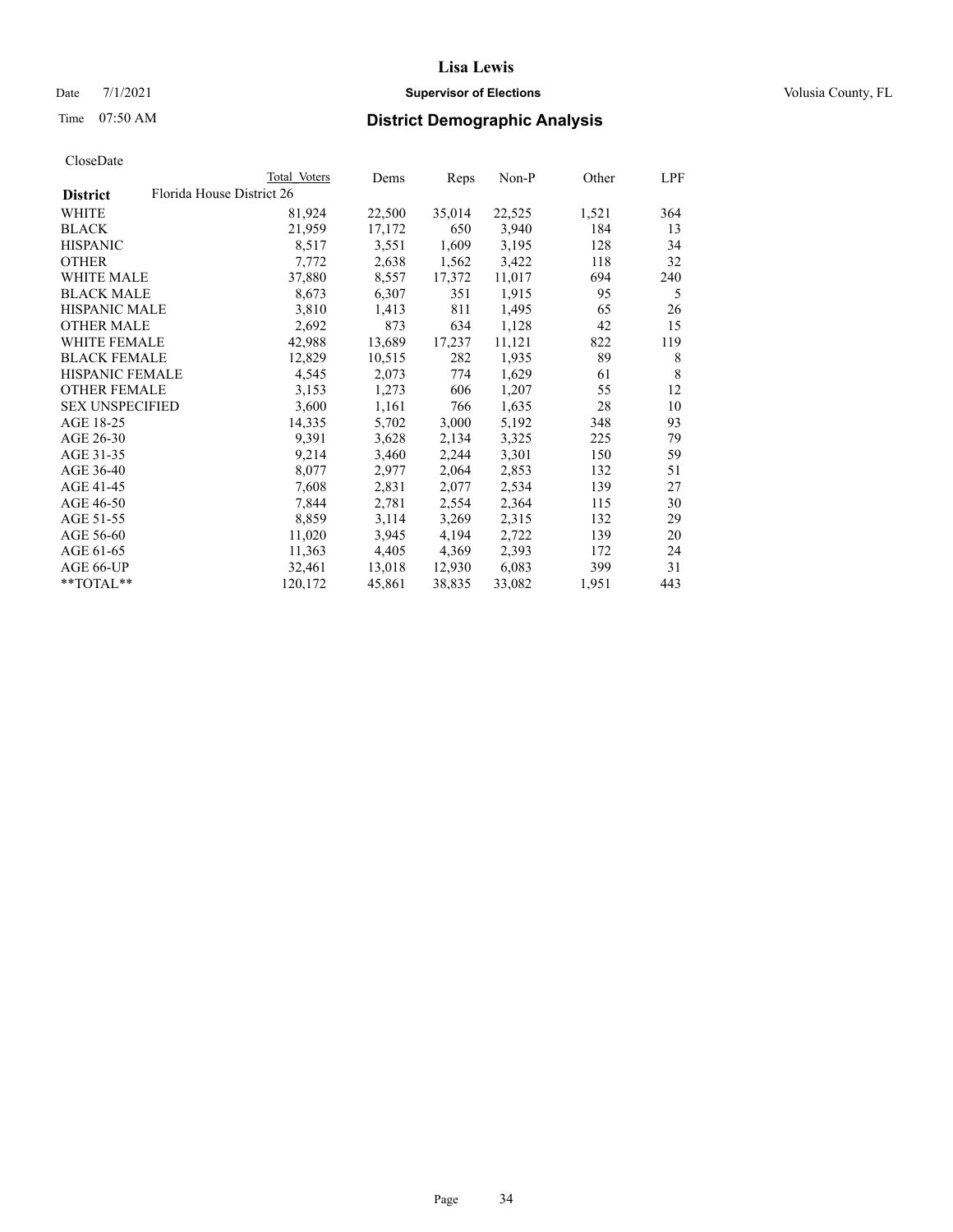# Lisa Lewis

Date 7/1/2021 **Supervisor of Elections** Volusia County, FL

Time 07:50 AM **District Demographic Analysis**

CloseDate

| District | Florida House District 26 Total Voters | Dems | Reps | Non-P | Other | LPF |
|---|---|---|---|---|---|---|
| WHITE | 81,924 | 22,500 | 35,014 | 22,525 | 1,521 | 364 |
| BLACK | 21,959 | 17,172 | 650 | 3,940 | 184 | 13 |
| HISPANIC | 8,517 | 3,551 | 1,609 | 3,195 | 128 | 34 |
| OTHER | 7,772 | 2,638 | 1,562 | 3,422 | 118 | 32 |
| WHITE MALE | 37,880 | 8,557 | 17,372 | 11,017 | 694 | 240 |
| BLACK MALE | 8,673 | 6,307 | 351 | 1,915 | 95 | 5 |
| HISPANIC MALE | 3,810 | 1,413 | 811 | 1,495 | 65 | 26 |
| OTHER MALE | 2,692 | 873 | 634 | 1,128 | 42 | 15 |
| WHITE FEMALE | 42,988 | 13,689 | 17,237 | 11,121 | 822 | 119 |
| BLACK FEMALE | 12,829 | 10,515 | 282 | 1,935 | 89 | 8 |
| HISPANIC FEMALE | 4,545 | 2,073 | 774 | 1,629 | 61 | 8 |
| OTHER FEMALE | 3,153 | 1,273 | 606 | 1,207 | 55 | 12 |
| SEX UNSPECIFIED | 3,600 | 1,161 | 766 | 1,635 | 28 | 10 |
| AGE 18-25 | 14,335 | 5,702 | 3,000 | 5,192 | 348 | 93 |
| AGE 26-30 | 9,391 | 3,628 | 2,134 | 3,325 | 225 | 79 |
| AGE 31-35 | 9,214 | 3,460 | 2,244 | 3,301 | 150 | 59 |
| AGE 36-40 | 8,077 | 2,977 | 2,064 | 2,853 | 132 | 51 |
| AGE 41-45 | 7,608 | 2,831 | 2,077 | 2,534 | 139 | 27 |
| AGE 46-50 | 7,844 | 2,781 | 2,554 | 2,364 | 115 | 30 |
| AGE 51-55 | 8,859 | 3,114 | 3,269 | 2,315 | 132 | 29 |
| AGE 56-60 | 11,020 | 3,945 | 4,194 | 2,722 | 139 | 20 |
| AGE 61-65 | 11,363 | 4,405 | 4,369 | 2,393 | 172 | 24 |
| AGE 66-UP | 32,461 | 13,018 | 12,930 | 6,083 | 399 | 31 |
| **TOTAL** | 120,172 | 45,861 | 38,835 | 33,082 | 1,951 | 443 |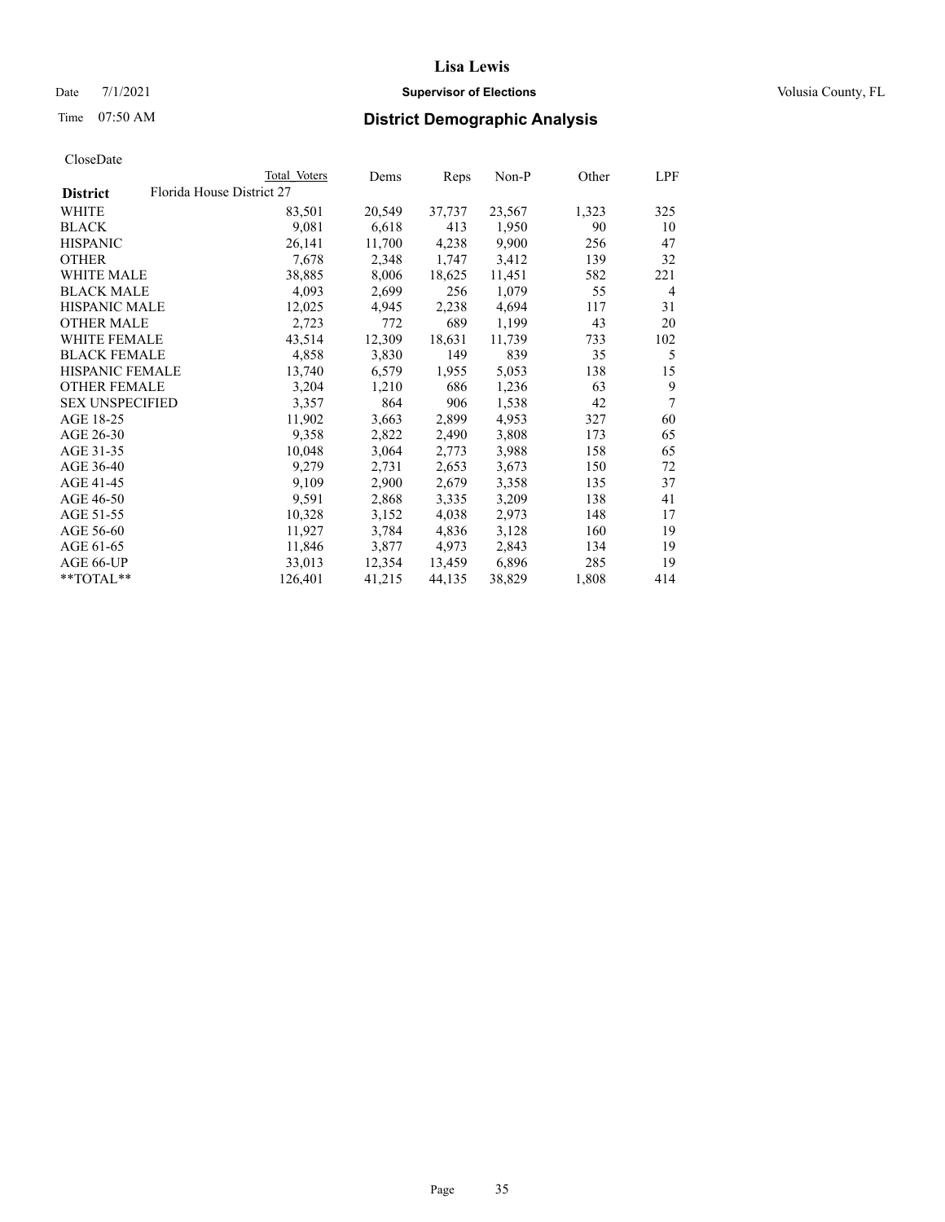# Lisa Lewis

Date 7/1/2021 **Supervisor of Elections** Volusia County, FL

Time 07:50 AM **District Demographic Analysis**

CloseDate

| | Total Voters | Dems | Reps | Non-P | Other | LPF |
|---|---|---|---|---|---|---|
| **District** Florida House District 27 | | | | | | |
| WHITE | 83,501 | 20,549 | 37,737 | 23,567 | 1,323 | 325 |
| BLACK | 9,081 | 6,618 | 413 | 1,950 | 90 | 10 |
| HISPANIC | 26,141 | 11,700 | 4,238 | 9,900 | 256 | 47 |
| OTHER | 7,678 | 2,348 | 1,747 | 3,412 | 139 | 32 |
| WHITE MALE | 38,885 | 8,006 | 18,625 | 11,451 | 582 | 221 |
| BLACK MALE | 4,093 | 2,699 | 256 | 1,079 | 55 | 4 |
| HISPANIC MALE | 12,025 | 4,945 | 2,238 | 4,694 | 117 | 31 |
| OTHER MALE | 2,723 | 772 | 689 | 1,199 | 43 | 20 |
| WHITE FEMALE | 43,514 | 12,309 | 18,631 | 11,739 | 733 | 102 |
| BLACK FEMALE | 4,858 | 3,830 | 149 | 839 | 35 | 5 |
| HISPANIC FEMALE | 13,740 | 6,579 | 1,955 | 5,053 | 138 | 15 |
| OTHER FEMALE | 3,204 | 1,210 | 686 | 1,236 | 63 | 9 |
| SEX UNSPECIFIED | 3,357 | 864 | 906 | 1,538 | 42 | 7 |
| AGE 18-25 | 11,902 | 3,663 | 2,899 | 4,953 | 327 | 60 |
| AGE 26-30 | 9,358 | 2,822 | 2,490 | 3,808 | 173 | 65 |
| AGE 31-35 | 10,048 | 3,064 | 2,773 | 3,988 | 158 | 65 |
| AGE 36-40 | 9,279 | 2,731 | 2,653 | 3,673 | 150 | 72 |
| AGE 41-45 | 9,109 | 2,900 | 2,679 | 3,358 | 135 | 37 |
| AGE 46-50 | 9,591 | 2,868 | 3,335 | 3,209 | 138 | 41 |
| AGE 51-55 | 10,328 | 3,152 | 4,038 | 2,973 | 148 | 17 |
| AGE 56-60 | 11,927 | 3,784 | 4,836 | 3,128 | 160 | 19 |
| AGE 61-65 | 11,846 | 3,877 | 4,973 | 2,843 | 134 | 19 |
| AGE 66-UP | 33,013 | 12,354 | 13,459 | 6,896 | 285 | 19 |
| **TOTAL** | 126,401 | 41,215 | 44,135 | 38,829 | 1,808 | 414 |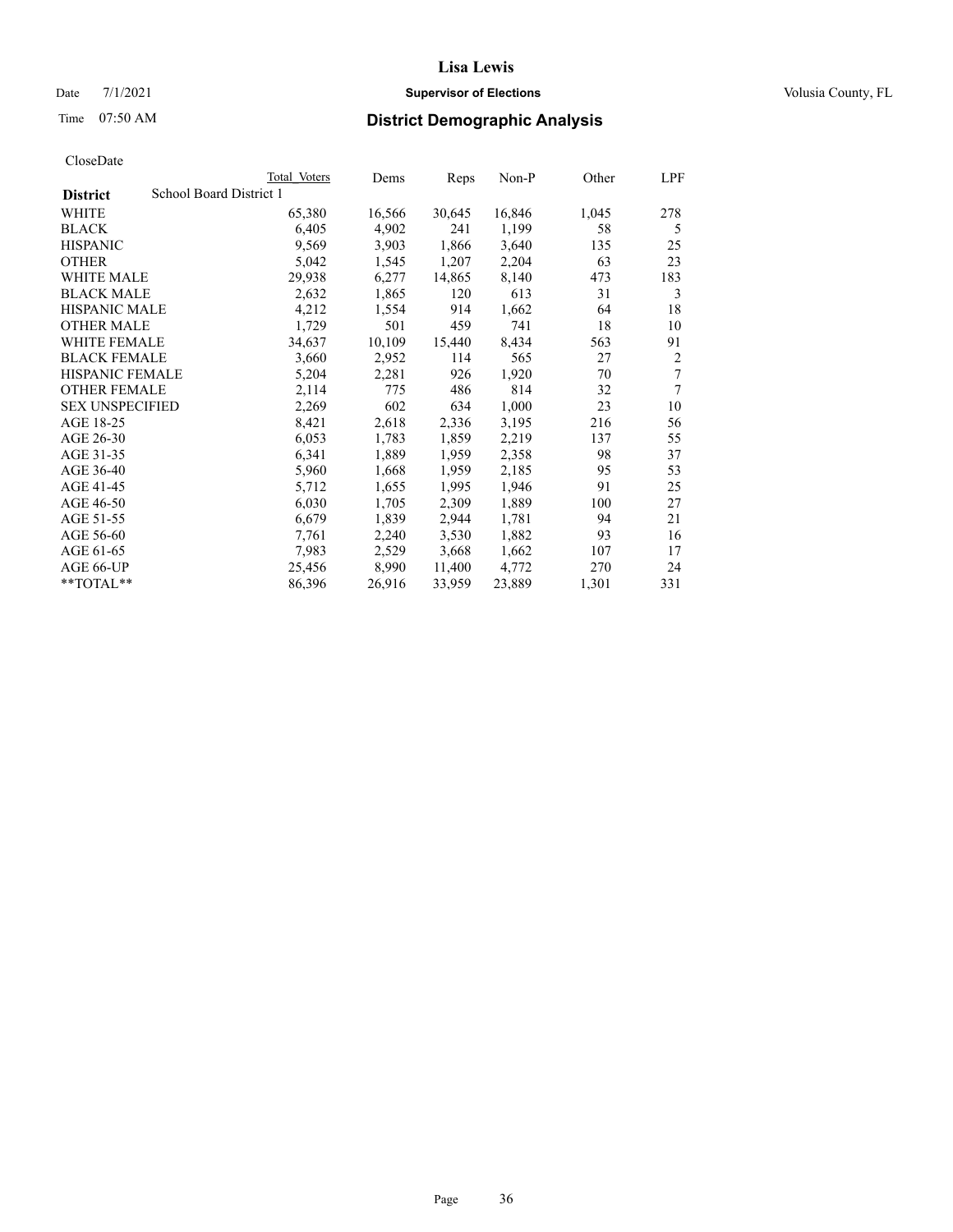# Lisa Lewis

Date 7/1/2021 **Supervisor of Elections** Volusia County, FL

Time 07:50 AM **District Demographic Analysis**

CloseDate

| District | School Board District 1 | Total Voters | Dems | Reps | Non-P | Other | LPF |
|---|---|---|---|---|---|---|---|
| WHITE | | 65,380 | 16,566 | 30,645 | 16,846 | 1,045 | 278 |
| BLACK | | 6,405 | 4,902 | 241 | 1,199 | 58 | 5 |
| HISPANIC | | 9,569 | 3,903 | 1,866 | 3,640 | 135 | 25 |
| OTHER | | 5,042 | 1,545 | 1,207 | 2,204 | 63 | 23 |
| WHITE MALE | | 29,938 | 6,277 | 14,865 | 8,140 | 473 | 183 |
| BLACK MALE | | 2,632 | 1,865 | 120 | 613 | 31 | 3 |
| HISPANIC MALE | | 4,212 | 1,554 | 914 | 1,662 | 64 | 18 |
| OTHER MALE | | 1,729 | 501 | 459 | 741 | 18 | 10 |
| WHITE FEMALE | | 34,637 | 10,109 | 15,440 | 8,434 | 563 | 91 |
| BLACK FEMALE | | 3,660 | 2,952 | 114 | 565 | 27 | 2 |
| HISPANIC FEMALE | | 5,204 | 2,281 | 926 | 1,920 | 70 | 7 |
| OTHER FEMALE | | 2,114 | 775 | 486 | 814 | 32 | 7 |
| SEX UNSPECIFIED | | 2,269 | 602 | 634 | 1,000 | 23 | 10 |
| AGE 18-25 | | 8,421 | 2,618 | 2,336 | 3,195 | 216 | 56 |
| AGE 26-30 | | 6,053 | 1,783 | 1,859 | 2,219 | 137 | 55 |
| AGE 31-35 | | 6,341 | 1,889 | 1,959 | 2,358 | 98 | 37 |
| AGE 36-40 | | 5,960 | 1,668 | 1,959 | 2,185 | 95 | 53 |
| AGE 41-45 | | 5,712 | 1,655 | 1,995 | 1,946 | 91 | 25 |
| AGE 46-50 | | 6,030 | 1,705 | 2,309 | 1,889 | 100 | 27 |
| AGE 51-55 | | 6,679 | 1,839 | 2,944 | 1,781 | 94 | 21 |
| AGE 56-60 | | 7,761 | 2,240 | 3,530 | 1,882 | 93 | 16 |
| AGE 61-65 | | 7,983 | 2,529 | 3,668 | 1,662 | 107 | 17 |
| AGE 66-UP | | 25,456 | 8,990 | 11,400 | 4,772 | 270 | 24 |
| **TOTAL** | | 86,396 | 26,916 | 33,959 | 23,889 | 1,301 | 331 |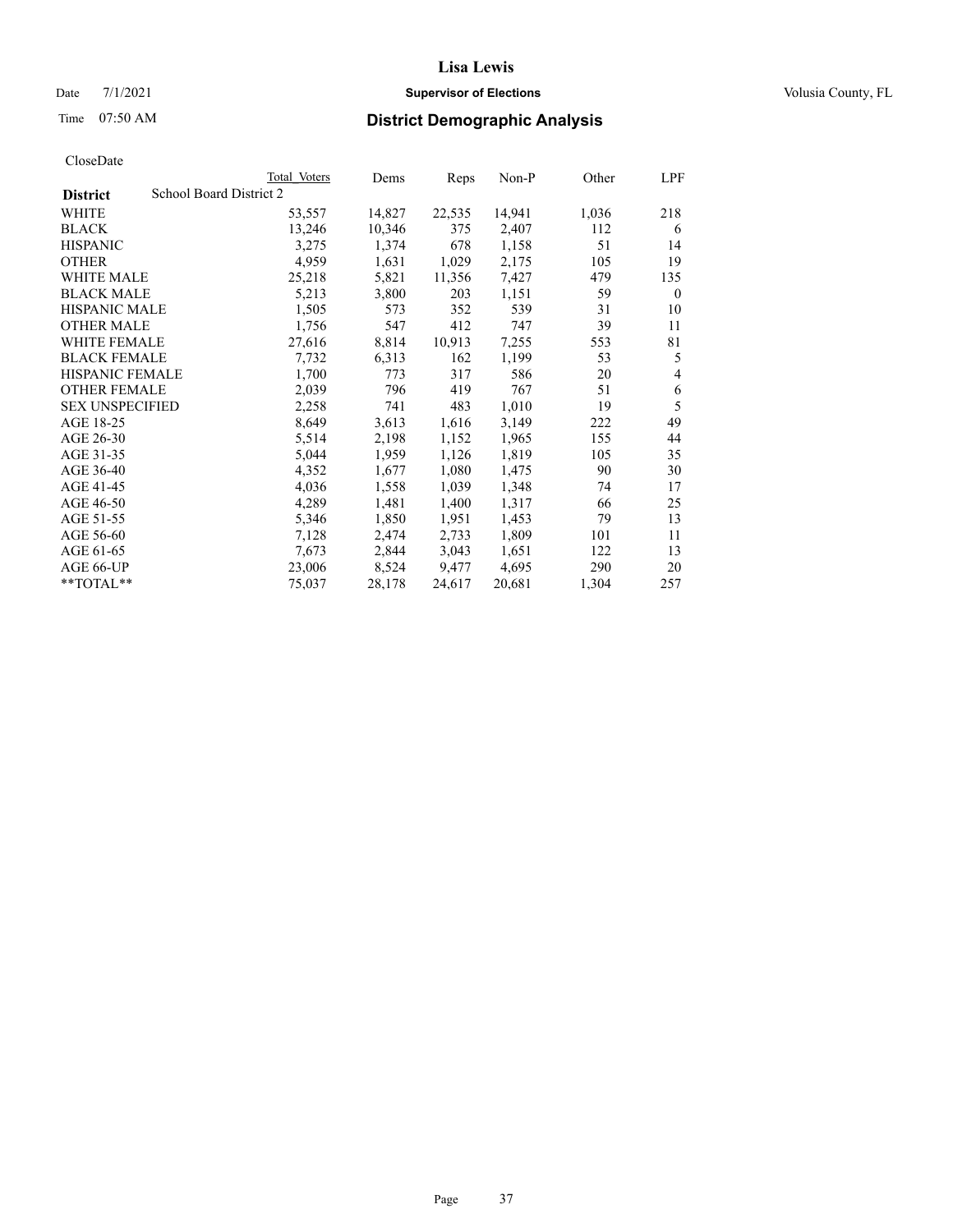# Lisa Lewis

Date 7/1/2021 **Supervisor of Elections** Volusia County, FL

Time 07:50 AM **District Demographic Analysis**

CloseDate

| District | Total Voters | Dems | Reps | Non-P | Other | LPF |
|---|---|---|---|---|---|---|
| School Board District 2 | | | | | | |
| WHITE | 53,557 | 14,827 | 22,535 | 14,941 | 1,036 | 218 |
| BLACK | 13,246 | 10,346 | 375 | 2,407 | 112 | 6 |
| HISPANIC | 3,275 | 1,374 | 678 | 1,158 | 51 | 14 |
| OTHER | 4,959 | 1,631 | 1,029 | 2,175 | 105 | 19 |
| WHITE MALE | 25,218 | 5,821 | 11,356 | 7,427 | 479 | 135 |
| BLACK MALE | 5,213 | 3,800 | 203 | 1,151 | 59 | 0 |
| HISPANIC MALE | 1,505 | 573 | 352 | 539 | 31 | 10 |
| OTHER MALE | 1,756 | 547 | 412 | 747 | 39 | 11 |
| WHITE FEMALE | 27,616 | 8,814 | 10,913 | 7,255 | 553 | 81 |
| BLACK FEMALE | 7,732 | 6,313 | 162 | 1,199 | 53 | 5 |
| HISPANIC FEMALE | 1,700 | 773 | 317 | 586 | 20 | 4 |
| OTHER FEMALE | 2,039 | 796 | 419 | 767 | 51 | 6 |
| SEX UNSPECIFIED | 2,258 | 741 | 483 | 1,010 | 19 | 5 |
| AGE 18-25 | 8,649 | 3,613 | 1,616 | 3,149 | 222 | 49 |
| AGE 26-30 | 5,514 | 2,198 | 1,152 | 1,965 | 155 | 44 |
| AGE 31-35 | 5,044 | 1,959 | 1,126 | 1,819 | 105 | 35 |
| AGE 36-40 | 4,352 | 1,677 | 1,080 | 1,475 | 90 | 30 |
| AGE 41-45 | 4,036 | 1,558 | 1,039 | 1,348 | 74 | 17 |
| AGE 46-50 | 4,289 | 1,481 | 1,400 | 1,317 | 66 | 25 |
| AGE 51-55 | 5,346 | 1,850 | 1,951 | 1,453 | 79 | 13 |
| AGE 56-60 | 7,128 | 2,474 | 2,733 | 1,809 | 101 | 11 |
| AGE 61-65 | 7,673 | 2,844 | 3,043 | 1,651 | 122 | 13 |
| AGE 66-UP | 23,006 | 8,524 | 9,477 | 4,695 | 290 | 20 |
| **TOTAL** | 75,037 | 28,178 | 24,617 | 20,681 | 1,304 | 257 |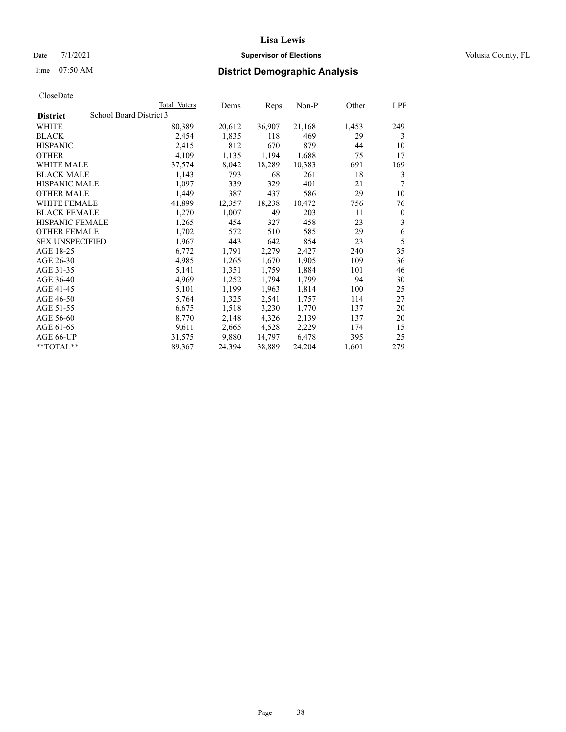# Lisa Lewis

Date 7/1/2021 **Supervisor of Elections** Volusia County, FL

Time 07:50 AM **District Demographic Analysis**

CloseDate

| | Total Voters | Dems | Reps | Non-P | Other | LPF |
|---|---|---|---|---|---|---|
| **District** School Board District 3 | | | | | | |
| WHITE | 80,389 | 20,612 | 36,907 | 21,168 | 1,453 | 249 |
| BLACK | 2,454 | 1,835 | 118 | 469 | 29 | 3 |
| HISPANIC | 2,415 | 812 | 670 | 879 | 44 | 10 |
| OTHER | 4,109 | 1,135 | 1,194 | 1,688 | 75 | 17 |
| WHITE MALE | 37,574 | 8,042 | 18,289 | 10,383 | 691 | 169 |
| BLACK MALE | 1,143 | 793 | 68 | 261 | 18 | 3 |
| HISPANIC MALE | 1,097 | 339 | 329 | 401 | 21 | 7 |
| OTHER MALE | 1,449 | 387 | 437 | 586 | 29 | 10 |
| WHITE FEMALE | 41,899 | 12,357 | 18,238 | 10,472 | 756 | 76 |
| BLACK FEMALE | 1,270 | 1,007 | 49 | 203 | 11 | 0 |
| HISPANIC FEMALE | 1,265 | 454 | 327 | 458 | 23 | 3 |
| OTHER FEMALE | 1,702 | 572 | 510 | 585 | 29 | 6 |
| SEX UNSPECIFIED | 1,967 | 443 | 642 | 854 | 23 | 5 |
| AGE 18-25 | 6,772 | 1,791 | 2,279 | 2,427 | 240 | 35 |
| AGE 26-30 | 4,985 | 1,265 | 1,670 | 1,905 | 109 | 36 |
| AGE 31-35 | 5,141 | 1,351 | 1,759 | 1,884 | 101 | 46 |
| AGE 36-40 | 4,969 | 1,252 | 1,794 | 1,799 | 94 | 30 |
| AGE 41-45 | 5,101 | 1,199 | 1,963 | 1,814 | 100 | 25 |
| AGE 46-50 | 5,764 | 1,325 | 2,541 | 1,757 | 114 | 27 |
| AGE 51-55 | 6,675 | 1,518 | 3,230 | 1,770 | 137 | 20 |
| AGE 56-60 | 8,770 | 2,148 | 4,326 | 2,139 | 137 | 20 |
| AGE 61-65 | 9,611 | 2,665 | 4,528 | 2,229 | 174 | 15 |
| AGE 66-UP | 31,575 | 9,880 | 14,797 | 6,478 | 395 | 25 |
| **TOTAL** | 89,367 | 24,394 | 38,889 | 24,204 | 1,601 | 279 |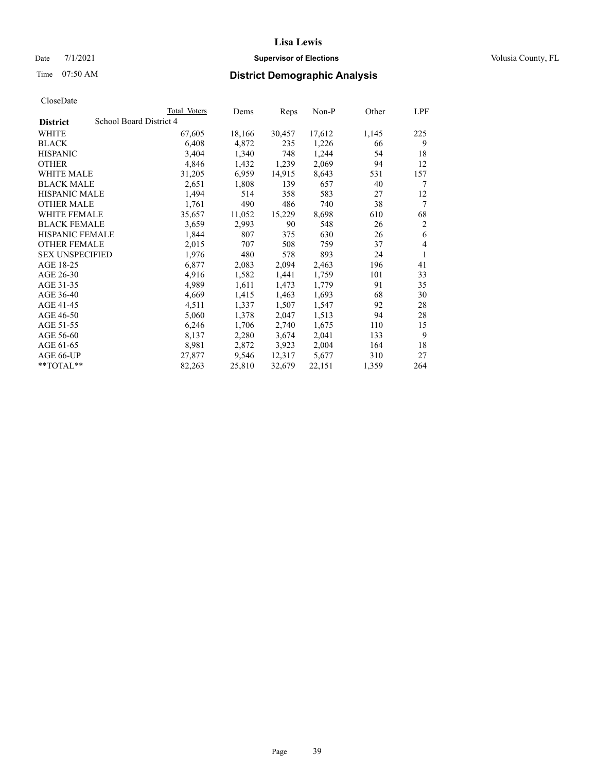Lisa Lewis

Date 7/1/2021 **Supervisor of Elections** Volusia County, FL

Time 07:50 AM **District Demographic Analysis**

CloseDate

| **District** | School Board District 4 | Total Voters | Dems | Reps | Non-P | Other | LPF |
|---|---|---|---|---|---|---|---|
| WHITE | | 67,605 | 18,166 | 30,457 | 17,612 | 1,145 | 225 |
| BLACK | | 6,408 | 4,872 | 235 | 1,226 | 66 | 9 |
| HISPANIC | | 3,404 | 1,340 | 748 | 1,244 | 54 | 18 |
| OTHER | | 4,846 | 1,432 | 1,239 | 2,069 | 94 | 12 |
| WHITE MALE | | 31,205 | 6,959 | 14,915 | 8,643 | 531 | 157 |
| BLACK MALE | | 2,651 | 1,808 | 139 | 657 | 40 | 7 |
| HISPANIC MALE | | 1,494 | 514 | 358 | 583 | 27 | 12 |
| OTHER MALE | | 1,761 | 490 | 486 | 740 | 38 | 7 |
| WHITE FEMALE | | 35,657 | 11,052 | 15,229 | 8,698 | 610 | 68 |
| BLACK FEMALE | | 3,659 | 2,993 | 90 | 548 | 26 | 2 |
| HISPANIC FEMALE | | 1,844 | 807 | 375 | 630 | 26 | 6 |
| OTHER FEMALE | | 2,015 | 707 | 508 | 759 | 37 | 4 |
| SEX UNSPECIFIED | | 1,976 | 480 | 578 | 893 | 24 | 1 |
| AGE 18-25 | | 6,877 | 2,083 | 2,094 | 2,463 | 196 | 41 |
| AGE 26-30 | | 4,916 | 1,582 | 1,441 | 1,759 | 101 | 33 |
| AGE 31-35 | | 4,989 | 1,611 | 1,473 | 1,779 | 91 | 35 |
| AGE 36-40 | | 4,669 | 1,415 | 1,463 | 1,693 | 68 | 30 |
| AGE 41-45 | | 4,511 | 1,337 | 1,507 | 1,547 | 92 | 28 |
| AGE 46-50 | | 5,060 | 1,378 | 2,047 | 1,513 | 94 | 28 |
| AGE 51-55 | | 6,246 | 1,706 | 2,740 | 1,675 | 110 | 15 |
| AGE 56-60 | | 8,137 | 2,280 | 3,674 | 2,041 | 133 | 9 |
| AGE 61-65 | | 8,981 | 2,872 | 3,923 | 2,004 | 164 | 18 |
| AGE 66-UP | | 27,877 | 9,546 | 12,317 | 5,677 | 310 | 27 |
| **TOTAL** | | 82,263 | 25,810 | 32,679 | 22,151 | 1,359 | 264 |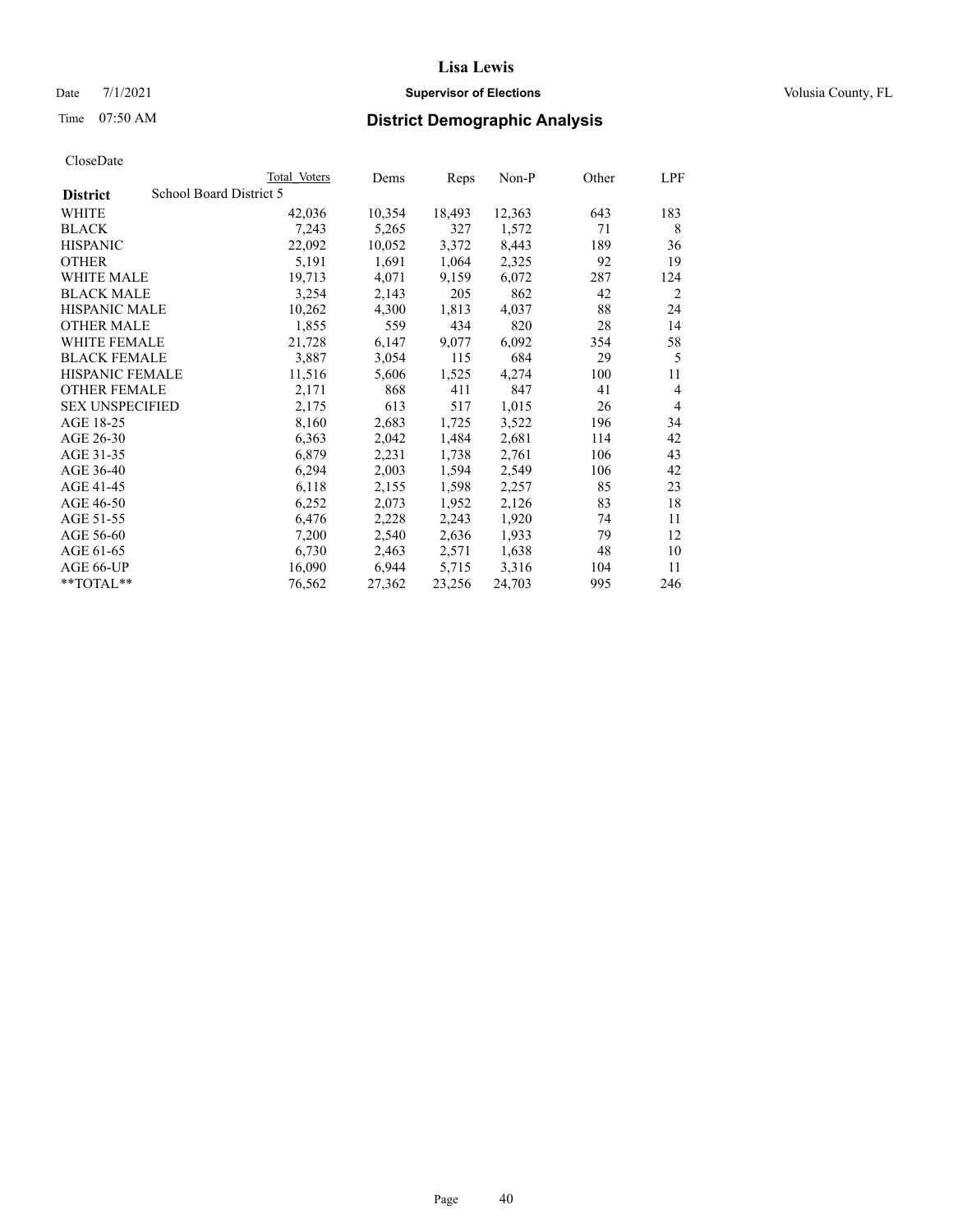# Lisa Lewis

Date 7/1/2021 **Supervisor of Elections** Volusia County, FL

Time 07:50 AM **District Demographic Analysis**

CloseDate

| District | School Board District 5 Total Voters | Dems | Reps | Non-P | Other | LPF |
|---|---|---|---|---|---|---|
| WHITE | 42,036 | 10,354 | 18,493 | 12,363 | 643 | 183 |
| BLACK | 7,243 | 5,265 | 327 | 1,572 | 71 | 8 |
| HISPANIC | 22,092 | 10,052 | 3,372 | 8,443 | 189 | 36 |
| OTHER | 5,191 | 1,691 | 1,064 | 2,325 | 92 | 19 |
| WHITE MALE | 19,713 | 4,071 | 9,159 | 6,072 | 287 | 124 |
| BLACK MALE | 3,254 | 2,143 | 205 | 862 | 42 | 2 |
| HISPANIC MALE | 10,262 | 4,300 | 1,813 | 4,037 | 88 | 24 |
| OTHER MALE | 1,855 | 559 | 434 | 820 | 28 | 14 |
| WHITE FEMALE | 21,728 | 6,147 | 9,077 | 6,092 | 354 | 58 |
| BLACK FEMALE | 3,887 | 3,054 | 115 | 684 | 29 | 5 |
| HISPANIC FEMALE | 11,516 | 5,606 | 1,525 | 4,274 | 100 | 11 |
| OTHER FEMALE | 2,171 | 868 | 411 | 847 | 41 | 4 |
| SEX UNSPECIFIED | 2,175 | 613 | 517 | 1,015 | 26 | 4 |
| AGE 18-25 | 8,160 | 2,683 | 1,725 | 3,522 | 196 | 34 |
| AGE 26-30 | 6,363 | 2,042 | 1,484 | 2,681 | 114 | 42 |
| AGE 31-35 | 6,879 | 2,231 | 1,738 | 2,761 | 106 | 43 |
| AGE 36-40 | 6,294 | 2,003 | 1,594 | 2,549 | 106 | 42 |
| AGE 41-45 | 6,118 | 2,155 | 1,598 | 2,257 | 85 | 23 |
| AGE 46-50 | 6,252 | 2,073 | 1,952 | 2,126 | 83 | 18 |
| AGE 51-55 | 6,476 | 2,228 | 2,243 | 1,920 | 74 | 11 |
| AGE 56-60 | 7,200 | 2,540 | 2,636 | 1,933 | 79 | 12 |
| AGE 61-65 | 6,730 | 2,463 | 2,571 | 1,638 | 48 | 10 |
| AGE 66-UP | 16,090 | 6,944 | 5,715 | 3,316 | 104 | 11 |
| **TOTAL** | 76,562 | 27,362 | 23,256 | 24,703 | 995 | 246 |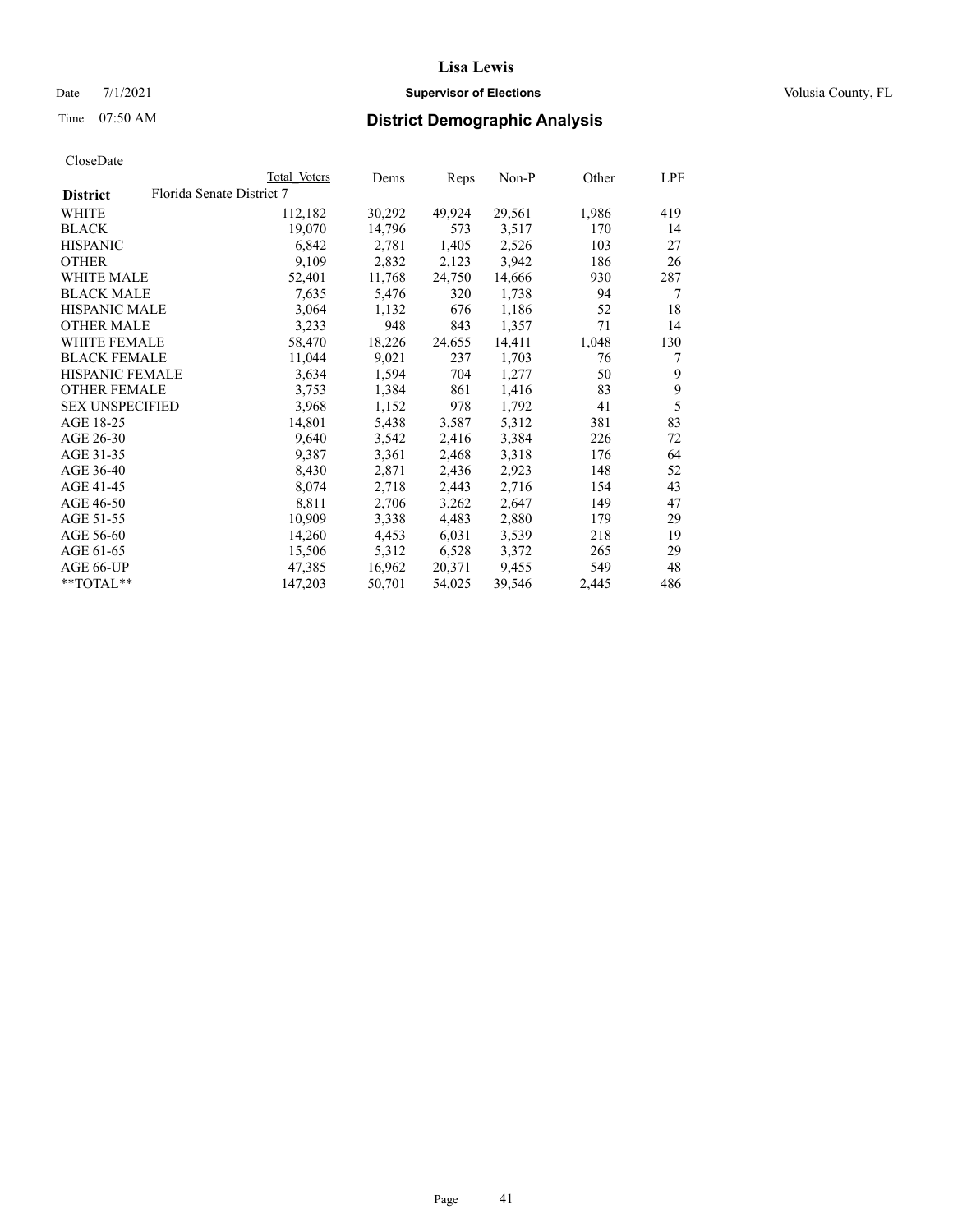# Lisa Lewis

Date 7/1/2021 **Supervisor of Elections** Volusia County, FL

Time 07:50 AM **District Demographic Analysis**

CloseDate

| District | Total Voters | Dems | Reps | Non-P | Other | LPF |
|---|---|---|---|---|---|---|
| Florida Senate District 7 | | | | | | |
| WHITE | 112,182 | 30,292 | 49,924 | 29,561 | 1,986 | 419 |
| BLACK | 19,070 | 14,796 | 573 | 3,517 | 170 | 14 |
| HISPANIC | 6,842 | 2,781 | 1,405 | 2,526 | 103 | 27 |
| OTHER | 9,109 | 2,832 | 2,123 | 3,942 | 186 | 26 |
| WHITE MALE | 52,401 | 11,768 | 24,750 | 14,666 | 930 | 287 |
| BLACK MALE | 7,635 | 5,476 | 320 | 1,738 | 94 | 7 |
| HISPANIC MALE | 3,064 | 1,132 | 676 | 1,186 | 52 | 18 |
| OTHER MALE | 3,233 | 948 | 843 | 1,357 | 71 | 14 |
| WHITE FEMALE | 58,470 | 18,226 | 24,655 | 14,411 | 1,048 | 130 |
| BLACK FEMALE | 11,044 | 9,021 | 237 | 1,703 | 76 | 7 |
| HISPANIC FEMALE | 3,634 | 1,594 | 704 | 1,277 | 50 | 9 |
| OTHER FEMALE | 3,753 | 1,384 | 861 | 1,416 | 83 | 9 |
| SEX UNSPECIFIED | 3,968 | 1,152 | 978 | 1,792 | 41 | 5 |
| AGE 18-25 | 14,801 | 5,438 | 3,587 | 5,312 | 381 | 83 |
| AGE 26-30 | 9,640 | 3,542 | 2,416 | 3,384 | 226 | 72 |
| AGE 31-35 | 9,387 | 3,361 | 2,468 | 3,318 | 176 | 64 |
| AGE 36-40 | 8,430 | 2,871 | 2,436 | 2,923 | 148 | 52 |
| AGE 41-45 | 8,074 | 2,718 | 2,443 | 2,716 | 154 | 43 |
| AGE 46-50 | 8,811 | 2,706 | 3,262 | 2,647 | 149 | 47 |
| AGE 51-55 | 10,909 | 3,338 | 4,483 | 2,880 | 179 | 29 |
| AGE 56-60 | 14,260 | 4,453 | 6,031 | 3,539 | 218 | 19 |
| AGE 61-65 | 15,506 | 5,312 | 6,528 | 3,372 | 265 | 29 |
| AGE 66-UP | 47,385 | 16,962 | 20,371 | 9,455 | 549 | 48 |
| **TOTAL** | 147,203 | 50,701 | 54,025 | 39,546 | 2,445 | 486 |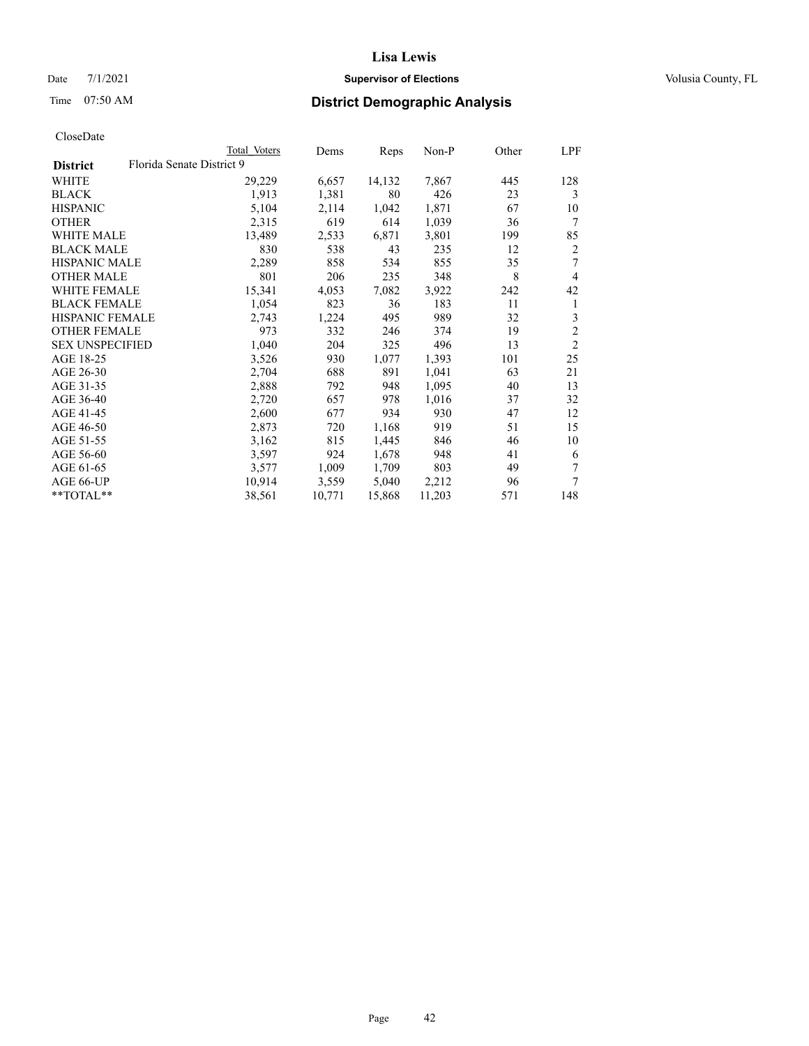# Lisa Lewis

Date 7/1/2021 **Supervisor of Elections** Volusia County, FL

Time 07:50 AM **District Demographic Analysis**

CloseDate

| | Total Voters | Dems | Reps | Non-P | Other | LPF |
|---|---|---|---|---|---|---|
| **District** Florida Senate District 9 | | | | | | |
| WHITE | 29,229 | 6,657 | 14,132 | 7,867 | 445 | 128 |
| BLACK | 1,913 | 1,381 | 80 | 426 | 23 | 3 |
| HISPANIC | 5,104 | 2,114 | 1,042 | 1,871 | 67 | 10 |
| OTHER | 2,315 | 619 | 614 | 1,039 | 36 | 7 |
| WHITE MALE | 13,489 | 2,533 | 6,871 | 3,801 | 199 | 85 |
| BLACK MALE | 830 | 538 | 43 | 235 | 12 | 2 |
| HISPANIC MALE | 2,289 | 858 | 534 | 855 | 35 | 7 |
| OTHER MALE | 801 | 206 | 235 | 348 | 8 | 4 |
| WHITE FEMALE | 15,341 | 4,053 | 7,082 | 3,922 | 242 | 42 |
| BLACK FEMALE | 1,054 | 823 | 36 | 183 | 11 | 1 |
| HISPANIC FEMALE | 2,743 | 1,224 | 495 | 989 | 32 | 3 |
| OTHER FEMALE | 973 | 332 | 246 | 374 | 19 | 2 |
| SEX UNSPECIFIED | 1,040 | 204 | 325 | 496 | 13 | 2 |
| AGE 18-25 | 3,526 | 930 | 1,077 | 1,393 | 101 | 25 |
| AGE 26-30 | 2,704 | 688 | 891 | 1,041 | 63 | 21 |
| AGE 31-35 | 2,888 | 792 | 948 | 1,095 | 40 | 13 |
| AGE 36-40 | 2,720 | 657 | 978 | 1,016 | 37 | 32 |
| AGE 41-45 | 2,600 | 677 | 934 | 930 | 47 | 12 |
| AGE 46-50 | 2,873 | 720 | 1,168 | 919 | 51 | 15 |
| AGE 51-55 | 3,162 | 815 | 1,445 | 846 | 46 | 10 |
| AGE 56-60 | 3,597 | 924 | 1,678 | 948 | 41 | 6 |
| AGE 61-65 | 3,577 | 1,009 | 1,709 | 803 | 49 | 7 |
| AGE 66-UP | 10,914 | 3,559 | 5,040 | 2,212 | 96 | 7 |
| **TOTAL** | 38,561 | 10,771 | 15,868 | 11,203 | 571 | 148 |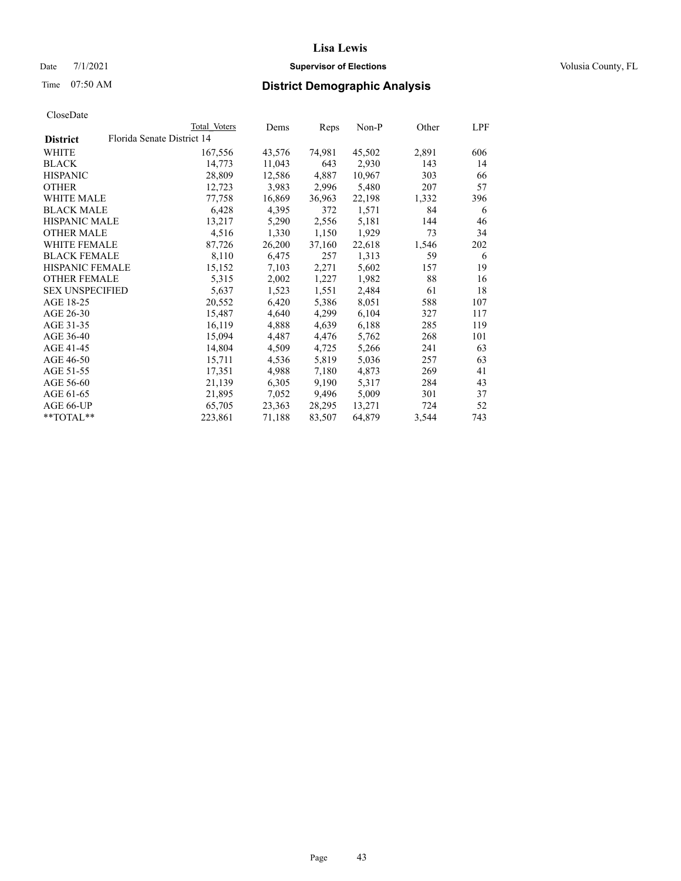# Lisa Lewis

Date 7/1/2021 **Supervisor of Elections** Volusia County, FL

Time 07:50 AM **District Demographic Analysis**

CloseDate

| District | Total Voters | Dems | Reps | Non-P | Other | LPF |
|---|---|---|---|---|---|---|
| **Florida Senate District 14** | | | | | | |
| WHITE | 167,556 | 43,576 | 74,981 | 45,502 | 2,891 | 606 |
| BLACK | 14,773 | 11,043 | 643 | 2,930 | 143 | 14 |
| HISPANIC | 28,809 | 12,586 | 4,887 | 10,967 | 303 | 66 |
| OTHER | 12,723 | 3,983 | 2,996 | 5,480 | 207 | 57 |
| WHITE MALE | 77,758 | 16,869 | 36,963 | 22,198 | 1,332 | 396 |
| BLACK MALE | 6,428 | 4,395 | 372 | 1,571 | 84 | 6 |
| HISPANIC MALE | 13,217 | 5,290 | 2,556 | 5,181 | 144 | 46 |
| OTHER MALE | 4,516 | 1,330 | 1,150 | 1,929 | 73 | 34 |
| WHITE FEMALE | 87,726 | 26,200 | 37,160 | 22,618 | 1,546 | 202 |
| BLACK FEMALE | 8,110 | 6,475 | 257 | 1,313 | 59 | 6 |
| HISPANIC FEMALE | 15,152 | 7,103 | 2,271 | 5,602 | 157 | 19 |
| OTHER FEMALE | 5,315 | 2,002 | 1,227 | 1,982 | 88 | 16 |
| SEX UNSPECIFIED | 5,637 | 1,523 | 1,551 | 2,484 | 61 | 18 |
| AGE 18-25 | 20,552 | 6,420 | 5,386 | 8,051 | 588 | 107 |
| AGE 26-30 | 15,487 | 4,640 | 4,299 | 6,104 | 327 | 117 |
| AGE 31-35 | 16,119 | 4,888 | 4,639 | 6,188 | 285 | 119 |
| AGE 36-40 | 15,094 | 4,487 | 4,476 | 5,762 | 268 | 101 |
| AGE 41-45 | 14,804 | 4,509 | 4,725 | 5,266 | 241 | 63 |
| AGE 46-50 | 15,711 | 4,536 | 5,819 | 5,036 | 257 | 63 |
| AGE 51-55 | 17,351 | 4,988 | 7,180 | 4,873 | 269 | 41 |
| AGE 56-60 | 21,139 | 6,305 | 9,190 | 5,317 | 284 | 43 |
| AGE 61-65 | 21,895 | 7,052 | 9,496 | 5,009 | 301 | 37 |
| AGE 66-UP | 65,705 | 23,363 | 28,295 | 13,271 | 724 | 52 |
| **TOTAL** | 223,861 | 71,188 | 83,507 | 64,879 | 3,544 | 743 |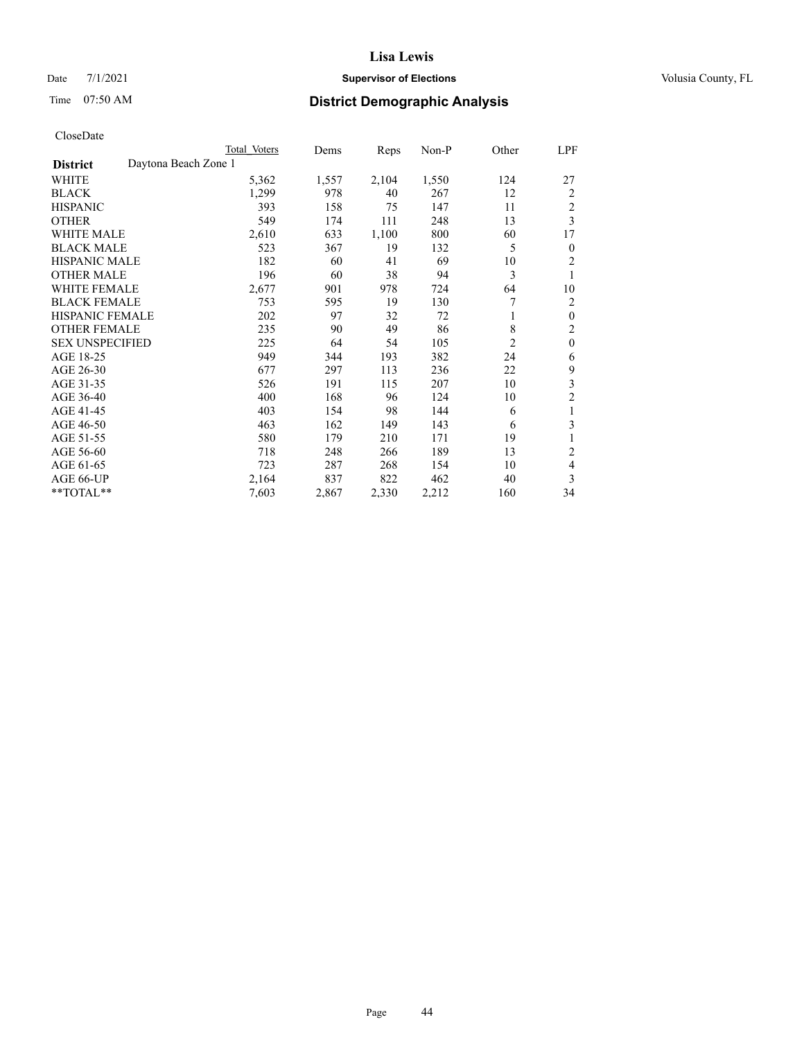# Lisa Lewis

Date 7/1/2021 **Supervisor of Elections** Volusia County, FL

Time 07:50 AM **District Demographic Analysis**

CloseDate

| District | Daytona Beach Zone 1 | Total Voters | Dems | Reps | Non-P | Other | LPF |
|---|---|---|---|---|---|---|---|
| WHITE | | 5,362 | 1,557 | 2,104 | 1,550 | 124 | 27 |
| BLACK | | 1,299 | 978 | 40 | 267 | 12 | 2 |
| HISPANIC | | 393 | 158 | 75 | 147 | 11 | 2 |
| OTHER | | 549 | 174 | 111 | 248 | 13 | 3 |
| WHITE MALE | | 2,610 | 633 | 1,100 | 800 | 60 | 17 |
| BLACK MALE | | 523 | 367 | 19 | 132 | 5 | 0 |
| HISPANIC MALE | | 182 | 60 | 41 | 69 | 10 | 2 |
| OTHER MALE | | 196 | 60 | 38 | 94 | 3 | 1 |
| WHITE FEMALE | | 2,677 | 901 | 978 | 724 | 64 | 10 |
| BLACK FEMALE | | 753 | 595 | 19 | 130 | 7 | 2 |
| HISPANIC FEMALE | | 202 | 97 | 32 | 72 | 1 | 0 |
| OTHER FEMALE | | 235 | 90 | 49 | 86 | 8 | 2 |
| SEX UNSPECIFIED | | 225 | 64 | 54 | 105 | 2 | 0 |
| AGE 18-25 | | 949 | 344 | 193 | 382 | 24 | 6 |
| AGE 26-30 | | 677 | 297 | 113 | 236 | 22 | 9 |
| AGE 31-35 | | 526 | 191 | 115 | 207 | 10 | 3 |
| AGE 36-40 | | 400 | 168 | 96 | 124 | 10 | 2 |
| AGE 41-45 | | 403 | 154 | 98 | 144 | 6 | 1 |
| AGE 46-50 | | 463 | 162 | 149 | 143 | 6 | 3 |
| AGE 51-55 | | 580 | 179 | 210 | 171 | 19 | 1 |
| AGE 56-60 | | 718 | 248 | 266 | 189 | 13 | 2 |
| AGE 61-65 | | 723 | 287 | 268 | 154 | 10 | 4 |
| AGE 66-UP | | 2,164 | 837 | 822 | 462 | 40 | 3 |
| **TOTAL** | | 7,603 | 2,867 | 2,330 | 2,212 | 160 | 34 |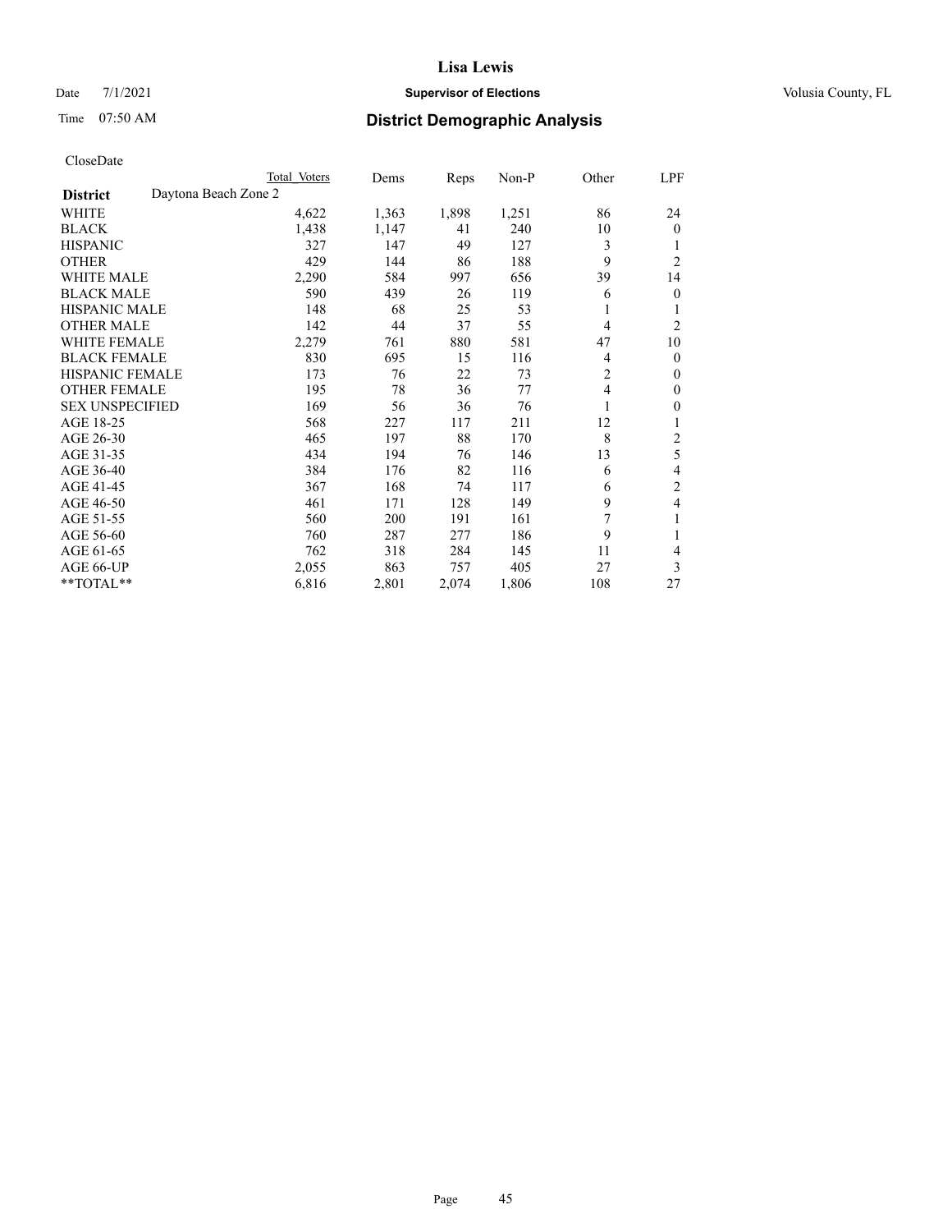# Lisa Lewis

Date 7/1/2021 **Supervisor of Elections** Volusia County, FL

Time 07:50 AM **District Demographic Analysis**

CloseDate

| | Total Voters | Dems | Reps | Non-P | Other | LPF |
|---|---|---|---|---|---|---|
| **District** Daytona Beach Zone 2 | | | | | | |
| WHITE | 4,622 | 1,363 | 1,898 | 1,251 | 86 | 24 |
| BLACK | 1,438 | 1,147 | 41 | 240 | 10 | 0 |
| HISPANIC | 327 | 147 | 49 | 127 | 3 | 1 |
| OTHER | 429 | 144 | 86 | 188 | 9 | 2 |
| WHITE MALE | 2,290 | 584 | 997 | 656 | 39 | 14 |
| BLACK MALE | 590 | 439 | 26 | 119 | 6 | 0 |
| HISPANIC MALE | 148 | 68 | 25 | 53 | 1 | 1 |
| OTHER MALE | 142 | 44 | 37 | 55 | 4 | 2 |
| WHITE FEMALE | 2,279 | 761 | 880 | 581 | 47 | 10 |
| BLACK FEMALE | 830 | 695 | 15 | 116 | 4 | 0 |
| HISPANIC FEMALE | 173 | 76 | 22 | 73 | 2 | 0 |
| OTHER FEMALE | 195 | 78 | 36 | 77 | 4 | 0 |
| SEX UNSPECIFIED | 169 | 56 | 36 | 76 | 1 | 0 |
| AGE 18-25 | 568 | 227 | 117 | 211 | 12 | 1 |
| AGE 26-30 | 465 | 197 | 88 | 170 | 8 | 2 |
| AGE 31-35 | 434 | 194 | 76 | 146 | 13 | 5 |
| AGE 36-40 | 384 | 176 | 82 | 116 | 6 | 4 |
| AGE 41-45 | 367 | 168 | 74 | 117 | 6 | 2 |
| AGE 46-50 | 461 | 171 | 128 | 149 | 9 | 4 |
| AGE 51-55 | 560 | 200 | 191 | 161 | 7 | 1 |
| AGE 56-60 | 760 | 287 | 277 | 186 | 9 | 1 |
| AGE 61-65 | 762 | 318 | 284 | 145 | 11 | 4 |
| AGE 66-UP | 2,055 | 863 | 757 | 405 | 27 | 3 |
| **TOTAL** | 6,816 | 2,801 | 2,074 | 1,806 | 108 | 27 |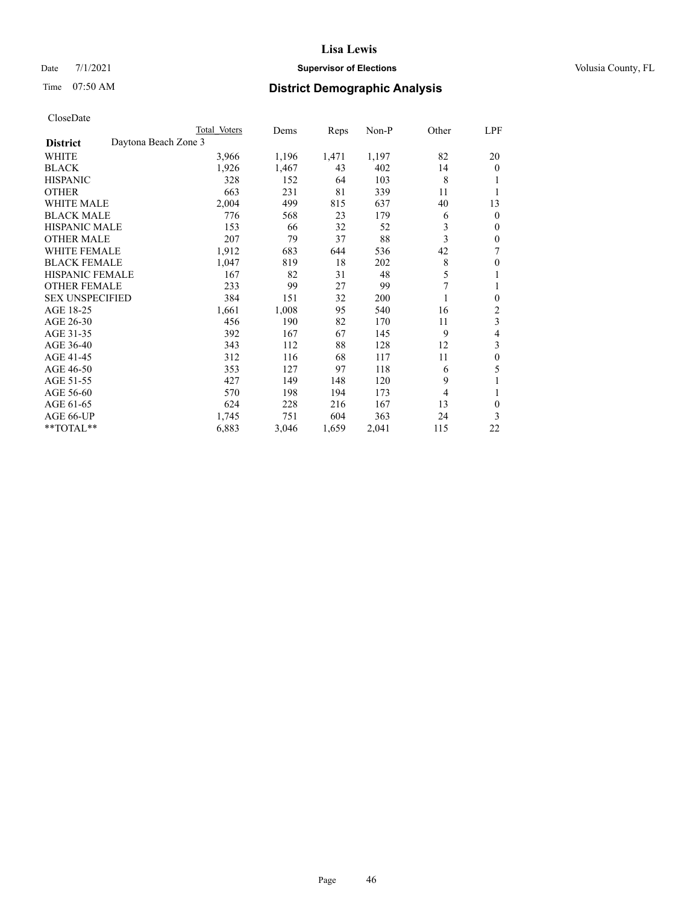# Lisa Lewis

Date 7/1/2021 **Supervisor of Elections** Volusia County, FL

Time 07:50 AM **District Demographic Analysis**

CloseDate

| | Total Voters | Dems | Reps | Non-P | Other | LPF |
|---|---|---|---|---|---|---|
| **District** Daytona Beach Zone 3 | | | | | | |
| WHITE | 3,966 | 1,196 | 1,471 | 1,197 | 82 | 20 |
| BLACK | 1,926 | 1,467 | 43 | 402 | 14 | 0 |
| HISPANIC | 328 | 152 | 64 | 103 | 8 | 1 |
| OTHER | 663 | 231 | 81 | 339 | 11 | 1 |
| WHITE MALE | 2,004 | 499 | 815 | 637 | 40 | 13 |
| BLACK MALE | 776 | 568 | 23 | 179 | 6 | 0 |
| HISPANIC MALE | 153 | 66 | 32 | 52 | 3 | 0 |
| OTHER MALE | 207 | 79 | 37 | 88 | 3 | 0 |
| WHITE FEMALE | 1,912 | 683 | 644 | 536 | 42 | 7 |
| BLACK FEMALE | 1,047 | 819 | 18 | 202 | 8 | 0 |
| HISPANIC FEMALE | 167 | 82 | 31 | 48 | 5 | 1 |
| OTHER FEMALE | 233 | 99 | 27 | 99 | 7 | 1 |
| SEX UNSPECIFIED | 384 | 151 | 32 | 200 | 1 | 0 |
| AGE 18-25 | 1,661 | 1,008 | 95 | 540 | 16 | 2 |
| AGE 26-30 | 456 | 190 | 82 | 170 | 11 | 3 |
| AGE 31-35 | 392 | 167 | 67 | 145 | 9 | 4 |
| AGE 36-40 | 343 | 112 | 88 | 128 | 12 | 3 |
| AGE 41-45 | 312 | 116 | 68 | 117 | 11 | 0 |
| AGE 46-50 | 353 | 127 | 97 | 118 | 6 | 5 |
| AGE 51-55 | 427 | 149 | 148 | 120 | 9 | 1 |
| AGE 56-60 | 570 | 198 | 194 | 173 | 4 | 1 |
| AGE 61-65 | 624 | 228 | 216 | 167 | 13 | 0 |
| AGE 66-UP | 1,745 | 751 | 604 | 363 | 24 | 3 |
| **TOTAL** | 6,883 | 3,046 | 1,659 | 2,041 | 115 | 22 |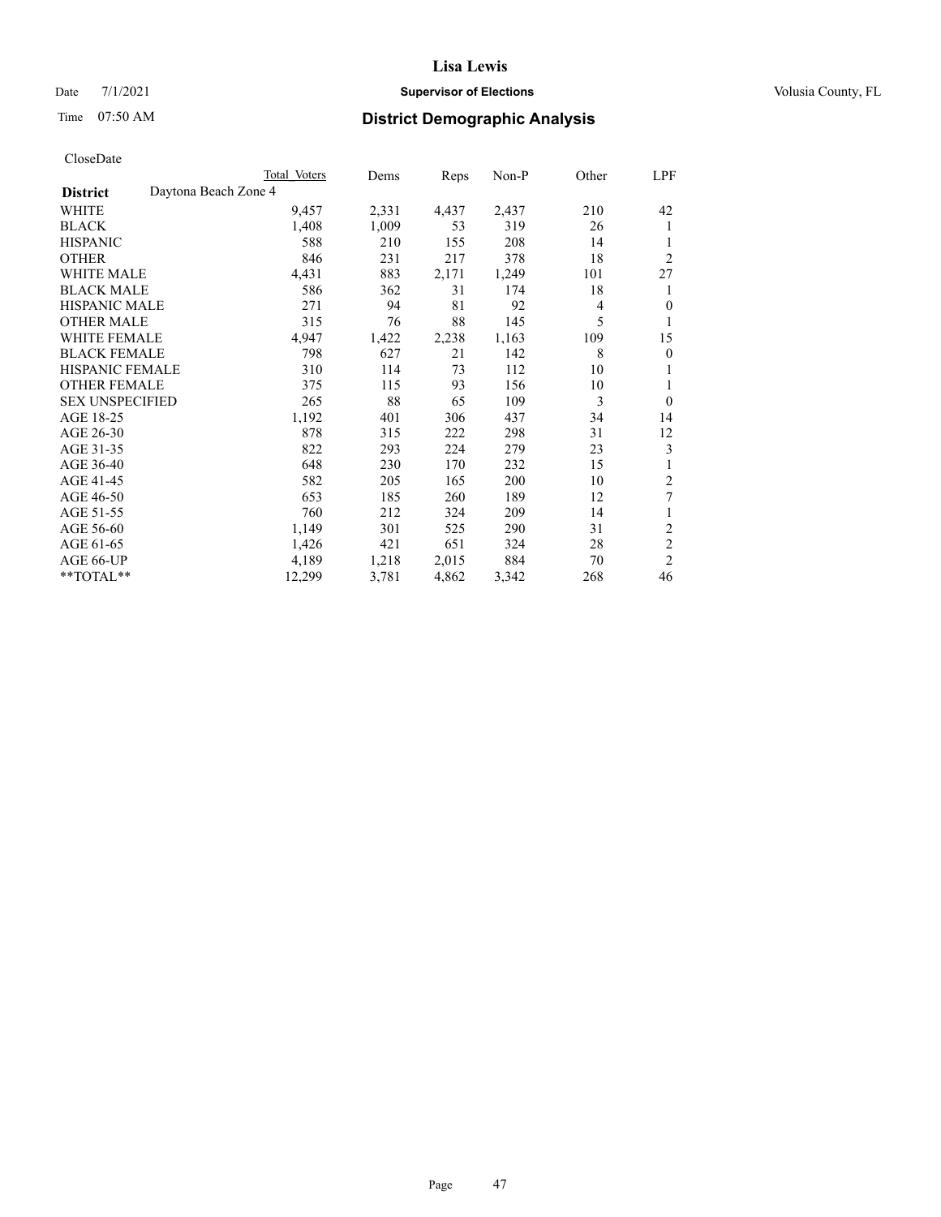Lisa Lewis

Date 7/1/2021 **Supervisor of Elections** Volusia County, FL

Time 07:50 AM **District Demographic Analysis**

CloseDate

| | Total Voters | Dems | Reps | Non-P | Other | LPF |
|---|---|---|---|---|---|---|
| **District** Daytona Beach Zone 4 | | | | | | |
| WHITE | 9,457 | 2,331 | 4,437 | 2,437 | 210 | 42 |
| BLACK | 1,408 | 1,009 | 53 | 319 | 26 | 1 |
| HISPANIC | 588 | 210 | 155 | 208 | 14 | 1 |
| OTHER | 846 | 231 | 217 | 378 | 18 | 2 |
| WHITE MALE | 4,431 | 883 | 2,171 | 1,249 | 101 | 27 |
| BLACK MALE | 586 | 362 | 31 | 174 | 18 | 1 |
| HISPANIC MALE | 271 | 94 | 81 | 92 | 4 | 0 |
| OTHER MALE | 315 | 76 | 88 | 145 | 5 | 1 |
| WHITE FEMALE | 4,947 | 1,422 | 2,238 | 1,163 | 109 | 15 |
| BLACK FEMALE | 798 | 627 | 21 | 142 | 8 | 0 |
| HISPANIC FEMALE | 310 | 114 | 73 | 112 | 10 | 1 |
| OTHER FEMALE | 375 | 115 | 93 | 156 | 10 | 1 |
| SEX UNSPECIFIED | 265 | 88 | 65 | 109 | 3 | 0 |
| AGE 18-25 | 1,192 | 401 | 306 | 437 | 34 | 14 |
| AGE 26-30 | 878 | 315 | 222 | 298 | 31 | 12 |
| AGE 31-35 | 822 | 293 | 224 | 279 | 23 | 3 |
| AGE 36-40 | 648 | 230 | 170 | 232 | 15 | 1 |
| AGE 41-45 | 582 | 205 | 165 | 200 | 10 | 2 |
| AGE 46-50 | 653 | 185 | 260 | 189 | 12 | 7 |
| AGE 51-55 | 760 | 212 | 324 | 209 | 14 | 1 |
| AGE 56-60 | 1,149 | 301 | 525 | 290 | 31 | 2 |
| AGE 61-65 | 1,426 | 421 | 651 | 324 | 28 | 2 |
| AGE 66-UP | 4,189 | 1,218 | 2,015 | 884 | 70 | 2 |
| **TOTAL** | 12,299 | 3,781 | 4,862 | 3,342 | 268 | 46 |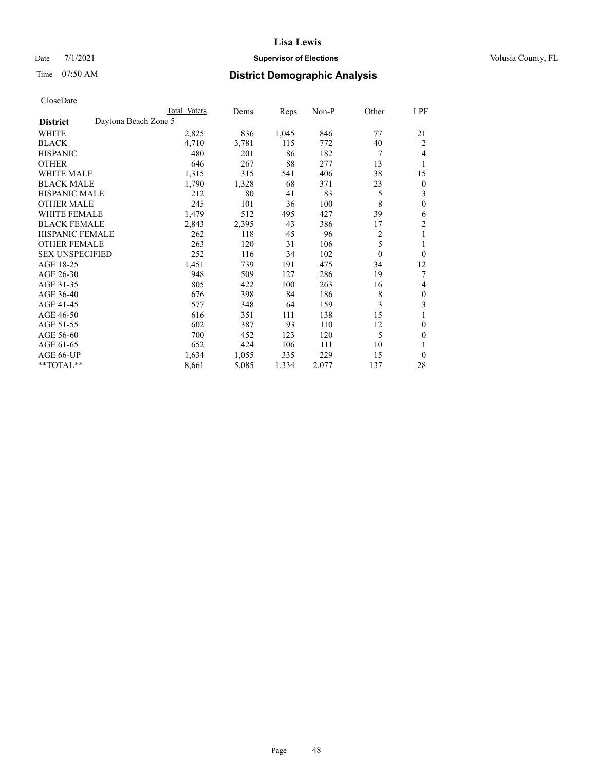Date 7/1/2021

Time 07:50 AM

# Lisa Lewis

## Supervisor of Elections

## District Demographic Analysis

Volusia County, FL

CloseDate

| District | Daytona Beach Zone 5 | Total Voters | Dems | Reps | Non-P | Other | LPF |
|---|---|---|---|---|---|---|---|
| WHITE | | 2,825 | 836 | 1,045 | 846 | 77 | 21 |
| BLACK | | 4,710 | 3,781 | 115 | 772 | 40 | 2 |
| HISPANIC | | 480 | 201 | 86 | 182 | 7 | 4 |
| OTHER | | 646 | 267 | 88 | 277 | 13 | 1 |
| WHITE MALE | | 1,315 | 315 | 541 | 406 | 38 | 15 |
| BLACK MALE | | 1,790 | 1,328 | 68 | 371 | 23 | 0 |
| HISPANIC MALE | | 212 | 80 | 41 | 83 | 5 | 3 |
| OTHER MALE | | 245 | 101 | 36 | 100 | 8 | 0 |
| WHITE FEMALE | | 1,479 | 512 | 495 | 427 | 39 | 6 |
| BLACK FEMALE | | 2,843 | 2,395 | 43 | 386 | 17 | 2 |
| HISPANIC FEMALE | | 262 | 118 | 45 | 96 | 2 | 1 |
| OTHER FEMALE | | 263 | 120 | 31 | 106 | 5 | 1 |
| SEX UNSPECIFIED | | 252 | 116 | 34 | 102 | 0 | 0 |
| AGE 18-25 | | 1,451 | 739 | 191 | 475 | 34 | 12 |
| AGE 26-30 | | 948 | 509 | 127 | 286 | 19 | 7 |
| AGE 31-35 | | 805 | 422 | 100 | 263 | 16 | 4 |
| AGE 36-40 | | 676 | 398 | 84 | 186 | 8 | 0 |
| AGE 41-45 | | 577 | 348 | 64 | 159 | 3 | 3 |
| AGE 46-50 | | 616 | 351 | 111 | 138 | 15 | 1 |
| AGE 51-55 | | 602 | 387 | 93 | 110 | 12 | 0 |
| AGE 56-60 | | 700 | 452 | 123 | 120 | 5 | 0 |
| AGE 61-65 | | 652 | 424 | 106 | 111 | 10 | 1 |
| AGE 66-UP | | 1,634 | 1,055 | 335 | 229 | 15 | 0 |
| **TOTAL** | | 8,661 | 5,085 | 1,334 | 2,077 | 137 | 28 |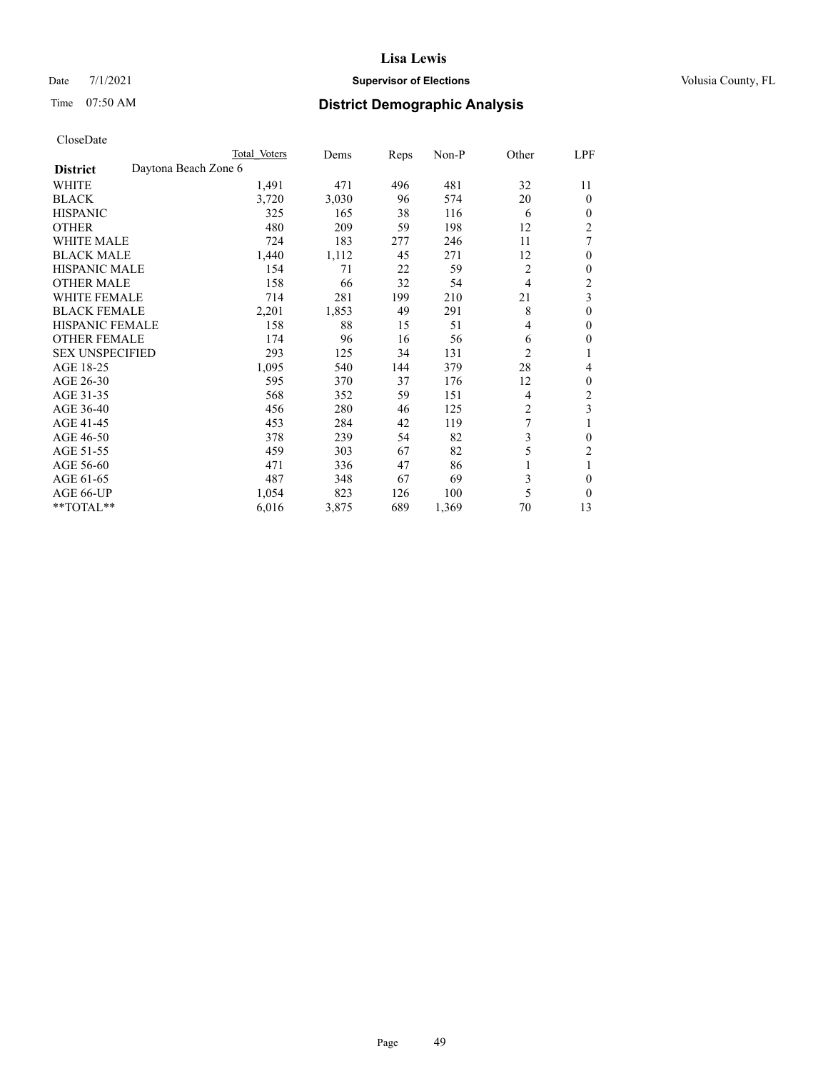CloseDate

| District | Daytona Beach Zone 6 | Total Voters | Dems | Reps | Non-P | Other | LPF |
|---|---|---|---|---|---|---|---|
| WHITE | | 1,491 | 471 | 496 | 481 | 32 | 11 |
| BLACK | | 3,720 | 3,030 | 96 | 574 | 20 | 0 |
| HISPANIC | | 325 | 165 | 38 | 116 | 6 | 0 |
| OTHER | | 480 | 209 | 59 | 198 | 12 | 2 |
| WHITE MALE | | 724 | 183 | 277 | 246 | 11 | 7 |
| BLACK MALE | | 1,440 | 1,112 | 45 | 271 | 12 | 0 |
| HISPANIC MALE | | 154 | 71 | 22 | 59 | 2 | 0 |
| OTHER MALE | | 158 | 66 | 32 | 54 | 4 | 2 |
| WHITE FEMALE | | 714 | 281 | 199 | 210 | 21 | 3 |
| BLACK FEMALE | | 2,201 | 1,853 | 49 | 291 | 8 | 0 |
| HISPANIC FEMALE | | 158 | 88 | 15 | 51 | 4 | 0 |
| OTHER FEMALE | | 174 | 96 | 16 | 56 | 6 | 0 |
| SEX UNSPECIFIED | | 293 | 125 | 34 | 131 | 2 | 1 |
| AGE 18-25 | | 1,095 | 540 | 144 | 379 | 28 | 4 |
| AGE 26-30 | | 595 | 370 | 37 | 176 | 12 | 0 |
| AGE 31-35 | | 568 | 352 | 59 | 151 | 4 | 2 |
| AGE 36-40 | | 456 | 280 | 46 | 125 | 2 | 3 |
| AGE 41-45 | | 453 | 284 | 42 | 119 | 7 | 1 |
| AGE 46-50 | | 378 | 239 | 54 | 82 | 3 | 0 |
| AGE 51-55 | | 459 | 303 | 67 | 82 | 5 | 2 |
| AGE 56-60 | | 471 | 336 | 47 | 86 | 1 | 1 |
| AGE 61-65 | | 487 | 348 | 67 | 69 | 3 | 0 |
| AGE 66-UP | | 1,054 | 823 | 126 | 100 | 5 | 0 |
| **TOTAL** | | 6,016 | 3,875 | 689 | 1,369 | 70 | 13 |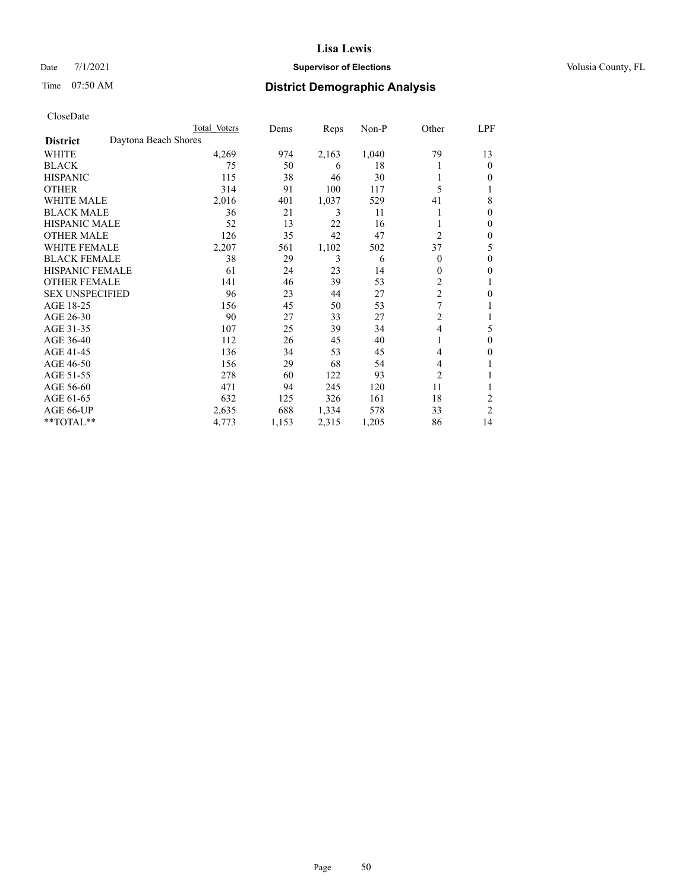# Lisa Lewis

Date 7/1/2021 **Supervisor of Elections** Volusia County, FL

Time 07:50 AM **District Demographic Analysis**

CloseDate

| | Total Voters | Dems | Reps | Non-P | Other | LPF |
|---|---|---|---|---|---|---|
| **District** Daytona Beach Shores | | | | | | |
| WHITE | 4,269 | 974 | 2,163 | 1,040 | 79 | 13 |
| BLACK | 75 | 50 | 6 | 18 | 1 | 0 |
| HISPANIC | 115 | 38 | 46 | 30 | 1 | 0 |
| OTHER | 314 | 91 | 100 | 117 | 5 | 1 |
| WHITE MALE | 2,016 | 401 | 1,037 | 529 | 41 | 8 |
| BLACK MALE | 36 | 21 | 3 | 11 | 1 | 0 |
| HISPANIC MALE | 52 | 13 | 22 | 16 | 1 | 0 |
| OTHER MALE | 126 | 35 | 42 | 47 | 2 | 0 |
| WHITE FEMALE | 2,207 | 561 | 1,102 | 502 | 37 | 5 |
| BLACK FEMALE | 38 | 29 | 3 | 6 | 0 | 0 |
| HISPANIC FEMALE | 61 | 24 | 23 | 14 | 0 | 0 |
| OTHER FEMALE | 141 | 46 | 39 | 53 | 2 | 1 |
| SEX UNSPECIFIED | 96 | 23 | 44 | 27 | 2 | 0 |
| AGE 18-25 | 156 | 45 | 50 | 53 | 7 | 1 |
| AGE 26-30 | 90 | 27 | 33 | 27 | 2 | 1 |
| AGE 31-35 | 107 | 25 | 39 | 34 | 4 | 5 |
| AGE 36-40 | 112 | 26 | 45 | 40 | 1 | 0 |
| AGE 41-45 | 136 | 34 | 53 | 45 | 4 | 0 |
| AGE 46-50 | 156 | 29 | 68 | 54 | 4 | 1 |
| AGE 51-55 | 278 | 60 | 122 | 93 | 2 | 1 |
| AGE 56-60 | 471 | 94 | 245 | 120 | 11 | 1 |
| AGE 61-65 | 632 | 125 | 326 | 161 | 18 | 2 |
| AGE 66-UP | 2,635 | 688 | 1,334 | 578 | 33 | 2 |
| **TOTAL** | 4,773 | 1,153 | 2,315 | 1,205 | 86 | 14 |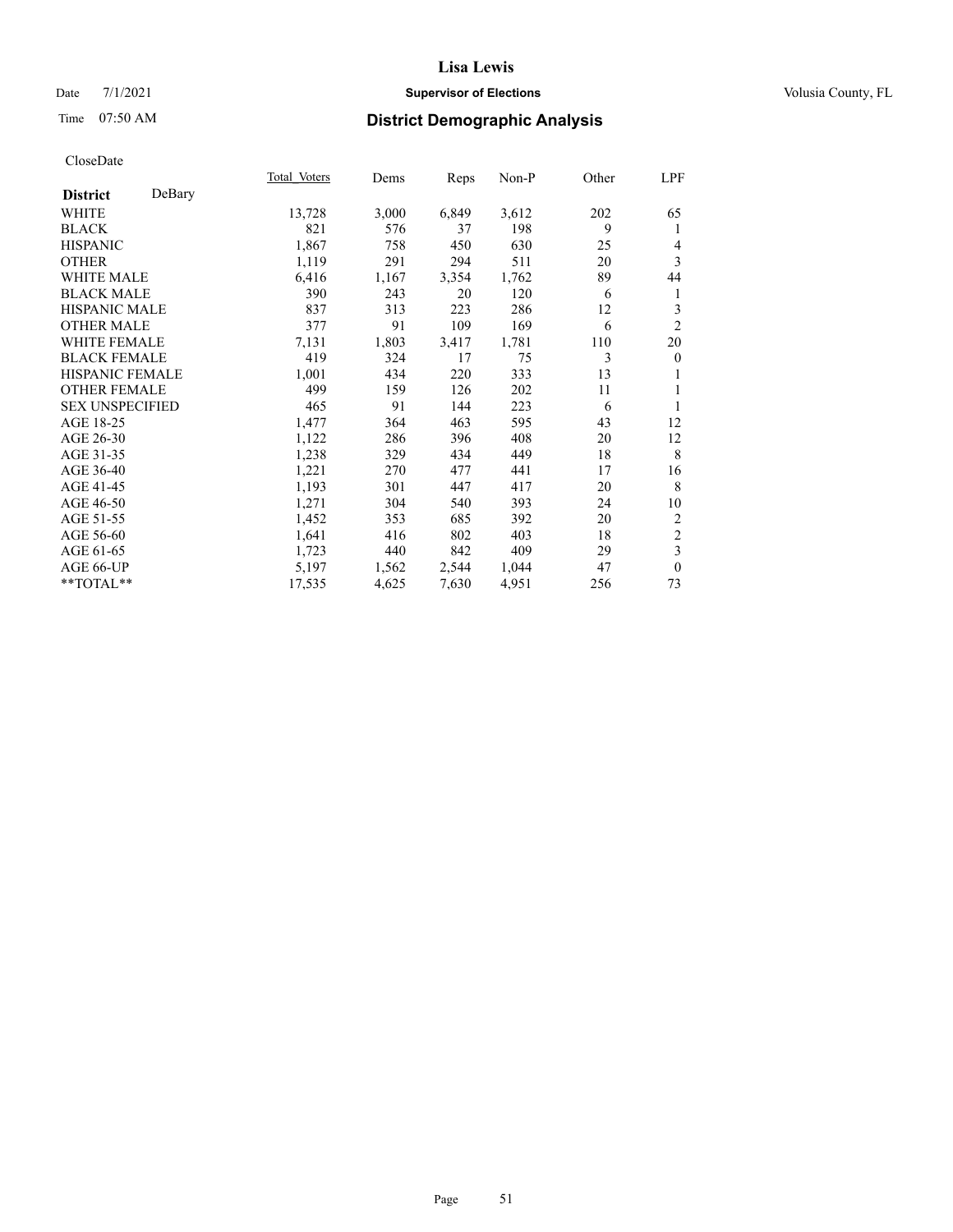# Lisa Lewis

Date 7/1/2021 **Supervisor of Elections** Volusia County, FL

Time 07:50 AM **District Demographic Analysis**

CloseDate

| | Total Voters | Dems | Reps | Non-P | Other | LPF |
|---|---|---|---|---|---|---|
| **District** DeBary | | | | | | |
| WHITE | 13,728 | 3,000 | 6,849 | 3,612 | 202 | 65 |
| BLACK | 821 | 576 | 37 | 198 | 9 | 1 |
| HISPANIC | 1,867 | 758 | 450 | 630 | 25 | 4 |
| OTHER | 1,119 | 291 | 294 | 511 | 20 | 3 |
| WHITE MALE | 6,416 | 1,167 | 3,354 | 1,762 | 89 | 44 |
| BLACK MALE | 390 | 243 | 20 | 120 | 6 | 1 |
| HISPANIC MALE | 837 | 313 | 223 | 286 | 12 | 3 |
| OTHER MALE | 377 | 91 | 109 | 169 | 6 | 2 |
| WHITE FEMALE | 7,131 | 1,803 | 3,417 | 1,781 | 110 | 20 |
| BLACK FEMALE | 419 | 324 | 17 | 75 | 3 | 0 |
| HISPANIC FEMALE | 1,001 | 434 | 220 | 333 | 13 | 1 |
| OTHER FEMALE | 499 | 159 | 126 | 202 | 11 | 1 |
| SEX UNSPECIFIED | 465 | 91 | 144 | 223 | 6 | 1 |
| AGE 18-25 | 1,477 | 364 | 463 | 595 | 43 | 12 |
| AGE 26-30 | 1,122 | 286 | 396 | 408 | 20 | 12 |
| AGE 31-35 | 1,238 | 329 | 434 | 449 | 18 | 8 |
| AGE 36-40 | 1,221 | 270 | 477 | 441 | 17 | 16 |
| AGE 41-45 | 1,193 | 301 | 447 | 417 | 20 | 8 |
| AGE 46-50 | 1,271 | 304 | 540 | 393 | 24 | 10 |
| AGE 51-55 | 1,452 | 353 | 685 | 392 | 20 | 2 |
| AGE 56-60 | 1,641 | 416 | 802 | 403 | 18 | 2 |
| AGE 61-65 | 1,723 | 440 | 842 | 409 | 29 | 3 |
| AGE 66-UP | 5,197 | 1,562 | 2,544 | 1,044 | 47 | 0 |
| **TOTAL** | 17,535 | 4,625 | 7,630 | 4,951 | 256 | 73 |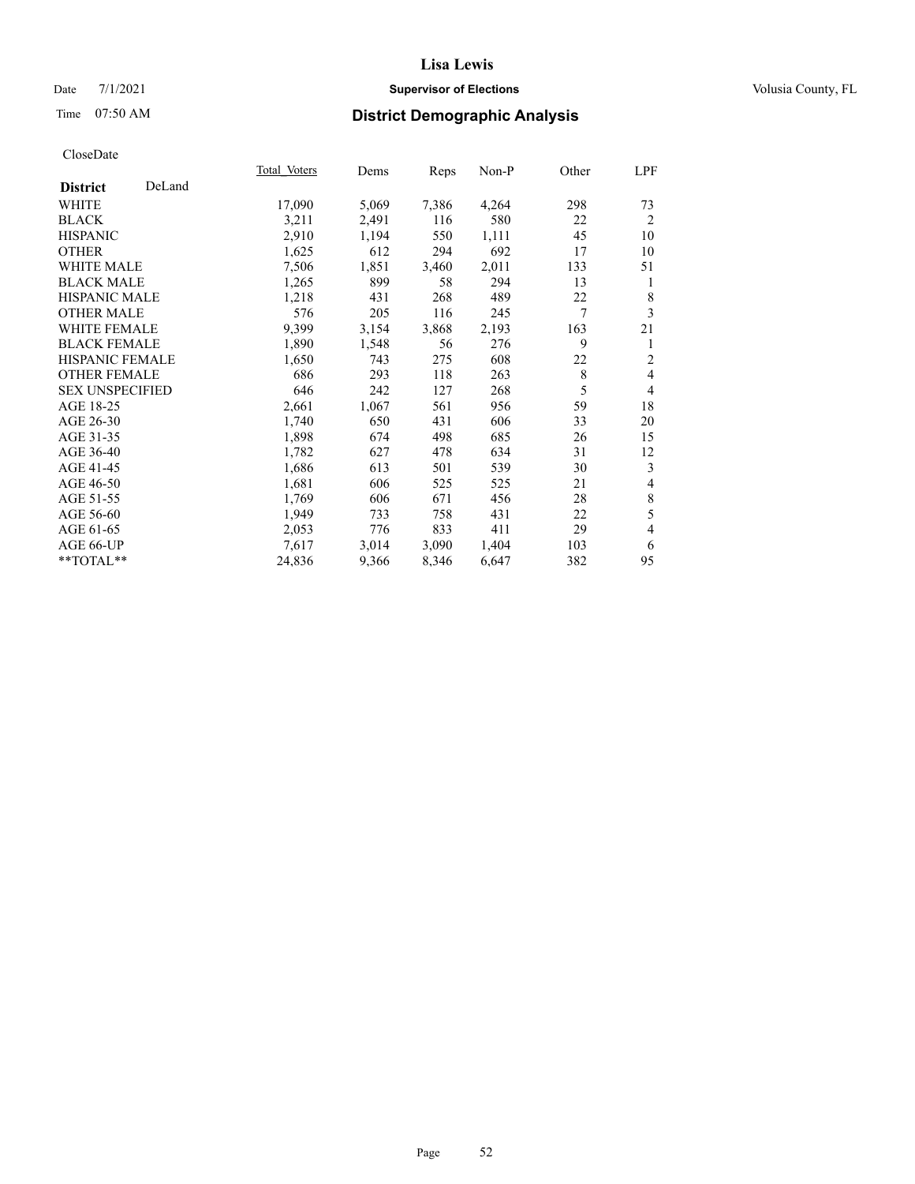# Lisa Lewis

Date 7/1/2021 **Supervisor of Elections** Volusia County, FL

Time 07:50 AM **District Demographic Analysis**

CloseDate

| **District** DeLand | Total Voters | Dems | Reps | Non-P | Other | LPF |
|---|---|---|---|---|---|---|
| WHITE | 17,090 | 5,069 | 7,386 | 4,264 | 298 | 73 |
| BLACK | 3,211 | 2,491 | 116 | 580 | 22 | 2 |
| HISPANIC | 2,910 | 1,194 | 550 | 1,111 | 45 | 10 |
| OTHER | 1,625 | 612 | 294 | 692 | 17 | 10 |
| WHITE MALE | 7,506 | 1,851 | 3,460 | 2,011 | 133 | 51 |
| BLACK MALE | 1,265 | 899 | 58 | 294 | 13 | 1 |
| HISPANIC MALE | 1,218 | 431 | 268 | 489 | 22 | 8 |
| OTHER MALE | 576 | 205 | 116 | 245 | 7 | 3 |
| WHITE FEMALE | 9,399 | 3,154 | 3,868 | 2,193 | 163 | 21 |
| BLACK FEMALE | 1,890 | 1,548 | 56 | 276 | 9 | 1 |
| HISPANIC FEMALE | 1,650 | 743 | 275 | 608 | 22 | 2 |
| OTHER FEMALE | 686 | 293 | 118 | 263 | 8 | 4 |
| SEX UNSPECIFIED | 646 | 242 | 127 | 268 | 5 | 4 |
| AGE 18-25 | 2,661 | 1,067 | 561 | 956 | 59 | 18 |
| AGE 26-30 | 1,740 | 650 | 431 | 606 | 33 | 20 |
| AGE 31-35 | 1,898 | 674 | 498 | 685 | 26 | 15 |
| AGE 36-40 | 1,782 | 627 | 478 | 634 | 31 | 12 |
| AGE 41-45 | 1,686 | 613 | 501 | 539 | 30 | 3 |
| AGE 46-50 | 1,681 | 606 | 525 | 525 | 21 | 4 |
| AGE 51-55 | 1,769 | 606 | 671 | 456 | 28 | 8 |
| AGE 56-60 | 1,949 | 733 | 758 | 431 | 22 | 5 |
| AGE 61-65 | 2,053 | 776 | 833 | 411 | 29 | 4 |
| AGE 66-UP | 7,617 | 3,014 | 3,090 | 1,404 | 103 | 6 |
| **TOTAL** | 24,836 | 9,366 | 8,346 | 6,647 | 382 | 95 |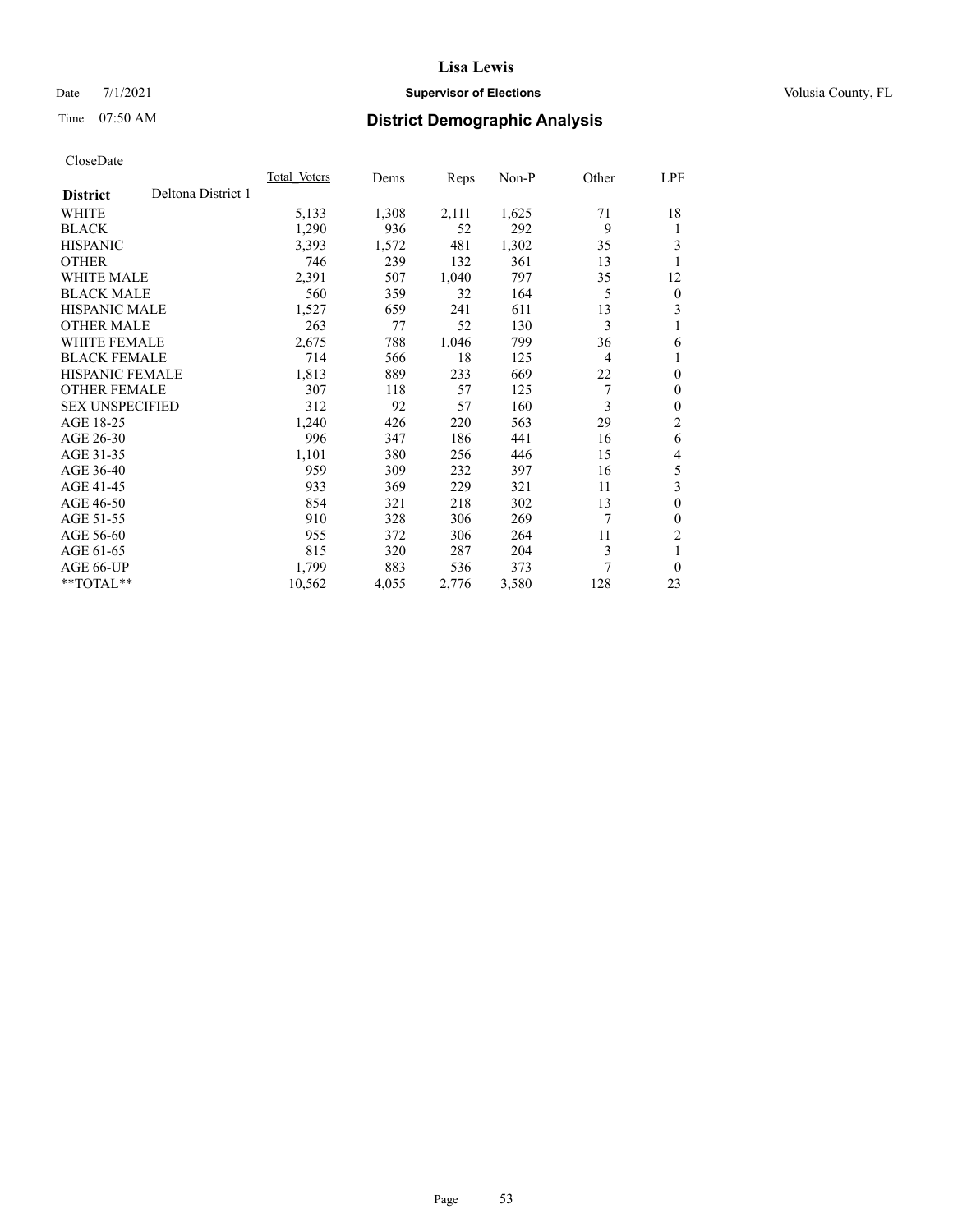# Lisa Lewis

Date 7/1/2021 **Supervisor of Elections** Volusia County, FL

Time 07:50 AM **District Demographic Analysis**

CloseDate

| **District** Deltona District 1 | Total Voters | Dems | Reps | Non-P | Other | LPF |
|---|---|---|---|---|---|---|
| WHITE | 5,133 | 1,308 | 2,111 | 1,625 | 71 | 18 |
| BLACK | 1,290 | 936 | 52 | 292 | 9 | 1 |
| HISPANIC | 3,393 | 1,572 | 481 | 1,302 | 35 | 3 |
| OTHER | 746 | 239 | 132 | 361 | 13 | 1 |
| WHITE MALE | 2,391 | 507 | 1,040 | 797 | 35 | 12 |
| BLACK MALE | 560 | 359 | 32 | 164 | 5 | 0 |
| HISPANIC MALE | 1,527 | 659 | 241 | 611 | 13 | 3 |
| OTHER MALE | 263 | 77 | 52 | 130 | 3 | 1 |
| WHITE FEMALE | 2,675 | 788 | 1,046 | 799 | 36 | 6 |
| BLACK FEMALE | 714 | 566 | 18 | 125 | 4 | 1 |
| HISPANIC FEMALE | 1,813 | 889 | 233 | 669 | 22 | 0 |
| OTHER FEMALE | 307 | 118 | 57 | 125 | 7 | 0 |
| SEX UNSPECIFIED | 312 | 92 | 57 | 160 | 3 | 0 |
| AGE 18-25 | 1,240 | 426 | 220 | 563 | 29 | 2 |
| AGE 26-30 | 996 | 347 | 186 | 441 | 16 | 6 |
| AGE 31-35 | 1,101 | 380 | 256 | 446 | 15 | 4 |
| AGE 36-40 | 959 | 309 | 232 | 397 | 16 | 5 |
| AGE 41-45 | 933 | 369 | 229 | 321 | 11 | 3 |
| AGE 46-50 | 854 | 321 | 218 | 302 | 13 | 0 |
| AGE 51-55 | 910 | 328 | 306 | 269 | 7 | 0 |
| AGE 56-60 | 955 | 372 | 306 | 264 | 11 | 2 |
| AGE 61-65 | 815 | 320 | 287 | 204 | 3 | 1 |
| AGE 66-UP | 1,799 | 883 | 536 | 373 | 7 | 0 |
| **TOTAL** | 10,562 | 4,055 | 2,776 | 3,580 | 128 | 23 |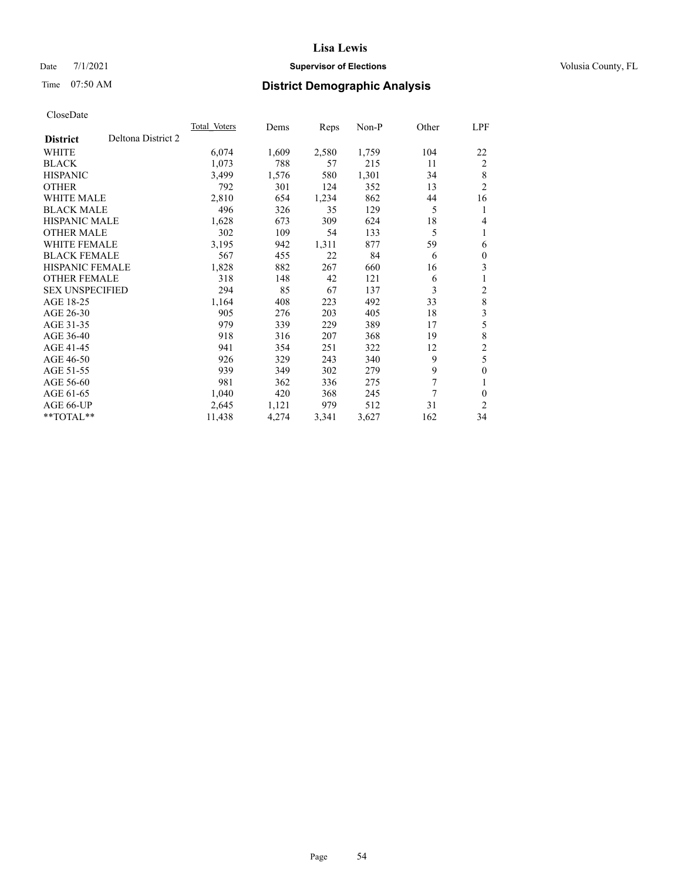# Lisa Lewis

Date 7/1/2021 **Supervisor of Elections** Volusia County, FL

Time 07:50 AM **District Demographic Analysis**

CloseDate

| District | Deltona District 2 | Total Voters | Dems | Reps | Non-P | Other | LPF |
|---|---|---|---|---|---|---|---|
| WHITE | | 6,074 | 1,609 | 2,580 | 1,759 | 104 | 22 |
| BLACK | | 1,073 | 788 | 57 | 215 | 11 | 2 |
| HISPANIC | | 3,499 | 1,576 | 580 | 1,301 | 34 | 8 |
| OTHER | | 792 | 301 | 124 | 352 | 13 | 2 |
| WHITE MALE | | 2,810 | 654 | 1,234 | 862 | 44 | 16 |
| BLACK MALE | | 496 | 326 | 35 | 129 | 5 | 1 |
| HISPANIC MALE | | 1,628 | 673 | 309 | 624 | 18 | 4 |
| OTHER MALE | | 302 | 109 | 54 | 133 | 5 | 1 |
| WHITE FEMALE | | 3,195 | 942 | 1,311 | 877 | 59 | 6 |
| BLACK FEMALE | | 567 | 455 | 22 | 84 | 6 | 0 |
| HISPANIC FEMALE | | 1,828 | 882 | 267 | 660 | 16 | 3 |
| OTHER FEMALE | | 318 | 148 | 42 | 121 | 6 | 1 |
| SEX UNSPECIFIED | | 294 | 85 | 67 | 137 | 3 | 2 |
| AGE 18-25 | | 1,164 | 408 | 223 | 492 | 33 | 8 |
| AGE 26-30 | | 905 | 276 | 203 | 405 | 18 | 3 |
| AGE 31-35 | | 979 | 339 | 229 | 389 | 17 | 5 |
| AGE 36-40 | | 918 | 316 | 207 | 368 | 19 | 8 |
| AGE 41-45 | | 941 | 354 | 251 | 322 | 12 | 2 |
| AGE 46-50 | | 926 | 329 | 243 | 340 | 9 | 5 |
| AGE 51-55 | | 939 | 349 | 302 | 279 | 9 | 0 |
| AGE 56-60 | | 981 | 362 | 336 | 275 | 7 | 1 |
| AGE 61-65 | | 1,040 | 420 | 368 | 245 | 7 | 0 |
| AGE 66-UP | | 2,645 | 1,121 | 979 | 512 | 31 | 2 |
| **TOTAL** | | 11,438 | 4,274 | 3,341 | 3,627 | 162 | 34 |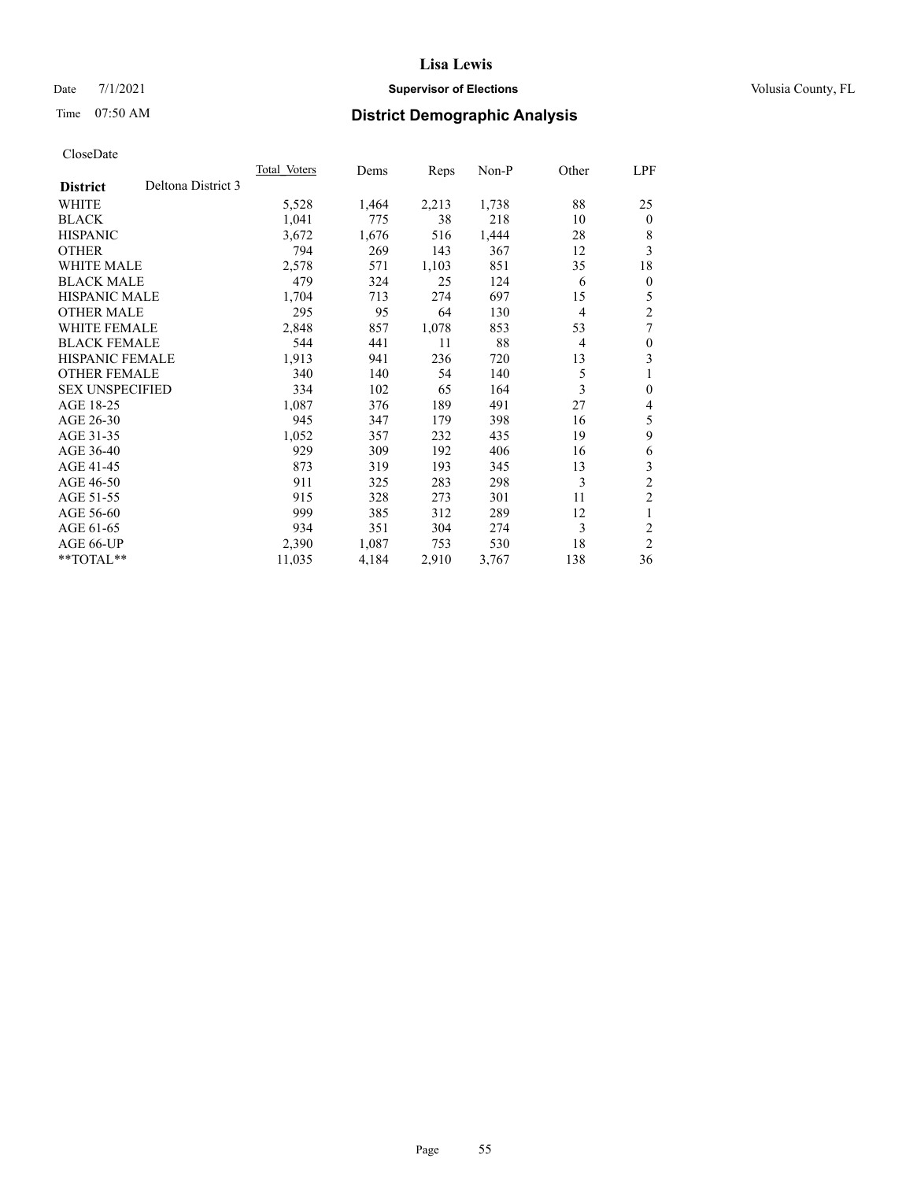# Lisa Lewis

Date 7/1/2021 **Supervisor of Elections** Volusia County, FL

Time 07:50 AM **District Demographic Analysis**

CloseDate

| District | Deltona District 3 | Total_Voters | Dems | Reps | Non-P | Other | LPF |
|---|---|---|---|---|---|---|---|
| WHITE | | 5,528 | 1,464 | 2,213 | 1,738 | 88 | 25 |
| BLACK | | 1,041 | 775 | 38 | 218 | 10 | 0 |
| HISPANIC | | 3,672 | 1,676 | 516 | 1,444 | 28 | 8 |
| OTHER | | 794 | 269 | 143 | 367 | 12 | 3 |
| WHITE MALE | | 2,578 | 571 | 1,103 | 851 | 35 | 18 |
| BLACK MALE | | 479 | 324 | 25 | 124 | 6 | 0 |
| HISPANIC MALE | | 1,704 | 713 | 274 | 697 | 15 | 5 |
| OTHER MALE | | 295 | 95 | 64 | 130 | 4 | 2 |
| WHITE FEMALE | | 2,848 | 857 | 1,078 | 853 | 53 | 7 |
| BLACK FEMALE | | 544 | 441 | 11 | 88 | 4 | 0 |
| HISPANIC FEMALE | | 1,913 | 941 | 236 | 720 | 13 | 3 |
| OTHER FEMALE | | 340 | 140 | 54 | 140 | 5 | 1 |
| SEX UNSPECIFIED | | 334 | 102 | 65 | 164 | 3 | 0 |
| AGE 18-25 | | 1,087 | 376 | 189 | 491 | 27 | 4 |
| AGE 26-30 | | 945 | 347 | 179 | 398 | 16 | 5 |
| AGE 31-35 | | 1,052 | 357 | 232 | 435 | 19 | 9 |
| AGE 36-40 | | 929 | 309 | 192 | 406 | 16 | 6 |
| AGE 41-45 | | 873 | 319 | 193 | 345 | 13 | 3 |
| AGE 46-50 | | 911 | 325 | 283 | 298 | 3 | 2 |
| AGE 51-55 | | 915 | 328 | 273 | 301 | 11 | 2 |
| AGE 56-60 | | 999 | 385 | 312 | 289 | 12 | 1 |
| AGE 61-65 | | 934 | 351 | 304 | 274 | 3 | 2 |
| AGE 66-UP | | 2,390 | 1,087 | 753 | 530 | 18 | 2 |
| **TOTAL** | | 11,035 | 4,184 | 2,910 | 3,767 | 138 | 36 |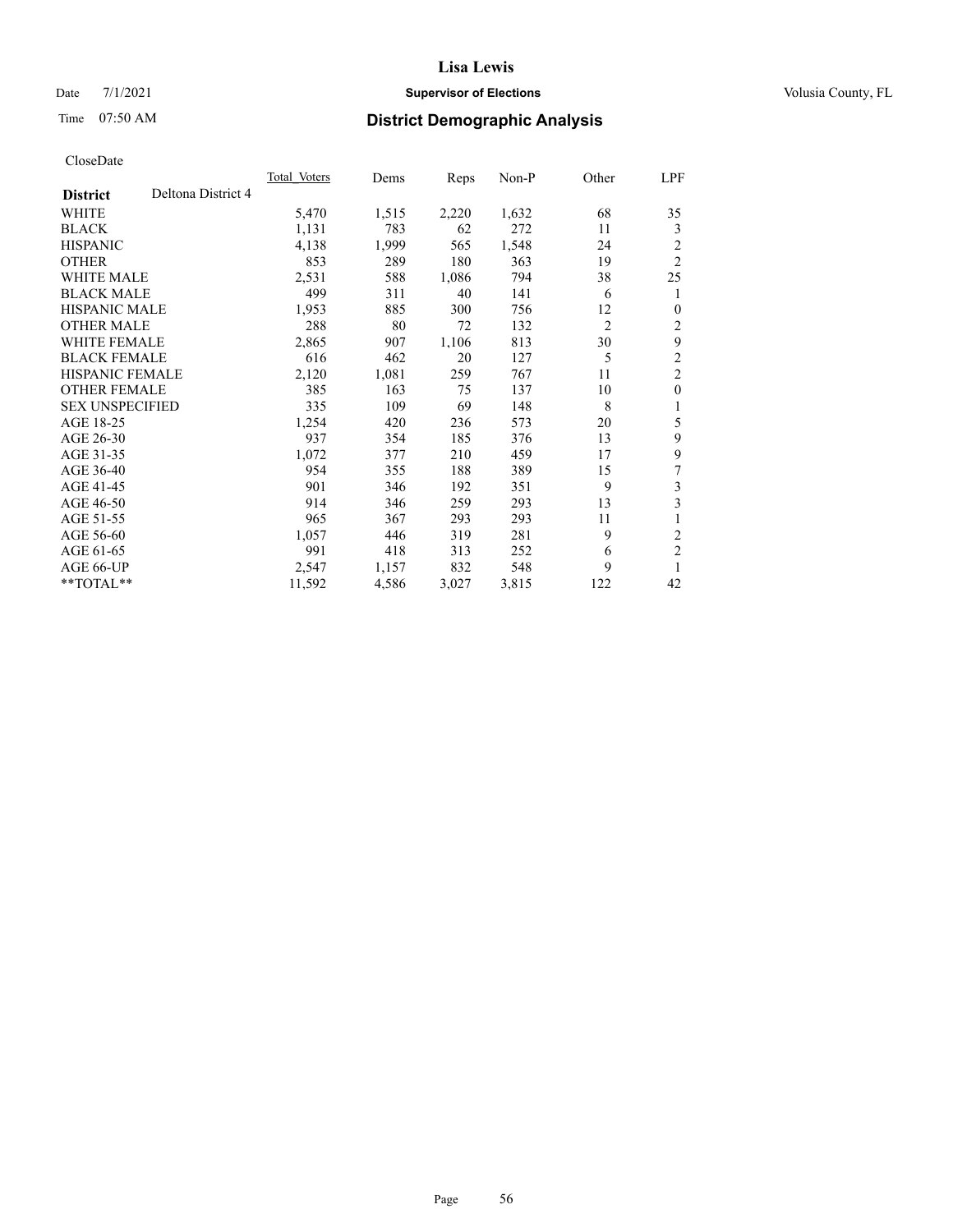# Lisa Lewis

Date 7/1/2021 **Supervisor of Elections** Volusia County, FL

Time 07:50 AM

## District Demographic Analysis

CloseDate

| **District** Deltona District 4 | Total Voters | Dems | Reps | Non-P | Other | LPF |
|---|---|---|---|---|---|---|
| WHITE | 5,470 | 1,515 | 2,220 | 1,632 | 68 | 35 |
| BLACK | 1,131 | 783 | 62 | 272 | 11 | 3 |
| HISPANIC | 4,138 | 1,999 | 565 | 1,548 | 24 | 2 |
| OTHER | 853 | 289 | 180 | 363 | 19 | 2 |
| WHITE MALE | 2,531 | 588 | 1,086 | 794 | 38 | 25 |
| BLACK MALE | 499 | 311 | 40 | 141 | 6 | 1 |
| HISPANIC MALE | 1,953 | 885 | 300 | 756 | 12 | 0 |
| OTHER MALE | 288 | 80 | 72 | 132 | 2 | 2 |
| WHITE FEMALE | 2,865 | 907 | 1,106 | 813 | 30 | 9 |
| BLACK FEMALE | 616 | 462 | 20 | 127 | 5 | 2 |
| HISPANIC FEMALE | 2,120 | 1,081 | 259 | 767 | 11 | 2 |
| OTHER FEMALE | 385 | 163 | 75 | 137 | 10 | 0 |
| SEX UNSPECIFIED | 335 | 109 | 69 | 148 | 8 | 1 |
| AGE 18-25 | 1,254 | 420 | 236 | 573 | 20 | 5 |
| AGE 26-30 | 937 | 354 | 185 | 376 | 13 | 9 |
| AGE 31-35 | 1,072 | 377 | 210 | 459 | 17 | 9 |
| AGE 36-40 | 954 | 355 | 188 | 389 | 15 | 7 |
| AGE 41-45 | 901 | 346 | 192 | 351 | 9 | 3 |
| AGE 46-50 | 914 | 346 | 259 | 293 | 13 | 3 |
| AGE 51-55 | 965 | 367 | 293 | 293 | 11 | 1 |
| AGE 56-60 | 1,057 | 446 | 319 | 281 | 9 | 2 |
| AGE 61-65 | 991 | 418 | 313 | 252 | 6 | 2 |
| AGE 66-UP | 2,547 | 1,157 | 832 | 548 | 9 | 1 |
| **TOTAL** | 11,592 | 4,586 | 3,027 | 3,815 | 122 | 42 |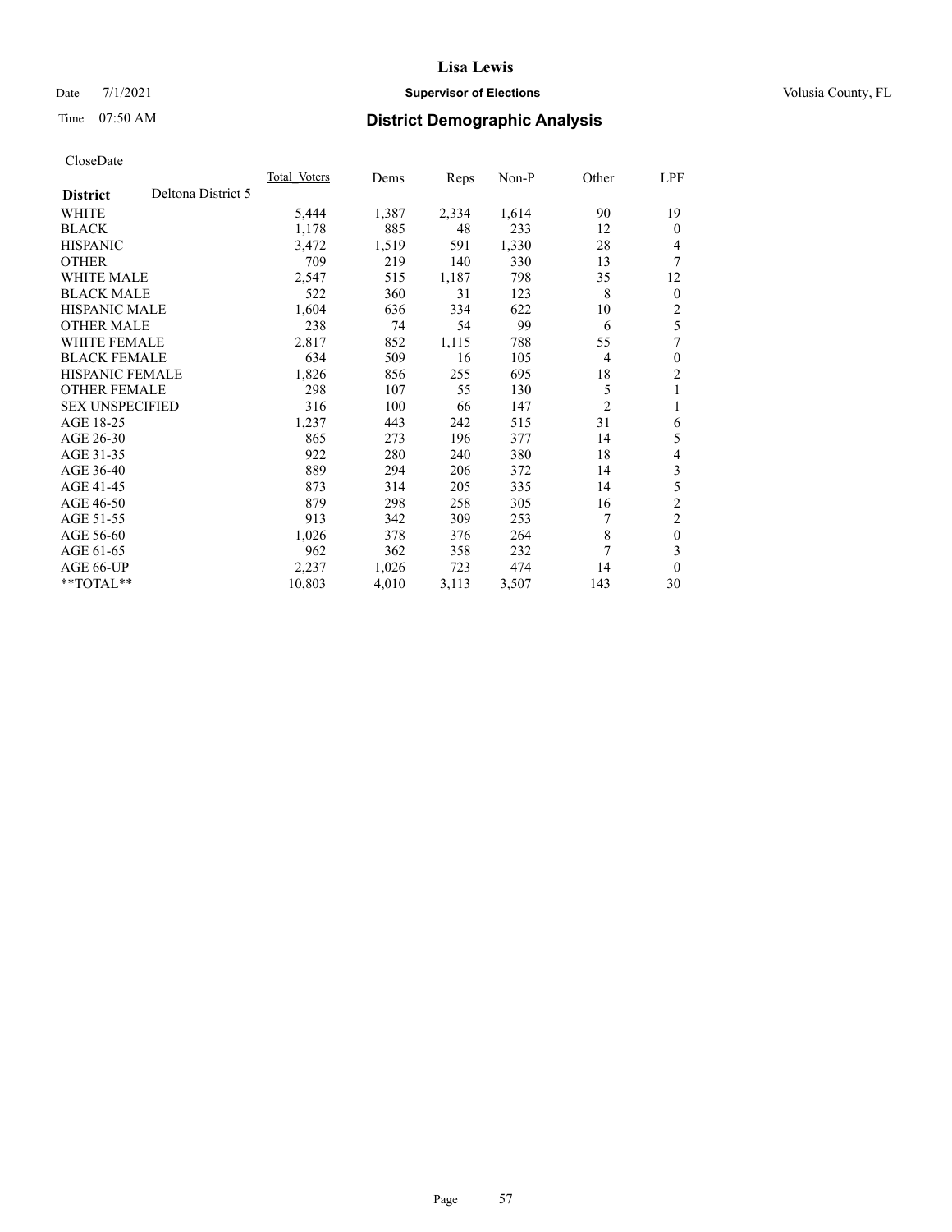**Lisa Lewis**

Date 7/1/2021 **Supervisor of Elections** Volusia County, FL

Time 07:50 AM **District Demographic Analysis**

CloseDate

| **District** Deltona District 5 | Total Voters | Dems | Reps | Non-P | Other | LPF |
|---|---|---|---|---|---|---|
| WHITE | 5,444 | 1,387 | 2,334 | 1,614 | 90 | 19 |
| BLACK | 1,178 | 885 | 48 | 233 | 12 | 0 |
| HISPANIC | 3,472 | 1,519 | 591 | 1,330 | 28 | 4 |
| OTHER | 709 | 219 | 140 | 330 | 13 | 7 |
| WHITE MALE | 2,547 | 515 | 1,187 | 798 | 35 | 12 |
| BLACK MALE | 522 | 360 | 31 | 123 | 8 | 0 |
| HISPANIC MALE | 1,604 | 636 | 334 | 622 | 10 | 2 |
| OTHER MALE | 238 | 74 | 54 | 99 | 6 | 5 |
| WHITE FEMALE | 2,817 | 852 | 1,115 | 788 | 55 | 7 |
| BLACK FEMALE | 634 | 509 | 16 | 105 | 4 | 0 |
| HISPANIC FEMALE | 1,826 | 856 | 255 | 695 | 18 | 2 |
| OTHER FEMALE | 298 | 107 | 55 | 130 | 5 | 1 |
| SEX UNSPECIFIED | 316 | 100 | 66 | 147 | 2 | 1 |
| AGE 18-25 | 1,237 | 443 | 242 | 515 | 31 | 6 |
| AGE 26-30 | 865 | 273 | 196 | 377 | 14 | 5 |
| AGE 31-35 | 922 | 280 | 240 | 380 | 18 | 4 |
| AGE 36-40 | 889 | 294 | 206 | 372 | 14 | 3 |
| AGE 41-45 | 873 | 314 | 205 | 335 | 14 | 5 |
| AGE 46-50 | 879 | 298 | 258 | 305 | 16 | 2 |
| AGE 51-55 | 913 | 342 | 309 | 253 | 7 | 2 |
| AGE 56-60 | 1,026 | 378 | 376 | 264 | 8 | 0 |
| AGE 61-65 | 962 | 362 | 358 | 232 | 7 | 3 |
| AGE 66-UP | 2,237 | 1,026 | 723 | 474 | 14 | 0 |
| **TOTAL** | 10,803 | 4,010 | 3,113 | 3,507 | 143 | 30 |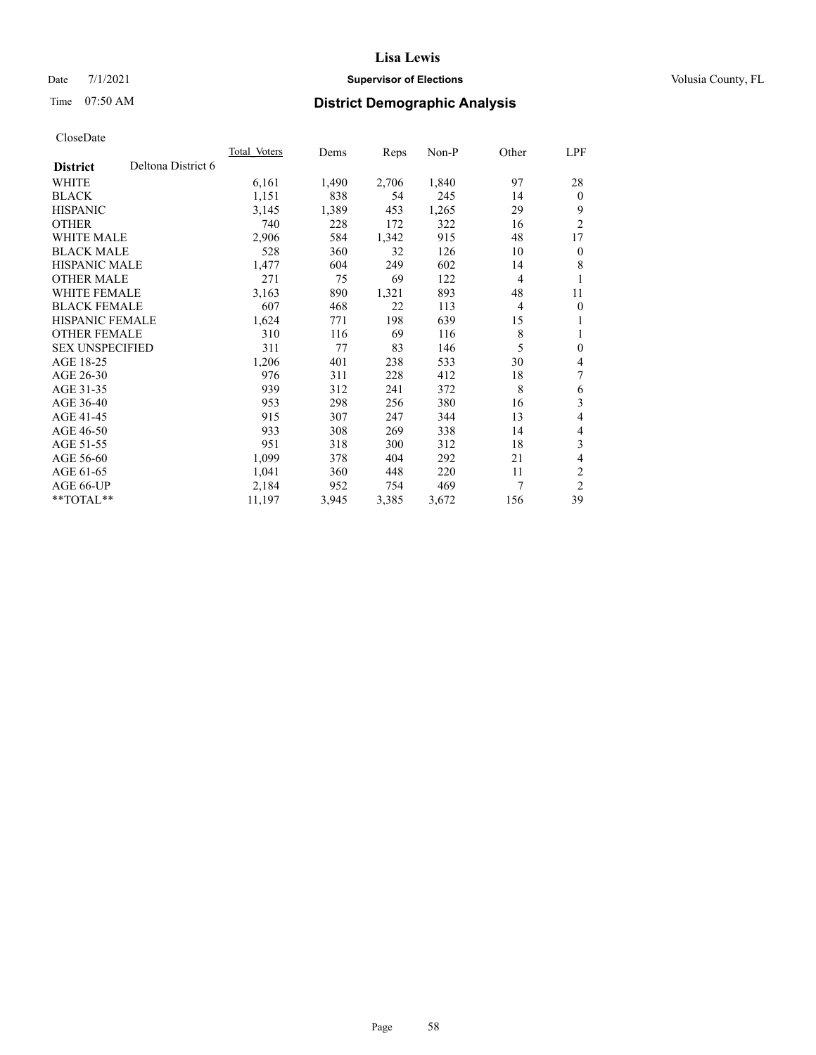# Lisa Lewis

Date 7/1/2021 **Supervisor of Elections** Volusia County, FL

Time 07:50 AM **District Demographic Analysis**

CloseDate

| **District** Deltona District 6 | Total Voters | Dems | Reps | Non-P | Other | LPF |
|---|---|---|---|---|---|---|
| WHITE | 6,161 | 1,490 | 2,706 | 1,840 | 97 | 28 |
| BLACK | 1,151 | 838 | 54 | 245 | 14 | 0 |
| HISPANIC | 3,145 | 1,389 | 453 | 1,265 | 29 | 9 |
| OTHER | 740 | 228 | 172 | 322 | 16 | 2 |
| WHITE MALE | 2,906 | 584 | 1,342 | 915 | 48 | 17 |
| BLACK MALE | 528 | 360 | 32 | 126 | 10 | 0 |
| HISPANIC MALE | 1,477 | 604 | 249 | 602 | 14 | 8 |
| OTHER MALE | 271 | 75 | 69 | 122 | 4 | 1 |
| WHITE FEMALE | 3,163 | 890 | 1,321 | 893 | 48 | 11 |
| BLACK FEMALE | 607 | 468 | 22 | 113 | 4 | 0 |
| HISPANIC FEMALE | 1,624 | 771 | 198 | 639 | 15 | 1 |
| OTHER FEMALE | 310 | 116 | 69 | 116 | 8 | 1 |
| SEX UNSPECIFIED | 311 | 77 | 83 | 146 | 5 | 0 |
| AGE 18-25 | 1,206 | 401 | 238 | 533 | 30 | 4 |
| AGE 26-30 | 976 | 311 | 228 | 412 | 18 | 7 |
| AGE 31-35 | 939 | 312 | 241 | 372 | 8 | 6 |
| AGE 36-40 | 953 | 298 | 256 | 380 | 16 | 3 |
| AGE 41-45 | 915 | 307 | 247 | 344 | 13 | 4 |
| AGE 46-50 | 933 | 308 | 269 | 338 | 14 | 4 |
| AGE 51-55 | 951 | 318 | 300 | 312 | 18 | 3 |
| AGE 56-60 | 1,099 | 378 | 404 | 292 | 21 | 4 |
| AGE 61-65 | 1,041 | 360 | 448 | 220 | 11 | 2 |
| AGE 66-UP | 2,184 | 952 | 754 | 469 | 7 | 2 |
| **TOTAL** | 11,197 | 3,945 | 3,385 | 3,672 | 156 | 39 |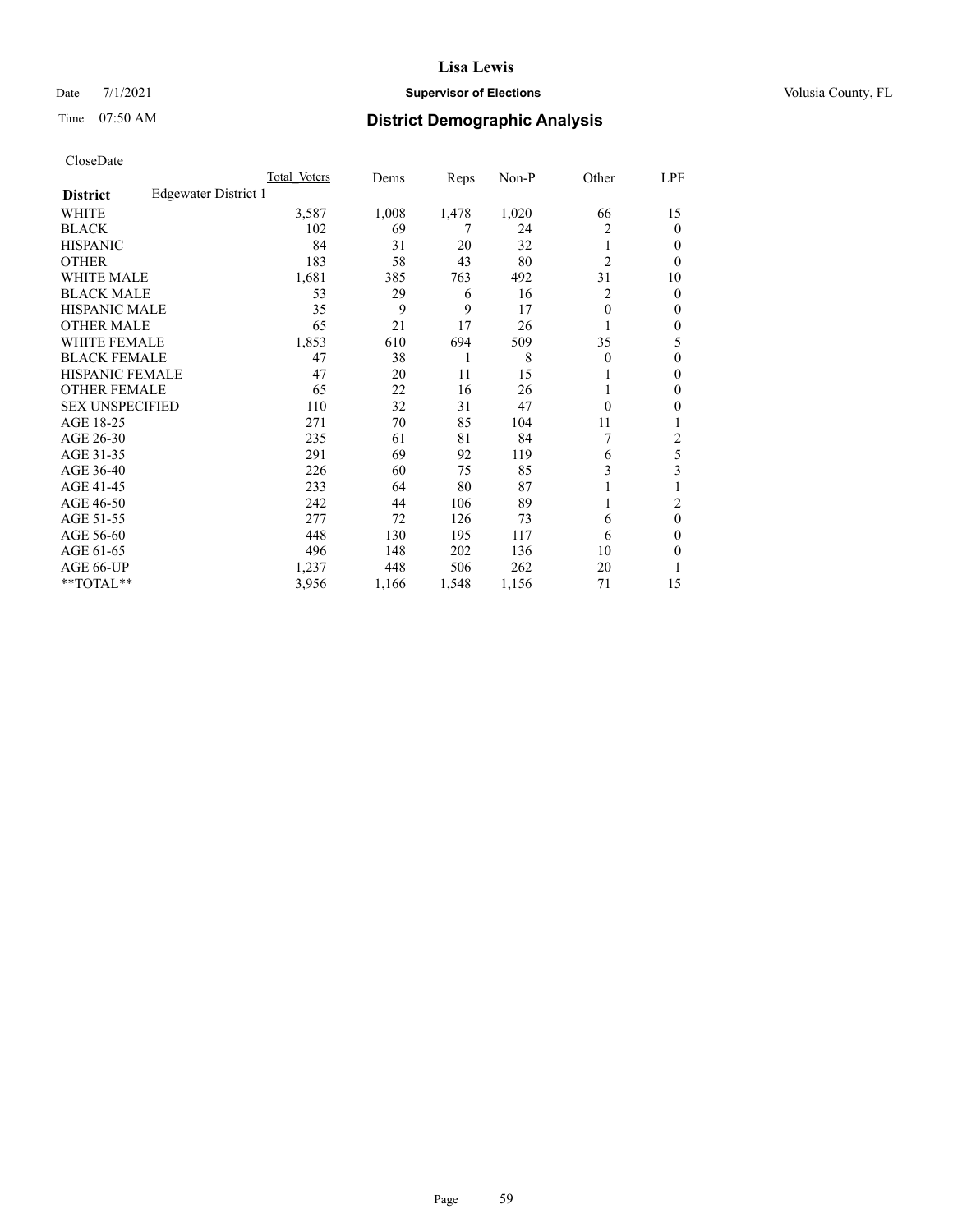# Lisa Lewis

Date 7/1/2021 **Supervisor of Elections** Volusia County, FL

Time 07:50 AM **District Demographic Analysis**

CloseDate

| District | Edgewater District 1 | Total Voters | Dems | Reps | Non-P | Other | LPF |
|---|---|---|---|---|---|---|---|
| WHITE | | 3,587 | 1,008 | 1,478 | 1,020 | 66 | 15 |
| BLACK | | 102 | 69 | 7 | 24 | 2 | 0 |
| HISPANIC | | 84 | 31 | 20 | 32 | 1 | 0 |
| OTHER | | 183 | 58 | 43 | 80 | 2 | 0 |
| WHITE MALE | | 1,681 | 385 | 763 | 492 | 31 | 10 |
| BLACK MALE | | 53 | 29 | 6 | 16 | 2 | 0 |
| HISPANIC MALE | | 35 | 9 | 9 | 17 | 0 | 0 |
| OTHER MALE | | 65 | 21 | 17 | 26 | 1 | 0 |
| WHITE FEMALE | | 1,853 | 610 | 694 | 509 | 35 | 5 |
| BLACK FEMALE | | 47 | 38 | 1 | 8 | 0 | 0 |
| HISPANIC FEMALE | | 47 | 20 | 11 | 15 | 1 | 0 |
| OTHER FEMALE | | 65 | 22 | 16 | 26 | 1 | 0 |
| SEX UNSPECIFIED | | 110 | 32 | 31 | 47 | 0 | 0 |
| AGE 18-25 | | 271 | 70 | 85 | 104 | 11 | 1 |
| AGE 26-30 | | 235 | 61 | 81 | 84 | 7 | 2 |
| AGE 31-35 | | 291 | 69 | 92 | 119 | 6 | 5 |
| AGE 36-40 | | 226 | 60 | 75 | 85 | 3 | 3 |
| AGE 41-45 | | 233 | 64 | 80 | 87 | 1 | 1 |
| AGE 46-50 | | 242 | 44 | 106 | 89 | 1 | 2 |
| AGE 51-55 | | 277 | 72 | 126 | 73 | 6 | 0 |
| AGE 56-60 | | 448 | 130 | 195 | 117 | 6 | 0 |
| AGE 61-65 | | 496 | 148 | 202 | 136 | 10 | 0 |
| AGE 66-UP | | 1,237 | 448 | 506 | 262 | 20 | 1 |
| **TOTAL** | | 3,956 | 1,166 | 1,548 | 1,156 | 71 | 15 |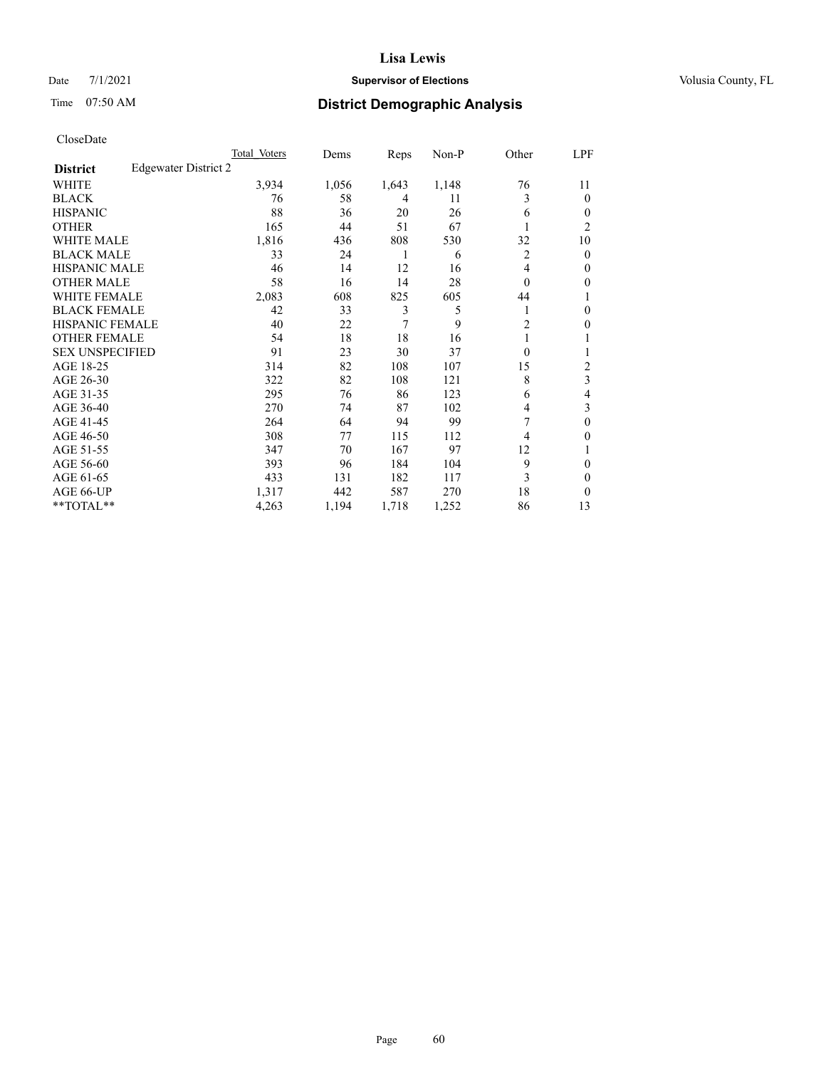# Lisa Lewis

Date 7/1/2021 **Supervisor of Elections** Volusia County, FL

Time 07:50 AM **District Demographic Analysis**

CloseDate

| District | Edgewater District 2 | Total Voters | Dems | Reps | Non-P | Other | LPF |
|---|---|---|---|---|---|---|---|
| WHITE | | 3,934 | 1,056 | 1,643 | 1,148 | 76 | 11 |
| BLACK | | 76 | 58 | 4 | 11 | 3 | 0 |
| HISPANIC | | 88 | 36 | 20 | 26 | 6 | 0 |
| OTHER | | 165 | 44 | 51 | 67 | 1 | 2 |
| WHITE MALE | | 1,816 | 436 | 808 | 530 | 32 | 10 |
| BLACK MALE | | 33 | 24 | 1 | 6 | 2 | 0 |
| HISPANIC MALE | | 46 | 14 | 12 | 16 | 4 | 0 |
| OTHER MALE | | 58 | 16 | 14 | 28 | 0 | 0 |
| WHITE FEMALE | | 2,083 | 608 | 825 | 605 | 44 | 1 |
| BLACK FEMALE | | 42 | 33 | 3 | 5 | 1 | 0 |
| HISPANIC FEMALE | | 40 | 22 | 7 | 9 | 2 | 0 |
| OTHER FEMALE | | 54 | 18 | 18 | 16 | 1 | 1 |
| SEX UNSPECIFIED | | 91 | 23 | 30 | 37 | 0 | 1 |
| AGE 18-25 | | 314 | 82 | 108 | 107 | 15 | 2 |
| AGE 26-30 | | 322 | 82 | 108 | 121 | 8 | 3 |
| AGE 31-35 | | 295 | 76 | 86 | 123 | 6 | 4 |
| AGE 36-40 | | 270 | 74 | 87 | 102 | 4 | 3 |
| AGE 41-45 | | 264 | 64 | 94 | 99 | 7 | 0 |
| AGE 46-50 | | 308 | 77 | 115 | 112 | 4 | 0 |
| AGE 51-55 | | 347 | 70 | 167 | 97 | 12 | 1 |
| AGE 56-60 | | 393 | 96 | 184 | 104 | 9 | 0 |
| AGE 61-65 | | 433 | 131 | 182 | 117 | 3 | 0 |
| AGE 66-UP | | 1,317 | 442 | 587 | 270 | 18 | 0 |
| **TOTAL** | | 4,263 | 1,194 | 1,718 | 1,252 | 86 | 13 |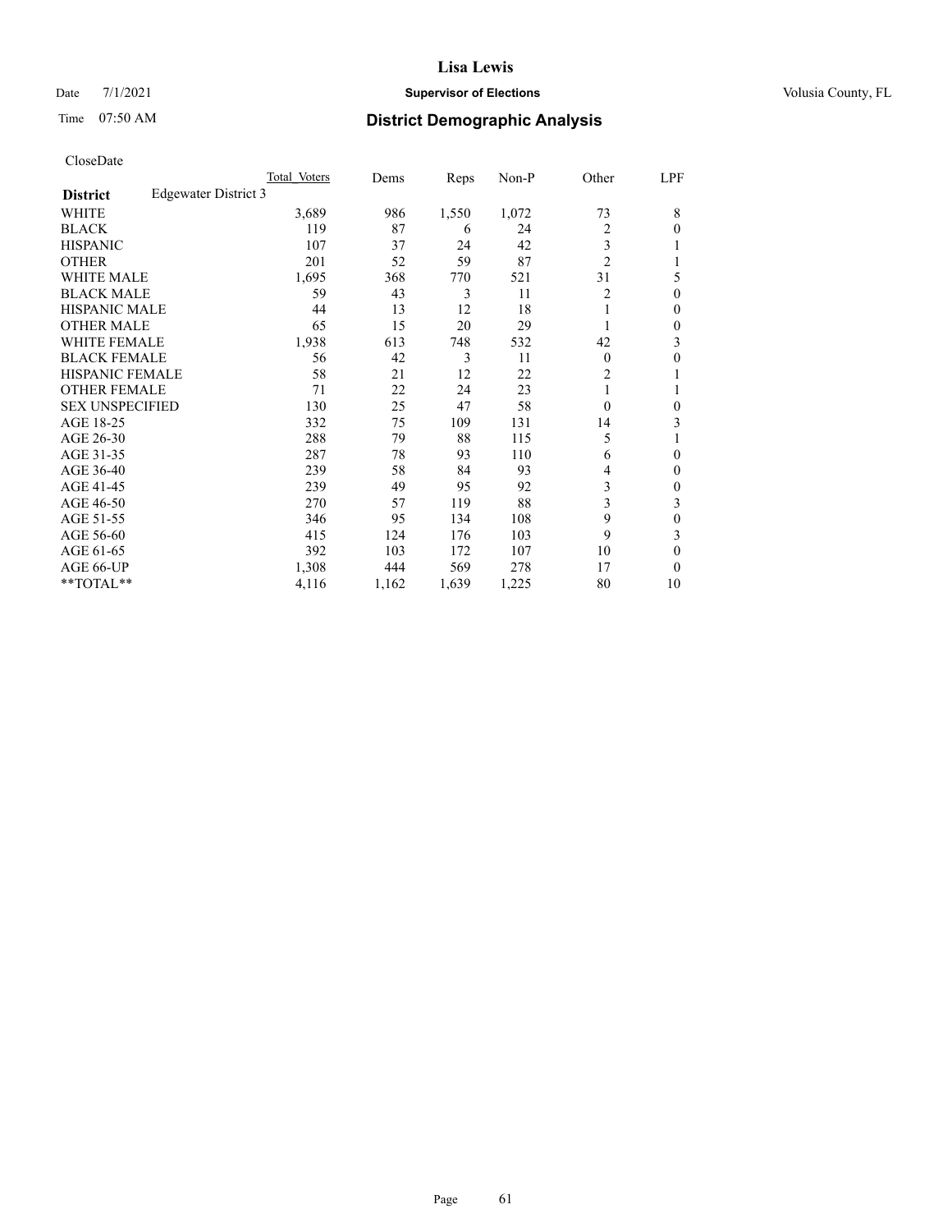# Lisa Lewis

Date 7/1/2021 **Supervisor of Elections** Volusia County, FL

Time 07:50 AM **District Demographic Analysis**

CloseDate

| | Total Voters | Dems | Reps | Non-P | Other | LPF |
|---|---|---|---|---|---|---|
| **District** Edgewater District 3 | | | | | | |
| WHITE | 3,689 | 986 | 1,550 | 1,072 | 73 | 8 |
| BLACK | 119 | 87 | 6 | 24 | 2 | 0 |
| HISPANIC | 107 | 37 | 24 | 42 | 3 | 1 |
| OTHER | 201 | 52 | 59 | 87 | 2 | 1 |
| WHITE MALE | 1,695 | 368 | 770 | 521 | 31 | 5 |
| BLACK MALE | 59 | 43 | 3 | 11 | 2 | 0 |
| HISPANIC MALE | 44 | 13 | 12 | 18 | 1 | 0 |
| OTHER MALE | 65 | 15 | 20 | 29 | 1 | 0 |
| WHITE FEMALE | 1,938 | 613 | 748 | 532 | 42 | 3 |
| BLACK FEMALE | 56 | 42 | 3 | 11 | 0 | 0 |
| HISPANIC FEMALE | 58 | 21 | 12 | 22 | 2 | 1 |
| OTHER FEMALE | 71 | 22 | 24 | 23 | 1 | 1 |
| SEX UNSPECIFIED | 130 | 25 | 47 | 58 | 0 | 0 |
| AGE 18-25 | 332 | 75 | 109 | 131 | 14 | 3 |
| AGE 26-30 | 288 | 79 | 88 | 115 | 5 | 1 |
| AGE 31-35 | 287 | 78 | 93 | 110 | 6 | 0 |
| AGE 36-40 | 239 | 58 | 84 | 93 | 4 | 0 |
| AGE 41-45 | 239 | 49 | 95 | 92 | 3 | 0 |
| AGE 46-50 | 270 | 57 | 119 | 88 | 3 | 3 |
| AGE 51-55 | 346 | 95 | 134 | 108 | 9 | 0 |
| AGE 56-60 | 415 | 124 | 176 | 103 | 9 | 3 |
| AGE 61-65 | 392 | 103 | 172 | 107 | 10 | 0 |
| AGE 66-UP | 1,308 | 444 | 569 | 278 | 17 | 0 |
| **TOTAL** | 4,116 | 1,162 | 1,639 | 1,225 | 80 | 10 |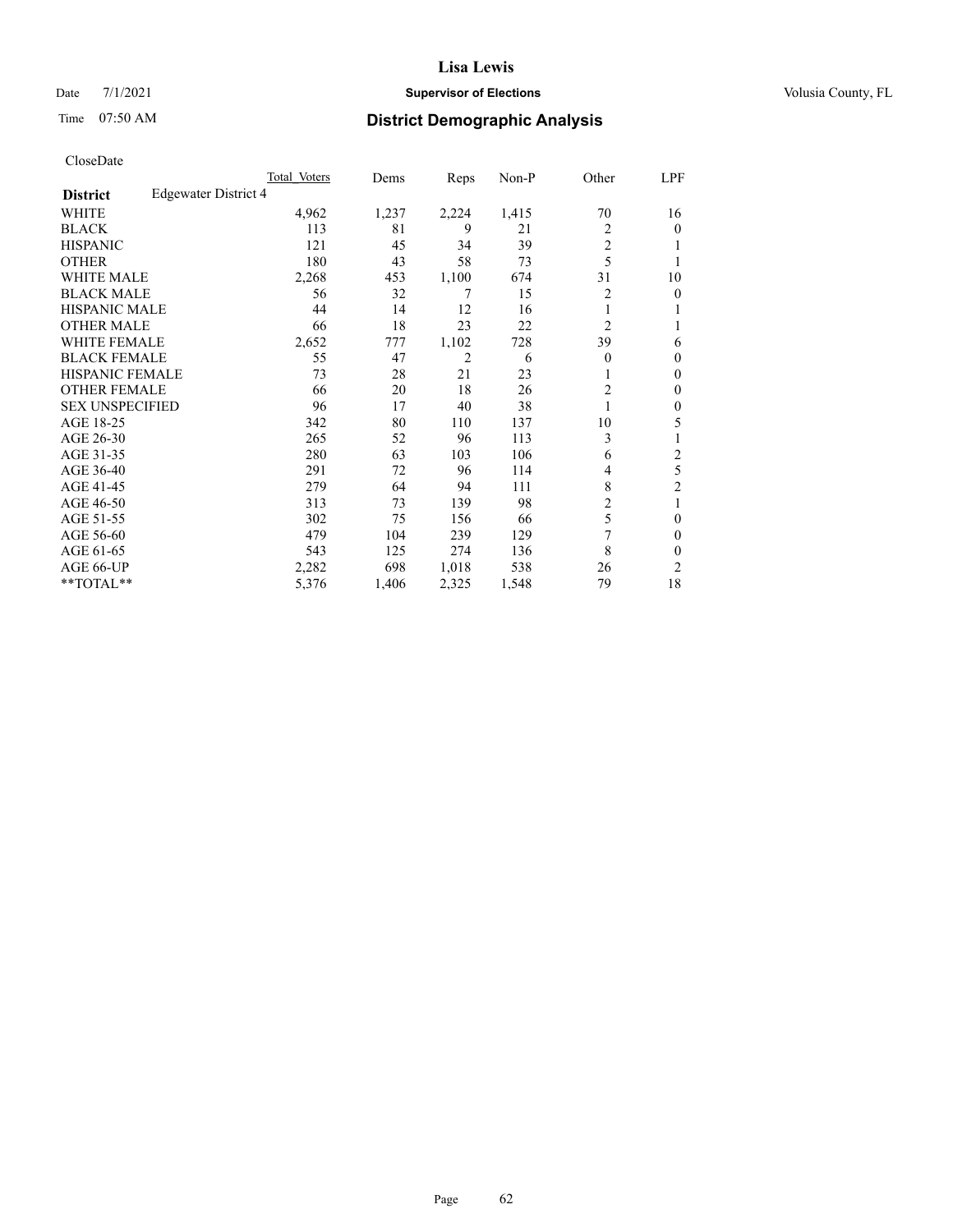Lisa Lewis

Date 7/1/2021 **Supervisor of Elections** Volusia County, FL

Time 07:50 AM **District Demographic Analysis**

CloseDate

| **District** Edgewater District 4 | Total Voters | Dems | Reps | Non-P | Other | LPF |
|---|---|---|---|---|---|---|
| WHITE | 4,962 | 1,237 | 2,224 | 1,415 | 70 | 16 |
| BLACK | 113 | 81 | 9 | 21 | 2 | 0 |
| HISPANIC | 121 | 45 | 34 | 39 | 2 | 1 |
| OTHER | 180 | 43 | 58 | 73 | 5 | 1 |
| WHITE MALE | 2,268 | 453 | 1,100 | 674 | 31 | 10 |
| BLACK MALE | 56 | 32 | 7 | 15 | 2 | 0 |
| HISPANIC MALE | 44 | 14 | 12 | 16 | 1 | 1 |
| OTHER MALE | 66 | 18 | 23 | 22 | 2 | 1 |
| WHITE FEMALE | 2,652 | 777 | 1,102 | 728 | 39 | 6 |
| BLACK FEMALE | 55 | 47 | 2 | 6 | 0 | 0 |
| HISPANIC FEMALE | 73 | 28 | 21 | 23 | 1 | 0 |
| OTHER FEMALE | 66 | 20 | 18 | 26 | 2 | 0 |
| SEX UNSPECIFIED | 96 | 17 | 40 | 38 | 1 | 0 |
| AGE 18-25 | 342 | 80 | 110 | 137 | 10 | 5 |
| AGE 26-30 | 265 | 52 | 96 | 113 | 3 | 1 |
| AGE 31-35 | 280 | 63 | 103 | 106 | 6 | 2 |
| AGE 36-40 | 291 | 72 | 96 | 114 | 4 | 5 |
| AGE 41-45 | 279 | 64 | 94 | 111 | 8 | 2 |
| AGE 46-50 | 313 | 73 | 139 | 98 | 2 | 1 |
| AGE 51-55 | 302 | 75 | 156 | 66 | 5 | 0 |
| AGE 56-60 | 479 | 104 | 239 | 129 | 7 | 0 |
| AGE 61-65 | 543 | 125 | 274 | 136 | 8 | 0 |
| AGE 66-UP | 2,282 | 698 | 1,018 | 538 | 26 | 2 |
| **TOTAL** | 5,376 | 1,406 | 2,325 | 1,548 | 79 | 18 |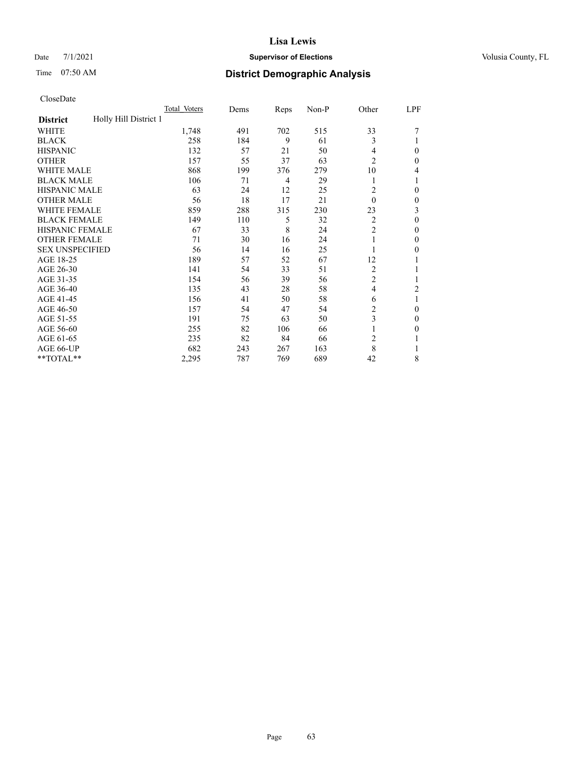# District Demographic Analysis

Date 7/1/2021 — Supervisor of Elections — Volusia County, FL

Time 07:50 AM

CloseDate

| District: Holly Hill District 1 | Total Voters | Dems | Reps | Non-P | Other | LPF |
|---|---|---|---|---|---|---|
| WHITE | 1,748 | 491 | 702 | 515 | 33 | 7 |
| BLACK | 258 | 184 | 9 | 61 | 3 | 1 |
| HISPANIC | 132 | 57 | 21 | 50 | 4 | 0 |
| OTHER | 157 | 55 | 37 | 63 | 2 | 0 |
| WHITE MALE | 868 | 199 | 376 | 279 | 10 | 4 |
| BLACK MALE | 106 | 71 | 4 | 29 | 1 | 1 |
| HISPANIC MALE | 63 | 24 | 12 | 25 | 2 | 0 |
| OTHER MALE | 56 | 18 | 17 | 21 | 0 | 0 |
| WHITE FEMALE | 859 | 288 | 315 | 230 | 23 | 3 |
| BLACK FEMALE | 149 | 110 | 5 | 32 | 2 | 0 |
| HISPANIC FEMALE | 67 | 33 | 8 | 24 | 2 | 0 |
| OTHER FEMALE | 71 | 30 | 16 | 24 | 1 | 0 |
| SEX UNSPECIFIED | 56 | 14 | 16 | 25 | 1 | 0 |
| AGE 18-25 | 189 | 57 | 52 | 67 | 12 | 1 |
| AGE 26-30 | 141 | 54 | 33 | 51 | 2 | 1 |
| AGE 31-35 | 154 | 56 | 39 | 56 | 2 | 1 |
| AGE 36-40 | 135 | 43 | 28 | 58 | 4 | 2 |
| AGE 41-45 | 156 | 41 | 50 | 58 | 6 | 1 |
| AGE 46-50 | 157 | 54 | 47 | 54 | 2 | 0 |
| AGE 51-55 | 191 | 75 | 63 | 50 | 3 | 0 |
| AGE 56-60 | 255 | 82 | 106 | 66 | 1 | 0 |
| AGE 61-65 | 235 | 82 | 84 | 66 | 2 | 1 |
| AGE 66-UP | 682 | 243 | 267 | 163 | 8 | 1 |
| **TOTAL** | 2,295 | 787 | 769 | 689 | 42 | 8 |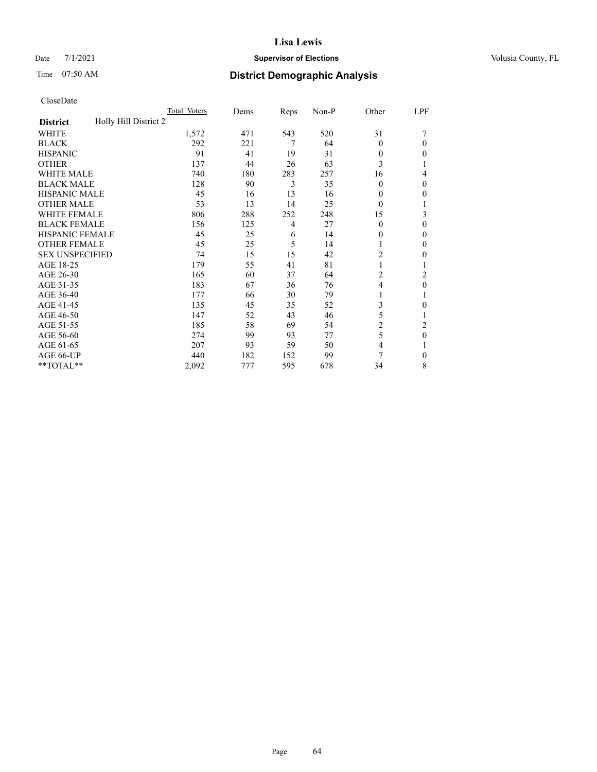Date 7/1/2021

Time 07:50 AM

# Lisa Lewis

## Supervisor of Elections

Volusia County, FL

## District Demographic Analysis

CloseDate

| | Total Voters | Dems | Reps | Non-P | Other | LPF |
|---|---|---|---|---|---|---|
| **District** Holly Hill District 2 | | | | | | |
| WHITE | 1,572 | 471 | 543 | 520 | 31 | 7 |
| BLACK | 292 | 221 | 7 | 64 | 0 | 0 |
| HISPANIC | 91 | 41 | 19 | 31 | 0 | 0 |
| OTHER | 137 | 44 | 26 | 63 | 3 | 1 |
| WHITE MALE | 740 | 180 | 283 | 257 | 16 | 4 |
| BLACK MALE | 128 | 90 | 3 | 35 | 0 | 0 |
| HISPANIC MALE | 45 | 16 | 13 | 16 | 0 | 0 |
| OTHER MALE | 53 | 13 | 14 | 25 | 0 | 1 |
| WHITE FEMALE | 806 | 288 | 252 | 248 | 15 | 3 |
| BLACK FEMALE | 156 | 125 | 4 | 27 | 0 | 0 |
| HISPANIC FEMALE | 45 | 25 | 6 | 14 | 0 | 0 |
| OTHER FEMALE | 45 | 25 | 5 | 14 | 1 | 0 |
| SEX UNSPECIFIED | 74 | 15 | 15 | 42 | 2 | 0 |
| AGE 18-25 | 179 | 55 | 41 | 81 | 1 | 1 |
| AGE 26-30 | 165 | 60 | 37 | 64 | 2 | 2 |
| AGE 31-35 | 183 | 67 | 36 | 76 | 4 | 0 |
| AGE 36-40 | 177 | 66 | 30 | 79 | 1 | 1 |
| AGE 41-45 | 135 | 45 | 35 | 52 | 3 | 0 |
| AGE 46-50 | 147 | 52 | 43 | 46 | 5 | 1 |
| AGE 51-55 | 185 | 58 | 69 | 54 | 2 | 2 |
| AGE 56-60 | 274 | 99 | 93 | 77 | 5 | 0 |
| AGE 61-65 | 207 | 93 | 59 | 50 | 4 | 1 |
| AGE 66-UP | 440 | 182 | 152 | 99 | 7 | 0 |
| **TOTAL** | 2,092 | 777 | 595 | 678 | 34 | 8 |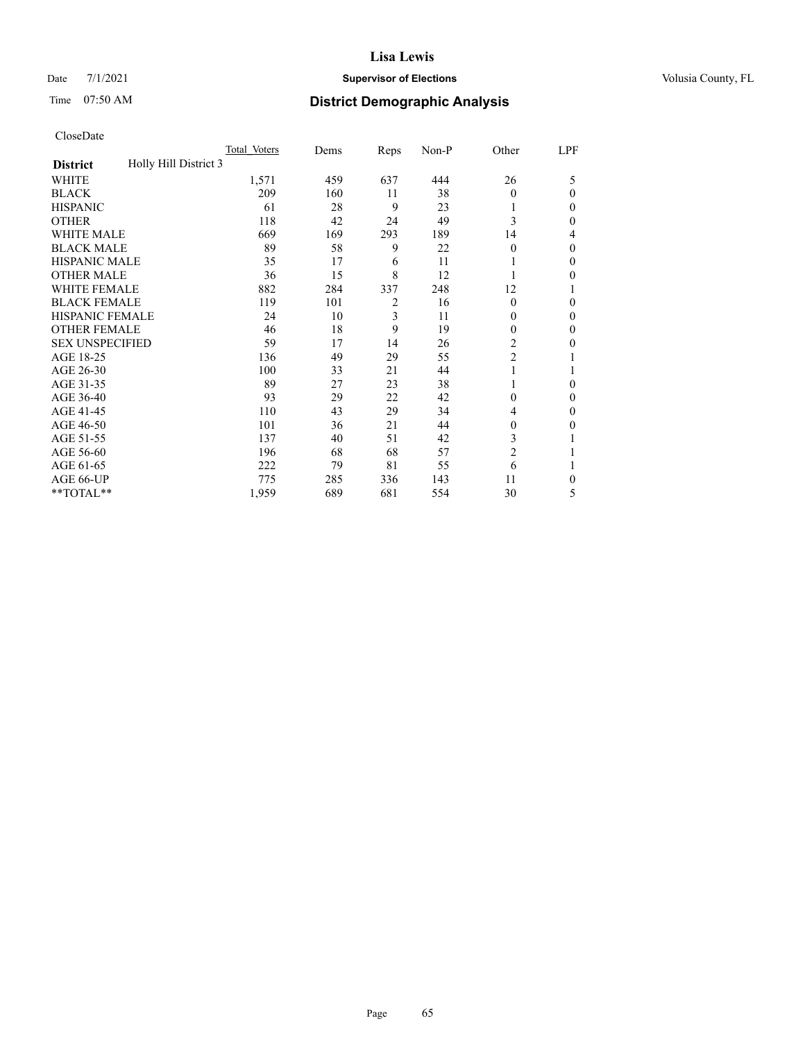# Lisa Lewis

Date 7/1/2021 **Supervisor of Elections** Volusia County, FL

Time 07:50 AM **District Demographic Analysis**

CloseDate

| District | Holly Hill District 3 | Total Voters | Dems | Reps | Non-P | Other | LPF |
|---|---|---|---|---|---|---|---|
| WHITE | | 1,571 | 459 | 637 | 444 | 26 | 5 |
| BLACK | | 209 | 160 | 11 | 38 | 0 | 0 |
| HISPANIC | | 61 | 28 | 9 | 23 | 1 | 0 |
| OTHER | | 118 | 42 | 24 | 49 | 3 | 0 |
| WHITE MALE | | 669 | 169 | 293 | 189 | 14 | 4 |
| BLACK MALE | | 89 | 58 | 9 | 22 | 0 | 0 |
| HISPANIC MALE | | 35 | 17 | 6 | 11 | 1 | 0 |
| OTHER MALE | | 36 | 15 | 8 | 12 | 1 | 0 |
| WHITE FEMALE | | 882 | 284 | 337 | 248 | 12 | 1 |
| BLACK FEMALE | | 119 | 101 | 2 | 16 | 0 | 0 |
| HISPANIC FEMALE | | 24 | 10 | 3 | 11 | 0 | 0 |
| OTHER FEMALE | | 46 | 18 | 9 | 19 | 0 | 0 |
| SEX UNSPECIFIED | | 59 | 17 | 14 | 26 | 2 | 0 |
| AGE 18-25 | | 136 | 49 | 29 | 55 | 2 | 1 |
| AGE 26-30 | | 100 | 33 | 21 | 44 | 1 | 1 |
| AGE 31-35 | | 89 | 27 | 23 | 38 | 1 | 0 |
| AGE 36-40 | | 93 | 29 | 22 | 42 | 0 | 0 |
| AGE 41-45 | | 110 | 43 | 29 | 34 | 4 | 0 |
| AGE 46-50 | | 101 | 36 | 21 | 44 | 0 | 0 |
| AGE 51-55 | | 137 | 40 | 51 | 42 | 3 | 1 |
| AGE 56-60 | | 196 | 68 | 68 | 57 | 2 | 1 |
| AGE 61-65 | | 222 | 79 | 81 | 55 | 6 | 1 |
| AGE 66-UP | | 775 | 285 | 336 | 143 | 11 | 0 |
| **TOTAL** | | 1,959 | 689 | 681 | 554 | 30 | 5 |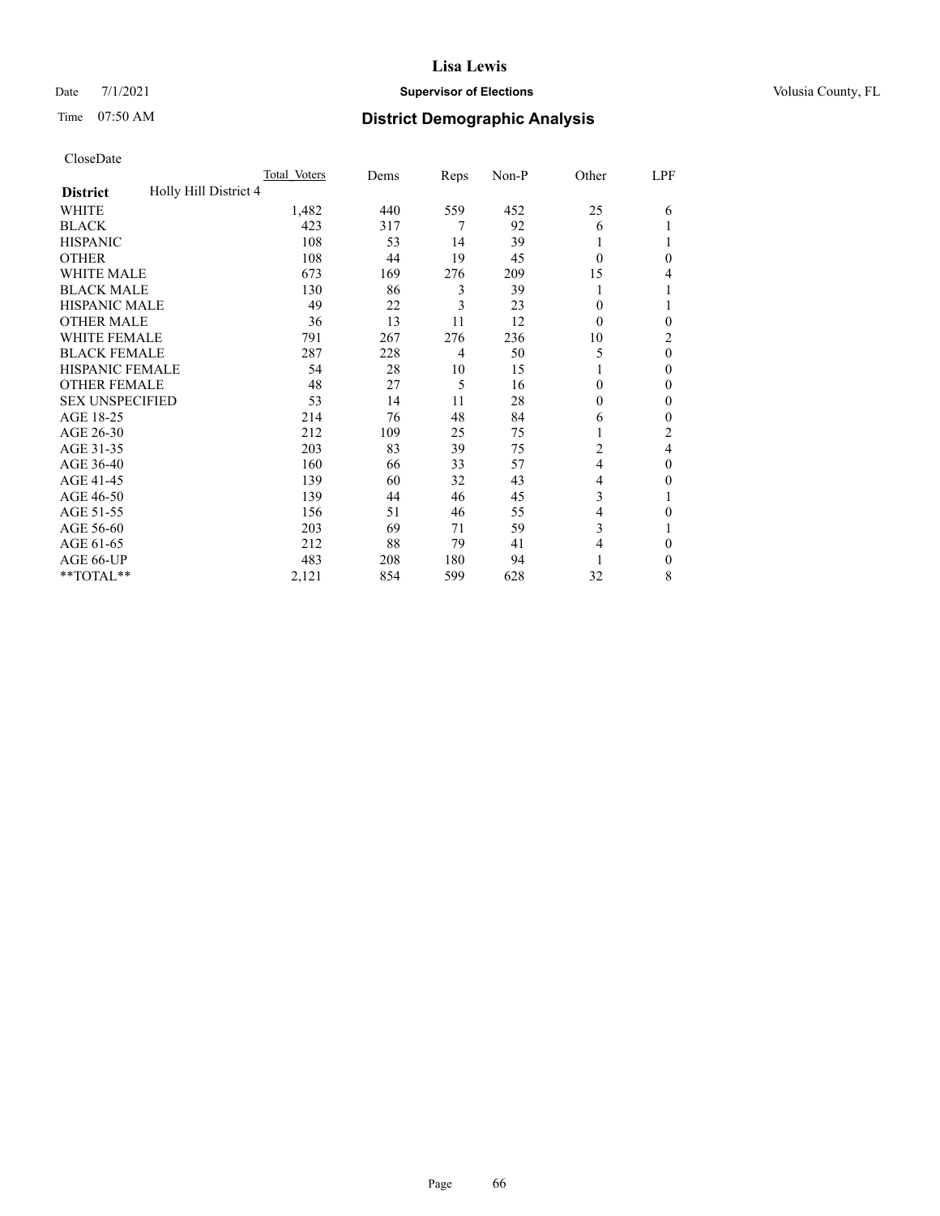# District Demographic Analysis

CloseDate

| District | Holly Hill District 4 | Total Voters | Dems | Reps | Non-P | Other | LPF |
|---|---|---|---|---|---|---|---|
| WHITE | | 1,482 | 440 | 559 | 452 | 25 | 6 |
| BLACK | | 423 | 317 | 7 | 92 | 6 | 1 |
| HISPANIC | | 108 | 53 | 14 | 39 | 1 | 1 |
| OTHER | | 108 | 44 | 19 | 45 | 0 | 0 |
| WHITE MALE | | 673 | 169 | 276 | 209 | 15 | 4 |
| BLACK MALE | | 130 | 86 | 3 | 39 | 1 | 1 |
| HISPANIC MALE | | 49 | 22 | 3 | 23 | 0 | 1 |
| OTHER MALE | | 36 | 13 | 11 | 12 | 0 | 0 |
| WHITE FEMALE | | 791 | 267 | 276 | 236 | 10 | 2 |
| BLACK FEMALE | | 287 | 228 | 4 | 50 | 5 | 0 |
| HISPANIC FEMALE | | 54 | 28 | 10 | 15 | 1 | 0 |
| OTHER FEMALE | | 48 | 27 | 5 | 16 | 0 | 0 |
| SEX UNSPECIFIED | | 53 | 14 | 11 | 28 | 0 | 0 |
| AGE 18-25 | | 214 | 76 | 48 | 84 | 6 | 0 |
| AGE 26-30 | | 212 | 109 | 25 | 75 | 1 | 2 |
| AGE 31-35 | | 203 | 83 | 39 | 75 | 2 | 4 |
| AGE 36-40 | | 160 | 66 | 33 | 57 | 4 | 0 |
| AGE 41-45 | | 139 | 60 | 32 | 43 | 4 | 0 |
| AGE 46-50 | | 139 | 44 | 46 | 45 | 3 | 1 |
| AGE 51-55 | | 156 | 51 | 46 | 55 | 4 | 0 |
| AGE 56-60 | | 203 | 69 | 71 | 59 | 3 | 1 |
| AGE 61-65 | | 212 | 88 | 79 | 41 | 4 | 0 |
| AGE 66-UP | | 483 | 208 | 180 | 94 | 1 | 0 |
| **TOTAL** | | 2,121 | 854 | 599 | 628 | 32 | 8 |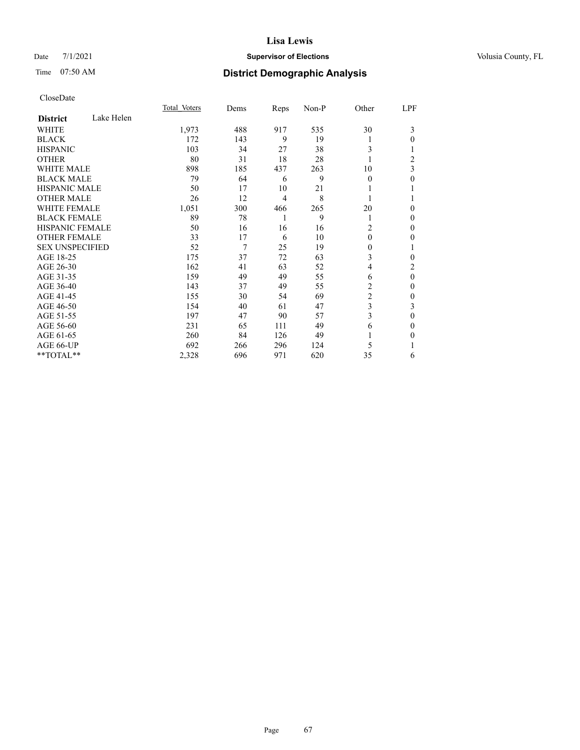CloseDate

| District | Lake Helen | Total_Voters | Dems | Reps | Non-P | Other | LPF |
|---|---|---|---|---|---|---|---|
| WHITE | | 1,973 | 488 | 917 | 535 | 30 | 3 |
| BLACK | | 172 | 143 | 9 | 19 | 1 | 0 |
| HISPANIC | | 103 | 34 | 27 | 38 | 3 | 1 |
| OTHER | | 80 | 31 | 18 | 28 | 1 | 2 |
| WHITE MALE | | 898 | 185 | 437 | 263 | 10 | 3 |
| BLACK MALE | | 79 | 64 | 6 | 9 | 0 | 0 |
| HISPANIC MALE | | 50 | 17 | 10 | 21 | 1 | 1 |
| OTHER MALE | | 26 | 12 | 4 | 8 | 1 | 1 |
| WHITE FEMALE | | 1,051 | 300 | 466 | 265 | 20 | 0 |
| BLACK FEMALE | | 89 | 78 | 1 | 9 | 1 | 0 |
| HISPANIC FEMALE | | 50 | 16 | 16 | 16 | 2 | 0 |
| OTHER FEMALE | | 33 | 17 | 6 | 10 | 0 | 0 |
| SEX UNSPECIFIED | | 52 | 7 | 25 | 19 | 0 | 1 |
| AGE 18-25 | | 175 | 37 | 72 | 63 | 3 | 0 |
| AGE 26-30 | | 162 | 41 | 63 | 52 | 4 | 2 |
| AGE 31-35 | | 159 | 49 | 49 | 55 | 6 | 0 |
| AGE 36-40 | | 143 | 37 | 49 | 55 | 2 | 0 |
| AGE 41-45 | | 155 | 30 | 54 | 69 | 2 | 0 |
| AGE 46-50 | | 154 | 40 | 61 | 47 | 3 | 3 |
| AGE 51-55 | | 197 | 47 | 90 | 57 | 3 | 0 |
| AGE 56-60 | | 231 | 65 | 111 | 49 | 6 | 0 |
| AGE 61-65 | | 260 | 84 | 126 | 49 | 1 | 0 |
| AGE 66-UP | | 692 | 266 | 296 | 124 | 5 | 1 |
| **TOTAL** | | 2,328 | 696 | 971 | 620 | 35 | 6 |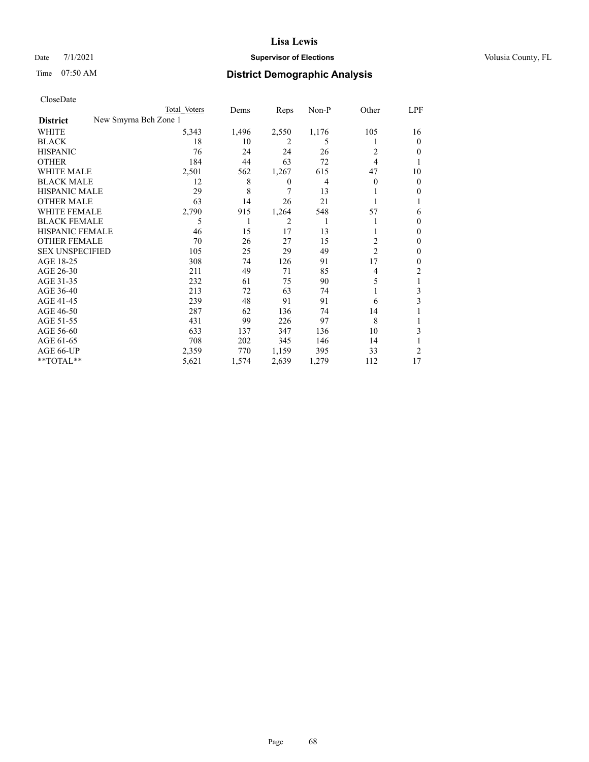# Lisa Lewis

Date 7/1/2021 **Supervisor of Elections** Volusia County, FL

Time 07:50 AM **District Demographic Analysis**

CloseDate

| | Total Voters | Dems | Reps | Non-P | Other | LPF |
|---|---|---|---|---|---|---|
| **District** New Smyrna Bch Zone 1 | | | | | | |
| WHITE | 5,343 | 1,496 | 2,550 | 1,176 | 105 | 16 |
| BLACK | 18 | 10 | 2 | 5 | 1 | 0 |
| HISPANIC | 76 | 24 | 24 | 26 | 2 | 0 |
| OTHER | 184 | 44 | 63 | 72 | 4 | 1 |
| WHITE MALE | 2,501 | 562 | 1,267 | 615 | 47 | 10 |
| BLACK MALE | 12 | 8 | 0 | 4 | 0 | 0 |
| HISPANIC MALE | 29 | 8 | 7 | 13 | 1 | 0 |
| OTHER MALE | 63 | 14 | 26 | 21 | 1 | 1 |
| WHITE FEMALE | 2,790 | 915 | 1,264 | 548 | 57 | 6 |
| BLACK FEMALE | 5 | 1 | 2 | 1 | 1 | 0 |
| HISPANIC FEMALE | 46 | 15 | 17 | 13 | 1 | 0 |
| OTHER FEMALE | 70 | 26 | 27 | 15 | 2 | 0 |
| SEX UNSPECIFIED | 105 | 25 | 29 | 49 | 2 | 0 |
| AGE 18-25 | 308 | 74 | 126 | 91 | 17 | 0 |
| AGE 26-30 | 211 | 49 | 71 | 85 | 4 | 2 |
| AGE 31-35 | 232 | 61 | 75 | 90 | 5 | 1 |
| AGE 36-40 | 213 | 72 | 63 | 74 | 1 | 3 |
| AGE 41-45 | 239 | 48 | 91 | 91 | 6 | 3 |
| AGE 46-50 | 287 | 62 | 136 | 74 | 14 | 1 |
| AGE 51-55 | 431 | 99 | 226 | 97 | 8 | 1 |
| AGE 56-60 | 633 | 137 | 347 | 136 | 10 | 3 |
| AGE 61-65 | 708 | 202 | 345 | 146 | 14 | 1 |
| AGE 66-UP | 2,359 | 770 | 1,159 | 395 | 33 | 2 |
| **TOTAL** | 5,621 | 1,574 | 2,639 | 1,279 | 112 | 17 |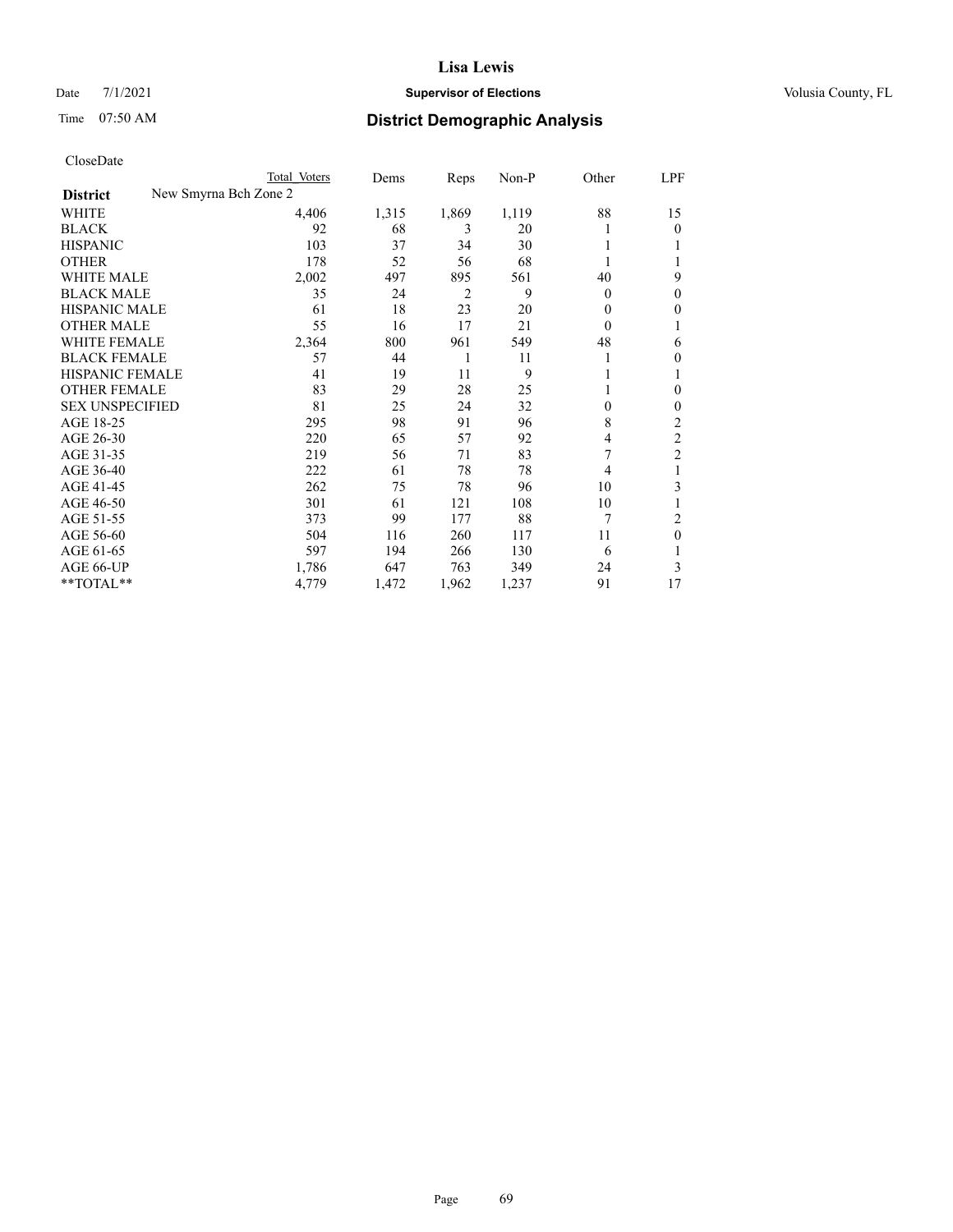# Lisa Lewis

Date 7/1/2021 **Supervisor of Elections** Volusia County, FL

Time 07:50 AM **District Demographic Analysis**

CloseDate

| District | Total Voters | Dems | Reps | Non-P | Other | LPF |
|---|---|---|---|---|---|---|
| New Smyrna Bch Zone 2 | | | | | | |
| WHITE | 4,406 | 1,315 | 1,869 | 1,119 | 88 | 15 |
| BLACK | 92 | 68 | 3 | 20 | 1 | 0 |
| HISPANIC | 103 | 37 | 34 | 30 | 1 | 1 |
| OTHER | 178 | 52 | 56 | 68 | 1 | 1 |
| WHITE MALE | 2,002 | 497 | 895 | 561 | 40 | 9 |
| BLACK MALE | 35 | 24 | 2 | 9 | 0 | 0 |
| HISPANIC MALE | 61 | 18 | 23 | 20 | 0 | 0 |
| OTHER MALE | 55 | 16 | 17 | 21 | 0 | 1 |
| WHITE FEMALE | 2,364 | 800 | 961 | 549 | 48 | 6 |
| BLACK FEMALE | 57 | 44 | 1 | 11 | 1 | 0 |
| HISPANIC FEMALE | 41 | 19 | 11 | 9 | 1 | 1 |
| OTHER FEMALE | 83 | 29 | 28 | 25 | 1 | 0 |
| SEX UNSPECIFIED | 81 | 25 | 24 | 32 | 0 | 0 |
| AGE 18-25 | 295 | 98 | 91 | 96 | 8 | 2 |
| AGE 26-30 | 220 | 65 | 57 | 92 | 4 | 2 |
| AGE 31-35 | 219 | 56 | 71 | 83 | 7 | 2 |
| AGE 36-40 | 222 | 61 | 78 | 78 | 4 | 1 |
| AGE 41-45 | 262 | 75 | 78 | 96 | 10 | 3 |
| AGE 46-50 | 301 | 61 | 121 | 108 | 10 | 1 |
| AGE 51-55 | 373 | 99 | 177 | 88 | 7 | 2 |
| AGE 56-60 | 504 | 116 | 260 | 117 | 11 | 0 |
| AGE 61-65 | 597 | 194 | 266 | 130 | 6 | 1 |
| AGE 66-UP | 1,786 | 647 | 763 | 349 | 24 | 3 |
| **TOTAL** | 4,779 | 1,472 | 1,962 | 1,237 | 91 | 17 |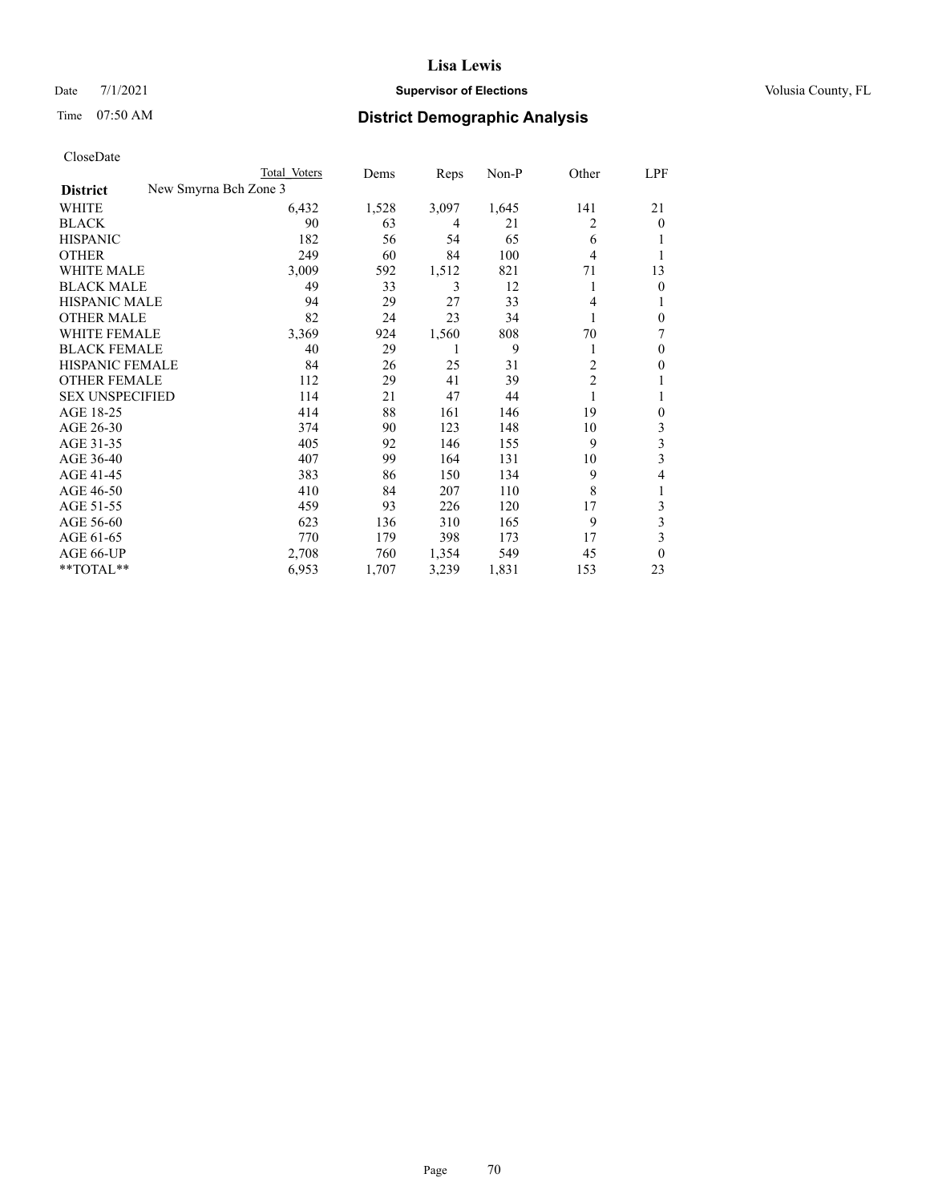# Lisa Lewis

Date 7/1/2021 **Supervisor of Elections** Volusia County, FL

Time 07:50 AM **District Demographic Analysis**

CloseDate

| | Total Voters | Dems | Reps | Non-P | Other | LPF |
|---|---|---|---|---|---|---|
| **District** New Smyrna Bch Zone 3 | | | | | | |
| WHITE | 6,432 | 1,528 | 3,097 | 1,645 | 141 | 21 |
| BLACK | 90 | 63 | 4 | 21 | 2 | 0 |
| HISPANIC | 182 | 56 | 54 | 65 | 6 | 1 |
| OTHER | 249 | 60 | 84 | 100 | 4 | 1 |
| WHITE MALE | 3,009 | 592 | 1,512 | 821 | 71 | 13 |
| BLACK MALE | 49 | 33 | 3 | 12 | 1 | 0 |
| HISPANIC MALE | 94 | 29 | 27 | 33 | 4 | 1 |
| OTHER MALE | 82 | 24 | 23 | 34 | 1 | 0 |
| WHITE FEMALE | 3,369 | 924 | 1,560 | 808 | 70 | 7 |
| BLACK FEMALE | 40 | 29 | 1 | 9 | 1 | 0 |
| HISPANIC FEMALE | 84 | 26 | 25 | 31 | 2 | 0 |
| OTHER FEMALE | 112 | 29 | 41 | 39 | 2 | 1 |
| SEX UNSPECIFIED | 114 | 21 | 47 | 44 | 1 | 1 |
| AGE 18-25 | 414 | 88 | 161 | 146 | 19 | 0 |
| AGE 26-30 | 374 | 90 | 123 | 148 | 10 | 3 |
| AGE 31-35 | 405 | 92 | 146 | 155 | 9 | 3 |
| AGE 36-40 | 407 | 99 | 164 | 131 | 10 | 3 |
| AGE 41-45 | 383 | 86 | 150 | 134 | 9 | 4 |
| AGE 46-50 | 410 | 84 | 207 | 110 | 8 | 1 |
| AGE 51-55 | 459 | 93 | 226 | 120 | 17 | 3 |
| AGE 56-60 | 623 | 136 | 310 | 165 | 9 | 3 |
| AGE 61-65 | 770 | 179 | 398 | 173 | 17 | 3 |
| AGE 66-UP | 2,708 | 760 | 1,354 | 549 | 45 | 0 |
| **TOTAL** | 6,953 | 1,707 | 3,239 | 1,831 | 153 | 23 |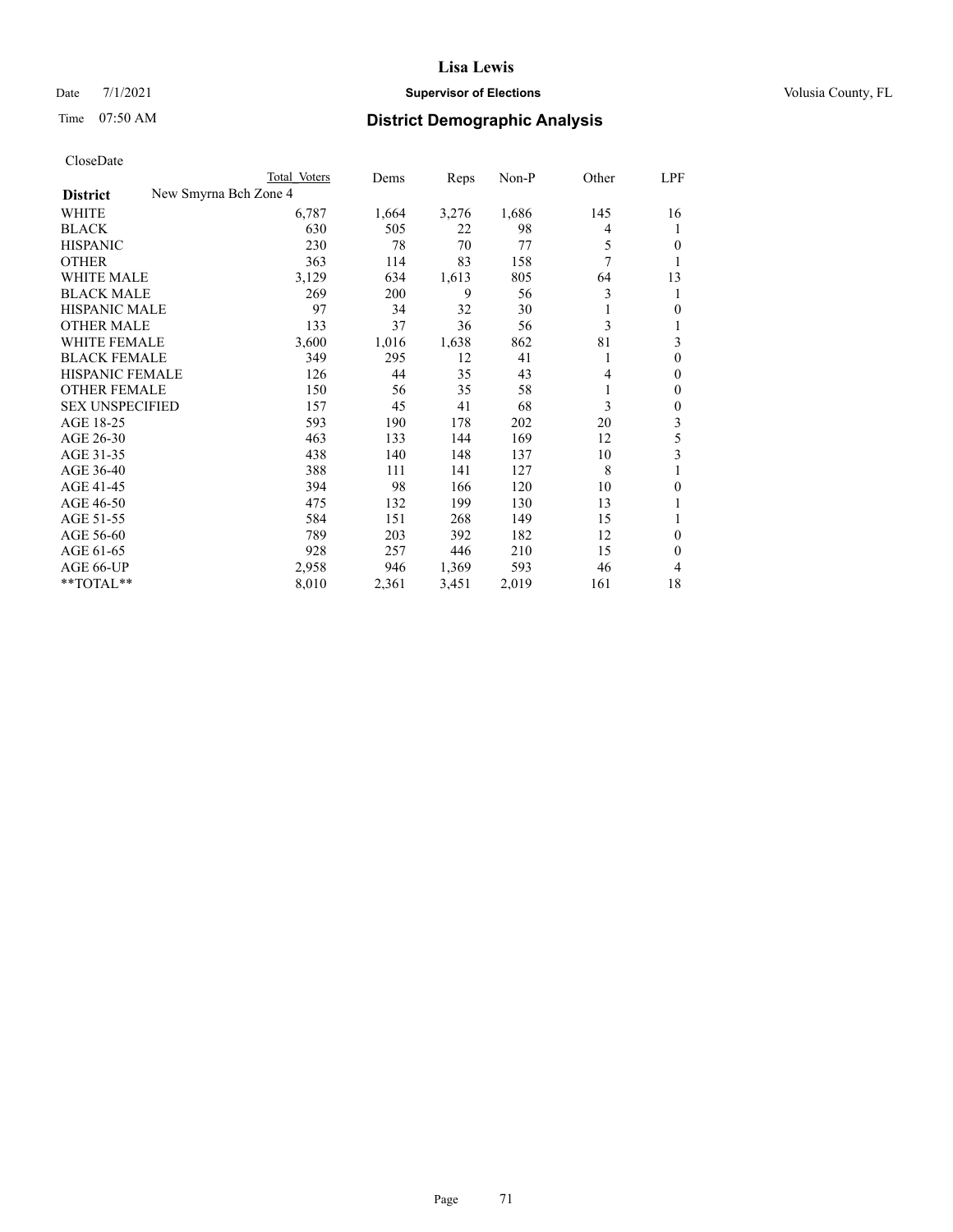# Lisa Lewis

Date 7/1/2021 **Supervisor of Elections** Volusia County, FL

Time 07:50 AM **District Demographic Analysis**

CloseDate

| | Total Voters | Dems | Reps | Non-P | Other | LPF |
|---|---|---|---|---|---|---|
| **District** New Smyrna Bch Zone 4 | | | | | | |
| WHITE | 6,787 | 1,664 | 3,276 | 1,686 | 145 | 16 |
| BLACK | 630 | 505 | 22 | 98 | 4 | 1 |
| HISPANIC | 230 | 78 | 70 | 77 | 5 | 0 |
| OTHER | 363 | 114 | 83 | 158 | 7 | 1 |
| WHITE MALE | 3,129 | 634 | 1,613 | 805 | 64 | 13 |
| BLACK MALE | 269 | 200 | 9 | 56 | 3 | 1 |
| HISPANIC MALE | 97 | 34 | 32 | 30 | 1 | 0 |
| OTHER MALE | 133 | 37 | 36 | 56 | 3 | 1 |
| WHITE FEMALE | 3,600 | 1,016 | 1,638 | 862 | 81 | 3 |
| BLACK FEMALE | 349 | 295 | 12 | 41 | 1 | 0 |
| HISPANIC FEMALE | 126 | 44 | 35 | 43 | 4 | 0 |
| OTHER FEMALE | 150 | 56 | 35 | 58 | 1 | 0 |
| SEX UNSPECIFIED | 157 | 45 | 41 | 68 | 3 | 0 |
| AGE 18-25 | 593 | 190 | 178 | 202 | 20 | 3 |
| AGE 26-30 | 463 | 133 | 144 | 169 | 12 | 5 |
| AGE 31-35 | 438 | 140 | 148 | 137 | 10 | 3 |
| AGE 36-40 | 388 | 111 | 141 | 127 | 8 | 1 |
| AGE 41-45 | 394 | 98 | 166 | 120 | 10 | 0 |
| AGE 46-50 | 475 | 132 | 199 | 130 | 13 | 1 |
| AGE 51-55 | 584 | 151 | 268 | 149 | 15 | 1 |
| AGE 56-60 | 789 | 203 | 392 | 182 | 12 | 0 |
| AGE 61-65 | 928 | 257 | 446 | 210 | 15 | 0 |
| AGE 66-UP | 2,958 | 946 | 1,369 | 593 | 46 | 4 |
| **TOTAL** | 8,010 | 2,361 | 3,451 | 2,019 | 161 | 18 |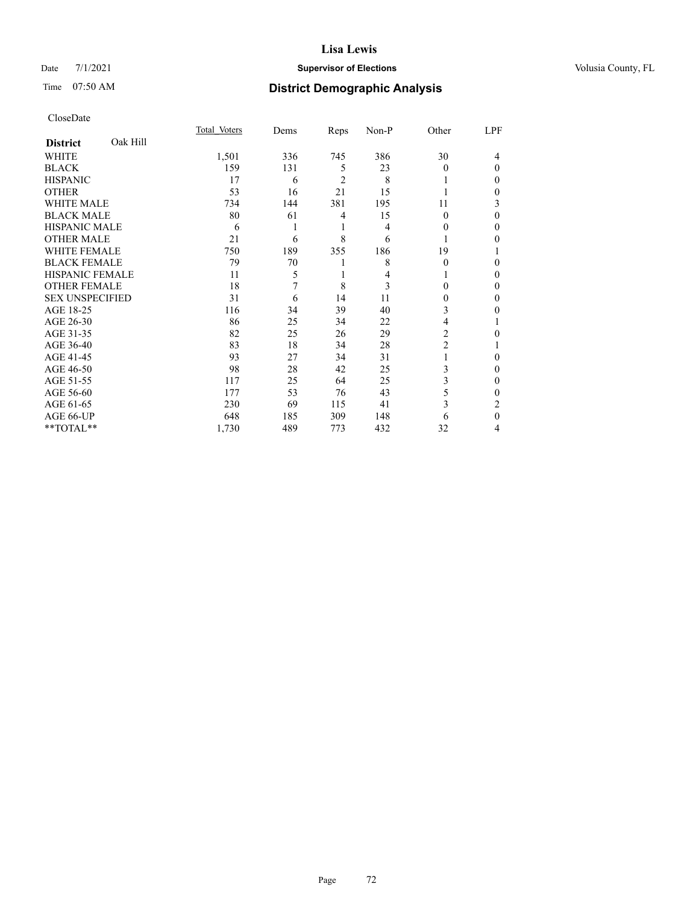# Lisa Lewis

Date 7/1/2021 **Supervisor of Elections** Volusia County, FL

Time 07:50 AM **District Demographic Analysis**

CloseDate

| District: Oak Hill | Total Voters | Dems | Reps | Non-P | Other | LPF |
|---|---|---|---|---|---|---|
| WHITE | 1,501 | 336 | 745 | 386 | 30 | 4 |
| BLACK | 159 | 131 | 5 | 23 | 0 | 0 |
| HISPANIC | 17 | 6 | 2 | 8 | 1 | 0 |
| OTHER | 53 | 16 | 21 | 15 | 1 | 0 |
| WHITE MALE | 734 | 144 | 381 | 195 | 11 | 3 |
| BLACK MALE | 80 | 61 | 4 | 15 | 0 | 0 |
| HISPANIC MALE | 6 | 1 | 1 | 4 | 0 | 0 |
| OTHER MALE | 21 | 6 | 8 | 6 | 1 | 0 |
| WHITE FEMALE | 750 | 189 | 355 | 186 | 19 | 1 |
| BLACK FEMALE | 79 | 70 | 1 | 8 | 0 | 0 |
| HISPANIC FEMALE | 11 | 5 | 1 | 4 | 1 | 0 |
| OTHER FEMALE | 18 | 7 | 8 | 3 | 0 | 0 |
| SEX UNSPECIFIED | 31 | 6 | 14 | 11 | 0 | 0 |
| AGE 18-25 | 116 | 34 | 39 | 40 | 3 | 0 |
| AGE 26-30 | 86 | 25 | 34 | 22 | 4 | 1 |
| AGE 31-35 | 82 | 25 | 26 | 29 | 2 | 0 |
| AGE 36-40 | 83 | 18 | 34 | 28 | 2 | 1 |
| AGE 41-45 | 93 | 27 | 34 | 31 | 1 | 0 |
| AGE 46-50 | 98 | 28 | 42 | 25 | 3 | 0 |
| AGE 51-55 | 117 | 25 | 64 | 25 | 3 | 0 |
| AGE 56-60 | 177 | 53 | 76 | 43 | 5 | 0 |
| AGE 61-65 | 230 | 69 | 115 | 41 | 3 | 2 |
| AGE 66-UP | 648 | 185 | 309 | 148 | 6 | 0 |
| **TOTAL** | 1,730 | 489 | 773 | 432 | 32 | 4 |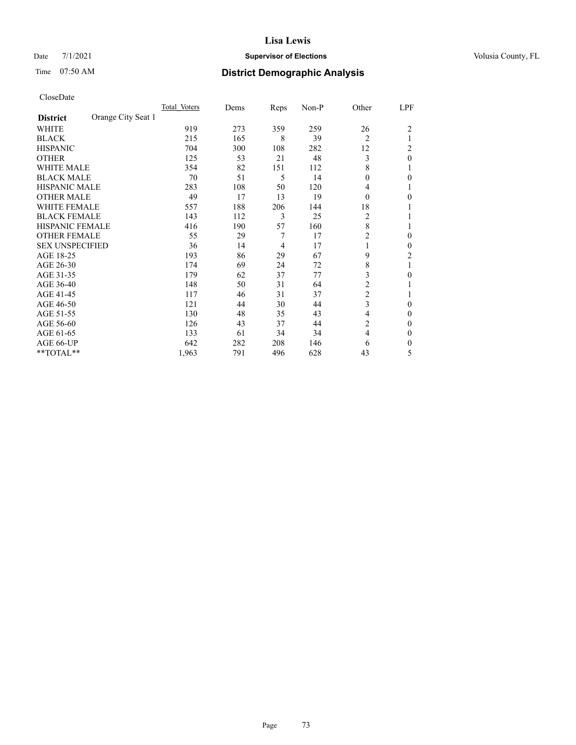# Lisa Lewis

Date 7/1/2021 **Supervisor of Elections** Volusia County, FL

Time 07:50 AM **District Demographic Analysis**

CloseDate

| **District** Orange City Seat 1 | Total Voters | Dems | Reps | Non-P | Other | LPF |
|---|---|---|---|---|---|---|
| WHITE | 919 | 273 | 359 | 259 | 26 | 2 |
| BLACK | 215 | 165 | 8 | 39 | 2 | 1 |
| HISPANIC | 704 | 300 | 108 | 282 | 12 | 2 |
| OTHER | 125 | 53 | 21 | 48 | 3 | 0 |
| WHITE MALE | 354 | 82 | 151 | 112 | 8 | 1 |
| BLACK MALE | 70 | 51 | 5 | 14 | 0 | 0 |
| HISPANIC MALE | 283 | 108 | 50 | 120 | 4 | 1 |
| OTHER MALE | 49 | 17 | 13 | 19 | 0 | 0 |
| WHITE FEMALE | 557 | 188 | 206 | 144 | 18 | 1 |
| BLACK FEMALE | 143 | 112 | 3 | 25 | 2 | 1 |
| HISPANIC FEMALE | 416 | 190 | 57 | 160 | 8 | 1 |
| OTHER FEMALE | 55 | 29 | 7 | 17 | 2 | 0 |
| SEX UNSPECIFIED | 36 | 14 | 4 | 17 | 1 | 0 |
| AGE 18-25 | 193 | 86 | 29 | 67 | 9 | 2 |
| AGE 26-30 | 174 | 69 | 24 | 72 | 8 | 1 |
| AGE 31-35 | 179 | 62 | 37 | 77 | 3 | 0 |
| AGE 36-40 | 148 | 50 | 31 | 64 | 2 | 1 |
| AGE 41-45 | 117 | 46 | 31 | 37 | 2 | 1 |
| AGE 46-50 | 121 | 44 | 30 | 44 | 3 | 0 |
| AGE 51-55 | 130 | 48 | 35 | 43 | 4 | 0 |
| AGE 56-60 | 126 | 43 | 37 | 44 | 2 | 0 |
| AGE 61-65 | 133 | 61 | 34 | 34 | 4 | 0 |
| AGE 66-UP | 642 | 282 | 208 | 146 | 6 | 0 |
| **TOTAL** | 1,963 | 791 | 496 | 628 | 43 | 5 |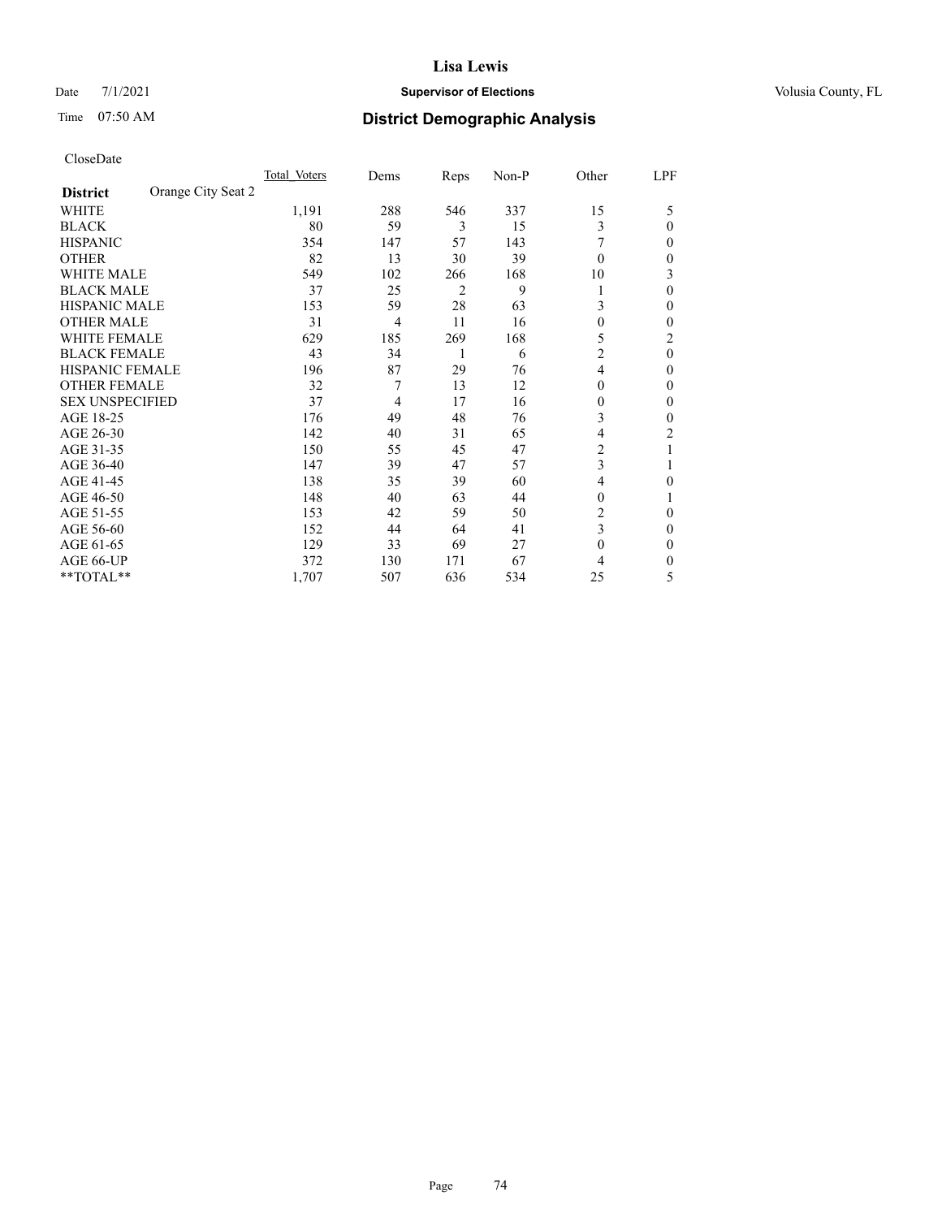# Lisa Lewis

Date 7/1/2021 **Supervisor of Elections** Volusia County, FL

Time 07:50 AM **District Demographic Analysis**

CloseDate

| | Total_Voters | Dems | Reps | Non-P | Other | LPF |
|---|---|---|---|---|---|---|
| **District** Orange City Seat 2 | | | | | | |
| WHITE | 1,191 | 288 | 546 | 337 | 15 | 5 |
| BLACK | 80 | 59 | 3 | 15 | 3 | 0 |
| HISPANIC | 354 | 147 | 57 | 143 | 7 | 0 |
| OTHER | 82 | 13 | 30 | 39 | 0 | 0 |
| WHITE MALE | 549 | 102 | 266 | 168 | 10 | 3 |
| BLACK MALE | 37 | 25 | 2 | 9 | 1 | 0 |
| HISPANIC MALE | 153 | 59 | 28 | 63 | 3 | 0 |
| OTHER MALE | 31 | 4 | 11 | 16 | 0 | 0 |
| WHITE FEMALE | 629 | 185 | 269 | 168 | 5 | 2 |
| BLACK FEMALE | 43 | 34 | 1 | 6 | 2 | 0 |
| HISPANIC FEMALE | 196 | 87 | 29 | 76 | 4 | 0 |
| OTHER FEMALE | 32 | 7 | 13 | 12 | 0 | 0 |
| SEX UNSPECIFIED | 37 | 4 | 17 | 16 | 0 | 0 |
| AGE 18-25 | 176 | 49 | 48 | 76 | 3 | 0 |
| AGE 26-30 | 142 | 40 | 31 | 65 | 4 | 2 |
| AGE 31-35 | 150 | 55 | 45 | 47 | 2 | 1 |
| AGE 36-40 | 147 | 39 | 47 | 57 | 3 | 1 |
| AGE 41-45 | 138 | 35 | 39 | 60 | 4 | 0 |
| AGE 46-50 | 148 | 40 | 63 | 44 | 0 | 1 |
| AGE 51-55 | 153 | 42 | 59 | 50 | 2 | 0 |
| AGE 56-60 | 152 | 44 | 64 | 41 | 3 | 0 |
| AGE 61-65 | 129 | 33 | 69 | 27 | 0 | 0 |
| AGE 66-UP | 372 | 130 | 171 | 67 | 4 | 0 |
| **TOTAL** | 1,707 | 507 | 636 | 534 | 25 | 5 |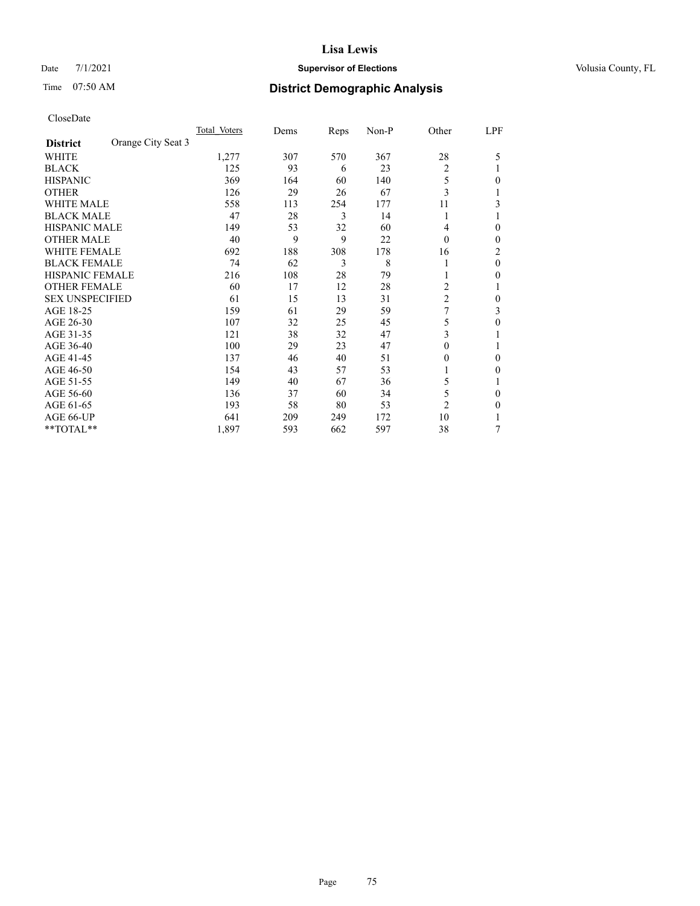**Lisa Lewis**

Date 7/1/2021 **Supervisor of Elections** Volusia County, FL

Time 07:50 AM **District Demographic Analysis**

CloseDate

| **District** Orange City Seat 3 | Total Voters | Dems | Reps | Non-P | Other | LPF |
|---|---|---|---|---|---|---|
| WHITE | 1,277 | 307 | 570 | 367 | 28 | 5 |
| BLACK | 125 | 93 | 6 | 23 | 2 | 1 |
| HISPANIC | 369 | 164 | 60 | 140 | 5 | 0 |
| OTHER | 126 | 29 | 26 | 67 | 3 | 1 |
| WHITE MALE | 558 | 113 | 254 | 177 | 11 | 3 |
| BLACK MALE | 47 | 28 | 3 | 14 | 1 | 1 |
| HISPANIC MALE | 149 | 53 | 32 | 60 | 4 | 0 |
| OTHER MALE | 40 | 9 | 9 | 22 | 0 | 0 |
| WHITE FEMALE | 692 | 188 | 308 | 178 | 16 | 2 |
| BLACK FEMALE | 74 | 62 | 3 | 8 | 1 | 0 |
| HISPANIC FEMALE | 216 | 108 | 28 | 79 | 1 | 0 |
| OTHER FEMALE | 60 | 17 | 12 | 28 | 2 | 1 |
| SEX UNSPECIFIED | 61 | 15 | 13 | 31 | 2 | 0 |
| AGE 18-25 | 159 | 61 | 29 | 59 | 7 | 3 |
| AGE 26-30 | 107 | 32 | 25 | 45 | 5 | 0 |
| AGE 31-35 | 121 | 38 | 32 | 47 | 3 | 1 |
| AGE 36-40 | 100 | 29 | 23 | 47 | 0 | 1 |
| AGE 41-45 | 137 | 46 | 40 | 51 | 0 | 0 |
| AGE 46-50 | 154 | 43 | 57 | 53 | 1 | 0 |
| AGE 51-55 | 149 | 40 | 67 | 36 | 5 | 1 |
| AGE 56-60 | 136 | 37 | 60 | 34 | 5 | 0 |
| AGE 61-65 | 193 | 58 | 80 | 53 | 2 | 0 |
| AGE 66-UP | 641 | 209 | 249 | 172 | 10 | 1 |
| **TOTAL** | 1,897 | 593 | 662 | 597 | 38 | 7 |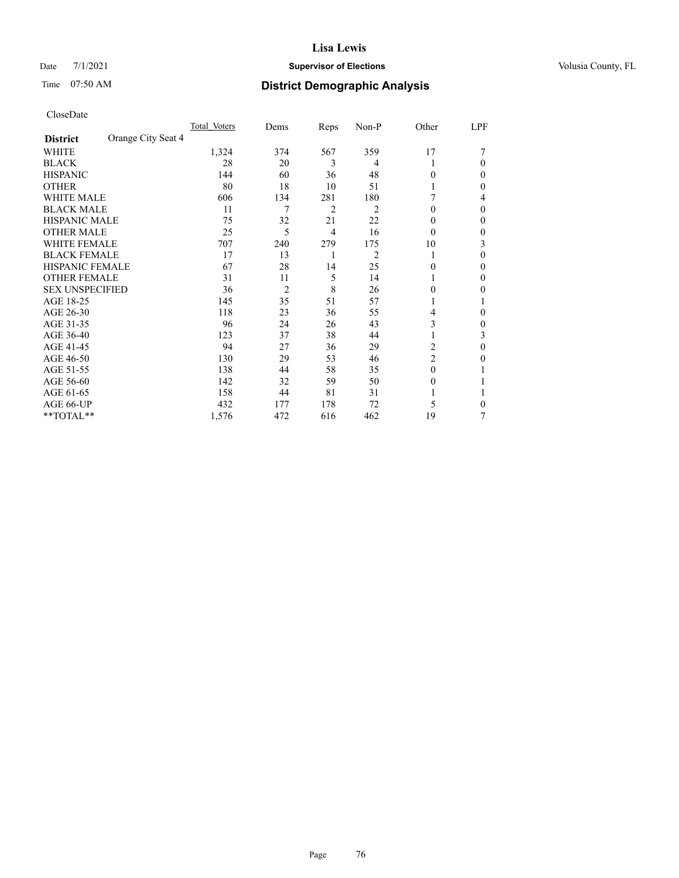# Lisa Lewis

Date 7/1/2021 **Supervisor of Elections** Volusia County, FL

Time 07:50 AM **District Demographic Analysis**

CloseDate

| District | Orange City Seat 4 | Total Voters | Dems | Reps | Non-P | Other | LPF |
|---|---|---|---|---|---|---|---|
| WHITE | | 1,324 | 374 | 567 | 359 | 17 | 7 |
| BLACK | | 28 | 20 | 3 | 4 | 1 | 0 |
| HISPANIC | | 144 | 60 | 36 | 48 | 0 | 0 |
| OTHER | | 80 | 18 | 10 | 51 | 1 | 0 |
| WHITE MALE | | 606 | 134 | 281 | 180 | 7 | 4 |
| BLACK MALE | | 11 | 7 | 2 | 2 | 0 | 0 |
| HISPANIC MALE | | 75 | 32 | 21 | 22 | 0 | 0 |
| OTHER MALE | | 25 | 5 | 4 | 16 | 0 | 0 |
| WHITE FEMALE | | 707 | 240 | 279 | 175 | 10 | 3 |
| BLACK FEMALE | | 17 | 13 | 1 | 2 | 1 | 0 |
| HISPANIC FEMALE | | 67 | 28 | 14 | 25 | 0 | 0 |
| OTHER FEMALE | | 31 | 11 | 5 | 14 | 1 | 0 |
| SEX UNSPECIFIED | | 36 | 2 | 8 | 26 | 0 | 0 |
| AGE 18-25 | | 145 | 35 | 51 | 57 | 1 | 1 |
| AGE 26-30 | | 118 | 23 | 36 | 55 | 4 | 0 |
| AGE 31-35 | | 96 | 24 | 26 | 43 | 3 | 0 |
| AGE 36-40 | | 123 | 37 | 38 | 44 | 1 | 3 |
| AGE 41-45 | | 94 | 27 | 36 | 29 | 2 | 0 |
| AGE 46-50 | | 130 | 29 | 53 | 46 | 2 | 0 |
| AGE 51-55 | | 138 | 44 | 58 | 35 | 0 | 1 |
| AGE 56-60 | | 142 | 32 | 59 | 50 | 0 | 1 |
| AGE 61-65 | | 158 | 44 | 81 | 31 | 1 | 1 |
| AGE 66-UP | | 432 | 177 | 178 | 72 | 5 | 0 |
| **TOTAL** | | 1,576 | 472 | 616 | 462 | 19 | 7 |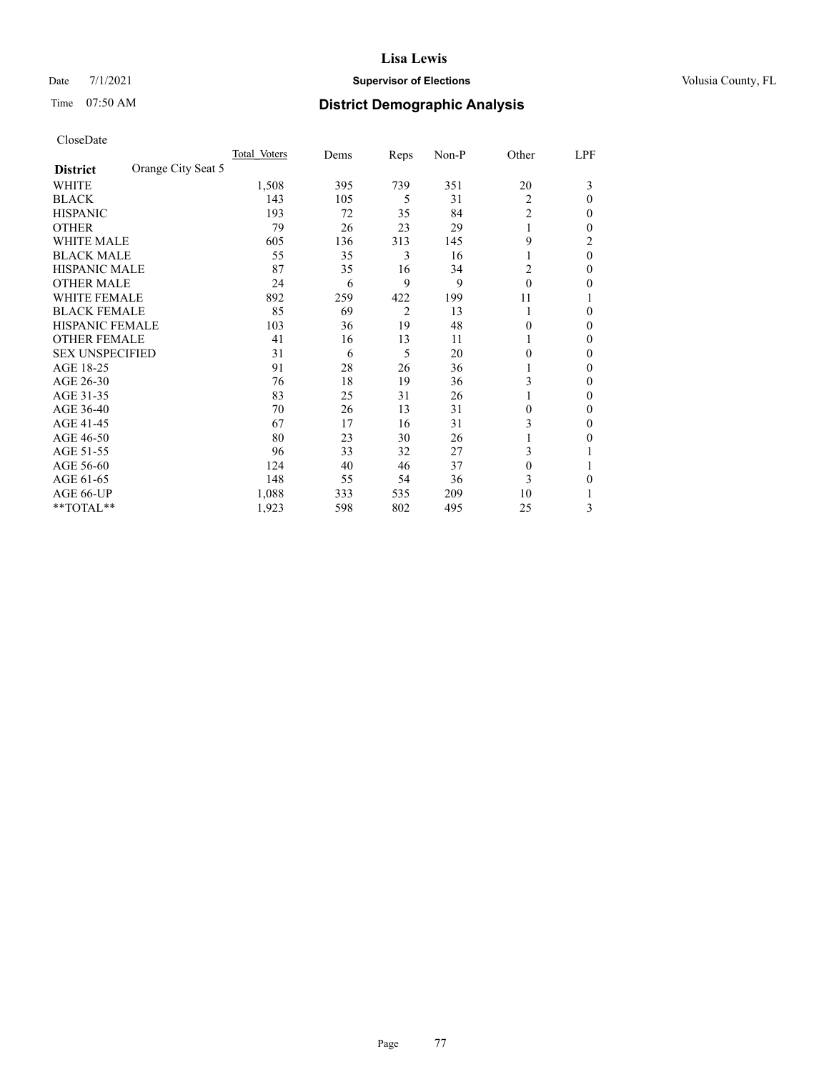# Lisa Lewis

Date 7/1/2021 **Supervisor of Elections** Volusia County, FL

Time 07:50 AM **District Demographic Analysis**

CloseDate

| **District** Orange City Seat 5 | Total Voters | Dems | Reps | Non-P | Other | LPF |
|---|---|---|---|---|---|---|
| WHITE | 1,508 | 395 | 739 | 351 | 20 | 3 |
| BLACK | 143 | 105 | 5 | 31 | 2 | 0 |
| HISPANIC | 193 | 72 | 35 | 84 | 2 | 0 |
| OTHER | 79 | 26 | 23 | 29 | 1 | 0 |
| WHITE MALE | 605 | 136 | 313 | 145 | 9 | 2 |
| BLACK MALE | 55 | 35 | 3 | 16 | 1 | 0 |
| HISPANIC MALE | 87 | 35 | 16 | 34 | 2 | 0 |
| OTHER MALE | 24 | 6 | 9 | 9 | 0 | 0 |
| WHITE FEMALE | 892 | 259 | 422 | 199 | 11 | 1 |
| BLACK FEMALE | 85 | 69 | 2 | 13 | 1 | 0 |
| HISPANIC FEMALE | 103 | 36 | 19 | 48 | 0 | 0 |
| OTHER FEMALE | 41 | 16 | 13 | 11 | 1 | 0 |
| SEX UNSPECIFIED | 31 | 6 | 5 | 20 | 0 | 0 |
| AGE 18-25 | 91 | 28 | 26 | 36 | 1 | 0 |
| AGE 26-30 | 76 | 18 | 19 | 36 | 3 | 0 |
| AGE 31-35 | 83 | 25 | 31 | 26 | 1 | 0 |
| AGE 36-40 | 70 | 26 | 13 | 31 | 0 | 0 |
| AGE 41-45 | 67 | 17 | 16 | 31 | 3 | 0 |
| AGE 46-50 | 80 | 23 | 30 | 26 | 1 | 0 |
| AGE 51-55 | 96 | 33 | 32 | 27 | 3 | 1 |
| AGE 56-60 | 124 | 40 | 46 | 37 | 0 | 1 |
| AGE 61-65 | 148 | 55 | 54 | 36 | 3 | 0 |
| AGE 66-UP | 1,088 | 333 | 535 | 209 | 10 | 1 |
| **TOTAL** | 1,923 | 598 | 802 | 495 | 25 | 3 |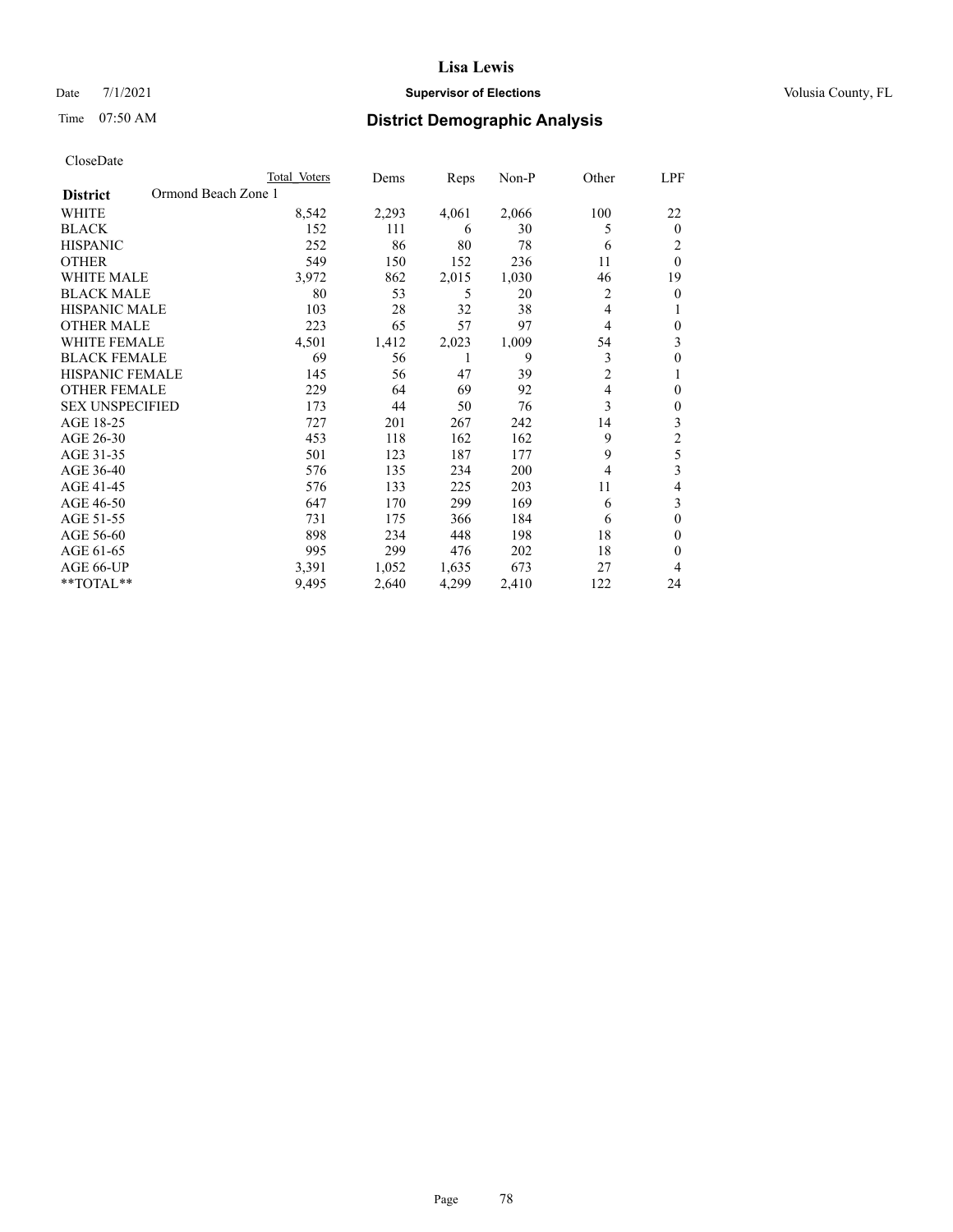# Lisa Lewis

Date 7/1/2021 **Supervisor of Elections** Volusia County, FL

Time 07:50 AM **District Demographic Analysis**

CloseDate

| District | Ormond Beach Zone 1 | Total Voters | Dems | Reps | Non-P | Other | LPF |
|---|---|---|---|---|---|---|---|
| WHITE | | 8,542 | 2,293 | 4,061 | 2,066 | 100 | 22 |
| BLACK | | 152 | 111 | 6 | 30 | 5 | 0 |
| HISPANIC | | 252 | 86 | 80 | 78 | 6 | 2 |
| OTHER | | 549 | 150 | 152 | 236 | 11 | 0 |
| WHITE MALE | | 3,972 | 862 | 2,015 | 1,030 | 46 | 19 |
| BLACK MALE | | 80 | 53 | 5 | 20 | 2 | 0 |
| HISPANIC MALE | | 103 | 28 | 32 | 38 | 4 | 1 |
| OTHER MALE | | 223 | 65 | 57 | 97 | 4 | 0 |
| WHITE FEMALE | | 4,501 | 1,412 | 2,023 | 1,009 | 54 | 3 |
| BLACK FEMALE | | 69 | 56 | 1 | 9 | 3 | 0 |
| HISPANIC FEMALE | | 145 | 56 | 47 | 39 | 2 | 1 |
| OTHER FEMALE | | 229 | 64 | 69 | 92 | 4 | 0 |
| SEX UNSPECIFIED | | 173 | 44 | 50 | 76 | 3 | 0 |
| AGE 18-25 | | 727 | 201 | 267 | 242 | 14 | 3 |
| AGE 26-30 | | 453 | 118 | 162 | 162 | 9 | 2 |
| AGE 31-35 | | 501 | 123 | 187 | 177 | 9 | 5 |
| AGE 36-40 | | 576 | 135 | 234 | 200 | 4 | 3 |
| AGE 41-45 | | 576 | 133 | 225 | 203 | 11 | 4 |
| AGE 46-50 | | 647 | 170 | 299 | 169 | 6 | 3 |
| AGE 51-55 | | 731 | 175 | 366 | 184 | 6 | 0 |
| AGE 56-60 | | 898 | 234 | 448 | 198 | 18 | 0 |
| AGE 61-65 | | 995 | 299 | 476 | 202 | 18 | 0 |
| AGE 66-UP | | 3,391 | 1,052 | 1,635 | 673 | 27 | 4 |
| **TOTAL** | | 9,495 | 2,640 | 4,299 | 2,410 | 122 | 24 |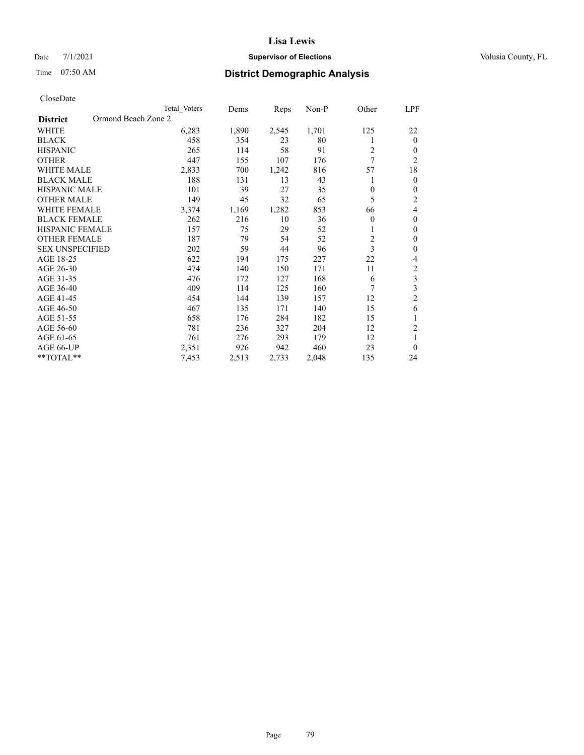# Lisa Lewis

Date 7/1/2021 **Supervisor of Elections** Volusia County, FL

Time 07:50 AM **District Demographic Analysis**

CloseDate

| **District** | Ormond Beach Zone 2 | Total Voters | Dems | Reps | Non-P | Other | LPF |
|---|---|---|---|---|---|---|---|
| WHITE | | 6,283 | 1,890 | 2,545 | 1,701 | 125 | 22 |
| BLACK | | 458 | 354 | 23 | 80 | 1 | 0 |
| HISPANIC | | 265 | 114 | 58 | 91 | 2 | 0 |
| OTHER | | 447 | 155 | 107 | 176 | 7 | 2 |
| WHITE MALE | | 2,833 | 700 | 1,242 | 816 | 57 | 18 |
| BLACK MALE | | 188 | 131 | 13 | 43 | 1 | 0 |
| HISPANIC MALE | | 101 | 39 | 27 | 35 | 0 | 0 |
| OTHER MALE | | 149 | 45 | 32 | 65 | 5 | 2 |
| WHITE FEMALE | | 3,374 | 1,169 | 1,282 | 853 | 66 | 4 |
| BLACK FEMALE | | 262 | 216 | 10 | 36 | 0 | 0 |
| HISPANIC FEMALE | | 157 | 75 | 29 | 52 | 1 | 0 |
| OTHER FEMALE | | 187 | 79 | 54 | 52 | 2 | 0 |
| SEX UNSPECIFIED | | 202 | 59 | 44 | 96 | 3 | 0 |
| AGE 18-25 | | 622 | 194 | 175 | 227 | 22 | 4 |
| AGE 26-30 | | 474 | 140 | 150 | 171 | 11 | 2 |
| AGE 31-35 | | 476 | 172 | 127 | 168 | 6 | 3 |
| AGE 36-40 | | 409 | 114 | 125 | 160 | 7 | 3 |
| AGE 41-45 | | 454 | 144 | 139 | 157 | 12 | 2 |
| AGE 46-50 | | 467 | 135 | 171 | 140 | 15 | 6 |
| AGE 51-55 | | 658 | 176 | 284 | 182 | 15 | 1 |
| AGE 56-60 | | 781 | 236 | 327 | 204 | 12 | 2 |
| AGE 61-65 | | 761 | 276 | 293 | 179 | 12 | 1 |
| AGE 66-UP | | 2,351 | 926 | 942 | 460 | 23 | 0 |
| **TOTAL** | | 7,453 | 2,513 | 2,733 | 2,048 | 135 | 24 |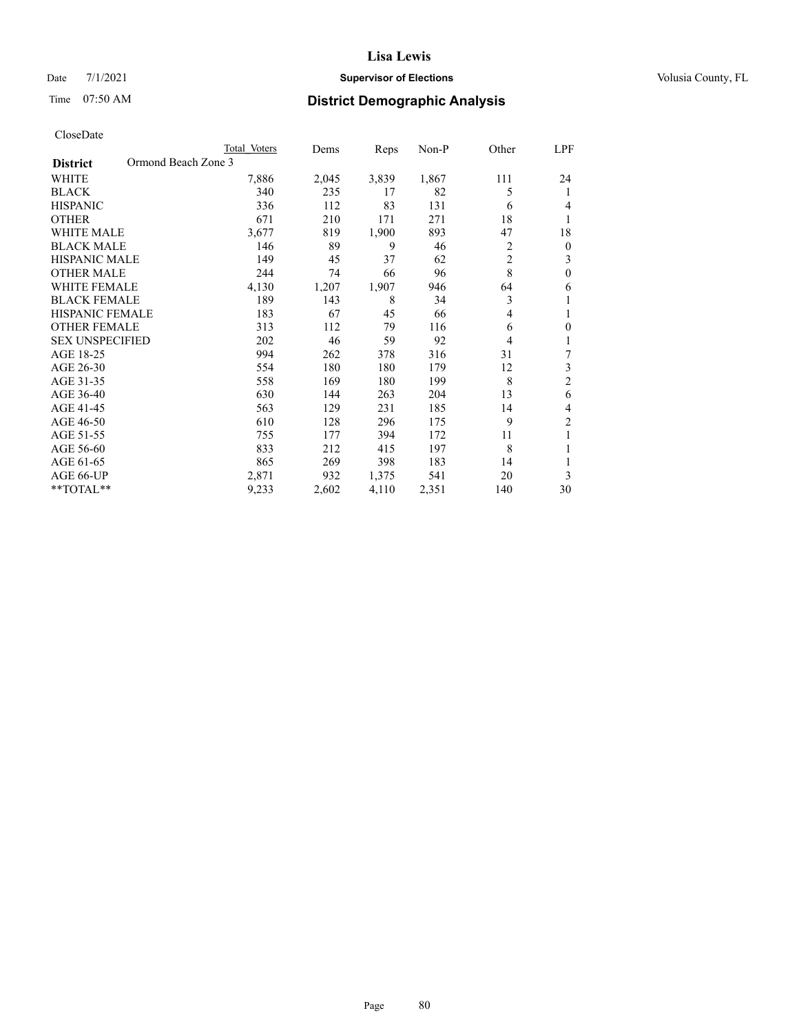# Lisa Lewis

Date 7/1/2021 **Supervisor of Elections** Volusia County, FL

Time 07:50 AM **District Demographic Analysis**

CloseDate

| **District** | Ormond Beach Zone 3 | Total Voters | Dems | Reps | Non-P | Other | LPF |
|---|---|---|---|---|---|---|---|
| WHITE | | 7,886 | 2,045 | 3,839 | 1,867 | 111 | 24 |
| BLACK | | 340 | 235 | 17 | 82 | 5 | 1 |
| HISPANIC | | 336 | 112 | 83 | 131 | 6 | 4 |
| OTHER | | 671 | 210 | 171 | 271 | 18 | 1 |
| WHITE MALE | | 3,677 | 819 | 1,900 | 893 | 47 | 18 |
| BLACK MALE | | 146 | 89 | 9 | 46 | 2 | 0 |
| HISPANIC MALE | | 149 | 45 | 37 | 62 | 2 | 3 |
| OTHER MALE | | 244 | 74 | 66 | 96 | 8 | 0 |
| WHITE FEMALE | | 4,130 | 1,207 | 1,907 | 946 | 64 | 6 |
| BLACK FEMALE | | 189 | 143 | 8 | 34 | 3 | 1 |
| HISPANIC FEMALE | | 183 | 67 | 45 | 66 | 4 | 1 |
| OTHER FEMALE | | 313 | 112 | 79 | 116 | 6 | 0 |
| SEX UNSPECIFIED | | 202 | 46 | 59 | 92 | 4 | 1 |
| AGE 18-25 | | 994 | 262 | 378 | 316 | 31 | 7 |
| AGE 26-30 | | 554 | 180 | 180 | 179 | 12 | 3 |
| AGE 31-35 | | 558 | 169 | 180 | 199 | 8 | 2 |
| AGE 36-40 | | 630 | 144 | 263 | 204 | 13 | 6 |
| AGE 41-45 | | 563 | 129 | 231 | 185 | 14 | 4 |
| AGE 46-50 | | 610 | 128 | 296 | 175 | 9 | 2 |
| AGE 51-55 | | 755 | 177 | 394 | 172 | 11 | 1 |
| AGE 56-60 | | 833 | 212 | 415 | 197 | 8 | 1 |
| AGE 61-65 | | 865 | 269 | 398 | 183 | 14 | 1 |
| AGE 66-UP | | 2,871 | 932 | 1,375 | 541 | 20 | 3 |
| **TOTAL** | | 9,233 | 2,602 | 4,110 | 2,351 | 140 | 30 |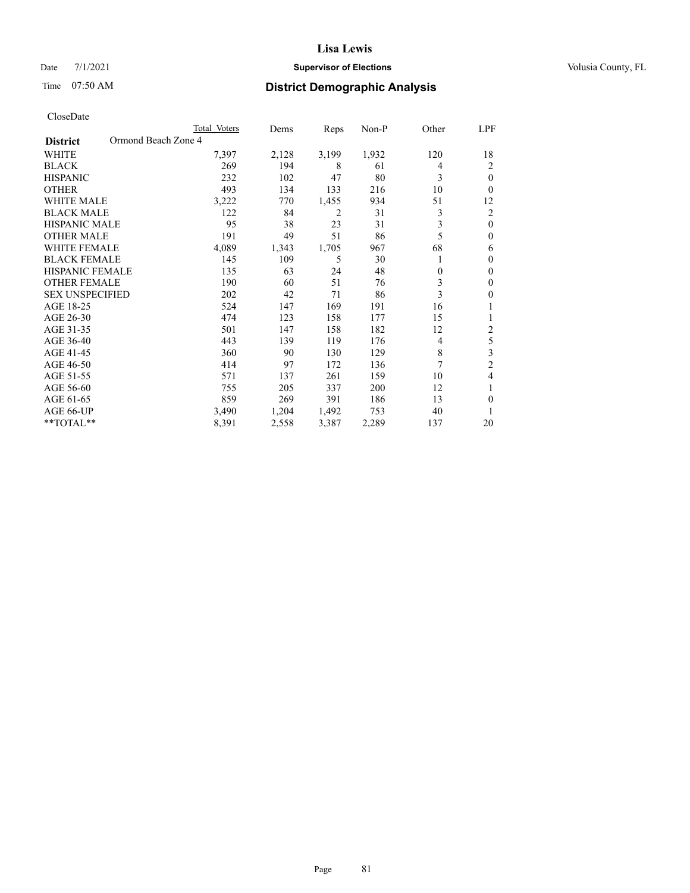# Lisa Lewis

Date 7/1/2021 **Supervisor of Elections** Volusia County, FL

Time 07:50 AM **District Demographic Analysis**

CloseDate

| District | Ormond Beach Zone 4 Total Voters | Dems | Reps | Non-P | Other | LPF |
|---|---|---|---|---|---|---|
| WHITE | 7,397 | 2,128 | 3,199 | 1,932 | 120 | 18 |
| BLACK | 269 | 194 | 8 | 61 | 4 | 2 |
| HISPANIC | 232 | 102 | 47 | 80 | 3 | 0 |
| OTHER | 493 | 134 | 133 | 216 | 10 | 0 |
| WHITE MALE | 3,222 | 770 | 1,455 | 934 | 51 | 12 |
| BLACK MALE | 122 | 84 | 2 | 31 | 3 | 2 |
| HISPANIC MALE | 95 | 38 | 23 | 31 | 3 | 0 |
| OTHER MALE | 191 | 49 | 51 | 86 | 5 | 0 |
| WHITE FEMALE | 4,089 | 1,343 | 1,705 | 967 | 68 | 6 |
| BLACK FEMALE | 145 | 109 | 5 | 30 | 1 | 0 |
| HISPANIC FEMALE | 135 | 63 | 24 | 48 | 0 | 0 |
| OTHER FEMALE | 190 | 60 | 51 | 76 | 3 | 0 |
| SEX UNSPECIFIED | 202 | 42 | 71 | 86 | 3 | 0 |
| AGE 18-25 | 524 | 147 | 169 | 191 | 16 | 1 |
| AGE 26-30 | 474 | 123 | 158 | 177 | 15 | 1 |
| AGE 31-35 | 501 | 147 | 158 | 182 | 12 | 2 |
| AGE 36-40 | 443 | 139 | 119 | 176 | 4 | 5 |
| AGE 41-45 | 360 | 90 | 130 | 129 | 8 | 3 |
| AGE 46-50 | 414 | 97 | 172 | 136 | 7 | 2 |
| AGE 51-55 | 571 | 137 | 261 | 159 | 10 | 4 |
| AGE 56-60 | 755 | 205 | 337 | 200 | 12 | 1 |
| AGE 61-65 | 859 | 269 | 391 | 186 | 13 | 0 |
| AGE 66-UP | 3,490 | 1,204 | 1,492 | 753 | 40 | 1 |
| **TOTAL** | 8,391 | 2,558 | 3,387 | 2,289 | 137 | 20 |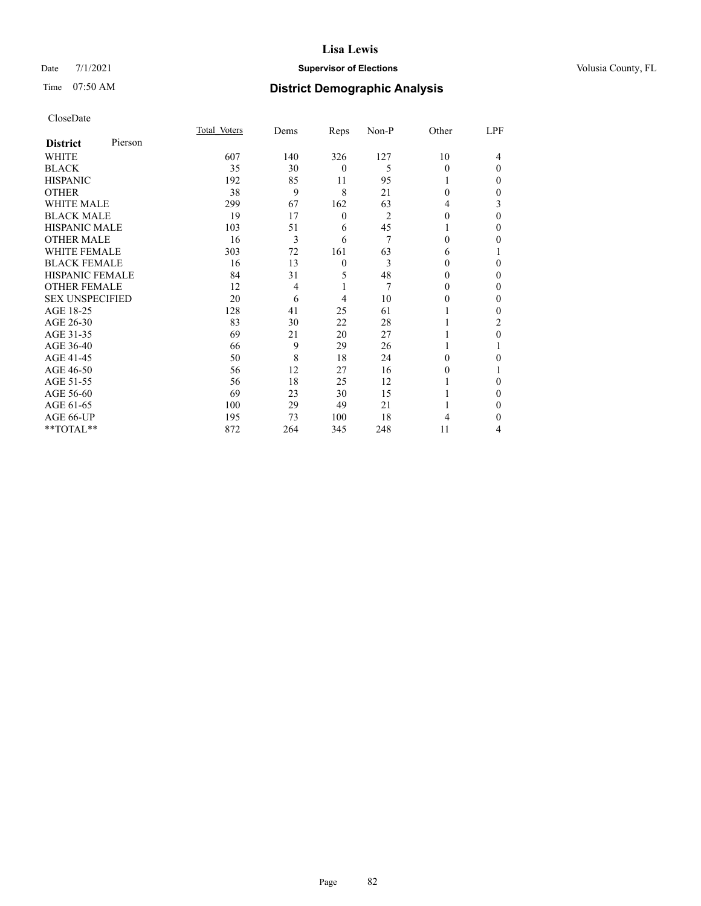Date 7/1/2021

Time 07:50 AM

# Lisa Lewis

## Supervisor of Elections

Volusia County, FL

## District Demographic Analysis

CloseDate

| District Pierson | Total Voters | Dems | Reps | Non-P | Other | LPF |
|---|---|---|---|---|---|---|
| WHITE | 607 | 140 | 326 | 127 | 10 | 4 |
| BLACK | 35 | 30 | 0 | 5 | 0 | 0 |
| HISPANIC | 192 | 85 | 11 | 95 | 1 | 0 |
| OTHER | 38 | 9 | 8 | 21 | 0 | 0 |
| WHITE MALE | 299 | 67 | 162 | 63 | 4 | 3 |
| BLACK MALE | 19 | 17 | 0 | 2 | 0 | 0 |
| HISPANIC MALE | 103 | 51 | 6 | 45 | 1 | 0 |
| OTHER MALE | 16 | 3 | 6 | 7 | 0 | 0 |
| WHITE FEMALE | 303 | 72 | 161 | 63 | 6 | 1 |
| BLACK FEMALE | 16 | 13 | 0 | 3 | 0 | 0 |
| HISPANIC FEMALE | 84 | 31 | 5 | 48 | 0 | 0 |
| OTHER FEMALE | 12 | 4 | 1 | 7 | 0 | 0 |
| SEX UNSPECIFIED | 20 | 6 | 4 | 10 | 0 | 0 |
| AGE 18-25 | 128 | 41 | 25 | 61 | 1 | 0 |
| AGE 26-30 | 83 | 30 | 22 | 28 | 1 | 2 |
| AGE 31-35 | 69 | 21 | 20 | 27 | 1 | 0 |
| AGE 36-40 | 66 | 9 | 29 | 26 | 1 | 1 |
| AGE 41-45 | 50 | 8 | 18 | 24 | 0 | 0 |
| AGE 46-50 | 56 | 12 | 27 | 16 | 0 | 1 |
| AGE 51-55 | 56 | 18 | 25 | 12 | 1 | 0 |
| AGE 56-60 | 69 | 23 | 30 | 15 | 1 | 0 |
| AGE 61-65 | 100 | 29 | 49 | 21 | 1 | 0 |
| AGE 66-UP | 195 | 73 | 100 | 18 | 4 | 0 |
| **TOTAL** | 872 | 264 | 345 | 248 | 11 | 4 |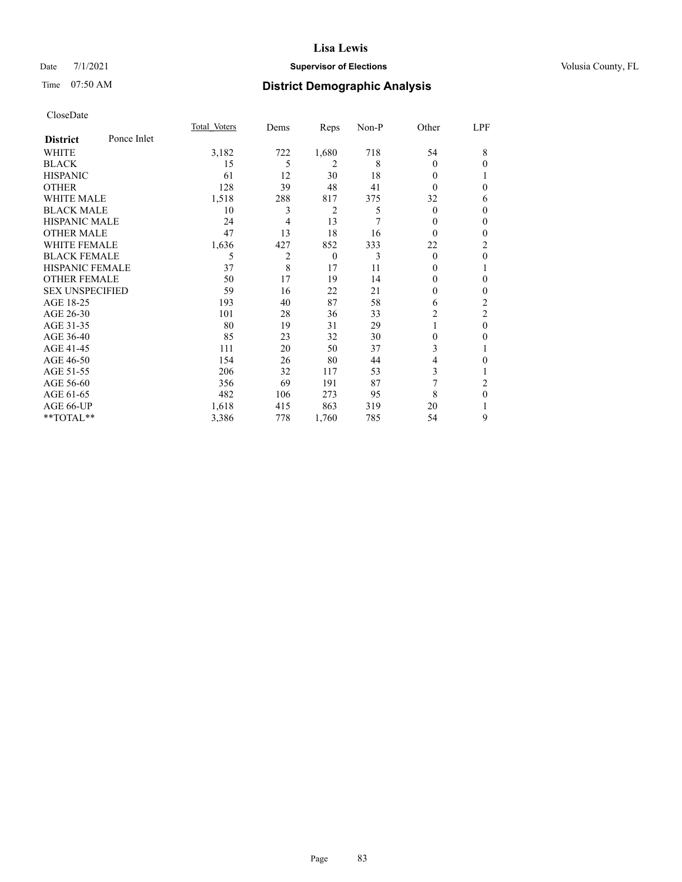# Lisa Lewis

Date 7/1/2021 **Supervisor of Elections** Volusia County, FL

Time 07:50 AM **District Demographic Analysis**

CloseDate

| District: Ponce Inlet | Total Voters | Dems | Reps | Non-P | Other | LPF |
|---|---|---|---|---|---|---|
| WHITE | 3,182 | 722 | 1,680 | 718 | 54 | 8 |
| BLACK | 15 | 5 | 2 | 8 | 0 | 0 |
| HISPANIC | 61 | 12 | 30 | 18 | 0 | 1 |
| OTHER | 128 | 39 | 48 | 41 | 0 | 0 |
| WHITE MALE | 1,518 | 288 | 817 | 375 | 32 | 6 |
| BLACK MALE | 10 | 3 | 2 | 5 | 0 | 0 |
| HISPANIC MALE | 24 | 4 | 13 | 7 | 0 | 0 |
| OTHER MALE | 47 | 13 | 18 | 16 | 0 | 0 |
| WHITE FEMALE | 1,636 | 427 | 852 | 333 | 22 | 2 |
| BLACK FEMALE | 5 | 2 | 0 | 3 | 0 | 0 |
| HISPANIC FEMALE | 37 | 8 | 17 | 11 | 0 | 1 |
| OTHER FEMALE | 50 | 17 | 19 | 14 | 0 | 0 |
| SEX UNSPECIFIED | 59 | 16 | 22 | 21 | 0 | 0 |
| AGE 18-25 | 193 | 40 | 87 | 58 | 6 | 2 |
| AGE 26-30 | 101 | 28 | 36 | 33 | 2 | 2 |
| AGE 31-35 | 80 | 19 | 31 | 29 | 1 | 0 |
| AGE 36-40 | 85 | 23 | 32 | 30 | 0 | 0 |
| AGE 41-45 | 111 | 20 | 50 | 37 | 3 | 1 |
| AGE 46-50 | 154 | 26 | 80 | 44 | 4 | 0 |
| AGE 51-55 | 206 | 32 | 117 | 53 | 3 | 1 |
| AGE 56-60 | 356 | 69 | 191 | 87 | 7 | 2 |
| AGE 61-65 | 482 | 106 | 273 | 95 | 8 | 0 |
| AGE 66-UP | 1,618 | 415 | 863 | 319 | 20 | 1 |
| **TOTAL** | 3,386 | 778 | 1,760 | 785 | 54 | 9 |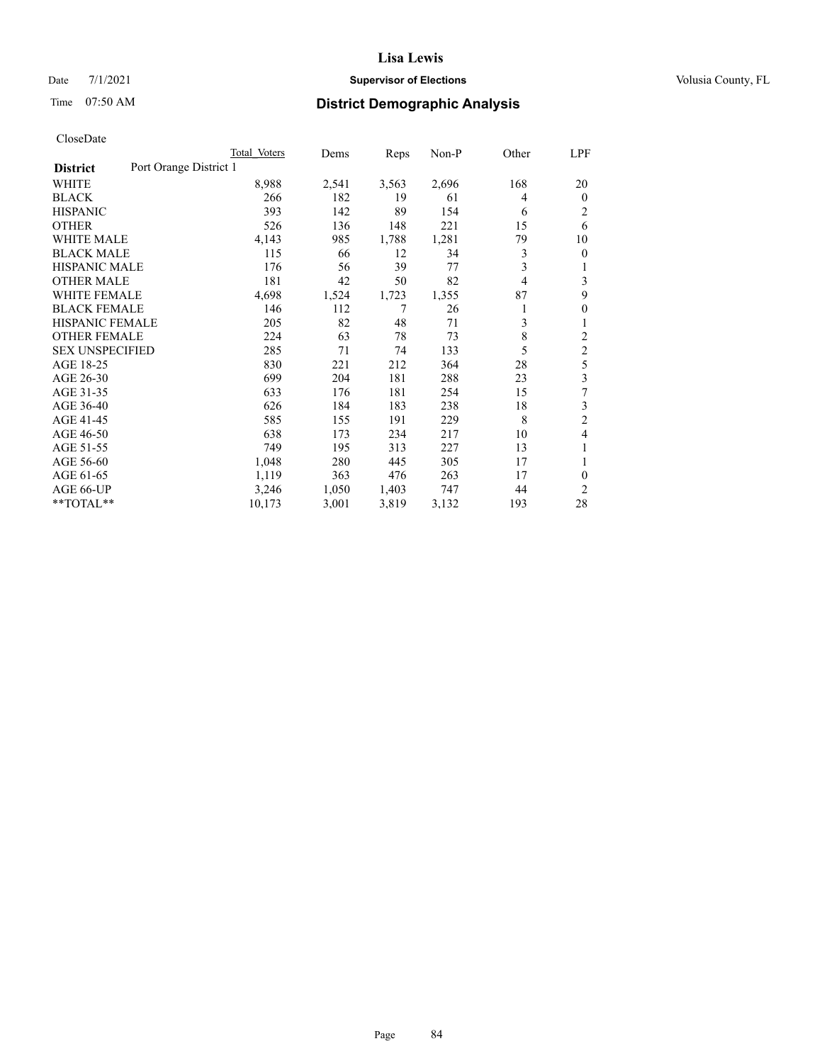# Lisa Lewis

Date 7/1/2021 **Supervisor of Elections** Volusia County, FL

Time 07:50 AM **District Demographic Analysis**

CloseDate

| District | Port Orange District 1 Total Voters | Dems | Reps | Non-P | Other | LPF |
|---|---|---|---|---|---|---|
| WHITE | 8,988 | 2,541 | 3,563 | 2,696 | 168 | 20 |
| BLACK | 266 | 182 | 19 | 61 | 4 | 0 |
| HISPANIC | 393 | 142 | 89 | 154 | 6 | 2 |
| OTHER | 526 | 136 | 148 | 221 | 15 | 6 |
| WHITE MALE | 4,143 | 985 | 1,788 | 1,281 | 79 | 10 |
| BLACK MALE | 115 | 66 | 12 | 34 | 3 | 0 |
| HISPANIC MALE | 176 | 56 | 39 | 77 | 3 | 1 |
| OTHER MALE | 181 | 42 | 50 | 82 | 4 | 3 |
| WHITE FEMALE | 4,698 | 1,524 | 1,723 | 1,355 | 87 | 9 |
| BLACK FEMALE | 146 | 112 | 7 | 26 | 1 | 0 |
| HISPANIC FEMALE | 205 | 82 | 48 | 71 | 3 | 1 |
| OTHER FEMALE | 224 | 63 | 78 | 73 | 8 | 2 |
| SEX UNSPECIFIED | 285 | 71 | 74 | 133 | 5 | 2 |
| AGE 18-25 | 830 | 221 | 212 | 364 | 28 | 5 |
| AGE 26-30 | 699 | 204 | 181 | 288 | 23 | 3 |
| AGE 31-35 | 633 | 176 | 181 | 254 | 15 | 7 |
| AGE 36-40 | 626 | 184 | 183 | 238 | 18 | 3 |
| AGE 41-45 | 585 | 155 | 191 | 229 | 8 | 2 |
| AGE 46-50 | 638 | 173 | 234 | 217 | 10 | 4 |
| AGE 51-55 | 749 | 195 | 313 | 227 | 13 | 1 |
| AGE 56-60 | 1,048 | 280 | 445 | 305 | 17 | 1 |
| AGE 61-65 | 1,119 | 363 | 476 | 263 | 17 | 0 |
| AGE 66-UP | 3,246 | 1,050 | 1,403 | 747 | 44 | 2 |
| **TOTAL** | 10,173 | 3,001 | 3,819 | 3,132 | 193 | 28 |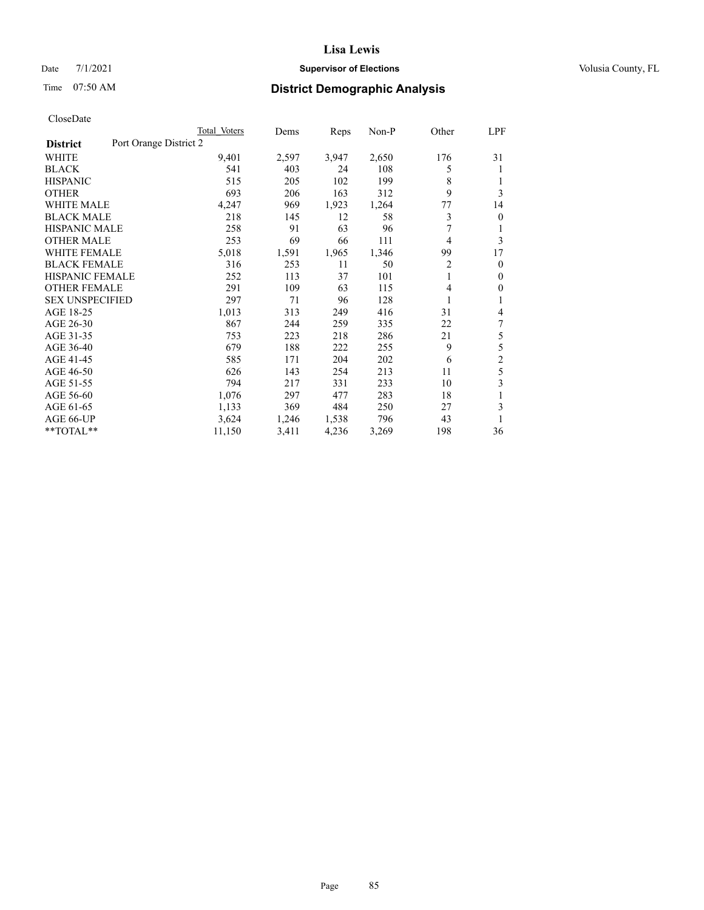# Lisa Lewis

Date 7/1/2021 **Supervisor of Elections** Volusia County, FL

Time 07:50 AM **District Demographic Analysis**

CloseDate

| District | Port Orange District 2 | Total Voters | Dems | Reps | Non-P | Other | LPF |
|---|---|---|---|---|---|---|---|
| WHITE | | 9,401 | 2,597 | 3,947 | 2,650 | 176 | 31 |
| BLACK | | 541 | 403 | 24 | 108 | 5 | 1 |
| HISPANIC | | 515 | 205 | 102 | 199 | 8 | 1 |
| OTHER | | 693 | 206 | 163 | 312 | 9 | 3 |
| WHITE MALE | | 4,247 | 969 | 1,923 | 1,264 | 77 | 14 |
| BLACK MALE | | 218 | 145 | 12 | 58 | 3 | 0 |
| HISPANIC MALE | | 258 | 91 | 63 | 96 | 7 | 1 |
| OTHER MALE | | 253 | 69 | 66 | 111 | 4 | 3 |
| WHITE FEMALE | | 5,018 | 1,591 | 1,965 | 1,346 | 99 | 17 |
| BLACK FEMALE | | 316 | 253 | 11 | 50 | 2 | 0 |
| HISPANIC FEMALE | | 252 | 113 | 37 | 101 | 1 | 0 |
| OTHER FEMALE | | 291 | 109 | 63 | 115 | 4 | 0 |
| SEX UNSPECIFIED | | 297 | 71 | 96 | 128 | 1 | 1 |
| AGE 18-25 | | 1,013 | 313 | 249 | 416 | 31 | 4 |
| AGE 26-30 | | 867 | 244 | 259 | 335 | 22 | 7 |
| AGE 31-35 | | 753 | 223 | 218 | 286 | 21 | 5 |
| AGE 36-40 | | 679 | 188 | 222 | 255 | 9 | 5 |
| AGE 41-45 | | 585 | 171 | 204 | 202 | 6 | 2 |
| AGE 46-50 | | 626 | 143 | 254 | 213 | 11 | 5 |
| AGE 51-55 | | 794 | 217 | 331 | 233 | 10 | 3 |
| AGE 56-60 | | 1,076 | 297 | 477 | 283 | 18 | 1 |
| AGE 61-65 | | 1,133 | 369 | 484 | 250 | 27 | 3 |
| AGE 66-UP | | 3,624 | 1,246 | 1,538 | 796 | 43 | 1 |
| **TOTAL** | | 11,150 | 3,411 | 4,236 | 3,269 | 198 | 36 |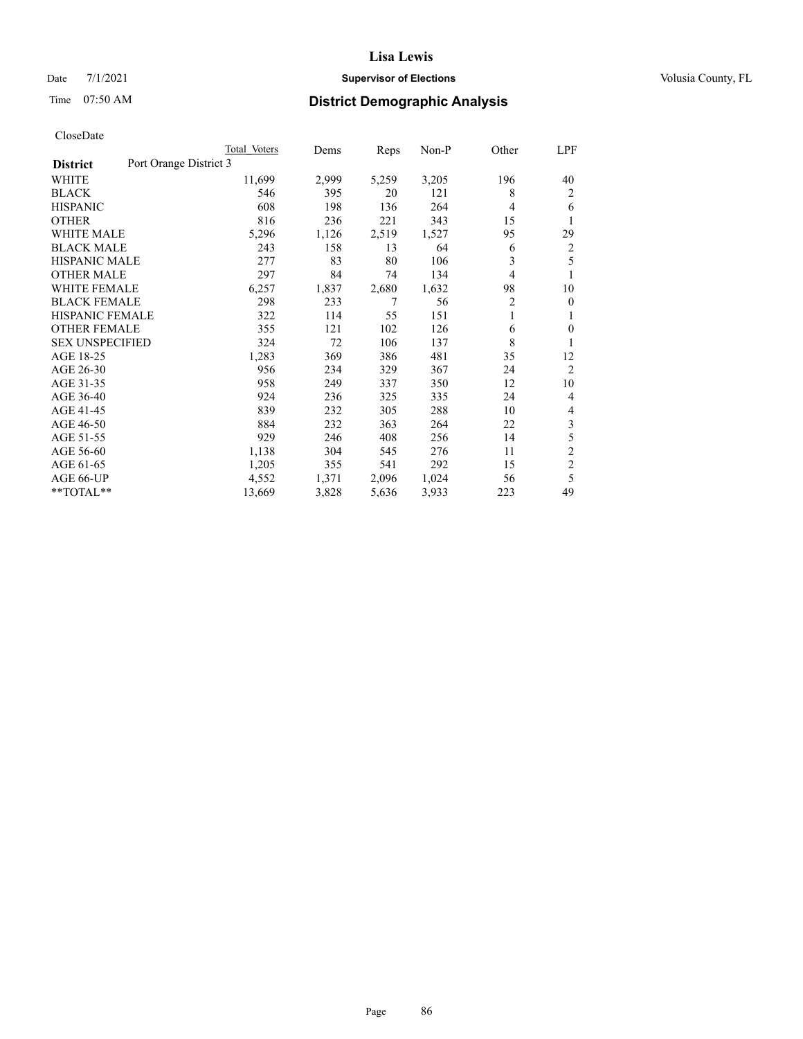Date 7/1/2021

Time 07:50 AM

# Lisa Lewis

## Supervisor of Elections

Volusia County, FL

## District Demographic Analysis

CloseDate

| | Total Voters | Dems | Reps | Non-P | Other | LPF |
|---|---|---|---|---|---|---|
| **District** Port Orange District 3 | | | | | | |
| WHITE | 11,699 | 2,999 | 5,259 | 3,205 | 196 | 40 |
| BLACK | 546 | 395 | 20 | 121 | 8 | 2 |
| HISPANIC | 608 | 198 | 136 | 264 | 4 | 6 |
| OTHER | 816 | 236 | 221 | 343 | 15 | 1 |
| WHITE MALE | 5,296 | 1,126 | 2,519 | 1,527 | 95 | 29 |
| BLACK MALE | 243 | 158 | 13 | 64 | 6 | 2 |
| HISPANIC MALE | 277 | 83 | 80 | 106 | 3 | 5 |
| OTHER MALE | 297 | 84 | 74 | 134 | 4 | 1 |
| WHITE FEMALE | 6,257 | 1,837 | 2,680 | 1,632 | 98 | 10 |
| BLACK FEMALE | 298 | 233 | 7 | 56 | 2 | 0 |
| HISPANIC FEMALE | 322 | 114 | 55 | 151 | 1 | 1 |
| OTHER FEMALE | 355 | 121 | 102 | 126 | 6 | 0 |
| SEX UNSPECIFIED | 324 | 72 | 106 | 137 | 8 | 1 |
| AGE 18-25 | 1,283 | 369 | 386 | 481 | 35 | 12 |
| AGE 26-30 | 956 | 234 | 329 | 367 | 24 | 2 |
| AGE 31-35 | 958 | 249 | 337 | 350 | 12 | 10 |
| AGE 36-40 | 924 | 236 | 325 | 335 | 24 | 4 |
| AGE 41-45 | 839 | 232 | 305 | 288 | 10 | 4 |
| AGE 46-50 | 884 | 232 | 363 | 264 | 22 | 3 |
| AGE 51-55 | 929 | 246 | 408 | 256 | 14 | 5 |
| AGE 56-60 | 1,138 | 304 | 545 | 276 | 11 | 2 |
| AGE 61-65 | 1,205 | 355 | 541 | 292 | 15 | 2 |
| AGE 66-UP | 4,552 | 1,371 | 2,096 | 1,024 | 56 | 5 |
| **TOTAL** | 13,669 | 3,828 | 5,636 | 3,933 | 223 | 49 |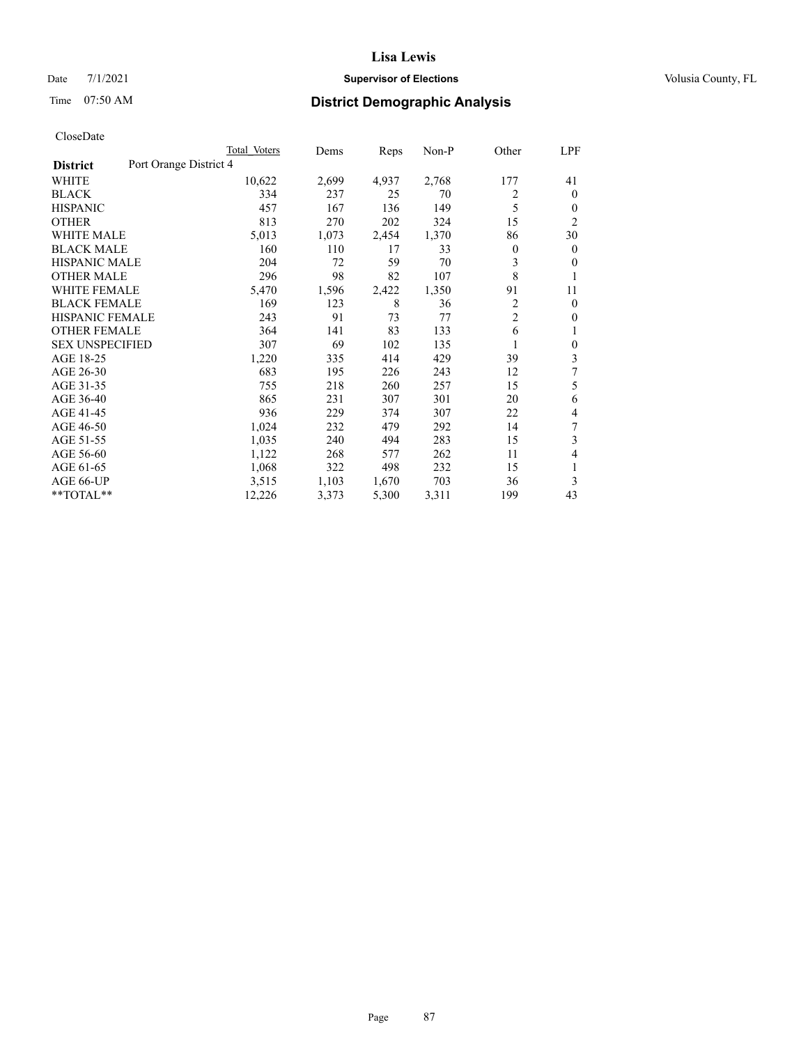**Lisa Lewis**

Date 7/1/2021 **Supervisor of Elections** Volusia County, FL

Time 07:50 AM **District Demographic Analysis**

CloseDate

| District: Port Orange District 4 | Total Voters | Dems | Reps | Non-P | Other | LPF |
|---|---|---|---|---|---|---|
| WHITE | 10,622 | 2,699 | 4,937 | 2,768 | 177 | 41 |
| BLACK | 334 | 237 | 25 | 70 | 2 | 0 |
| HISPANIC | 457 | 167 | 136 | 149 | 5 | 0 |
| OTHER | 813 | 270 | 202 | 324 | 15 | 2 |
| WHITE MALE | 5,013 | 1,073 | 2,454 | 1,370 | 86 | 30 |
| BLACK MALE | 160 | 110 | 17 | 33 | 0 | 0 |
| HISPANIC MALE | 204 | 72 | 59 | 70 | 3 | 0 |
| OTHER MALE | 296 | 98 | 82 | 107 | 8 | 1 |
| WHITE FEMALE | 5,470 | 1,596 | 2,422 | 1,350 | 91 | 11 |
| BLACK FEMALE | 169 | 123 | 8 | 36 | 2 | 0 |
| HISPANIC FEMALE | 243 | 91 | 73 | 77 | 2 | 0 |
| OTHER FEMALE | 364 | 141 | 83 | 133 | 6 | 1 |
| SEX UNSPECIFIED | 307 | 69 | 102 | 135 | 1 | 0 |
| AGE 18-25 | 1,220 | 335 | 414 | 429 | 39 | 3 |
| AGE 26-30 | 683 | 195 | 226 | 243 | 12 | 7 |
| AGE 31-35 | 755 | 218 | 260 | 257 | 15 | 5 |
| AGE 36-40 | 865 | 231 | 307 | 301 | 20 | 6 |
| AGE 41-45 | 936 | 229 | 374 | 307 | 22 | 4 |
| AGE 46-50 | 1,024 | 232 | 479 | 292 | 14 | 7 |
| AGE 51-55 | 1,035 | 240 | 494 | 283 | 15 | 3 |
| AGE 56-60 | 1,122 | 268 | 577 | 262 | 11 | 4 |
| AGE 61-65 | 1,068 | 322 | 498 | 232 | 15 | 1 |
| AGE 66-UP | 3,515 | 1,103 | 1,670 | 703 | 36 | 3 |
| **TOTAL** | 12,226 | 3,373 | 5,300 | 3,311 | 199 | 43 |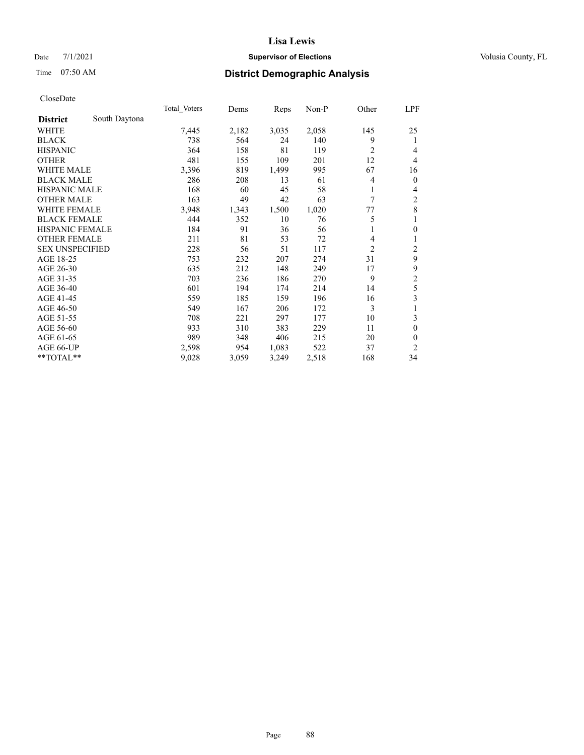Date 7/1/2021 **Supervisor of Elections** Volusia County, FL

Time 07:50 AM **District Demographic Analysis**

CloseDate

| **District** South Daytona | Total Voters | Dems | Reps | Non-P | Other | LPF |
|---|---|---|---|---|---|---|
| WHITE | 7,445 | 2,182 | 3,035 | 2,058 | 145 | 25 |
| BLACK | 738 | 564 | 24 | 140 | 9 | 1 |
| HISPANIC | 364 | 158 | 81 | 119 | 2 | 4 |
| OTHER | 481 | 155 | 109 | 201 | 12 | 4 |
| WHITE MALE | 3,396 | 819 | 1,499 | 995 | 67 | 16 |
| BLACK MALE | 286 | 208 | 13 | 61 | 4 | 0 |
| HISPANIC MALE | 168 | 60 | 45 | 58 | 1 | 4 |
| OTHER MALE | 163 | 49 | 42 | 63 | 7 | 2 |
| WHITE FEMALE | 3,948 | 1,343 | 1,500 | 1,020 | 77 | 8 |
| BLACK FEMALE | 444 | 352 | 10 | 76 | 5 | 1 |
| HISPANIC FEMALE | 184 | 91 | 36 | 56 | 1 | 0 |
| OTHER FEMALE | 211 | 81 | 53 | 72 | 4 | 1 |
| SEX UNSPECIFIED | 228 | 56 | 51 | 117 | 2 | 2 |
| AGE 18-25 | 753 | 232 | 207 | 274 | 31 | 9 |
| AGE 26-30 | 635 | 212 | 148 | 249 | 17 | 9 |
| AGE 31-35 | 703 | 236 | 186 | 270 | 9 | 2 |
| AGE 36-40 | 601 | 194 | 174 | 214 | 14 | 5 |
| AGE 41-45 | 559 | 185 | 159 | 196 | 16 | 3 |
| AGE 46-50 | 549 | 167 | 206 | 172 | 3 | 1 |
| AGE 51-55 | 708 | 221 | 297 | 177 | 10 | 3 |
| AGE 56-60 | 933 | 310 | 383 | 229 | 11 | 0 |
| AGE 61-65 | 989 | 348 | 406 | 215 | 20 | 0 |
| AGE 66-UP | 2,598 | 954 | 1,083 | 522 | 37 | 2 |
| **TOTAL** | 9,028 | 3,059 | 3,249 | 2,518 | 168 | 34 |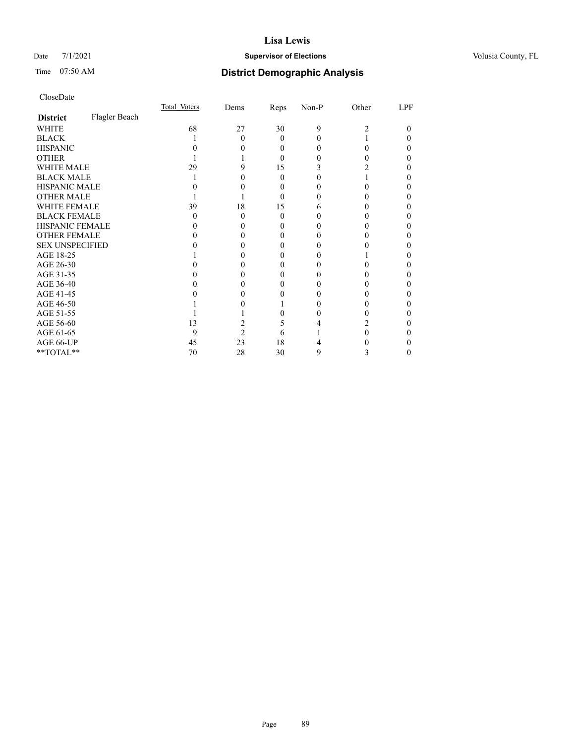# Lisa Lewis

Date 7/1/2021 **Supervisor of Elections** Volusia County, FL

Time 07:50 AM **District Demographic Analysis**

CloseDate

| | Total Voters | Dems | Reps | Non-P | Other | LPF |
|---|---|---|---|---|---|---|
| **District** Flagler Beach | | | | | | |
| WHITE | 68 | 27 | 30 | 9 | 2 | 0 |
| BLACK | 1 | 0 | 0 | 0 | 1 | 0 |
| HISPANIC | 0 | 0 | 0 | 0 | 0 | 0 |
| OTHER | 1 | 1 | 0 | 0 | 0 | 0 |
| WHITE MALE | 29 | 9 | 15 | 3 | 2 | 0 |
| BLACK MALE | 1 | 0 | 0 | 0 | 1 | 0 |
| HISPANIC MALE | 0 | 0 | 0 | 0 | 0 | 0 |
| OTHER MALE | 1 | 1 | 0 | 0 | 0 | 0 |
| WHITE FEMALE | 39 | 18 | 15 | 6 | 0 | 0 |
| BLACK FEMALE | 0 | 0 | 0 | 0 | 0 | 0 |
| HISPANIC FEMALE | 0 | 0 | 0 | 0 | 0 | 0 |
| OTHER FEMALE | 0 | 0 | 0 | 0 | 0 | 0 |
| SEX UNSPECIFIED | 0 | 0 | 0 | 0 | 0 | 0 |
| AGE 18-25 | 1 | 0 | 0 | 0 | 1 | 0 |
| AGE 26-30 | 0 | 0 | 0 | 0 | 0 | 0 |
| AGE 31-35 | 0 | 0 | 0 | 0 | 0 | 0 |
| AGE 36-40 | 0 | 0 | 0 | 0 | 0 | 0 |
| AGE 41-45 | 0 | 0 | 0 | 0 | 0 | 0 |
| AGE 46-50 | 1 | 0 | 1 | 0 | 0 | 0 |
| AGE 51-55 | 1 | 1 | 0 | 0 | 0 | 0 |
| AGE 56-60 | 13 | 2 | 5 | 4 | 2 | 0 |
| AGE 61-65 | 9 | 2 | 6 | 1 | 0 | 0 |
| AGE 66-UP | 45 | 23 | 18 | 4 | 0 | 0 |
| **TOTAL** | 70 | 28 | 30 | 9 | 3 | 0 |